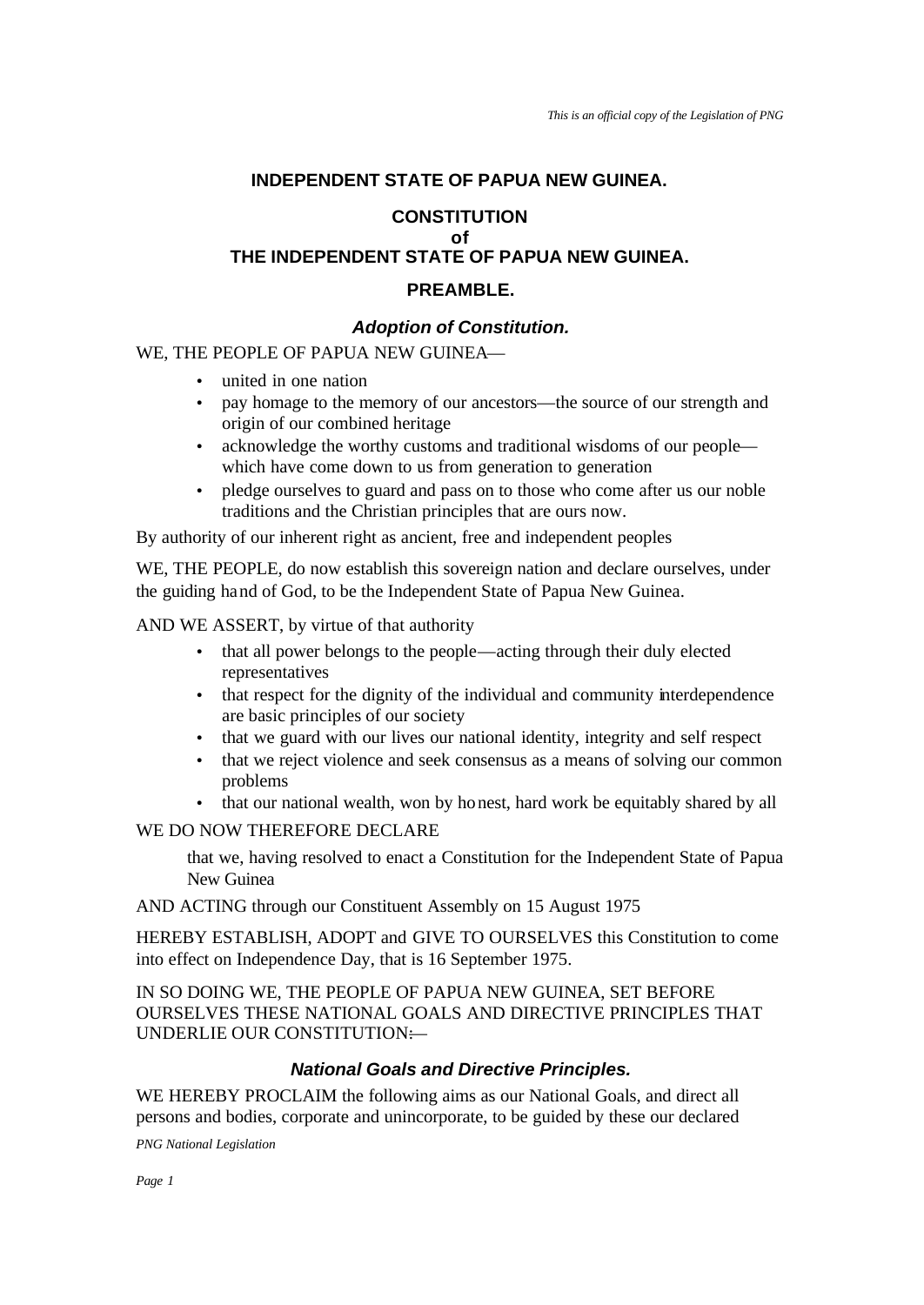# INDEPENDENT STATE OF PAPUA NEW GUINEA.

## CONSTITUTION of THE INDEPENDENT STATE OF PAPUA NEW GUINEA.

## PREAMBLE.

### *Adoption of Constitution.*

WE, THE PEOPLE OF PAPUA NEW GUINEA—

- united in one nation
- pay homage to the memory of our ancestors—the source of our strength and origin of our combined heritage
- acknowledge the worthy customs and traditional wisdoms of our people—which have come down to us from generation to generation
- pledge ourselves to guard and pass on to those who come after us our noble traditions and the Christian principles that are ours now.

By authority of our inherent right as ancient, free and independent peoples

WE, THE PEOPLE, do now establish this sovereign nation and declare ourselves, under the guiding hand of God, to be the Independent State of Papua New Guinea.

AND WE ASSERT, by virtue of that authority

- that all power belongs to the people—acting through their duly elected representatives
- that respect for the dignity of the individual and community interdependence are basic principles of our society
- that we guard with our lives our national identity, integrity and self respect
- that we reject violence and seek consensus as a means of solving our common problems
- that our national wealth, won by honest, hard work be equitably shared by all

WE DO NOW THEREFORE DECLARE

that we, having resolved to enact a Constitution for the Independent State of Papua New Guinea

AND ACTING through our Constituent Assembly on 15 August 1975

HEREBY ESTABLISH, ADOPT and GIVE TO OURSELVES this Constitution to come into effect on Independence Day, that is 16 September 1975.

IN SO DOING WE, THE PEOPLE OF PAPUA NEW GUINEA, SET BEFORE OURSELVES THESE NATIONAL GOALS AND DIRECTIVE PRINCIPLES THAT UNDERLIE OUR CONSTITUTION:—

### *National Goals and Directive Principles.*

WE HEREBY PROCLAIM the following aims as our National Goals, and direct all persons and bodies, corporate and unincorporate, to be guided by these our declared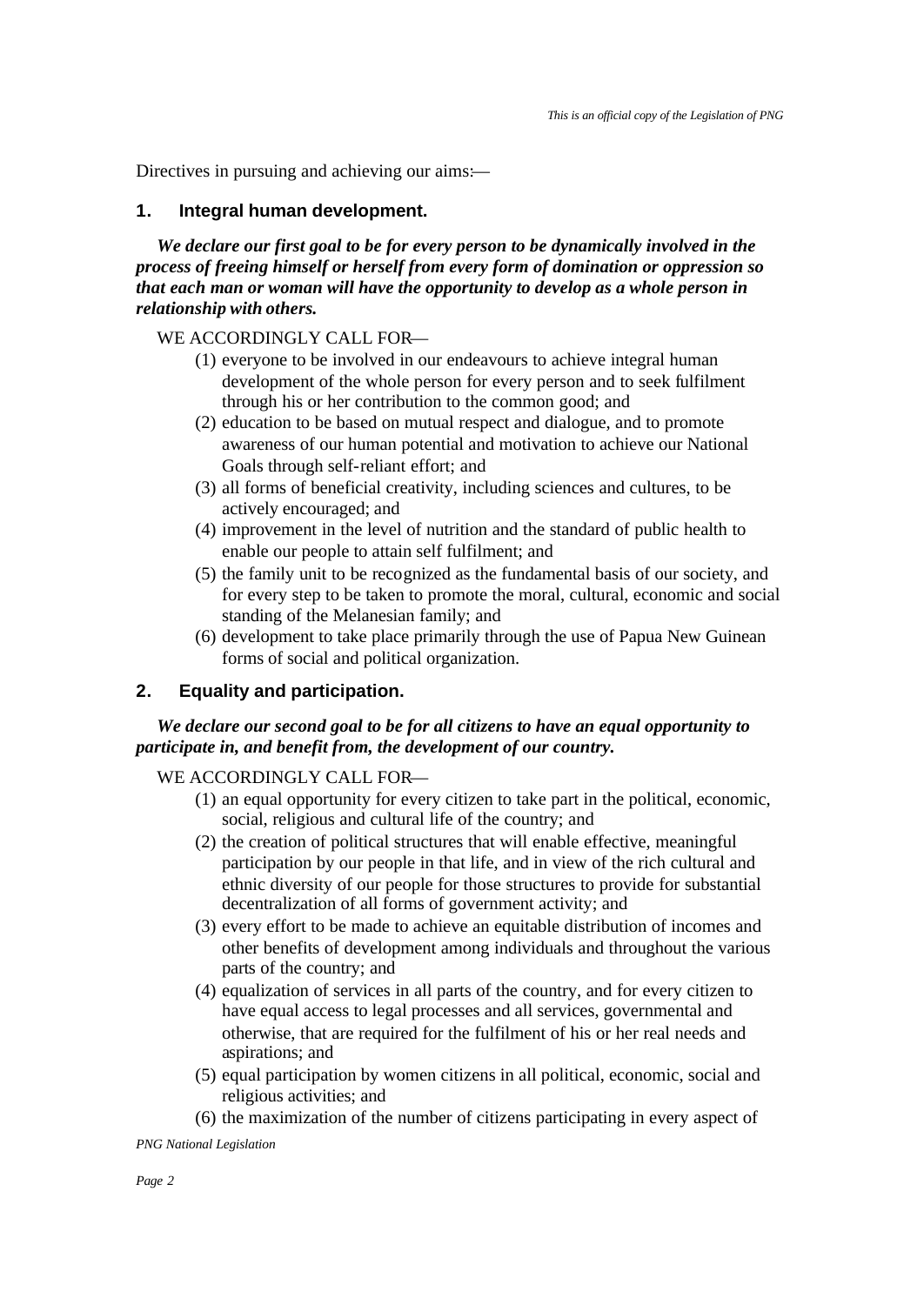Directives in pursuing and achieving our aims:—

## 1. Integral human development.

***We declare our first goal to be for every person to be dynamically involved in the process of freeing himself or herself from every form of domination or oppression so that each man or woman will have the opportunity to develop as a whole person in relationship with others.***

WE ACCORDINGLY CALL FOR—

(1) everyone to be involved in our endeavours to achieve integral human development of the whole person for every person and to seek fulfilment through his or her contribution to the common good; and

(2) education to be based on mutual respect and dialogue, and to promote awareness of our human potential and motivation to achieve our National Goals through self-reliant effort; and

(3) all forms of beneficial creativity, including sciences and cultures, to be actively encouraged; and

(4) improvement in the level of nutrition and the standard of public health to enable our people to attain self fulfilment; and

(5) the family unit to be recognized as the fundamental basis of our society, and for every step to be taken to promote the moral, cultural, economic and social standing of the Melanesian family; and

(6) development to take place primarily through the use of Papua New Guinean forms of social and political organization.

## 2. Equality and participation.

***We declare our second goal to be for all citizens to have an equal opportunity to participate in, and benefit from, the development of our country.***

WE ACCORDINGLY CALL FOR—

(1) an equal opportunity for every citizen to take part in the political, economic, social, religious and cultural life of the country; and

(2) the creation of political structures that will enable effective, meaningful participation by our people in that life, and in view of the rich cultural and ethnic diversity of our people for those structures to provide for substantial decentralization of all forms of government activity; and

(3) every effort to be made to achieve an equitable distribution of incomes and other benefits of development among individuals and throughout the various parts of the country; and

(4) equalization of services in all parts of the country, and for every citizen to have equal access to legal processes and all services, governmental and otherwise, that are required for the fulfilment of his or her real needs and aspirations; and

(5) equal participation by women citizens in all political, economic, social and religious activities; and

(6) the maximization of the number of citizens participating in every aspect of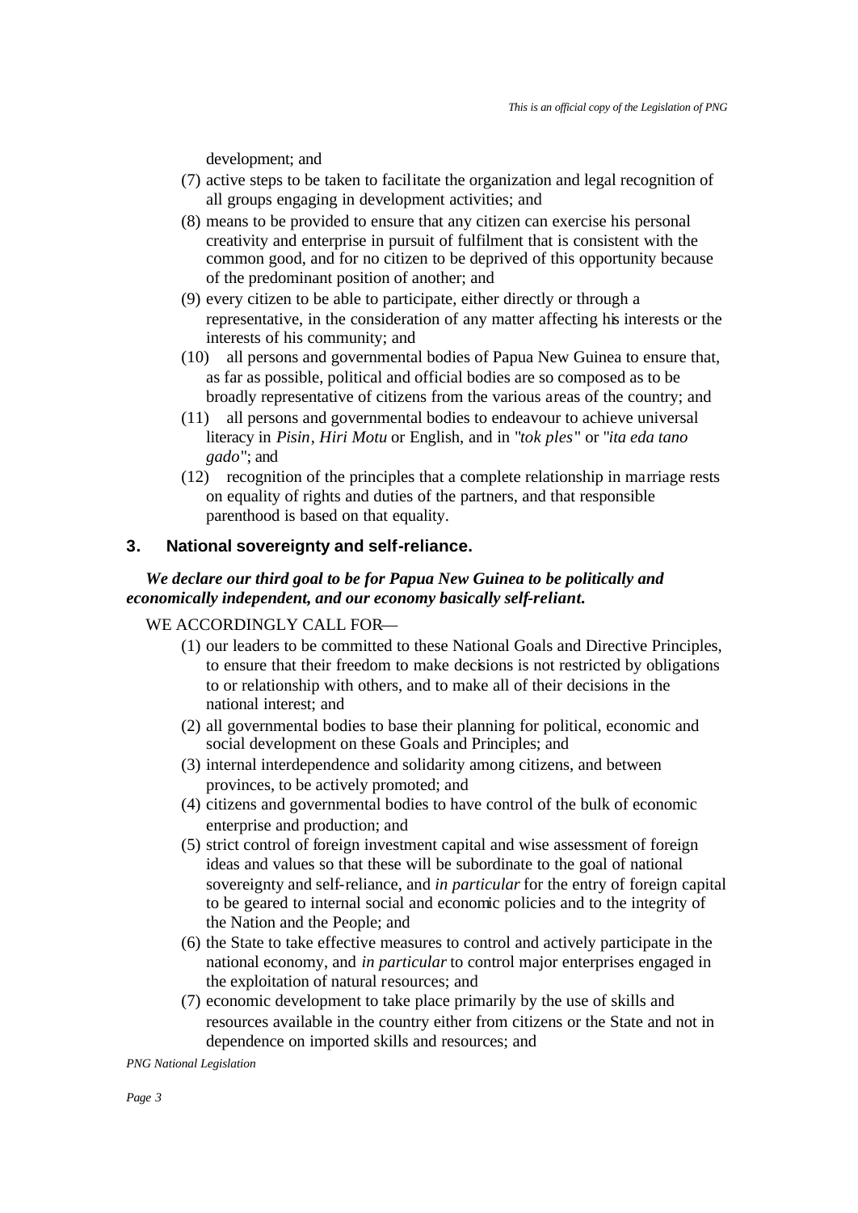development; and

(7) active steps to be taken to facilitate the organization and legal recognition of all groups engaging in development activities; and

(8) means to be provided to ensure that any citizen can exercise his personal creativity and enterprise in pursuit of fulfilment that is consistent with the common good, and for no citizen to be deprived of this opportunity because of the predominant position of another; and

(9) every citizen to be able to participate, either directly or through a representative, in the consideration of any matter affecting his interests or the interests of his community; and

(10) all persons and governmental bodies of Papua New Guinea to ensure that, as far as possible, political and official bodies are so composed as to be broadly representative of citizens from the various areas of the country; and

(11) all persons and governmental bodies to endeavour to achieve universal literacy in *Pisin*, *Hiri Motu* or English, and in "*tok ples*" or "*ita eda tano gado*"; and

(12) recognition of the principles that a complete relationship in marriage rests on equality of rights and duties of the partners, and that responsible parenthood is based on that equality.

### 3. National sovereignty and self-reliance.

***We declare our third goal to be for Papua New Guinea to be politically and economically independent, and our economy basically self-reliant.***

WE ACCORDINGLY CALL FOR—

(1) our leaders to be committed to these National Goals and Directive Principles, to ensure that their freedom to make decisions is not restricted by obligations to or relationship with others, and to make all of their decisions in the national interest; and

(2) all governmental bodies to base their planning for political, economic and social development on these Goals and Principles; and

(3) internal interdependence and solidarity among citizens, and between provinces, to be actively promoted; and

(4) citizens and governmental bodies to have control of the bulk of economic enterprise and production; and

(5) strict control of foreign investment capital and wise assessment of foreign ideas and values so that these will be subordinate to the goal of national sovereignty and self-reliance, and *in particular* for the entry of foreign capital to be geared to internal social and economic policies and to the integrity of the Nation and the People; and

(6) the State to take effective measures to control and actively participate in the national economy, and *in particular* to control major enterprises engaged in the exploitation of natural resources; and

(7) economic development to take place primarily by the use of skills and resources available in the country either from citizens or the State and not in dependence on imported skills and resources; and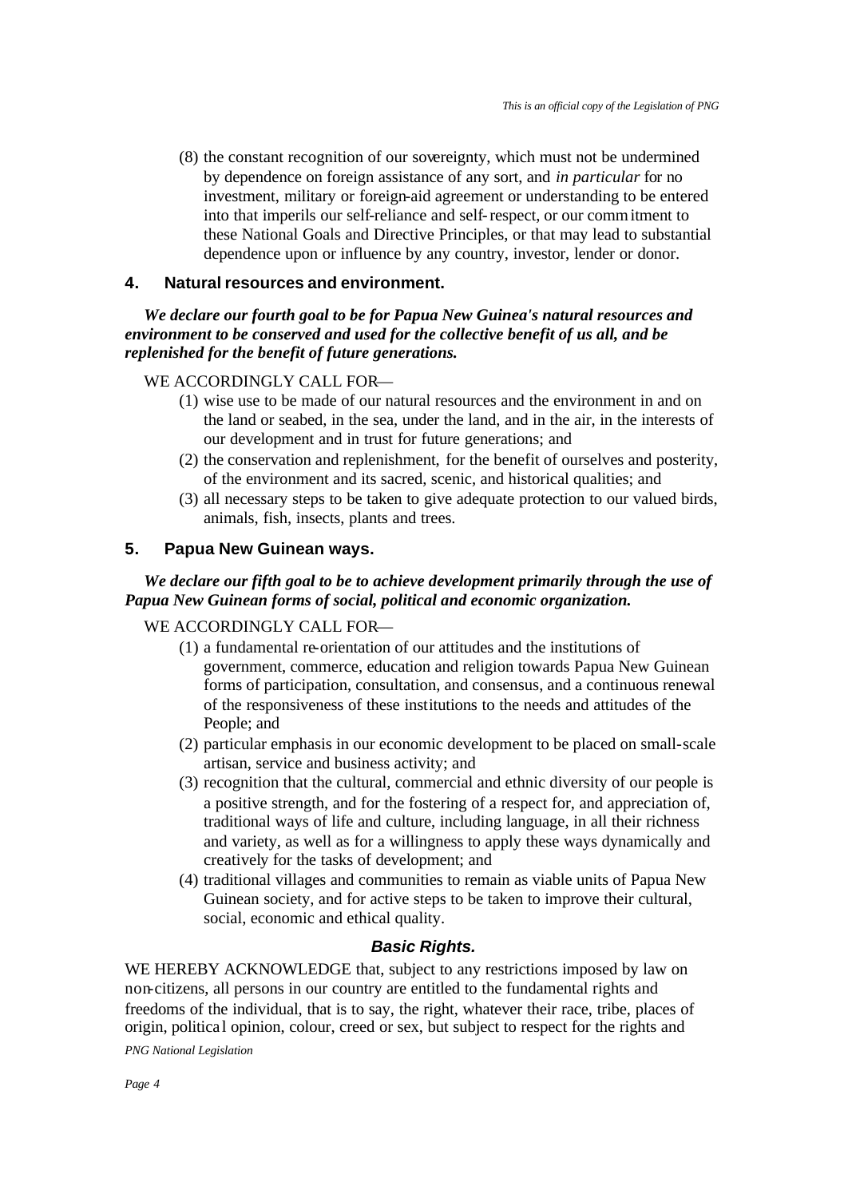(8) the constant recognition of our sovereignty, which must not be undermined by dependence on foreign assistance of any sort, and *in particular* for no investment, military or foreign-aid agreement or understanding to be entered into that imperils our self-reliance and self-respect, or our commitment to these National Goals and Directive Principles, or that may lead to substantial dependence upon or influence by any country, investor, lender or donor.

### 4. Natural resources and environment.

***We declare our fourth goal to be for Papua New Guinea's natural resources and environment to be conserved and used for the collective benefit of us all, and be replenished for the benefit of future generations.***

WE ACCORDINGLY CALL FOR—

(1) wise use to be made of our natural resources and the environment in and on the land or seabed, in the sea, under the land, and in the air, in the interests of our development and in trust for future generations; and

(2) the conservation and replenishment, for the benefit of ourselves and posterity, of the environment and its sacred, scenic, and historical qualities; and

(3) all necessary steps to be taken to give adequate protection to our valued birds, animals, fish, insects, plants and trees.

### 5. Papua New Guinean ways.

***We declare our fifth goal to be to achieve development primarily through the use of Papua New Guinean forms of social, political and economic organization.***

WE ACCORDINGLY CALL FOR—

(1) a fundamental re-orientation of our attitudes and the institutions of government, commerce, education and religion towards Papua New Guinean forms of participation, consultation, and consensus, and a continuous renewal of the responsiveness of these institutions to the needs and attitudes of the People; and

(2) particular emphasis in our economic development to be placed on small-scale artisan, service and business activity; and

(3) recognition that the cultural, commercial and ethnic diversity of our people is a positive strength, and for the fostering of a respect for, and appreciation of, traditional ways of life and culture, including language, in all their richness and variety, as well as for a willingness to apply these ways dynamically and creatively for the tasks of development; and

(4) traditional villages and communities to remain as viable units of Papua New Guinean society, and for active steps to be taken to improve their cultural, social, economic and ethical quality.

## *Basic Rights.*

WE HEREBY ACKNOWLEDGE that, subject to any restrictions imposed by law on non-citizens, all persons in our country are entitled to the fundamental rights and freedoms of the individual, that is to say, the right, whatever their race, tribe, places of origin, political opinion, colour, creed or sex, but subject to respect for the rights and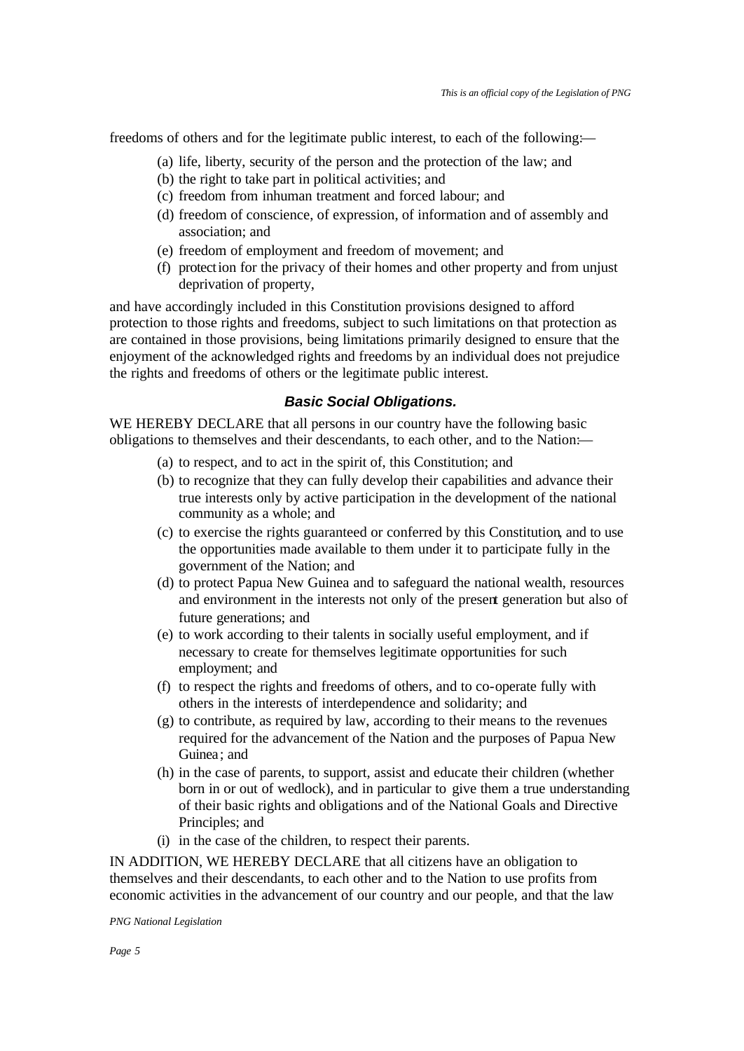freedoms of others and for the legitimate public interest, to each of the following:—

(a) life, liberty, security of the person and the protection of the law; and
(b) the right to take part in political activities; and
(c) freedom from inhuman treatment and forced labour; and
(d) freedom of conscience, of expression, of information and of assembly and association; and
(e) freedom of employment and freedom of movement; and
(f) protection for the privacy of their homes and other property and from unjust deprivation of property,

and have accordingly included in this Constitution provisions designed to afford protection to those rights and freedoms, subject to such limitations on that protection as are contained in those provisions, being limitations primarily designed to ensure that the enjoyment of the acknowledged rights and freedoms by an individual does not prejudice the rights and freedoms of others or the legitimate public interest.

### *Basic Social Obligations.*

WE HEREBY DECLARE that all persons in our country have the following basic obligations to themselves and their descendants, to each other, and to the Nation:—

(a) to respect, and to act in the spirit of, this Constitution; and
(b) to recognize that they can fully develop their capabilities and advance their true interests only by active participation in the development of the national community as a whole; and
(c) to exercise the rights guaranteed or conferred by this Constitution, and to use the opportunities made available to them under it to participate fully in the government of the Nation; and
(d) to protect Papua New Guinea and to safeguard the national wealth, resources and environment in the interests not only of the present generation but also of future generations; and
(e) to work according to their talents in socially useful employment, and if necessary to create for themselves legitimate opportunities for such employment; and
(f) to respect the rights and freedoms of others, and to co-operate fully with others in the interests of interdependence and solidarity; and
(g) to contribute, as required by law, according to their means to the revenues required for the advancement of the Nation and the purposes of Papua New Guinea; and
(h) in the case of parents, to support, assist and educate their children (whether born in or out of wedlock), and in particular to give them a true understanding of their basic rights and obligations and of the National Goals and Directive Principles; and
(i) in the case of the children, to respect their parents.

IN ADDITION, WE HEREBY DECLARE that all citizens have an obligation to themselves and their descendants, to each other and to the Nation to use profits from economic activities in the advancement of our country and our people, and that the law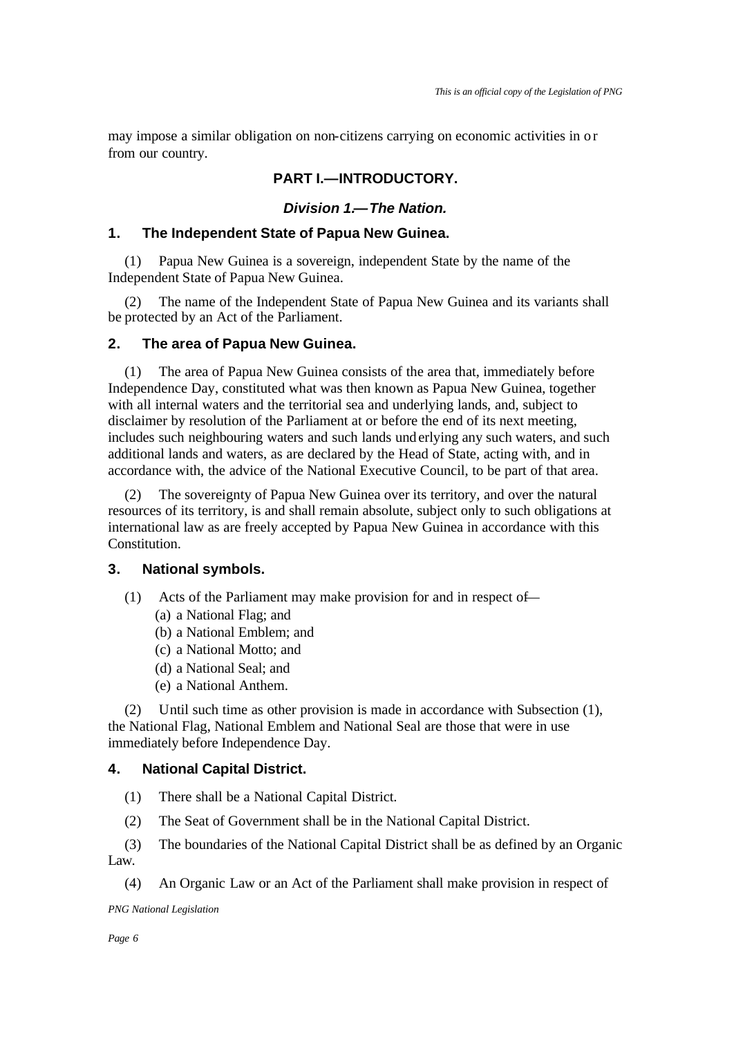may impose a similar obligation on non-citizens carrying on economic activities in or from our country.

## PART I.—INTRODUCTORY.

### *Division 1.—The Nation.*

#### 1. The Independent State of Papua New Guinea.

(1) Papua New Guinea is a sovereign, independent State by the name of the Independent State of Papua New Guinea.

(2) The name of the Independent State of Papua New Guinea and its variants shall be protected by an Act of the Parliament.

#### 2. The area of Papua New Guinea.

(1) The area of Papua New Guinea consists of the area that, immediately before Independence Day, constituted what was then known as Papua New Guinea, together with all internal waters and the territorial sea and underlying lands, and, subject to disclaimer by resolution of the Parliament at or before the end of its next meeting, includes such neighbouring waters and such lands underlying any such waters, and such additional lands and waters, as are declared by the Head of State, acting with, and in accordance with, the advice of the National Executive Council, to be part of that area.

(2) The sovereignty of Papua New Guinea over its territory, and over the natural resources of its territory, is and shall remain absolute, subject only to such obligations at international law as are freely accepted by Papua New Guinea in accordance with this Constitution.

#### 3. National symbols.

(1) Acts of the Parliament may make provision for and in respect of—

(a) a National Flag; and
(b) a National Emblem; and
(c) a National Motto; and
(d) a National Seal; and
(e) a National Anthem.

(2) Until such time as other provision is made in accordance with Subsection (1), the National Flag, National Emblem and National Seal are those that were in use immediately before Independence Day.

#### 4. National Capital District.

(1) There shall be a National Capital District.

(2) The Seat of Government shall be in the National Capital District.

(3) The boundaries of the National Capital District shall be as defined by an Organic Law.

(4) An Organic Law or an Act of the Parliament shall make provision in respect of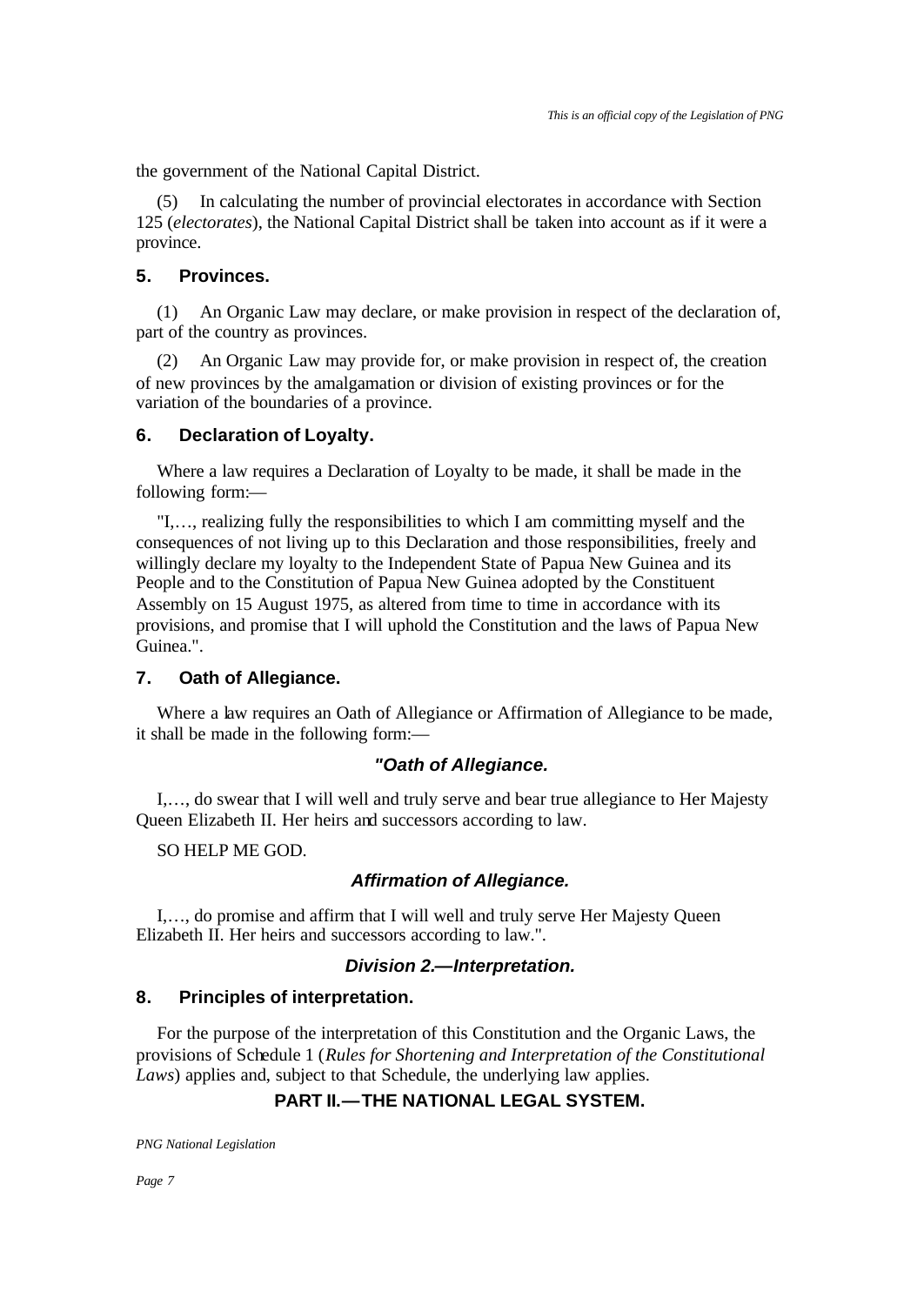the government of the National Capital District.

(5) In calculating the number of provincial electorates in accordance with Section 125 (*electorates*), the National Capital District shall be taken into account as if it were a province.

### 5. Provinces.

(1) An Organic Law may declare, or make provision in respect of the declaration of, part of the country as provinces.

(2) An Organic Law may provide for, or make provision in respect of, the creation of new provinces by the amalgamation or division of existing provinces or for the variation of the boundaries of a province.

### 6. Declaration of Loyalty.

Where a law requires a Declaration of Loyalty to be made, it shall be made in the following form:—

"I,…, realizing fully the responsibilities to which I am committing myself and the consequences of not living up to this Declaration and those responsibilities, freely and willingly declare my loyalty to the Independent State of Papua New Guinea and its People and to the Constitution of Papua New Guinea adopted by the Constituent Assembly on 15 August 1975, as altered from time to time in accordance with its provisions, and promise that I will uphold the Constitution and the laws of Papua New Guinea.".

### 7. Oath of Allegiance.

Where a law requires an Oath of Allegiance or Affirmation of Allegiance to be made, it shall be made in the following form:—

***"Oath of Allegiance.***

I,…, do swear that I will well and truly serve and bear true allegiance to Her Majesty Queen Elizabeth II. Her heirs and successors according to law.

SO HELP ME GOD.

***Affirmation of Allegiance.***

I,…, do promise and affirm that I will well and truly serve Her Majesty Queen Elizabeth II. Her heirs and successors according to law.".

## *Division 2.—Interpretation.*

### 8. Principles of interpretation.

For the purpose of the interpretation of this Constitution and the Organic Laws, the provisions of Schedule 1 (*Rules for Shortening and Interpretation of the Constitutional Laws*) applies and, subject to that Schedule, the underlying law applies.

## PART II.—THE NATIONAL LEGAL SYSTEM.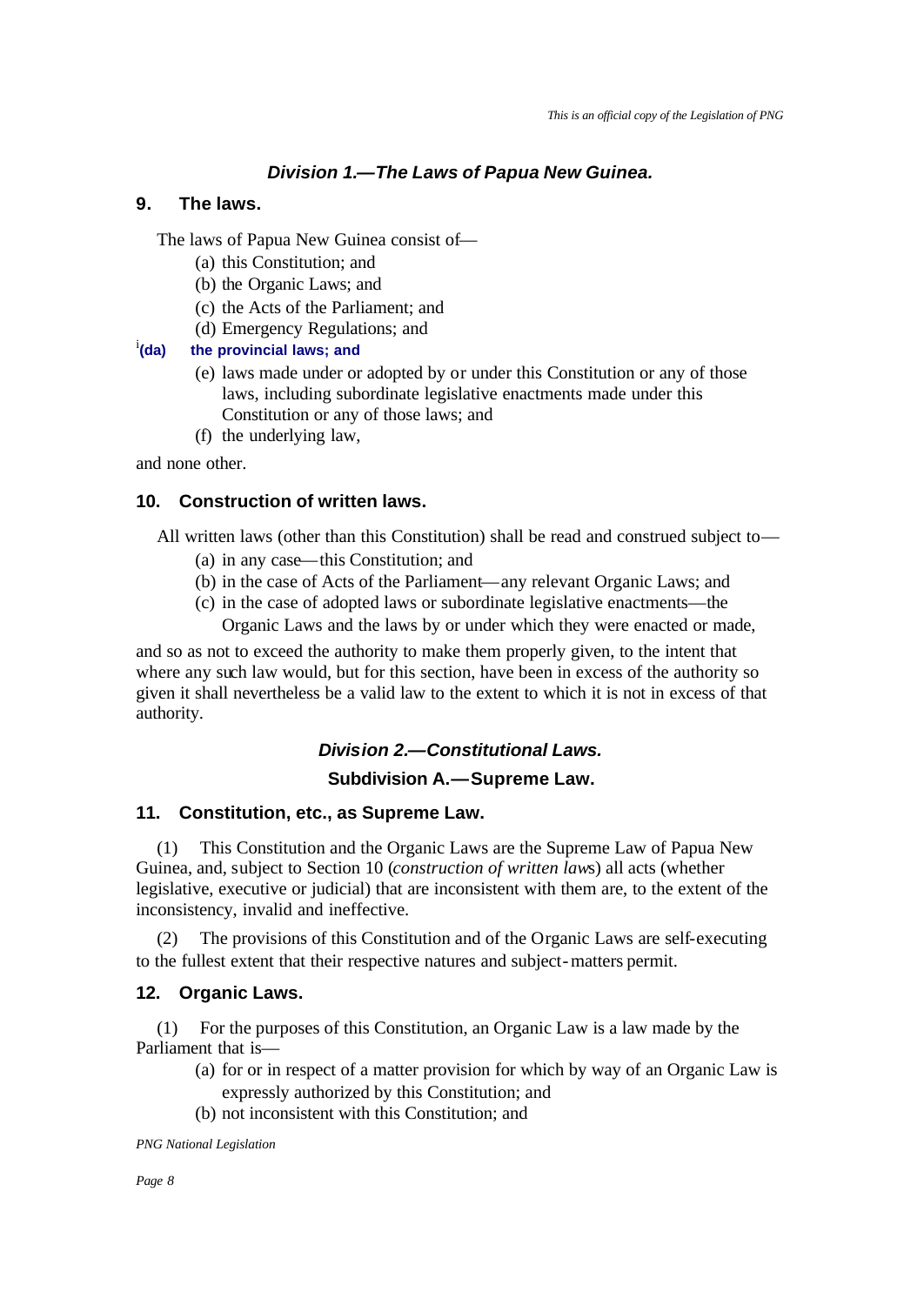### *Division 1.—The Laws of Papua New Guinea.*

#### 9. The laws.

The laws of Papua New Guinea consist of—

(a) this Constitution; and

(b) the Organic Laws; and

(c) the Acts of the Parliament; and

(d) Emergency Regulations; and

[i]**(da) the provincial laws; and**

(e) laws made under or adopted by or under this Constitution or any of those laws, including subordinate legislative enactments made under this Constitution or any of those laws; and

(f) the underlying law,

and none other.

#### 10. Construction of written laws.

All written laws (other than this Constitution) shall be read and construed subject to—

(a) in any case—this Constitution; and

(b) in the case of Acts of the Parliament—any relevant Organic Laws; and

(c) in the case of adopted laws or subordinate legislative enactments—the Organic Laws and the laws by or under which they were enacted or made,

and so as not to exceed the authority to make them properly given, to the intent that where any such law would, but for this section, have been in excess of the authority so given it shall nevertheless be a valid law to the extent to which it is not in excess of that authority.

### *Division 2.—Constitutional Laws.*

#### Subdivision A.—Supreme Law.

#### 11. Constitution, etc., as Supreme Law.

(1) This Constitution and the Organic Laws are the Supreme Law of Papua New Guinea, and, subject to Section 10 (*construction of written laws*) all acts (whether legislative, executive or judicial) that are inconsistent with them are, to the extent of the inconsistency, invalid and ineffective.

(2) The provisions of this Constitution and of the Organic Laws are self-executing to the fullest extent that their respective natures and subject-matters permit.

#### 12. Organic Laws.

(1) For the purposes of this Constitution, an Organic Law is a law made by the Parliament that is—

(a) for or in respect of a matter provision for which by way of an Organic Law is expressly authorized by this Constitution; and

(b) not inconsistent with this Constitution; and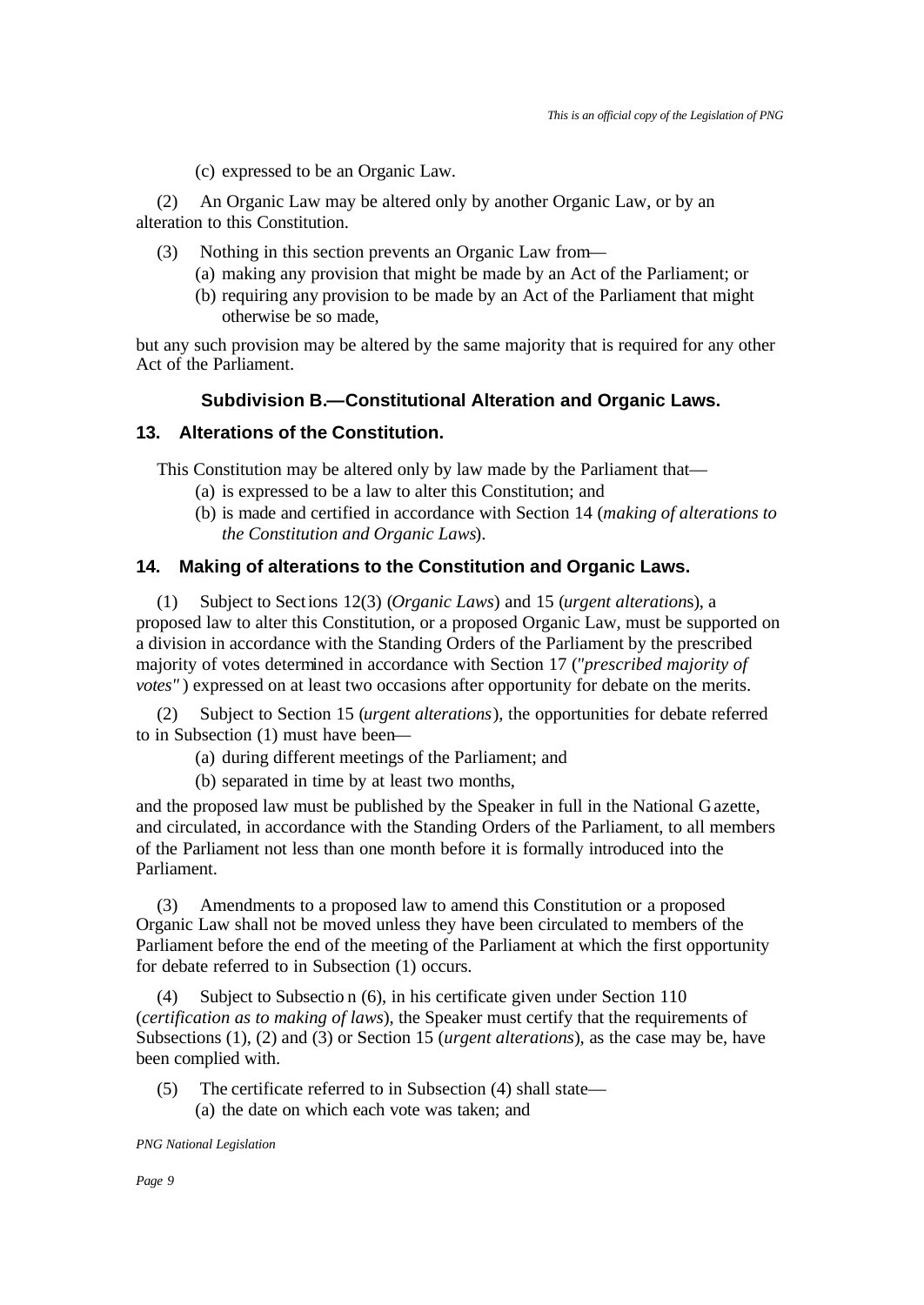(c) expressed to be an Organic Law.

(2) An Organic Law may be altered only by another Organic Law, or by an alteration to this Constitution.

(3) Nothing in this section prevents an Organic Law from—

(a) making any provision that might be made by an Act of the Parliament; or

(b) requiring any provision to be made by an Act of the Parliament that might otherwise be so made,

but any such provision may be altered by the same majority that is required for any other Act of the Parliament.

### Subdivision B.—Constitutional Alteration and Organic Laws.

### 13. Alterations of the Constitution.

This Constitution may be altered only by law made by the Parliament that—

(a) is expressed to be a law to alter this Constitution; and

(b) is made and certified in accordance with Section 14 (*making of alterations to the Constitution and Organic Laws*).

### 14. Making of alterations to the Constitution and Organic Laws.

(1) Subject to Sections 12(3) (*Organic Laws*) and 15 (*urgent alterations*), a proposed law to alter this Constitution, or a proposed Organic Law, must be supported on a division in accordance with the Standing Orders of the Parliament by the prescribed majority of votes determined in accordance with Section 17 (*"prescribed majority of votes"*) expressed on at least two occasions after opportunity for debate on the merits.

(2) Subject to Section 15 (*urgent alterations*), the opportunities for debate referred to in Subsection (1) must have been—

(a) during different meetings of the Parliament; and

(b) separated in time by at least two months,

and the proposed law must be published by the Speaker in full in the National Gazette, and circulated, in accordance with the Standing Orders of the Parliament, to all members of the Parliament not less than one month before it is formally introduced into the Parliament.

(3) Amendments to a proposed law to amend this Constitution or a proposed Organic Law shall not be moved unless they have been circulated to members of the Parliament before the end of the meeting of the Parliament at which the first opportunity for debate referred to in Subsection (1) occurs.

(4) Subject to Subsection (6), in his certificate given under Section 110 (*certification as to making of laws*), the Speaker must certify that the requirements of Subsections (1), (2) and (3) or Section 15 (*urgent alterations*), as the case may be, have been complied with.

(5) The certificate referred to in Subsection (4) shall state—

(a) the date on which each vote was taken; and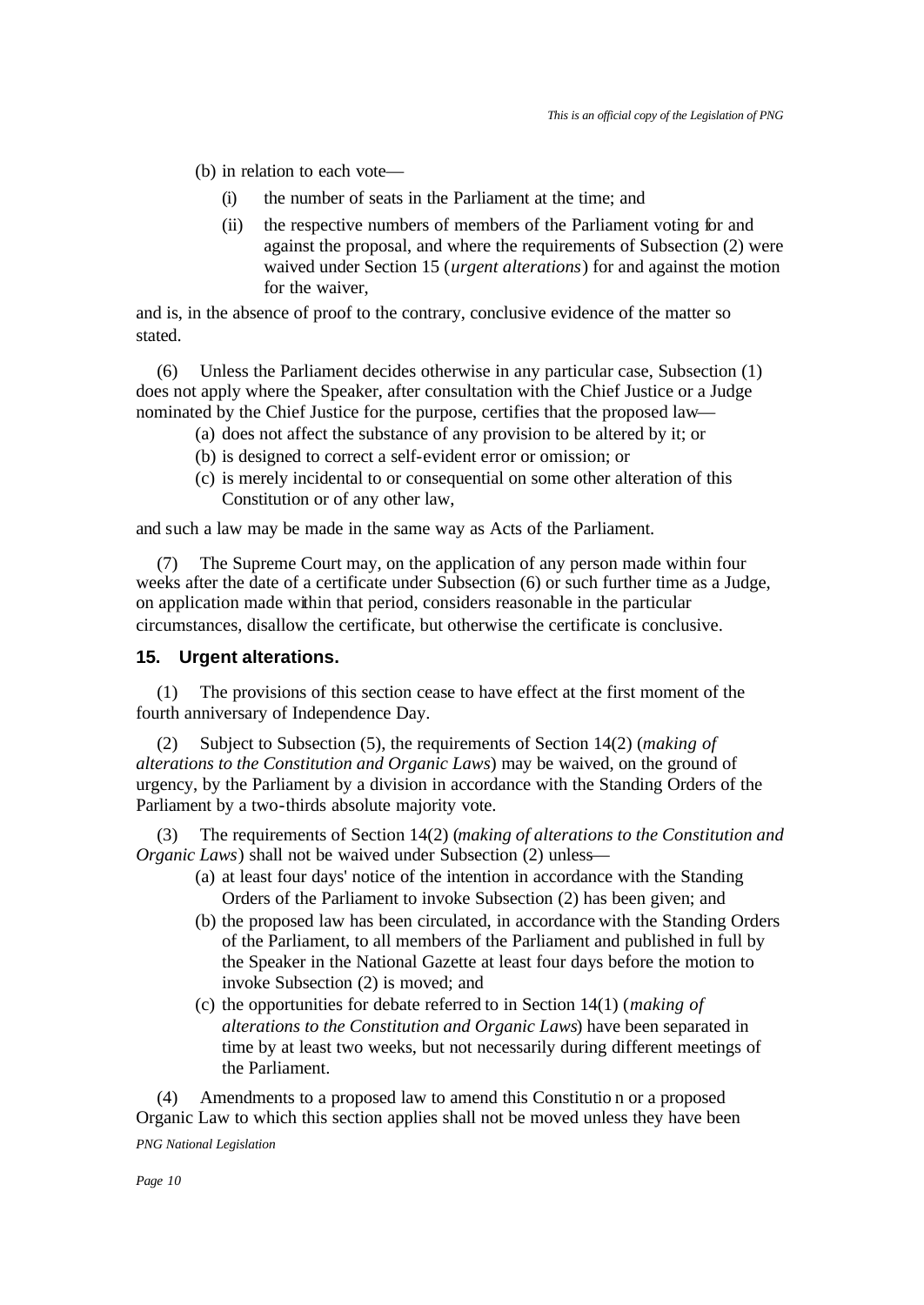(b) in relation to each vote—

  (i) the number of seats in the Parliament at the time; and

  (ii) the respective numbers of members of the Parliament voting for and against the proposal, and where the requirements of Subsection (2) were waived under Section 15 (*urgent alterations*) for and against the motion for the waiver,

and is, in the absence of proof to the contrary, conclusive evidence of the matter so stated.

(6) Unless the Parliament decides otherwise in any particular case, Subsection (1) does not apply where the Speaker, after consultation with the Chief Justice or a Judge nominated by the Chief Justice for the purpose, certifies that the proposed law—

  (a) does not affect the substance of any provision to be altered by it; or
  (b) is designed to correct a self-evident error or omission; or
  (c) is merely incidental to or consequential on some other alteration of this Constitution or of any other law,

and such a law may be made in the same way as Acts of the Parliament.

(7) The Supreme Court may, on the application of any person made within four weeks after the date of a certificate under Subsection (6) or such further time as a Judge, on application made within that period, considers reasonable in the particular circumstances, disallow the certificate, but otherwise the certificate is conclusive.

### 15. Urgent alterations.

(1) The provisions of this section cease to have effect at the first moment of the fourth anniversary of Independence Day.

(2) Subject to Subsection (5), the requirements of Section 14(2) (*making of alterations to the Constitution and Organic Laws*) may be waived, on the ground of urgency, by the Parliament by a division in accordance with the Standing Orders of the Parliament by a two-thirds absolute majority vote.

(3) The requirements of Section 14(2) (*making of alterations to the Constitution and Organic Laws*) shall not be waived under Subsection (2) unless—

  (a) at least four days' notice of the intention in accordance with the Standing Orders of the Parliament to invoke Subsection (2) has been given; and
  (b) the proposed law has been circulated, in accordance with the Standing Orders of the Parliament, to all members of the Parliament and published in full by the Speaker in the National Gazette at least four days before the motion to invoke Subsection (2) is moved; and
  (c) the opportunities for debate referred to in Section 14(1) (*making of alterations to the Constitution and Organic Laws*) have been separated in time by at least two weeks, but not necessarily during different meetings of the Parliament.

(4) Amendments to a proposed law to amend this Constitution or a proposed Organic Law to which this section applies shall not be moved unless they have been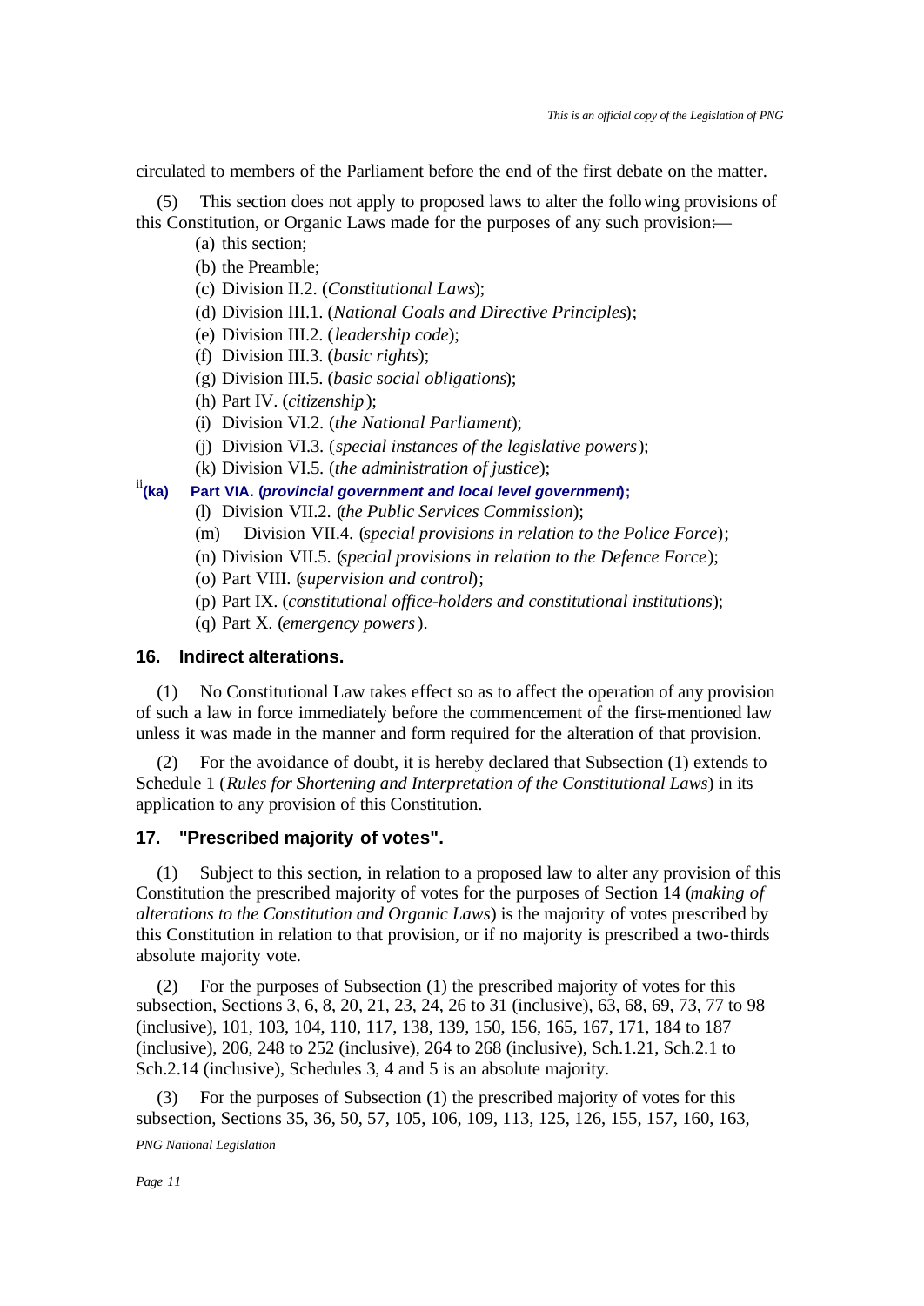circulated to members of the Parliament before the end of the first debate on the matter.

(5) This section does not apply to proposed laws to alter the following provisions of this Constitution, or Organic Laws made for the purposes of any such provision:—

(a) this section;

(b) the Preamble;

(c) Division II.2. (*Constitutional Laws*);

(d) Division III.1. (*National Goals and Directive Principles*);

(e) Division III.2. (*leadership code*);

(f) Division III.3. (*basic rights*);

(g) Division III.5. (*basic social obligations*);

(h) Part IV. (*citizenship*);

(i) Division VI.2. (*the National Parliament*);

(j) Division VI.3. (*special instances of the legislative powers*);

(k) Division VI.5. (*the administration of justice*);

[ii]**(ka) Part VIA. (*provincial government and local level government*);**

(l) Division VII.2. (*the Public Services Commission*);

(m) Division VII.4. (*special provisions in relation to the Police Force*);

(n) Division VII.5. (*special provisions in relation to the Defence Force*);

(o) Part VIII. (*supervision and control*);

(p) Part IX. (*constitutional office-holders and constitutional institutions*);

(q) Part X. (*emergency powers*).

### 16. Indirect alterations.

(1) No Constitutional Law takes effect so as to affect the operation of any provision of such a law in force immediately before the commencement of the first-mentioned law unless it was made in the manner and form required for the alteration of that provision.

(2) For the avoidance of doubt, it is hereby declared that Subsection (1) extends to Schedule 1 (*Rules for Shortening and Interpretation of the Constitutional Laws*) in its application to any provision of this Constitution.

### 17. "Prescribed majority of votes".

(1) Subject to this section, in relation to a proposed law to alter any provision of this Constitution the prescribed majority of votes for the purposes of Section 14 (*making of alterations to the Constitution and Organic Laws*) is the majority of votes prescribed by this Constitution in relation to that provision, or if no majority is prescribed a two-thirds absolute majority vote.

(2) For the purposes of Subsection (1) the prescribed majority of votes for this subsection, Sections 3, 6, 8, 20, 21, 23, 24, 26 to 31 (inclusive), 63, 68, 69, 73, 77 to 98 (inclusive), 101, 103, 104, 110, 117, 138, 139, 150, 156, 165, 167, 171, 184 to 187 (inclusive), 206, 248 to 252 (inclusive), 264 to 268 (inclusive), Sch.1.21, Sch.2.1 to Sch.2.14 (inclusive), Schedules 3, 4 and 5 is an absolute majority.

(3) For the purposes of Subsection (1) the prescribed majority of votes for this subsection, Sections 35, 36, 50, 57, 105, 106, 109, 113, 125, 126, 155, 157, 160, 163,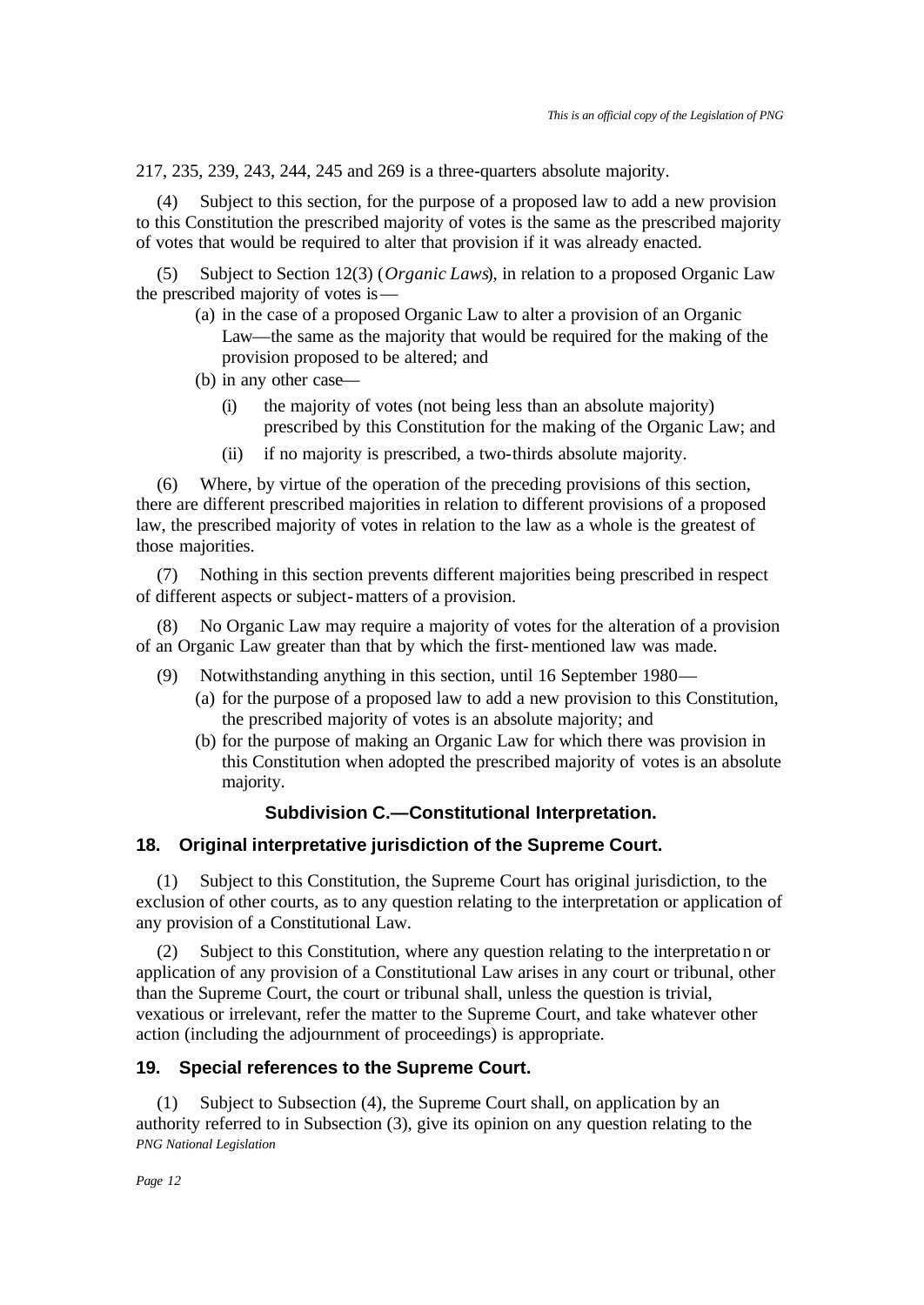217, 235, 239, 243, 244, 245 and 269 is a three-quarters absolute majority.

(4) Subject to this section, for the purpose of a proposed law to add a new provision to this Constitution the prescribed majority of votes is the same as the prescribed majority of votes that would be required to alter that provision if it was already enacted.

(5) Subject to Section 12(3) (*Organic Laws*), in relation to a proposed Organic Law the prescribed majority of votes is—

- (a) in the case of a proposed Organic Law to alter a provision of an Organic Law—the same as the majority that would be required for the making of the provision proposed to be altered; and
- (b) in any other case—
  - (i) the majority of votes (not being less than an absolute majority) prescribed by this Constitution for the making of the Organic Law; and
  - (ii) if no majority is prescribed, a two-thirds absolute majority.

(6) Where, by virtue of the operation of the preceding provisions of this section, there are different prescribed majorities in relation to different provisions of a proposed law, the prescribed majority of votes in relation to the law as a whole is the greatest of those majorities.

(7) Nothing in this section prevents different majorities being prescribed in respect of different aspects or subject-matters of a provision.

(8) No Organic Law may require a majority of votes for the alteration of a provision of an Organic Law greater than that by which the first-mentioned law was made.

(9) Notwithstanding anything in this section, until 16 September 1980—

- (a) for the purpose of a proposed law to add a new provision to this Constitution, the prescribed majority of votes is an absolute majority; and
- (b) for the purpose of making an Organic Law for which there was provision in this Constitution when adopted the prescribed majority of votes is an absolute majority.

### Subdivision C.—Constitutional Interpretation.

### 18. Original interpretative jurisdiction of the Supreme Court.

(1) Subject to this Constitution, the Supreme Court has original jurisdiction, to the exclusion of other courts, as to any question relating to the interpretation or application of any provision of a Constitutional Law.

(2) Subject to this Constitution, where any question relating to the interpretation or application of any provision of a Constitutional Law arises in any court or tribunal, other than the Supreme Court, the court or tribunal shall, unless the question is trivial, vexatious or irrelevant, refer the matter to the Supreme Court, and take whatever other action (including the adjournment of proceedings) is appropriate.

### 19. Special references to the Supreme Court.

(1) Subject to Subsection (4), the Supreme Court shall, on application by an authority referred to in Subsection (3), give its opinion on any question relating to the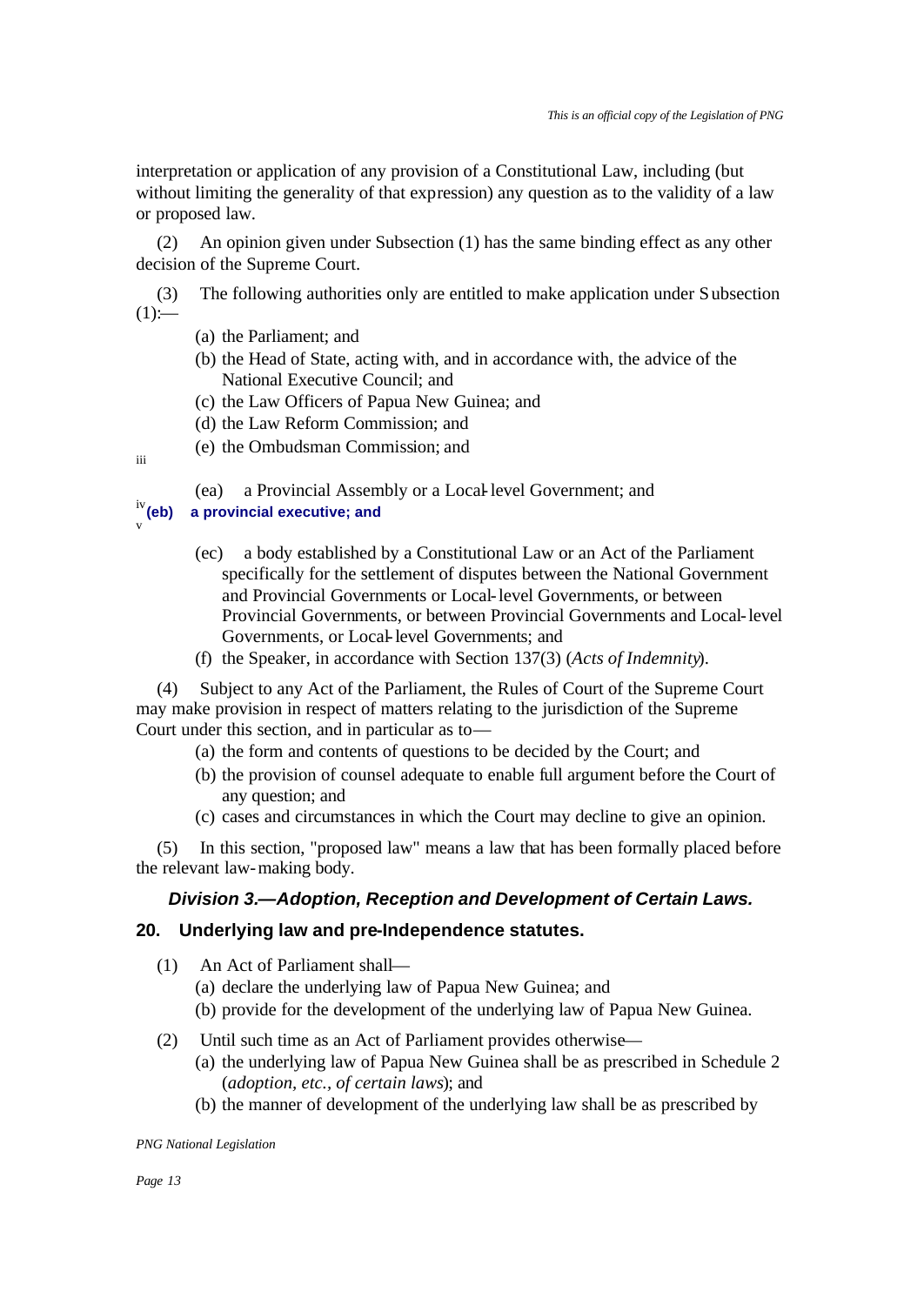interpretation or application of any provision of a Constitutional Law, including (but without limiting the generality of that expression) any question as to the validity of a law or proposed law.

(2) An opinion given under Subsection (1) has the same binding effect as any other decision of the Supreme Court.

(3) The following authorities only are entitled to make application under Subsection (1):—

(a) the Parliament; and

(b) the Head of State, acting with, and in accordance with, the advice of the National Executive Council; and

(c) the Law Officers of Papua New Guinea; and

(d) the Law Reform Commission; and

(e) the Ombudsman Commission; and

[iii]

(ea) a Provincial Assembly or a Local-level Government; and

[iv]**(eb) a provincial executive; and**

[v]

(ec) a body established by a Constitutional Law or an Act of the Parliament specifically for the settlement of disputes between the National Government and Provincial Governments or Local-level Governments, or between Provincial Governments, or between Provincial Governments and Local-level Governments, or Local-level Governments; and

(f) the Speaker, in accordance with Section 137(3) (*Acts of Indemnity*).

(4) Subject to any Act of the Parliament, the Rules of Court of the Supreme Court may make provision in respect of matters relating to the jurisdiction of the Supreme Court under this section, and in particular as to—

(a) the form and contents of questions to be decided by the Court; and

(b) the provision of counsel adequate to enable full argument before the Court of any question; and

(c) cases and circumstances in which the Court may decline to give an opinion.

(5) In this section, "proposed law" means a law that has been formally placed before the relevant law-making body.

### *Division 3.—Adoption, Reception and Development of Certain Laws.*

## 20. Underlying law and pre-Independence statutes.

(1) An Act of Parliament shall—

(a) declare the underlying law of Papua New Guinea; and

(b) provide for the development of the underlying law of Papua New Guinea.

(2) Until such time as an Act of Parliament provides otherwise—

(a) the underlying law of Papua New Guinea shall be as prescribed in Schedule 2 (*adoption, etc., of certain laws*); and

(b) the manner of development of the underlying law shall be as prescribed by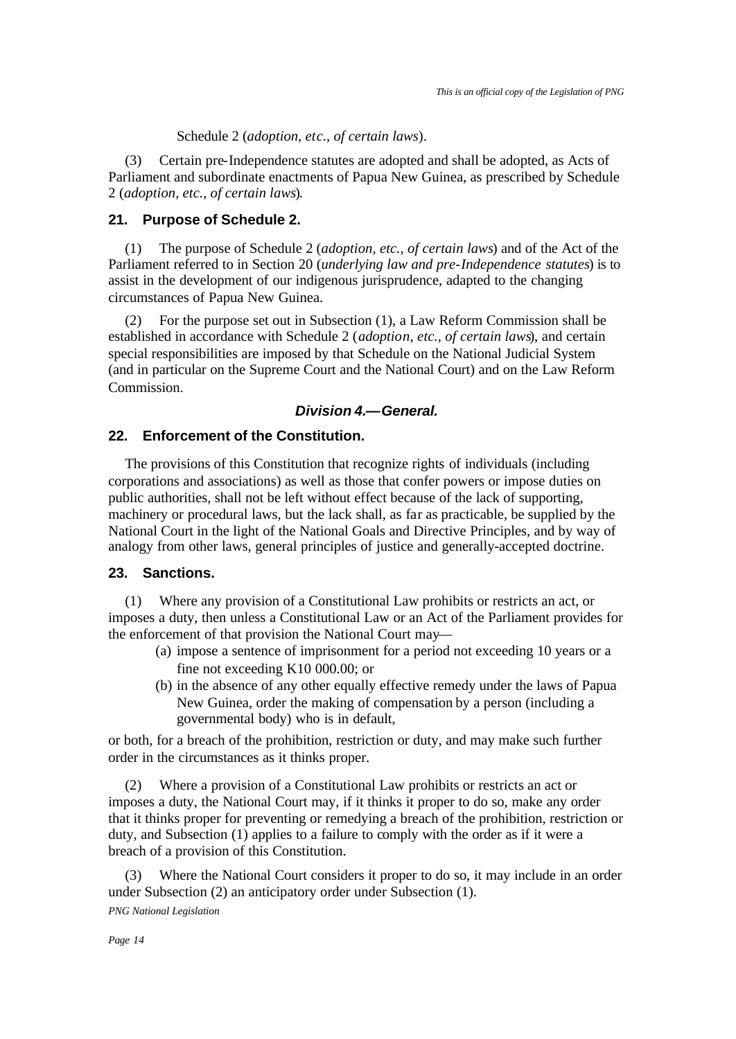Schedule 2 (*adoption, etc., of certain laws*).

(3) Certain pre-Independence statutes are adopted and shall be adopted, as Acts of Parliament and subordinate enactments of Papua New Guinea, as prescribed by Schedule 2 (*adoption, etc., of certain laws*).

### 21. Purpose of Schedule 2.

(1) The purpose of Schedule 2 (*adoption, etc., of certain laws*) and of the Act of the Parliament referred to in Section 20 (*underlying law and pre-Independence statutes*) is to assist in the development of our indigenous jurisprudence, adapted to the changing circumstances of Papua New Guinea.

(2) For the purpose set out in Subsection (1), a Law Reform Commission shall be established in accordance with Schedule 2 (*adoption, etc., of certain laws*), and certain special responsibilities are imposed by that Schedule on the National Judicial System (and in particular on the Supreme Court and the National Court) and on the Law Reform Commission.

## *Division 4.—General.*

### 22. Enforcement of the Constitution.

The provisions of this Constitution that recognize rights of individuals (including corporations and associations) as well as those that confer powers or impose duties on public authorities, shall not be left without effect because of the lack of supporting, machinery or procedural laws, but the lack shall, as far as practicable, be supplied by the National Court in the light of the National Goals and Directive Principles, and by way of analogy from other laws, general principles of justice and generally-accepted doctrine.

### 23. Sanctions.

(1) Where any provision of a Constitutional Law prohibits or restricts an act, or imposes a duty, then unless a Constitutional Law or an Act of the Parliament provides for the enforcement of that provision the National Court may—

(a) impose a sentence of imprisonment for a period not exceeding 10 years or a fine not exceeding K10 000.00; or

(b) in the absence of any other equally effective remedy under the laws of Papua New Guinea, order the making of compensation by a person (including a governmental body) who is in default,

or both, for a breach of the prohibition, restriction or duty, and may make such further order in the circumstances as it thinks proper.

(2) Where a provision of a Constitutional Law prohibits or restricts an act or imposes a duty, the National Court may, if it thinks it proper to do so, make any order that it thinks proper for preventing or remedying a breach of the prohibition, restriction or duty, and Subsection (1) applies to a failure to comply with the order as if it were a breach of a provision of this Constitution.

(3) Where the National Court considers it proper to do so, it may include in an order under Subsection (2) an anticipatory order under Subsection (1).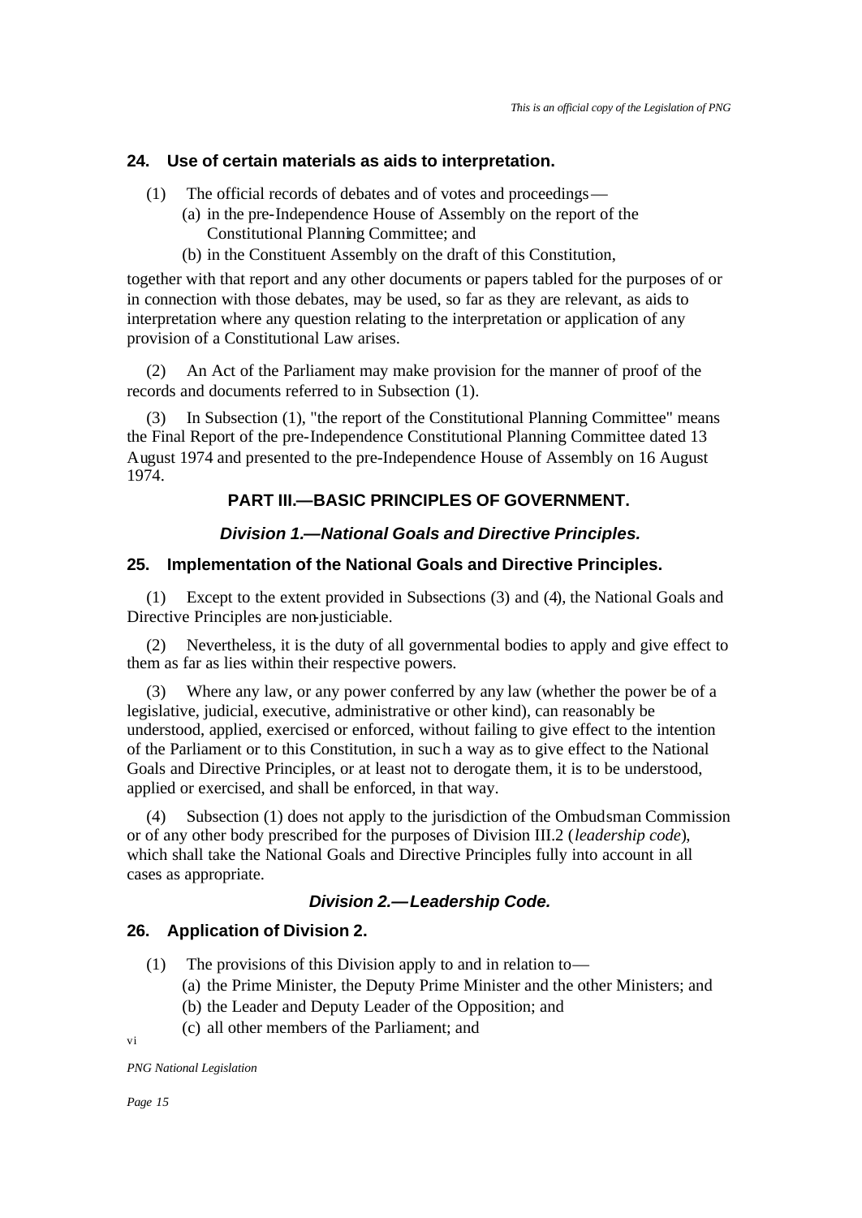## 24. Use of certain materials as aids to interpretation.

(1) The official records of debates and of votes and proceedings—

(a) in the pre-Independence House of Assembly on the report of the Constitutional Planning Committee; and

(b) in the Constituent Assembly on the draft of this Constitution,

together with that report and any other documents or papers tabled for the purposes of or in connection with those debates, may be used, so far as they are relevant, as aids to interpretation where any question relating to the interpretation or application of any provision of a Constitutional Law arises.

(2) An Act of the Parliament may make provision for the manner of proof of the records and documents referred to in Subsection (1).

(3) In Subsection (1), "the report of the Constitutional Planning Committee" means the Final Report of the pre-Independence Constitutional Planning Committee dated 13 August 1974 and presented to the pre-Independence House of Assembly on 16 August 1974.

# PART III.—BASIC PRINCIPLES OF GOVERNMENT.

### *Division 1.—National Goals and Directive Principles.*

## 25. Implementation of the National Goals and Directive Principles.

(1) Except to the extent provided in Subsections (3) and (4), the National Goals and Directive Principles are non-justiciable.

(2) Nevertheless, it is the duty of all governmental bodies to apply and give effect to them as far as lies within their respective powers.

(3) Where any law, or any power conferred by any law (whether the power be of a legislative, judicial, executive, administrative or other kind), can reasonably be understood, applied, exercised or enforced, without failing to give effect to the intention of the Parliament or to this Constitution, in such a way as to give effect to the National Goals and Directive Principles, or at least not to derogate them, it is to be understood, applied or exercised, and shall be enforced, in that way.

(4) Subsection (1) does not apply to the jurisdiction of the Ombudsman Commission or of any other body prescribed for the purposes of Division III.2 (*leadership code*), which shall take the National Goals and Directive Principles fully into account in all cases as appropriate.

### *Division 2.—Leadership Code.*

## 26. Application of Division 2.

(1) The provisions of this Division apply to and in relation to—

(a) the Prime Minister, the Deputy Prime Minister and the other Ministers; and

(b) the Leader and Deputy Leader of the Opposition; and

(c) all other members of the Parliament; and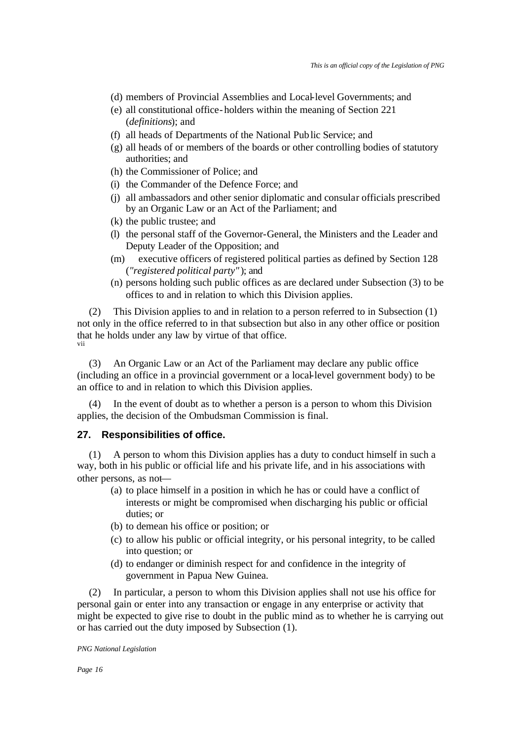(d) members of Provincial Assemblies and Local-level Governments; and

(e) all constitutional office-holders within the meaning of Section 221 (*definitions*); and

(f) all heads of Departments of the National Public Service; and

(g) all heads of or members of the boards or other controlling bodies of statutory authorities; and

(h) the Commissioner of Police; and

(i) the Commander of the Defence Force; and

(j) all ambassadors and other senior diplomatic and consular officials prescribed by an Organic Law or an Act of the Parliament; and

(k) the public trustee; and

(l) the personal staff of the Governor-General, the Ministers and the Leader and Deputy Leader of the Opposition; and

(m) executive officers of registered political parties as defined by Section 128 (*"registered political party"*); and

(n) persons holding such public offices as are declared under Subsection (3) to be offices to and in relation to which this Division applies.

(2) This Division applies to and in relation to a person referred to in Subsection (1) not only in the office referred to in that subsection but also in any other office or position that he holds under any law by virtue of that office.[vii]

(3) An Organic Law or an Act of the Parliament may declare any public office (including an office in a provincial government or a local-level government body) to be an office to and in relation to which this Division applies.

(4) In the event of doubt as to whether a person is a person to whom this Division applies, the decision of the Ombudsman Commission is final.

### 27. Responsibilities of office.

(1) A person to whom this Division applies has a duty to conduct himself in such a way, both in his public or official life and his private life, and in his associations with other persons, as not—

(a) to place himself in a position in which he has or could have a conflict of interests or might be compromised when discharging his public or official duties; or

(b) to demean his office or position; or

(c) to allow his public or official integrity, or his personal integrity, to be called into question; or

(d) to endanger or diminish respect for and confidence in the integrity of government in Papua New Guinea.

(2) In particular, a person to whom this Division applies shall not use his office for personal gain or enter into any transaction or engage in any enterprise or activity that might be expected to give rise to doubt in the public mind as to whether he is carrying out or has carried out the duty imposed by Subsection (1).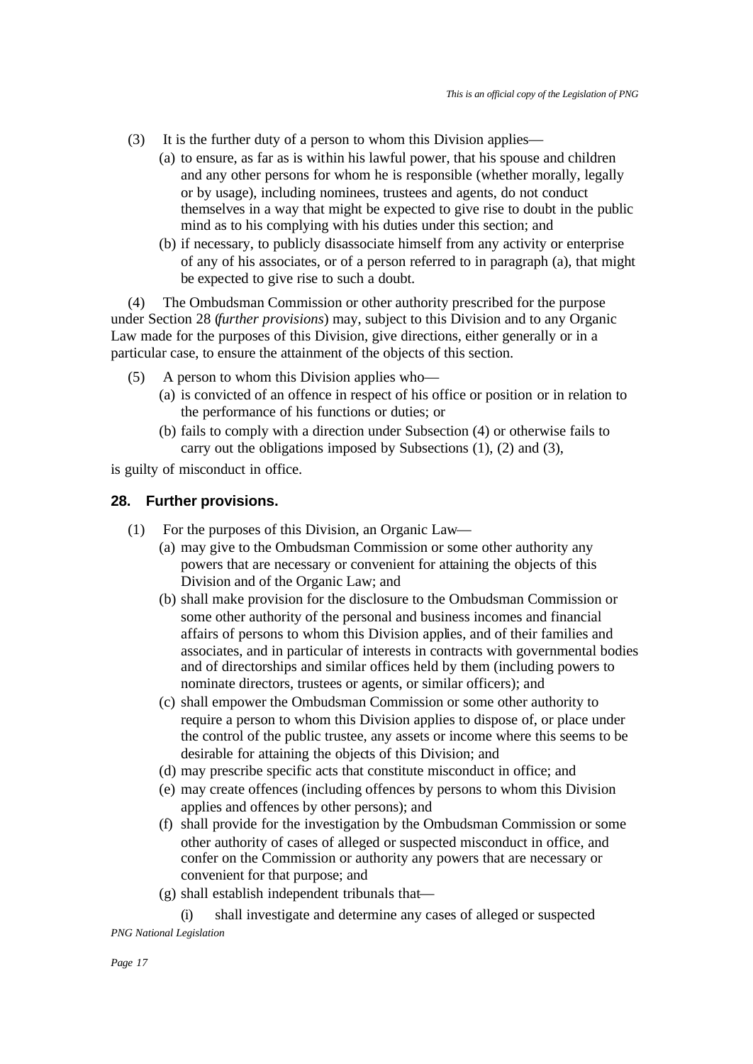(3) It is the further duty of a person to whom this Division applies—

(a) to ensure, as far as is within his lawful power, that his spouse and children and any other persons for whom he is responsible (whether morally, legally or by usage), including nominees, trustees and agents, do not conduct themselves in a way that might be expected to give rise to doubt in the public mind as to his complying with his duties under this section; and

(b) if necessary, to publicly disassociate himself from any activity or enterprise of any of his associates, or of a person referred to in paragraph (a), that might be expected to give rise to such a doubt.

(4) The Ombudsman Commission or other authority prescribed for the purpose under Section 28 (*further provisions*) may, subject to this Division and to any Organic Law made for the purposes of this Division, give directions, either generally or in a particular case, to ensure the attainment of the objects of this section.

(5) A person to whom this Division applies who—

(a) is convicted of an offence in respect of his office or position or in relation to the performance of his functions or duties; or

(b) fails to comply with a direction under Subsection (4) or otherwise fails to carry out the obligations imposed by Subsections (1), (2) and (3),

is guilty of misconduct in office.

### 28. Further provisions.

(1) For the purposes of this Division, an Organic Law—

(a) may give to the Ombudsman Commission or some other authority any powers that are necessary or convenient for attaining the objects of this Division and of the Organic Law; and

(b) shall make provision for the disclosure to the Ombudsman Commission or some other authority of the personal and business incomes and financial affairs of persons to whom this Division applies, and of their families and associates, and in particular of interests in contracts with governmental bodies and of directorships and similar offices held by them (including powers to nominate directors, trustees or agents, or similar officers); and

(c) shall empower the Ombudsman Commission or some other authority to require a person to whom this Division applies to dispose of, or place under the control of the public trustee, any assets or income where this seems to be desirable for attaining the objects of this Division; and

(d) may prescribe specific acts that constitute misconduct in office; and

(e) may create offences (including offences by persons to whom this Division applies and offences by other persons); and

(f) shall provide for the investigation by the Ombudsman Commission or some other authority of cases of alleged or suspected misconduct in office, and confer on the Commission or authority any powers that are necessary or convenient for that purpose; and

(g) shall establish independent tribunals that—

(i) shall investigate and determine any cases of alleged or suspected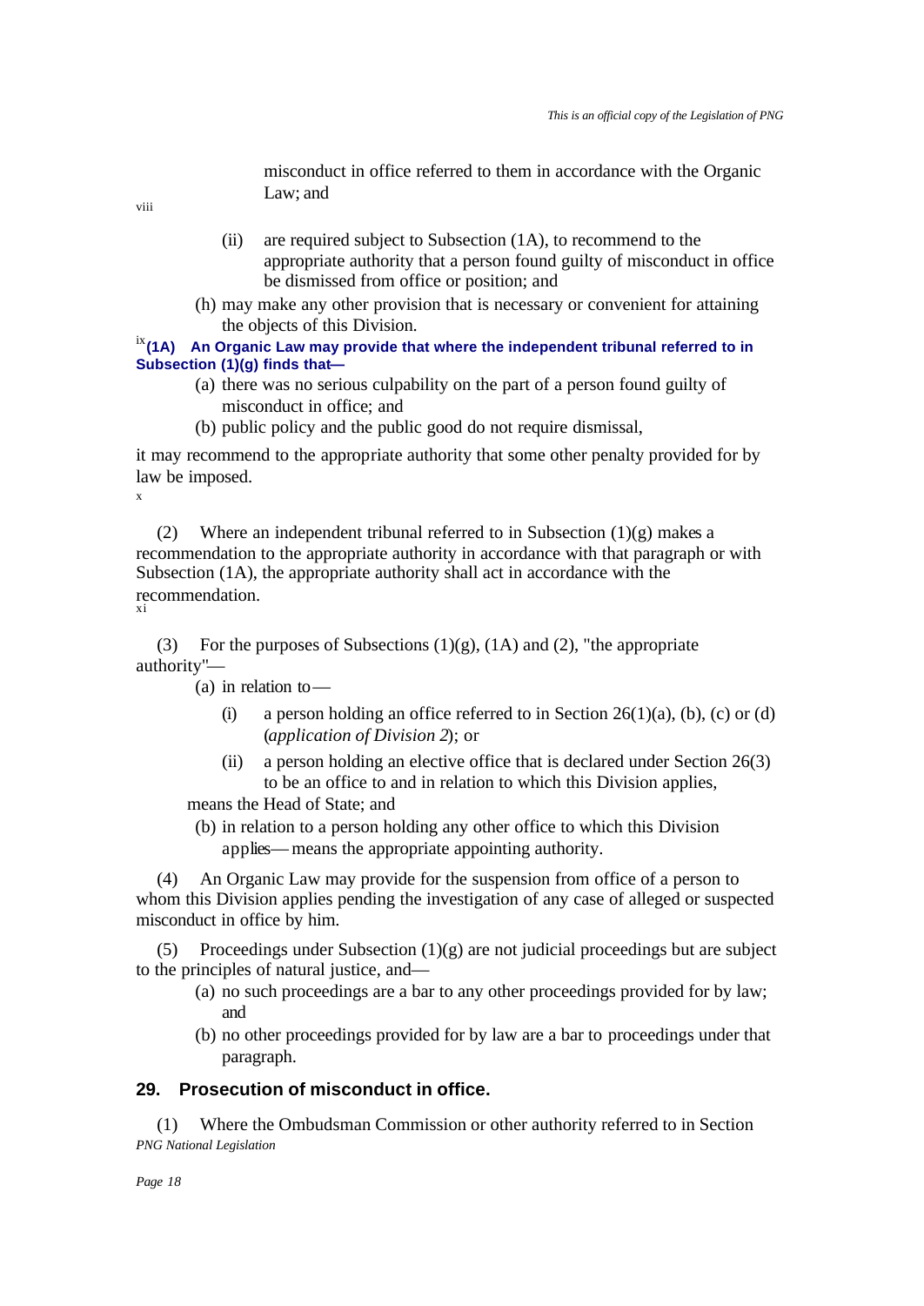misconduct in office referred to them in accordance with the Organic Law; and

[viii]

(ii) are required subject to Subsection (1A), to recommend to the appropriate authority that a person found guilty of misconduct in office be dismissed from office or position; and

(h) may make any other provision that is necessary or convenient for attaining the objects of this Division.

[ix]**(1A) An Organic Law may provide that where the independent tribunal referred to in Subsection (1)(g) finds that—**

(a) there was no serious culpability on the part of a person found guilty of misconduct in office; and

(b) public policy and the public good do not require dismissal,

it may recommend to the appropriate authority that some other penalty provided for by law be imposed.

[x]

(2) Where an independent tribunal referred to in Subsection (1)(g) makes a recommendation to the appropriate authority in accordance with that paragraph or with Subsection (1A), the appropriate authority shall act in accordance with the recommendation.

[xi]

(3) For the purposes of Subsections (1)(g), (1A) and (2), "the appropriate authority"—

(a) in relation to—

(i) a person holding an office referred to in Section 26(1)(a), (b), (c) or (d) (*application of Division 2*); or

(ii) a person holding an elective office that is declared under Section 26(3) to be an office to and in relation to which this Division applies,

means the Head of State; and

(b) in relation to a person holding any other office to which this Division applies—means the appropriate appointing authority.

(4) An Organic Law may provide for the suspension from office of a person to whom this Division applies pending the investigation of any case of alleged or suspected misconduct in office by him.

(5) Proceedings under Subsection (1)(g) are not judicial proceedings but are subject to the principles of natural justice, and—

(a) no such proceedings are a bar to any other proceedings provided for by law; and

(b) no other proceedings provided for by law are a bar to proceedings under that paragraph.

### 29. Prosecution of misconduct in office.

(1) Where the Ombudsman Commission or other authority referred to in Section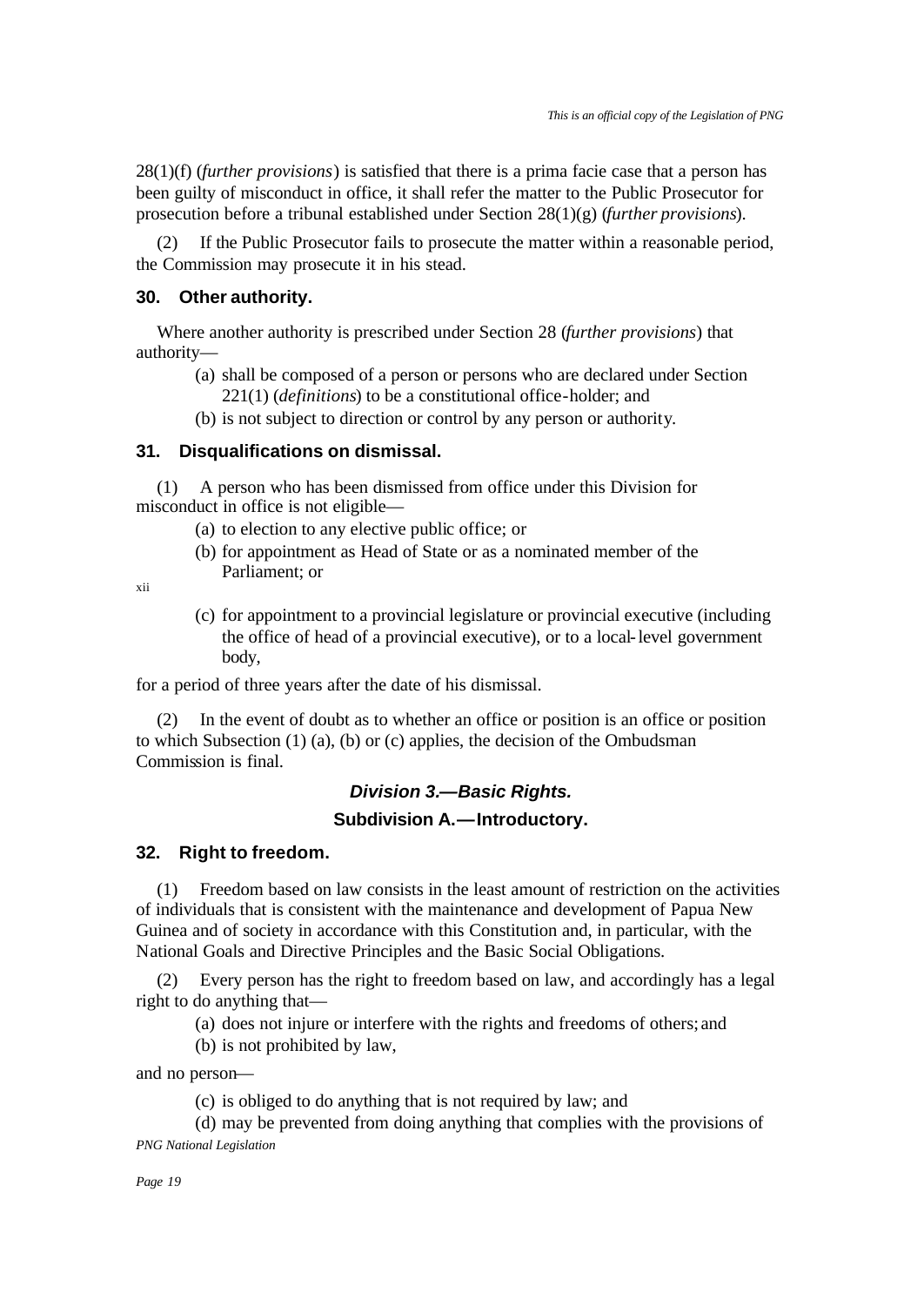28(1)(f) (*further provisions*) is satisfied that there is a prima facie case that a person has been guilty of misconduct in office, it shall refer the matter to the Public Prosecutor for prosecution before a tribunal established under Section 28(1)(g) (*further provisions*).

(2) If the Public Prosecutor fails to prosecute the matter within a reasonable period, the Commission may prosecute it in his stead.

### 30. Other authority.

Where another authority is prescribed under Section 28 (*further provisions*) that authority—

(a) shall be composed of a person or persons who are declared under Section 221(1) (*definitions*) to be a constitutional office-holder; and

(b) is not subject to direction or control by any person or authority.

### 31. Disqualifications on dismissal.

(1) A person who has been dismissed from office under this Division for misconduct in office is not eligible—

(a) to election to any elective public office; or

(b) for appointment as Head of State or as a nominated member of the Parliament; or

xii

(c) for appointment to a provincial legislature or provincial executive (including the office of head of a provincial executive), or to a local-level government body,

for a period of three years after the date of his dismissal.

(2) In the event of doubt as to whether an office or position is an office or position to which Subsection (1) (a), (b) or (c) applies, the decision of the Ombudsman Commission is final.

## *Division 3.—Basic Rights.*

### Subdivision A.—Introductory.

### 32. Right to freedom.

(1) Freedom based on law consists in the least amount of restriction on the activities of individuals that is consistent with the maintenance and development of Papua New Guinea and of society in accordance with this Constitution and, in particular, with the National Goals and Directive Principles and the Basic Social Obligations.

(2) Every person has the right to freedom based on law, and accordingly has a legal right to do anything that—

(a) does not injure or interfere with the rights and freedoms of others; and

(b) is not prohibited by law,

and no person—

(c) is obliged to do anything that is not required by law; and

(d) may be prevented from doing anything that complies with the provisions of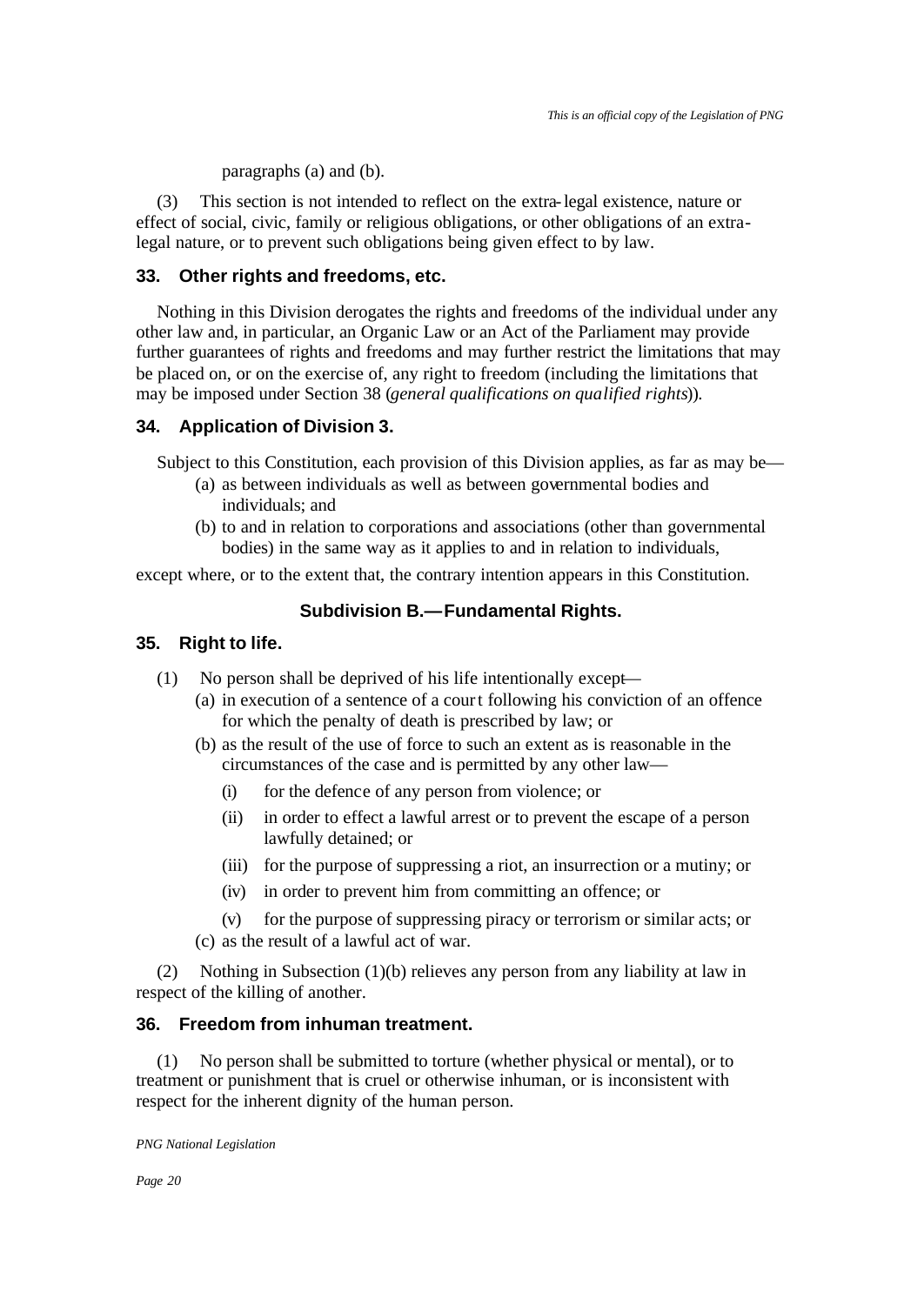paragraphs (a) and (b).

(3) This section is not intended to reflect on the extra-legal existence, nature or effect of social, civic, family or religious obligations, or other obligations of an extra-legal nature, or to prevent such obligations being given effect to by law.

### 33. Other rights and freedoms, etc.

Nothing in this Division derogates the rights and freedoms of the individual under any other law and, in particular, an Organic Law or an Act of the Parliament may provide further guarantees of rights and freedoms and may further restrict the limitations that may be placed on, or on the exercise of, any right to freedom (including the limitations that may be imposed under Section 38 (*general qualifications on qualified rights*)).

### 34. Application of Division 3.

Subject to this Constitution, each provision of this Division applies, as far as may be—

(a) as between individuals as well as between governmental bodies and individuals; and

(b) to and in relation to corporations and associations (other than governmental bodies) in the same way as it applies to and in relation to individuals,

except where, or to the extent that, the contrary intention appears in this Constitution.

## Subdivision B.—Fundamental Rights.

### 35. Right to life.

(1) No person shall be deprived of his life intentionally except—

(a) in execution of a sentence of a court following his conviction of an offence for which the penalty of death is prescribed by law; or

(b) as the result of the use of force to such an extent as is reasonable in the circumstances of the case and is permitted by any other law—

(i) for the defence of any person from violence; or

(ii) in order to effect a lawful arrest or to prevent the escape of a person lawfully detained; or

(iii) for the purpose of suppressing a riot, an insurrection or a mutiny; or

(iv) in order to prevent him from committing an offence; or

(v) for the purpose of suppressing piracy or terrorism or similar acts; or

(c) as the result of a lawful act of war.

(2) Nothing in Subsection (1)(b) relieves any person from any liability at law in respect of the killing of another.

### 36. Freedom from inhuman treatment.

(1) No person shall be submitted to torture (whether physical or mental), or to treatment or punishment that is cruel or otherwise inhuman, or is inconsistent with respect for the inherent dignity of the human person.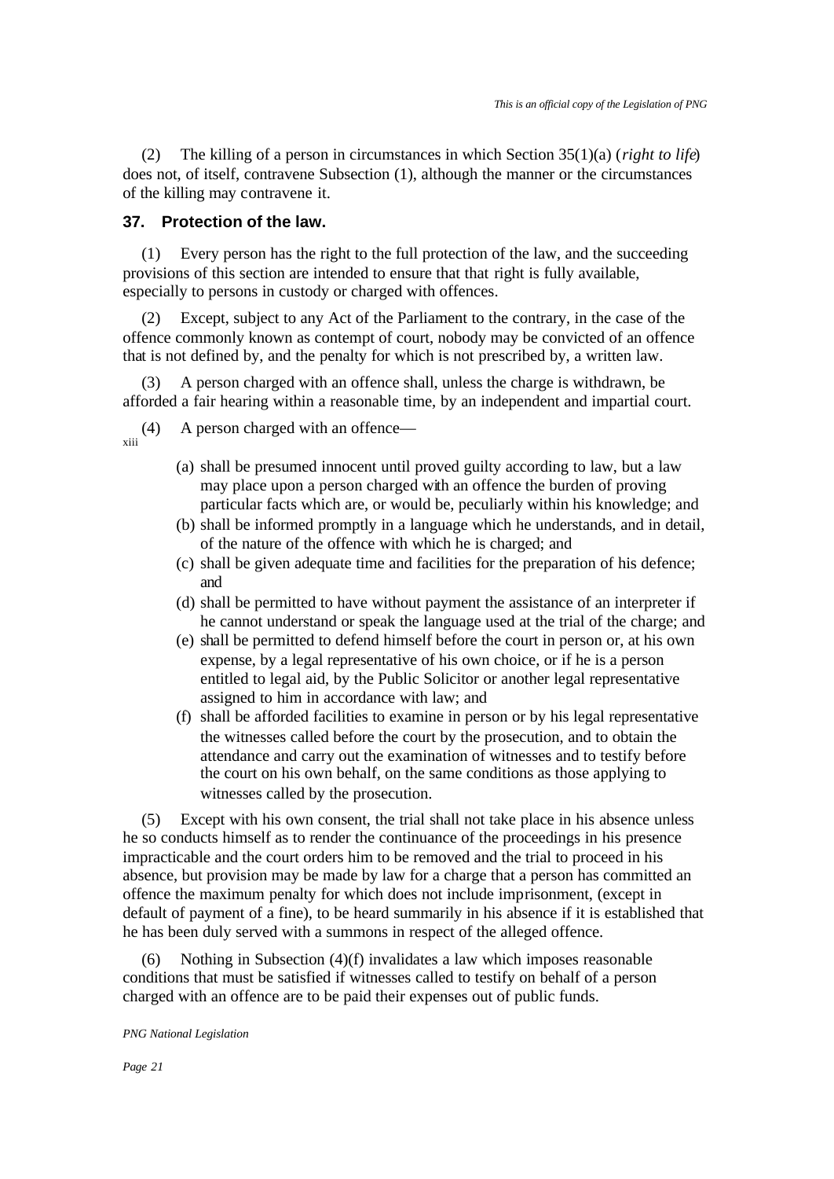(2) The killing of a person in circumstances in which Section 35(1)(a) (*right to life*) does not, of itself, contravene Subsection (1), although the manner or the circumstances of the killing may contravene it.

### 37. Protection of the law.

(1) Every person has the right to the full protection of the law, and the succeeding provisions of this section are intended to ensure that that right is fully available, especially to persons in custody or charged with offences.

(2) Except, subject to any Act of the Parliament to the contrary, in the case of the offence commonly known as contempt of court, nobody may be convicted of an offence that is not defined by, and the penalty for which is not prescribed by, a written law.

(3) A person charged with an offence shall, unless the charge is withdrawn, be afforded a fair hearing within a reasonable time, by an independent and impartial court.

(4) A person charged with an offence—[xiii]

(a) shall be presumed innocent until proved guilty according to law, but a law may place upon a person charged with an offence the burden of proving particular facts which are, or would be, peculiarly within his knowledge; and

(b) shall be informed promptly in a language which he understands, and in detail, of the nature of the offence with which he is charged; and

(c) shall be given adequate time and facilities for the preparation of his defence; and

(d) shall be permitted to have without payment the assistance of an interpreter if he cannot understand or speak the language used at the trial of the charge; and

(e) shall be permitted to defend himself before the court in person or, at his own expense, by a legal representative of his own choice, or if he is a person entitled to legal aid, by the Public Solicitor or another legal representative assigned to him in accordance with law; and

(f) shall be afforded facilities to examine in person or by his legal representative the witnesses called before the court by the prosecution, and to obtain the attendance and carry out the examination of witnesses and to testify before the court on his own behalf, on the same conditions as those applying to witnesses called by the prosecution.

(5) Except with his own consent, the trial shall not take place in his absence unless he so conducts himself as to render the continuance of the proceedings in his presence impracticable and the court orders him to be removed and the trial to proceed in his absence, but provision may be made by law for a charge that a person has committed an offence the maximum penalty for which does not include imprisonment, (except in default of payment of a fine), to be heard summarily in his absence if it is established that he has been duly served with a summons in respect of the alleged offence.

(6) Nothing in Subsection (4)(f) invalidates a law which imposes reasonable conditions that must be satisfied if witnesses called to testify on behalf of a person charged with an offence are to be paid their expenses out of public funds.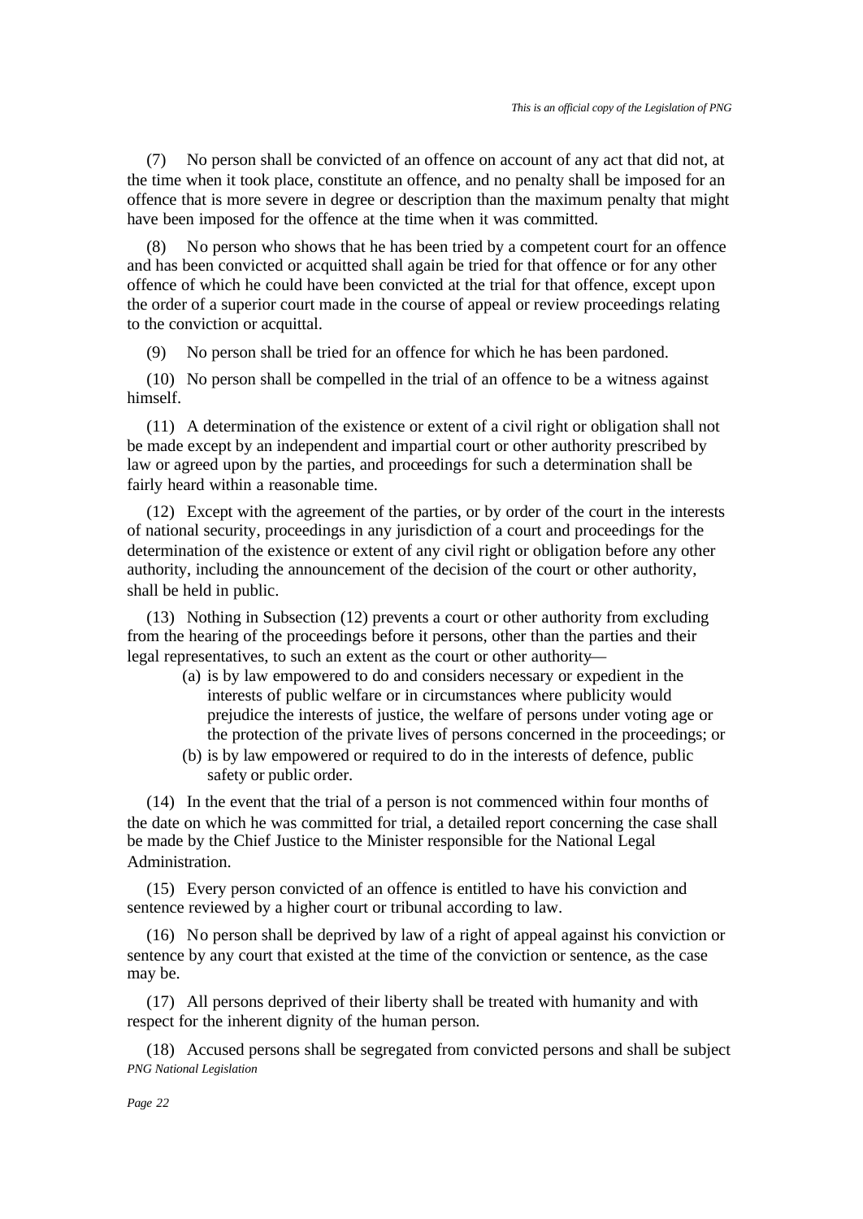(7) No person shall be convicted of an offence on account of any act that did not, at the time when it took place, constitute an offence, and no penalty shall be imposed for an offence that is more severe in degree or description than the maximum penalty that might have been imposed for the offence at the time when it was committed.

(8) No person who shows that he has been tried by a competent court for an offence and has been convicted or acquitted shall again be tried for that offence or for any other offence of which he could have been convicted at the trial for that offence, except upon the order of a superior court made in the course of appeal or review proceedings relating to the conviction or acquittal.

(9) No person shall be tried for an offence for which he has been pardoned.

(10) No person shall be compelled in the trial of an offence to be a witness against himself.

(11) A determination of the existence or extent of a civil right or obligation shall not be made except by an independent and impartial court or other authority prescribed by law or agreed upon by the parties, and proceedings for such a determination shall be fairly heard within a reasonable time.

(12) Except with the agreement of the parties, or by order of the court in the interests of national security, proceedings in any jurisdiction of a court and proceedings for the determination of the existence or extent of any civil right or obligation before any other authority, including the announcement of the decision of the court or other authority, shall be held in public.

(13) Nothing in Subsection (12) prevents a court or other authority from excluding from the hearing of the proceedings before it persons, other than the parties and their legal representatives, to such an extent as the court or other authority—

- (a) is by law empowered to do and considers necessary or expedient in the interests of public welfare or in circumstances where publicity would prejudice the interests of justice, the welfare of persons under voting age or the protection of the private lives of persons concerned in the proceedings; or
- (b) is by law empowered or required to do in the interests of defence, public safety or public order.

(14) In the event that the trial of a person is not commenced within four months of the date on which he was committed for trial, a detailed report concerning the case shall be made by the Chief Justice to the Minister responsible for the National Legal Administration.

(15) Every person convicted of an offence is entitled to have his conviction and sentence reviewed by a higher court or tribunal according to law.

(16) No person shall be deprived by law of a right of appeal against his conviction or sentence by any court that existed at the time of the conviction or sentence, as the case may be.

(17) All persons deprived of their liberty shall be treated with humanity and with respect for the inherent dignity of the human person.

(18) Accused persons shall be segregated from convicted persons and shall be subject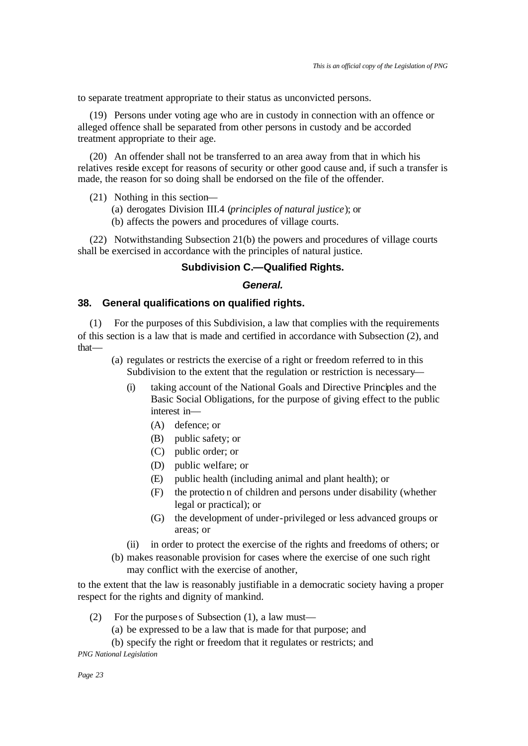to separate treatment appropriate to their status as unconvicted persons.

(19) Persons under voting age who are in custody in connection with an offence or alleged offence shall be separated from other persons in custody and be accorded treatment appropriate to their age.

(20) An offender shall not be transferred to an area away from that in which his relatives reside except for reasons of security or other good cause and, if such a transfer is made, the reason for so doing shall be endorsed on the file of the offender.

(21) Nothing in this section—

(a) derogates Division III.4 (*principles of natural justice*); or

(b) affects the powers and procedures of village courts.

(22) Notwithstanding Subsection 21(b) the powers and procedures of village courts shall be exercised in accordance with the principles of natural justice.

### Subdivision C.—Qualified Rights.

#### *General.*

### 38. General qualifications on qualified rights.

(1) For the purposes of this Subdivision, a law that complies with the requirements of this section is a law that is made and certified in accordance with Subsection (2), and that—

(a) regulates or restricts the exercise of a right or freedom referred to in this Subdivision to the extent that the regulation or restriction is necessary—

(i) taking account of the National Goals and Directive Principles and the Basic Social Obligations, for the purpose of giving effect to the public interest in—

(A) defence; or

(B) public safety; or

(C) public order; or

(D) public welfare; or

(E) public health (including animal and plant health); or

(F) the protection of children and persons under disability (whether legal or practical); or

(G) the development of under-privileged or less advanced groups or areas; or

(ii) in order to protect the exercise of the rights and freedoms of others; or

(b) makes reasonable provision for cases where the exercise of one such right may conflict with the exercise of another,

to the extent that the law is reasonably justifiable in a democratic society having a proper respect for the rights and dignity of mankind.

(2) For the purposes of Subsection (1), a law must—

(a) be expressed to be a law that is made for that purpose; and

(b) specify the right or freedom that it regulates or restricts; and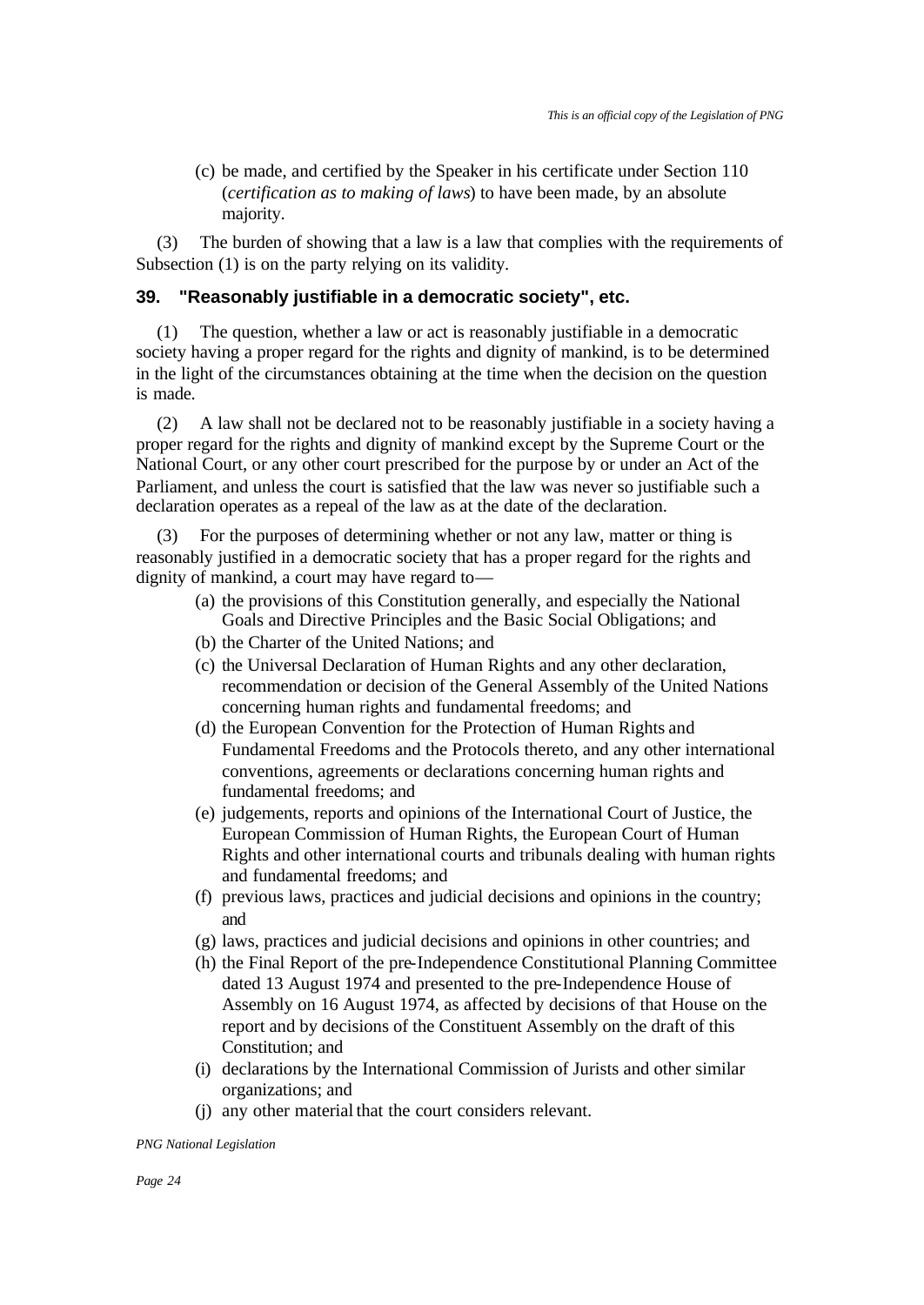(c) be made, and certified by the Speaker in his certificate under Section 110 (*certification as to making of laws*) to have been made, by an absolute majority.

(3) The burden of showing that a law is a law that complies with the requirements of Subsection (1) is on the party relying on its validity.

### 39. "Reasonably justifiable in a democratic society", etc.

(1) The question, whether a law or act is reasonably justifiable in a democratic society having a proper regard for the rights and dignity of mankind, is to be determined in the light of the circumstances obtaining at the time when the decision on the question is made.

(2) A law shall not be declared not to be reasonably justifiable in a society having a proper regard for the rights and dignity of mankind except by the Supreme Court or the National Court, or any other court prescribed for the purpose by or under an Act of the Parliament, and unless the court is satisfied that the law was never so justifiable such a declaration operates as a repeal of the law as at the date of the declaration.

(3) For the purposes of determining whether or not any law, matter or thing is reasonably justified in a democratic society that has a proper regard for the rights and dignity of mankind, a court may have regard to—

(a) the provisions of this Constitution generally, and especially the National Goals and Directive Principles and the Basic Social Obligations; and

(b) the Charter of the United Nations; and

(c) the Universal Declaration of Human Rights and any other declaration, recommendation or decision of the General Assembly of the United Nations concerning human rights and fundamental freedoms; and

(d) the European Convention for the Protection of Human Rights and Fundamental Freedoms and the Protocols thereto, and any other international conventions, agreements or declarations concerning human rights and fundamental freedoms; and

(e) judgements, reports and opinions of the International Court of Justice, the European Commission of Human Rights, the European Court of Human Rights and other international courts and tribunals dealing with human rights and fundamental freedoms; and

(f) previous laws, practices and judicial decisions and opinions in the country; and

(g) laws, practices and judicial decisions and opinions in other countries; and

(h) the Final Report of the pre-Independence Constitutional Planning Committee dated 13 August 1974 and presented to the pre-Independence House of Assembly on 16 August 1974, as affected by decisions of that House on the report and by decisions of the Constituent Assembly on the draft of this Constitution; and

(i) declarations by the International Commission of Jurists and other similar organizations; and

(j) any other material that the court considers relevant.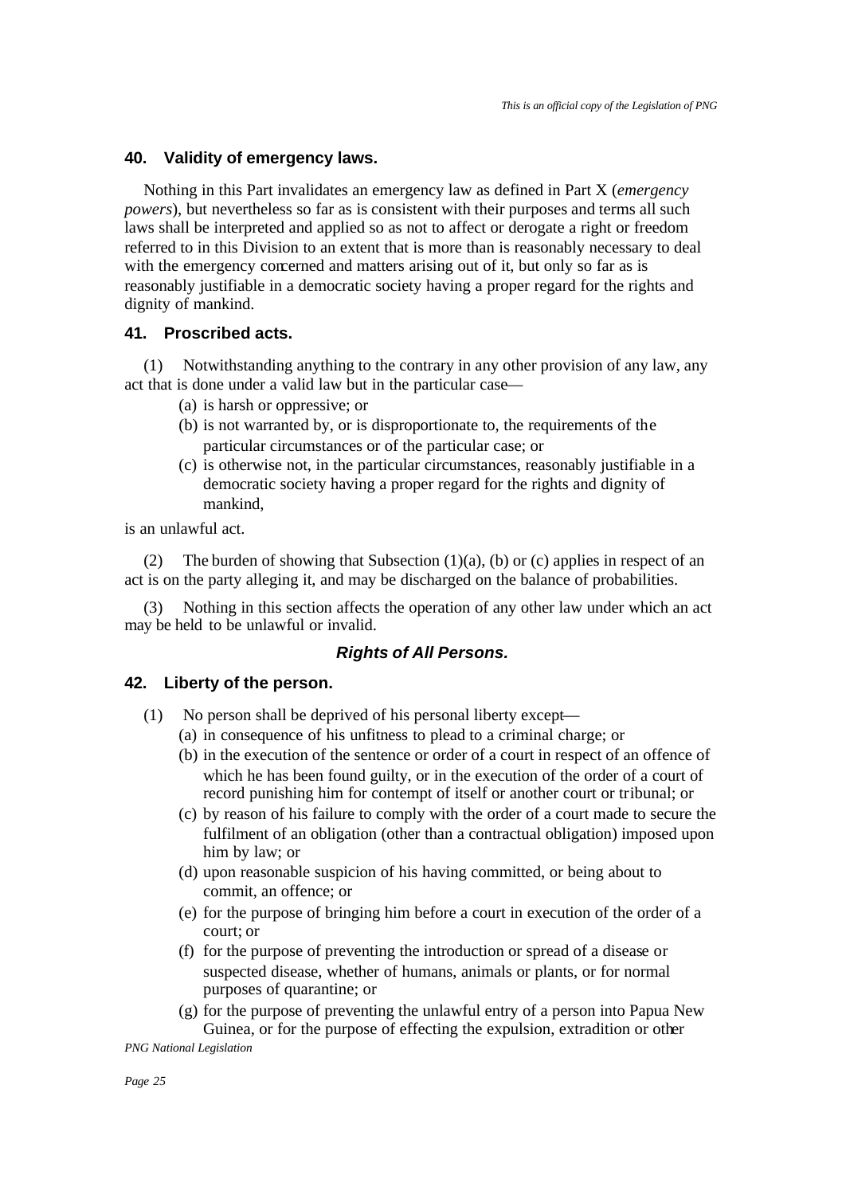### 40. Validity of emergency laws.

Nothing in this Part invalidates an emergency law as defined in Part X (*emergency powers*), but nevertheless so far as is consistent with their purposes and terms all such laws shall be interpreted and applied so as not to affect or derogate a right or freedom referred to in this Division to an extent that is more than is reasonably necessary to deal with the emergency concerned and matters arising out of it, but only so far as is reasonably justifiable in a democratic society having a proper regard for the rights and dignity of mankind.

### 41. Proscribed acts.

(1) Notwithstanding anything to the contrary in any other provision of any law, any act that is done under a valid law but in the particular case—

- (a) is harsh or oppressive; or
- (b) is not warranted by, or is disproportionate to, the requirements of the particular circumstances or of the particular case; or
- (c) is otherwise not, in the particular circumstances, reasonably justifiable in a democratic society having a proper regard for the rights and dignity of mankind,

is an unlawful act.

(2) The burden of showing that Subsection (1)(a), (b) or (c) applies in respect of an act is on the party alleging it, and may be discharged on the balance of probabilities.

(3) Nothing in this section affects the operation of any other law under which an act may be held to be unlawful or invalid.

## *Rights of All Persons.*

### 42. Liberty of the person.

(1) No person shall be deprived of his personal liberty except—

- (a) in consequence of his unfitness to plead to a criminal charge; or
- (b) in the execution of the sentence or order of a court in respect of an offence of which he has been found guilty, or in the execution of the order of a court of record punishing him for contempt of itself or another court or tribunal; or
- (c) by reason of his failure to comply with the order of a court made to secure the fulfilment of an obligation (other than a contractual obligation) imposed upon him by law; or
- (d) upon reasonable suspicion of his having committed, or being about to commit, an offence; or
- (e) for the purpose of bringing him before a court in execution of the order of a court; or
- (f) for the purpose of preventing the introduction or spread of a disease or suspected disease, whether of humans, animals or plants, or for normal purposes of quarantine; or
- (g) for the purpose of preventing the unlawful entry of a person into Papua New Guinea, or for the purpose of effecting the expulsion, extradition or other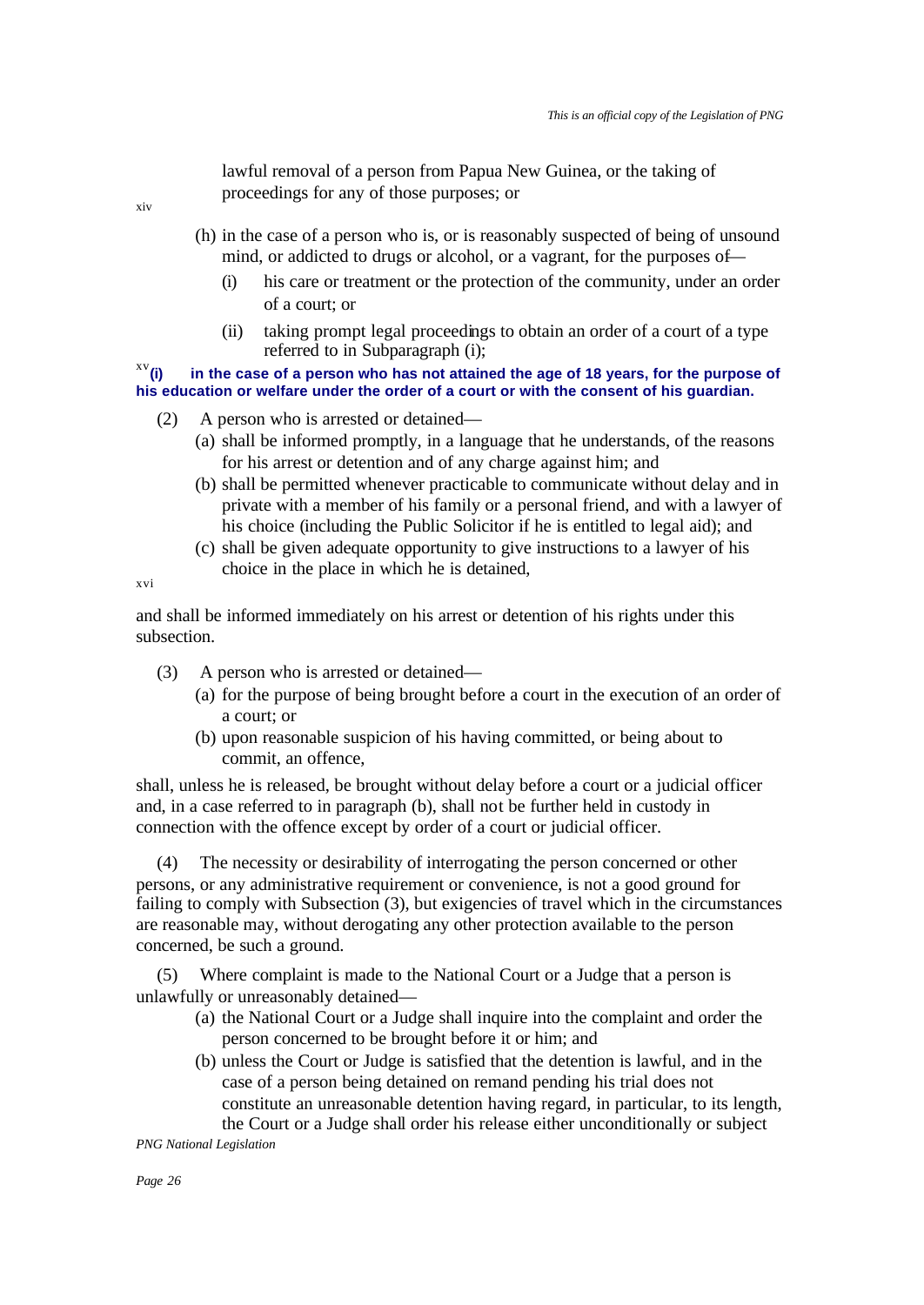lawful removal of a person from Papua New Guinea, or the taking of proceedings for any of those purposes; or

[xiv]

(h) in the case of a person who is, or is reasonably suspected of being of unsound mind, or addicted to drugs or alcohol, or a vagrant, for the purposes of—

(i) his care or treatment or the protection of the community, under an order of a court; or

(ii) taking prompt legal proceedings to obtain an order of a court of a type referred to in Subparagraph (i);

[xv]**(i) in the case of a person who has not attained the age of 18 years, for the purpose of his education or welfare under the order of a court or with the consent of his guardian.**

(2) A person who is arrested or detained—

(a) shall be informed promptly, in a language that he understands, of the reasons for his arrest or detention and of any charge against him; and

(b) shall be permitted whenever practicable to communicate without delay and in private with a member of his family or a personal friend, and with a lawyer of his choice (including the Public Solicitor if he is entitled to legal aid); and

(c) shall be given adequate opportunity to give instructions to a lawyer of his choice in the place in which he is detained,

[xvi]

and shall be informed immediately on his arrest or detention of his rights under this subsection.

(3) A person who is arrested or detained—

(a) for the purpose of being brought before a court in the execution of an order of a court; or

(b) upon reasonable suspicion of his having committed, or being about to commit, an offence,

shall, unless he is released, be brought without delay before a court or a judicial officer and, in a case referred to in paragraph (b), shall not be further held in custody in connection with the offence except by order of a court or judicial officer.

(4) The necessity or desirability of interrogating the person concerned or other persons, or any administrative requirement or convenience, is not a good ground for failing to comply with Subsection (3), but exigencies of travel which in the circumstances are reasonable may, without derogating any other protection available to the person concerned, be such a ground.

(5) Where complaint is made to the National Court or a Judge that a person is unlawfully or unreasonably detained—

(a) the National Court or a Judge shall inquire into the complaint and order the person concerned to be brought before it or him; and

(b) unless the Court or Judge is satisfied that the detention is lawful, and in the case of a person being detained on remand pending his trial does not constitute an unreasonable detention having regard, in particular, to its length, the Court or a Judge shall order his release either unconditionally or subject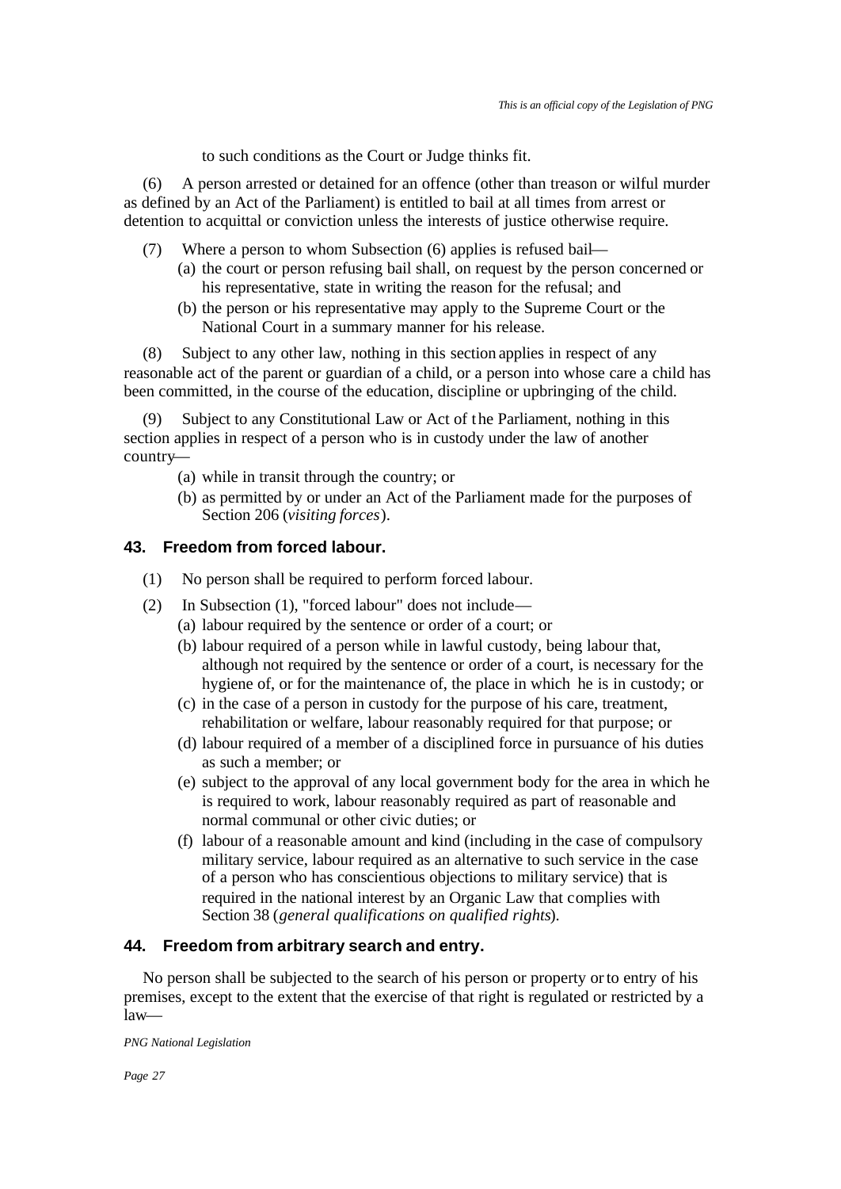to such conditions as the Court or Judge thinks fit.

(6) A person arrested or detained for an offence (other than treason or wilful murder as defined by an Act of the Parliament) is entitled to bail at all times from arrest or detention to acquittal or conviction unless the interests of justice otherwise require.

(7) Where a person to whom Subsection (6) applies is refused bail—

- (a) the court or person refusing bail shall, on request by the person concerned or his representative, state in writing the reason for the refusal; and
- (b) the person or his representative may apply to the Supreme Court or the National Court in a summary manner for his release.

(8) Subject to any other law, nothing in this section applies in respect of any reasonable act of the parent or guardian of a child, or a person into whose care a child has been committed, in the course of the education, discipline or upbringing of the child.

(9) Subject to any Constitutional Law or Act of the Parliament, nothing in this section applies in respect of a person who is in custody under the law of another country—

- (a) while in transit through the country; or
- (b) as permitted by or under an Act of the Parliament made for the purposes of Section 206 (*visiting forces*).

### 43. Freedom from forced labour.

(1) No person shall be required to perform forced labour.

(2) In Subsection (1), "forced labour" does not include—

- (a) labour required by the sentence or order of a court; or
- (b) labour required of a person while in lawful custody, being labour that, although not required by the sentence or order of a court, is necessary for the hygiene of, or for the maintenance of, the place in which he is in custody; or
- (c) in the case of a person in custody for the purpose of his care, treatment, rehabilitation or welfare, labour reasonably required for that purpose; or
- (d) labour required of a member of a disciplined force in pursuance of his duties as such a member; or
- (e) subject to the approval of any local government body for the area in which he is required to work, labour reasonably required as part of reasonable and normal communal or other civic duties; or
- (f) labour of a reasonable amount and kind (including in the case of compulsory military service, labour required as an alternative to such service in the case of a person who has conscientious objections to military service) that is required in the national interest by an Organic Law that complies with Section 38 (*general qualifications on qualified rights*).

### 44. Freedom from arbitrary search and entry.

No person shall be subjected to the search of his person or property or to entry of his premises, except to the extent that the exercise of that right is regulated or restricted by a law—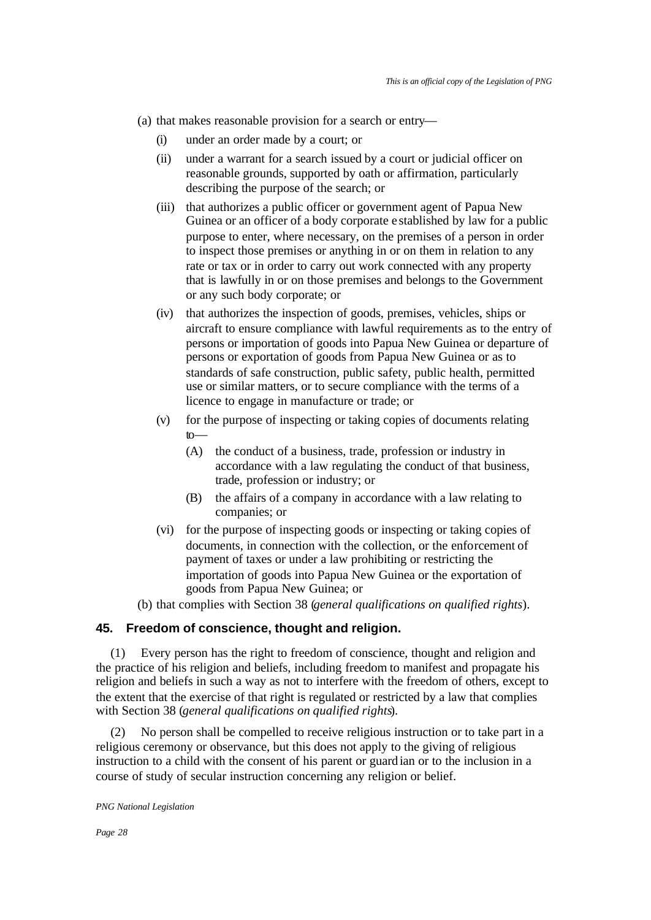(a) that makes reasonable provision for a search or entry—

- (i) under an order made by a court; or
- (ii) under a warrant for a search issued by a court or judicial officer on reasonable grounds, supported by oath or affirmation, particularly describing the purpose of the search; or
- (iii) that authorizes a public officer or government agent of Papua New Guinea or an officer of a body corporate established by law for a public purpose to enter, where necessary, on the premises of a person in order to inspect those premises or anything in or on them in relation to any rate or tax or in order to carry out work connected with any property that is lawfully in or on those premises and belongs to the Government or any such body corporate; or
- (iv) that authorizes the inspection of goods, premises, vehicles, ships or aircraft to ensure compliance with lawful requirements as to the entry of persons or importation of goods into Papua New Guinea or departure of persons or exportation of goods from Papua New Guinea or as to standards of safe construction, public safety, public health, permitted use or similar matters, or to secure compliance with the terms of a licence to engage in manufacture or trade; or
- (v) for the purpose of inspecting or taking copies of documents relating to—
  - (A) the conduct of a business, trade, profession or industry in accordance with a law regulating the conduct of that business, trade, profession or industry; or
  - (B) the affairs of a company in accordance with a law relating to companies; or
- (vi) for the purpose of inspecting goods or inspecting or taking copies of documents, in connection with the collection, or the enforcement of payment of taxes or under a law prohibiting or restricting the importation of goods into Papua New Guinea or the exportation of goods from Papua New Guinea; or

(b) that complies with Section 38 (*general qualifications on qualified rights*).

### 45. Freedom of conscience, thought and religion.

(1) Every person has the right to freedom of conscience, thought and religion and the practice of his religion and beliefs, including freedom to manifest and propagate his religion and beliefs in such a way as not to interfere with the freedom of others, except to the extent that the exercise of that right is regulated or restricted by a law that complies with Section 38 (*general qualifications on qualified rights*).

(2) No person shall be compelled to receive religious instruction or to take part in a religious ceremony or observance, but this does not apply to the giving of religious instruction to a child with the consent of his parent or guardian or to the inclusion in a course of study of secular instruction concerning any religion or belief.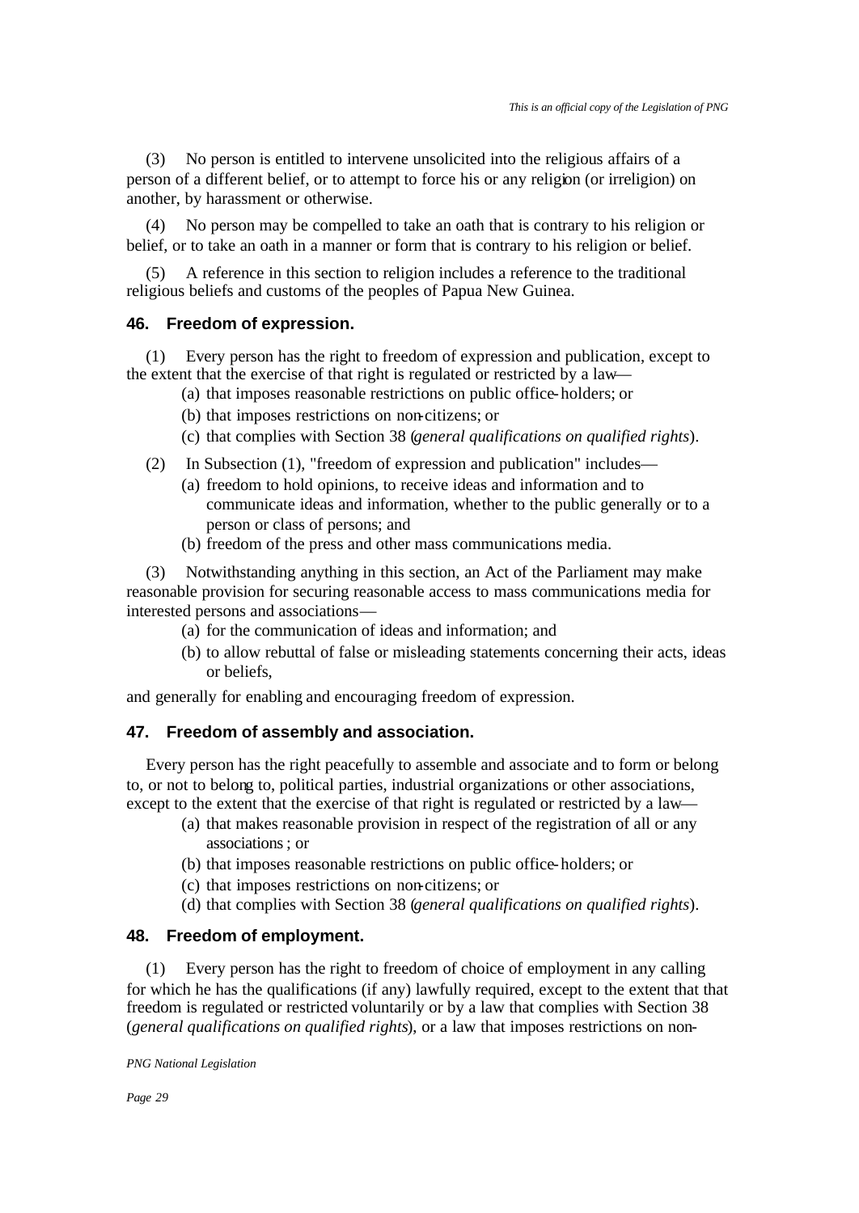(3) No person is entitled to intervene unsolicited into the religious affairs of a person of a different belief, or to attempt to force his or any religion (or irreligion) on another, by harassment or otherwise.

(4) No person may be compelled to take an oath that is contrary to his religion or belief, or to take an oath in a manner or form that is contrary to his religion or belief.

(5) A reference in this section to religion includes a reference to the traditional religious beliefs and customs of the peoples of Papua New Guinea.

### 46. Freedom of expression.

(1) Every person has the right to freedom of expression and publication, except to the extent that the exercise of that right is regulated or restricted by a law—

(a) that imposes reasonable restrictions on public office-holders; or

(b) that imposes restrictions on non-citizens; or

(c) that complies with Section 38 (*general qualifications on qualified rights*).

(2) In Subsection (1), "freedom of expression and publication" includes—

(a) freedom to hold opinions, to receive ideas and information and to communicate ideas and information, whether to the public generally or to a person or class of persons; and

(b) freedom of the press and other mass communications media.

(3) Notwithstanding anything in this section, an Act of the Parliament may make reasonable provision for securing reasonable access to mass communications media for interested persons and associations—

(a) for the communication of ideas and information; and

(b) to allow rebuttal of false or misleading statements concerning their acts, ideas or beliefs,

and generally for enabling and encouraging freedom of expression.

### 47. Freedom of assembly and association.

Every person has the right peacefully to assemble and associate and to form or belong to, or not to belong to, political parties, industrial organizations or other associations, except to the extent that the exercise of that right is regulated or restricted by a law—

(a) that makes reasonable provision in respect of the registration of all or any associations; or

(b) that imposes reasonable restrictions on public office-holders; or

(c) that imposes restrictions on non-citizens; or

(d) that complies with Section 38 (*general qualifications on qualified rights*).

### 48. Freedom of employment.

(1) Every person has the right to freedom of choice of employment in any calling for which he has the qualifications (if any) lawfully required, except to the extent that that freedom is regulated or restricted voluntarily or by a law that complies with Section 38 (*general qualifications on qualified rights*), or a law that imposes restrictions on non-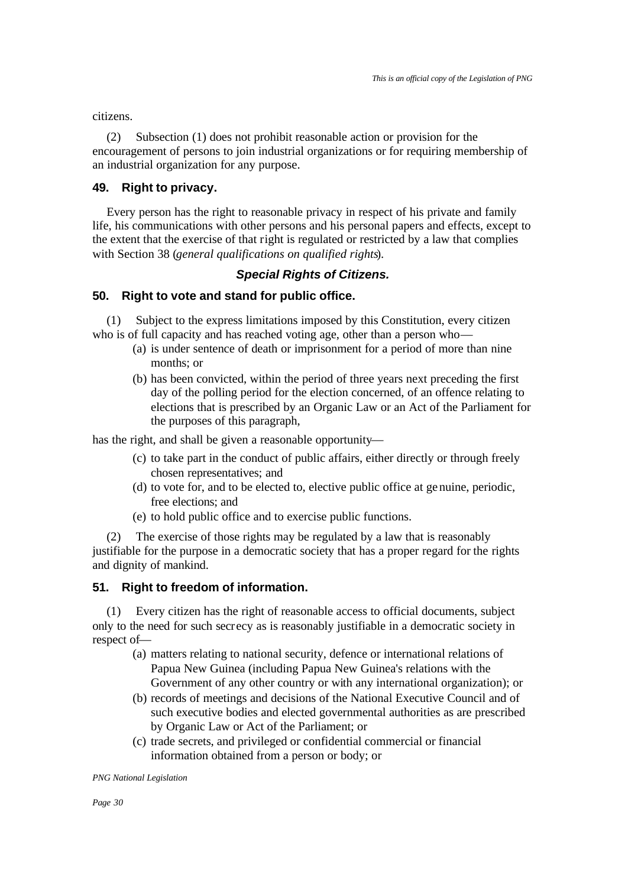citizens.

(2) Subsection (1) does not prohibit reasonable action or provision for the encouragement of persons to join industrial organizations or for requiring membership of an industrial organization for any purpose.

### 49. Right to privacy.

Every person has the right to reasonable privacy in respect of his private and family life, his communications with other persons and his personal papers and effects, except to the extent that the exercise of that right is regulated or restricted by a law that complies with Section 38 (*general qualifications on qualified rights*).

## *Special Rights of Citizens.*

### 50. Right to vote and stand for public office.

(1) Subject to the express limitations imposed by this Constitution, every citizen who is of full capacity and has reached voting age, other than a person who—

(a) is under sentence of death or imprisonment for a period of more than nine months; or

(b) has been convicted, within the period of three years next preceding the first day of the polling period for the election concerned, of an offence relating to elections that is prescribed by an Organic Law or an Act of the Parliament for the purposes of this paragraph,

has the right, and shall be given a reasonable opportunity—

(c) to take part in the conduct of public affairs, either directly or through freely chosen representatives; and

(d) to vote for, and to be elected to, elective public office at genuine, periodic, free elections; and

(e) to hold public office and to exercise public functions.

(2) The exercise of those rights may be regulated by a law that is reasonably justifiable for the purpose in a democratic society that has a proper regard for the rights and dignity of mankind.

### 51. Right to freedom of information.

(1) Every citizen has the right of reasonable access to official documents, subject only to the need for such secrecy as is reasonably justifiable in a democratic society in respect of—

(a) matters relating to national security, defence or international relations of Papua New Guinea (including Papua New Guinea's relations with the Government of any other country or with any international organization); or

(b) records of meetings and decisions of the National Executive Council and of such executive bodies and elected governmental authorities as are prescribed by Organic Law or Act of the Parliament; or

(c) trade secrets, and privileged or confidential commercial or financial information obtained from a person or body; or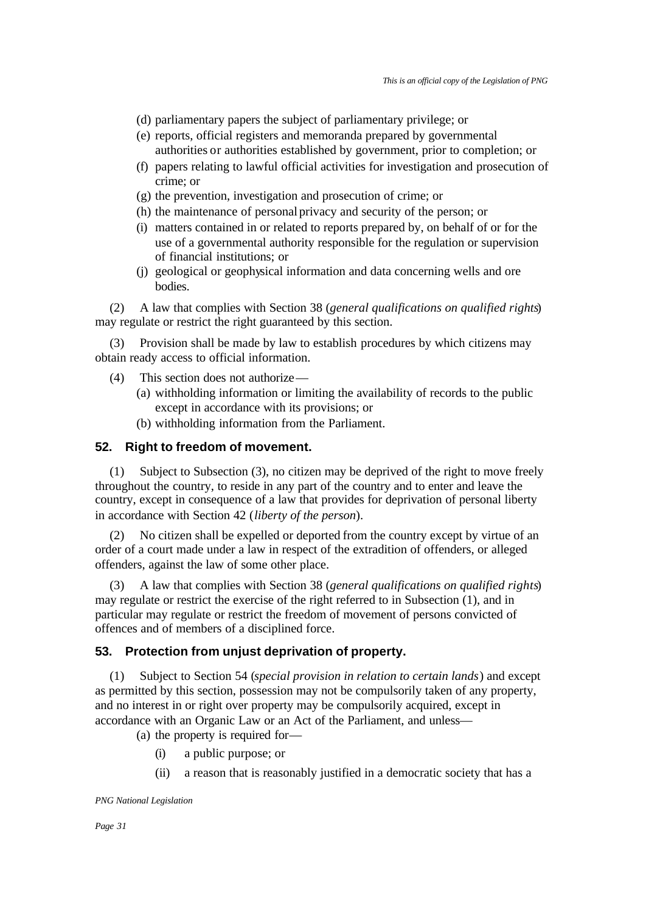(d) parliamentary papers the subject of parliamentary privilege; or
(e) reports, official registers and memoranda prepared by governmental authorities or authorities established by government, prior to completion; or
(f) papers relating to lawful official activities for investigation and prosecution of crime; or
(g) the prevention, investigation and prosecution of crime; or
(h) the maintenance of personal privacy and security of the person; or
(i) matters contained in or related to reports prepared by, on behalf of or for the use of a governmental authority responsible for the regulation or supervision of financial institutions; or
(j) geological or geophysical information and data concerning wells and ore bodies.

(2) A law that complies with Section 38 (*general qualifications on qualified rights*) may regulate or restrict the right guaranteed by this section.

(3) Provision shall be made by law to establish procedures by which citizens may obtain ready access to official information.

(4) This section does not authorize—
(a) withholding information or limiting the availability of records to the public except in accordance with its provisions; or
(b) withholding information from the Parliament.

### 52. Right to freedom of movement.

(1) Subject to Subsection (3), no citizen may be deprived of the right to move freely throughout the country, to reside in any part of the country and to enter and leave the country, except in consequence of a law that provides for deprivation of personal liberty in accordance with Section 42 (*liberty of the person*).

(2) No citizen shall be expelled or deported from the country except by virtue of an order of a court made under a law in respect of the extradition of offenders, or alleged offenders, against the law of some other place.

(3) A law that complies with Section 38 (*general qualifications on qualified rights*) may regulate or restrict the exercise of the right referred to in Subsection (1), and in particular may regulate or restrict the freedom of movement of persons convicted of offences and of members of a disciplined force.

### 53. Protection from unjust deprivation of property.

(1) Subject to Section 54 (*special provision in relation to certain lands*) and except as permitted by this section, possession may not be compulsorily taken of any property, and no interest in or right over property may be compulsorily acquired, except in accordance with an Organic Law or an Act of the Parliament, and unless—
(a) the property is required for—
(i) a public purpose; or
(ii) a reason that is reasonably justified in a democratic society that has a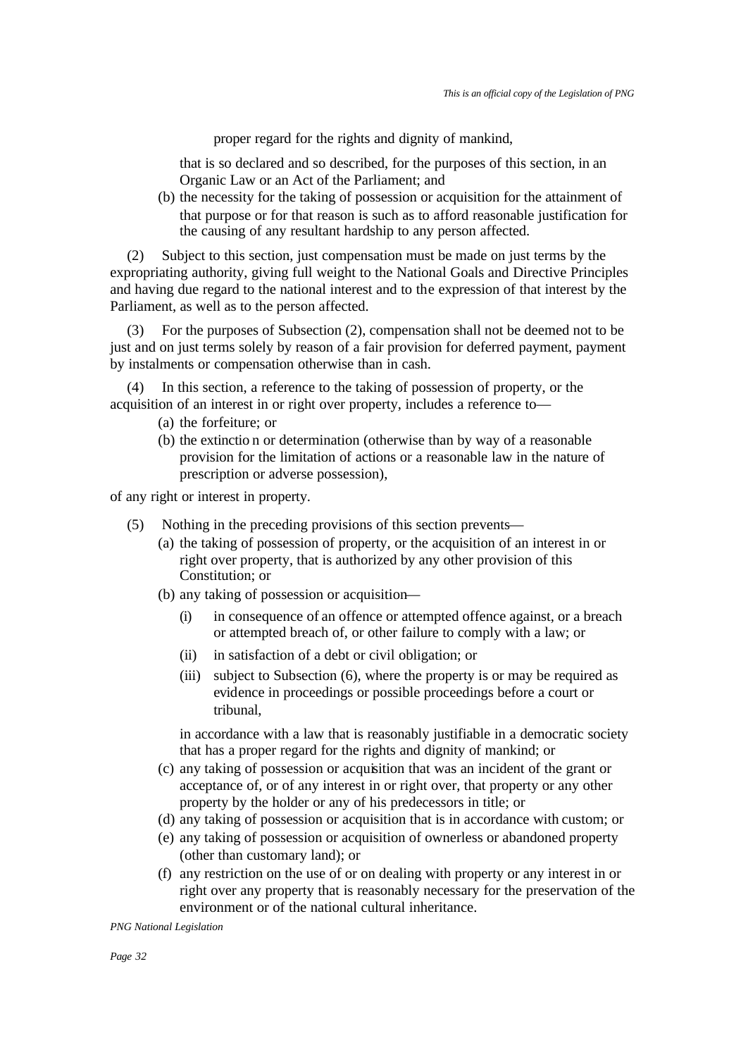proper regard for the rights and dignity of mankind,

that is so declared and so described, for the purposes of this section, in an Organic Law or an Act of the Parliament; and

(b) the necessity for the taking of possession or acquisition for the attainment of that purpose or for that reason is such as to afford reasonable justification for the causing of any resultant hardship to any person affected.

(2) Subject to this section, just compensation must be made on just terms by the expropriating authority, giving full weight to the National Goals and Directive Principles and having due regard to the national interest and to the expression of that interest by the Parliament, as well as to the person affected.

(3) For the purposes of Subsection (2), compensation shall not be deemed not to be just and on just terms solely by reason of a fair provision for deferred payment, payment by instalments or compensation otherwise than in cash.

(4) In this section, a reference to the taking of possession of property, or the acquisition of an interest in or right over property, includes a reference to—

(a) the forfeiture; or

(b) the extinction or determination (otherwise than by way of a reasonable provision for the limitation of actions or a reasonable law in the nature of prescription or adverse possession),

of any right or interest in property.

(5) Nothing in the preceding provisions of this section prevents—

(a) the taking of possession of property, or the acquisition of an interest in or right over property, that is authorized by any other provision of this Constitution; or

(b) any taking of possession or acquisition—

(i) in consequence of an offence or attempted offence against, or a breach or attempted breach of, or other failure to comply with a law; or

(ii) in satisfaction of a debt or civil obligation; or

(iii) subject to Subsection (6), where the property is or may be required as evidence in proceedings or possible proceedings before a court or tribunal,

in accordance with a law that is reasonably justifiable in a democratic society that has a proper regard for the rights and dignity of mankind; or

(c) any taking of possession or acquisition that was an incident of the grant or acceptance of, or of any interest in or right over, that property or any other property by the holder or any of his predecessors in title; or

(d) any taking of possession or acquisition that is in accordance with custom; or

(e) any taking of possession or acquisition of ownerless or abandoned property (other than customary land); or

(f) any restriction on the use of or on dealing with property or any interest in or right over any property that is reasonably necessary for the preservation of the environment or of the national cultural inheritance.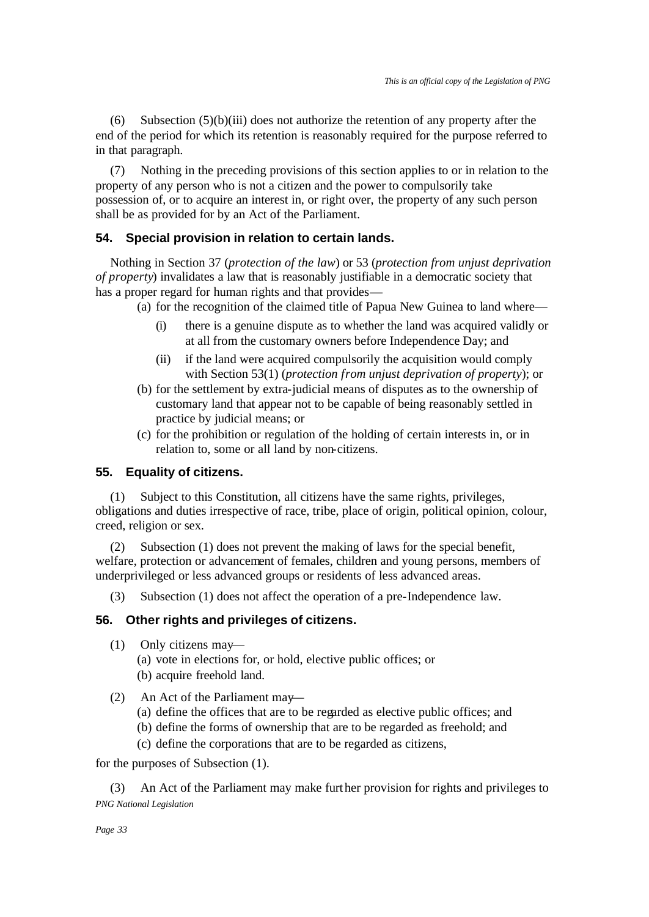(6) Subsection (5)(b)(iii) does not authorize the retention of any property after the end of the period for which its retention is reasonably required for the purpose referred to in that paragraph.

(7) Nothing in the preceding provisions of this section applies to or in relation to the property of any person who is not a citizen and the power to compulsorily take possession of, or to acquire an interest in, or right over, the property of any such person shall be as provided for by an Act of the Parliament.

### 54. Special provision in relation to certain lands.

Nothing in Section 37 (*protection of the law*) or 53 (*protection from unjust deprivation of property*) invalidates a law that is reasonably justifiable in a democratic society that has a proper regard for human rights and that provides—

(a) for the recognition of the claimed title of Papua New Guinea to land where—

(i) there is a genuine dispute as to whether the land was acquired validly or at all from the customary owners before Independence Day; and

(ii) if the land were acquired compulsorily the acquisition would comply with Section 53(1) (*protection from unjust deprivation of property*); or

(b) for the settlement by extra-judicial means of disputes as to the ownership of customary land that appear not to be capable of being reasonably settled in practice by judicial means; or

(c) for the prohibition or regulation of the holding of certain interests in, or in relation to, some or all land by non-citizens.

### 55. Equality of citizens.

(1) Subject to this Constitution, all citizens have the same rights, privileges, obligations and duties irrespective of race, tribe, place of origin, political opinion, colour, creed, religion or sex.

(2) Subsection (1) does not prevent the making of laws for the special benefit, welfare, protection or advancement of females, children and young persons, members of underprivileged or less advanced groups or residents of less advanced areas.

(3) Subsection (1) does not affect the operation of a pre-Independence law.

### 56. Other rights and privileges of citizens.

(1) Only citizens may—

(a) vote in elections for, or hold, elective public offices; or

(b) acquire freehold land.

(2) An Act of the Parliament may—

(a) define the offices that are to be regarded as elective public offices; and

(b) define the forms of ownership that are to be regarded as freehold; and

(c) define the corporations that are to be regarded as citizens,

for the purposes of Subsection (1).

(3) An Act of the Parliament may make further provision for rights and privileges to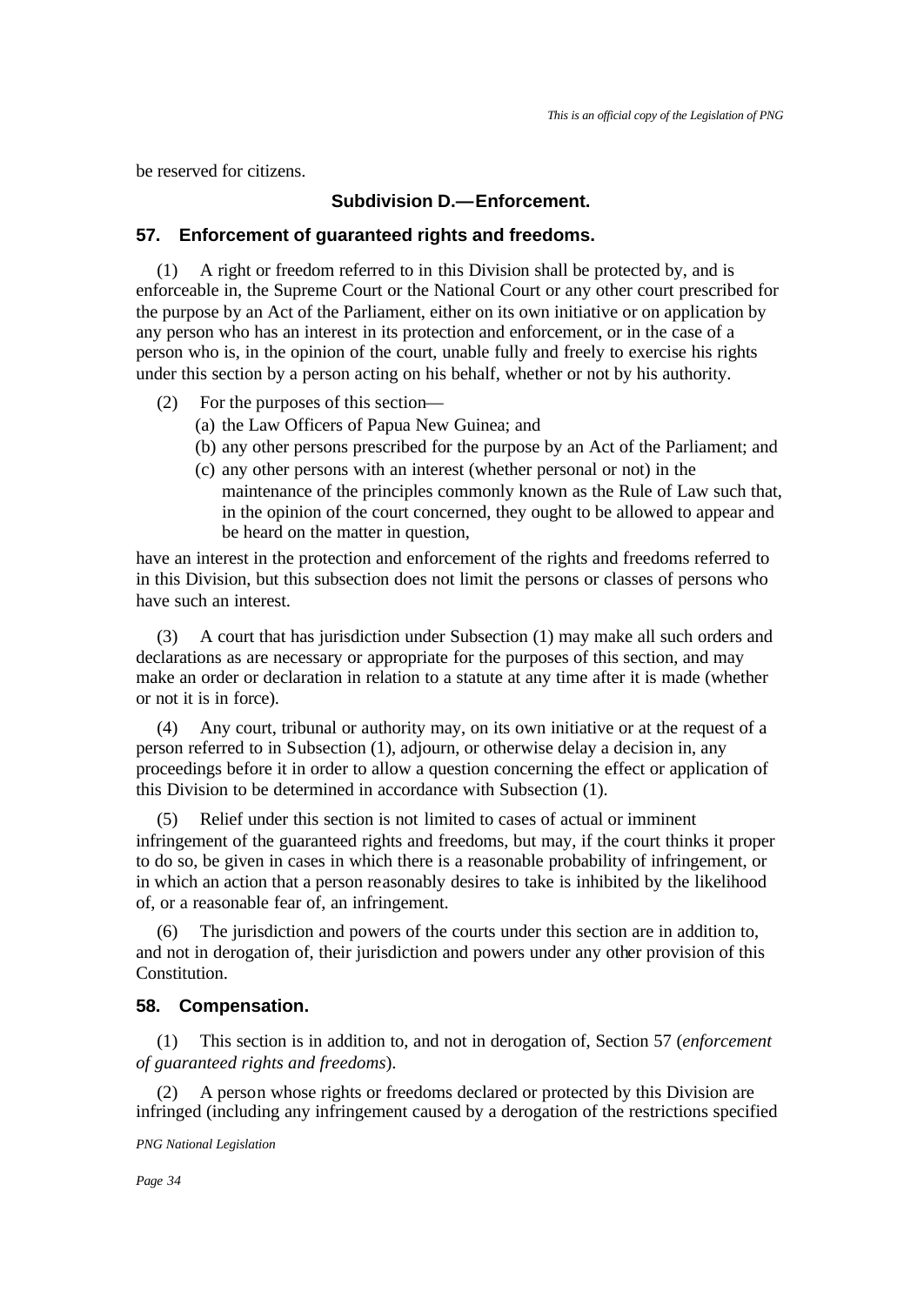be reserved for citizens.

### Subdivision D.—Enforcement.

### 57. Enforcement of guaranteed rights and freedoms.

(1) A right or freedom referred to in this Division shall be protected by, and is enforceable in, the Supreme Court or the National Court or any other court prescribed for the purpose by an Act of the Parliament, either on its own initiative or on application by any person who has an interest in its protection and enforcement, or in the case of a person who is, in the opinion of the court, unable fully and freely to exercise his rights under this section by a person acting on his behalf, whether or not by his authority.

(2) For the purposes of this section—

(a) the Law Officers of Papua New Guinea; and
(b) any other persons prescribed for the purpose by an Act of the Parliament; and
(c) any other persons with an interest (whether personal or not) in the maintenance of the principles commonly known as the Rule of Law such that, in the opinion of the court concerned, they ought to be allowed to appear and be heard on the matter in question,

have an interest in the protection and enforcement of the rights and freedoms referred to in this Division, but this subsection does not limit the persons or classes of persons who have such an interest.

(3) A court that has jurisdiction under Subsection (1) may make all such orders and declarations as are necessary or appropriate for the purposes of this section, and may make an order or declaration in relation to a statute at any time after it is made (whether or not it is in force).

(4) Any court, tribunal or authority may, on its own initiative or at the request of a person referred to in Subsection (1), adjourn, or otherwise delay a decision in, any proceedings before it in order to allow a question concerning the effect or application of this Division to be determined in accordance with Subsection (1).

(5) Relief under this section is not limited to cases of actual or imminent infringement of the guaranteed rights and freedoms, but may, if the court thinks it proper to do so, be given in cases in which there is a reasonable probability of infringement, or in which an action that a person reasonably desires to take is inhibited by the likelihood of, or a reasonable fear of, an infringement.

(6) The jurisdiction and powers of the courts under this section are in addition to, and not in derogation of, their jurisdiction and powers under any other provision of this Constitution.

### 58. Compensation.

(1) This section is in addition to, and not in derogation of, Section 57 (*enforcement of guaranteed rights and freedoms*).

(2) A person whose rights or freedoms declared or protected by this Division are infringed (including any infringement caused by a derogation of the restrictions specified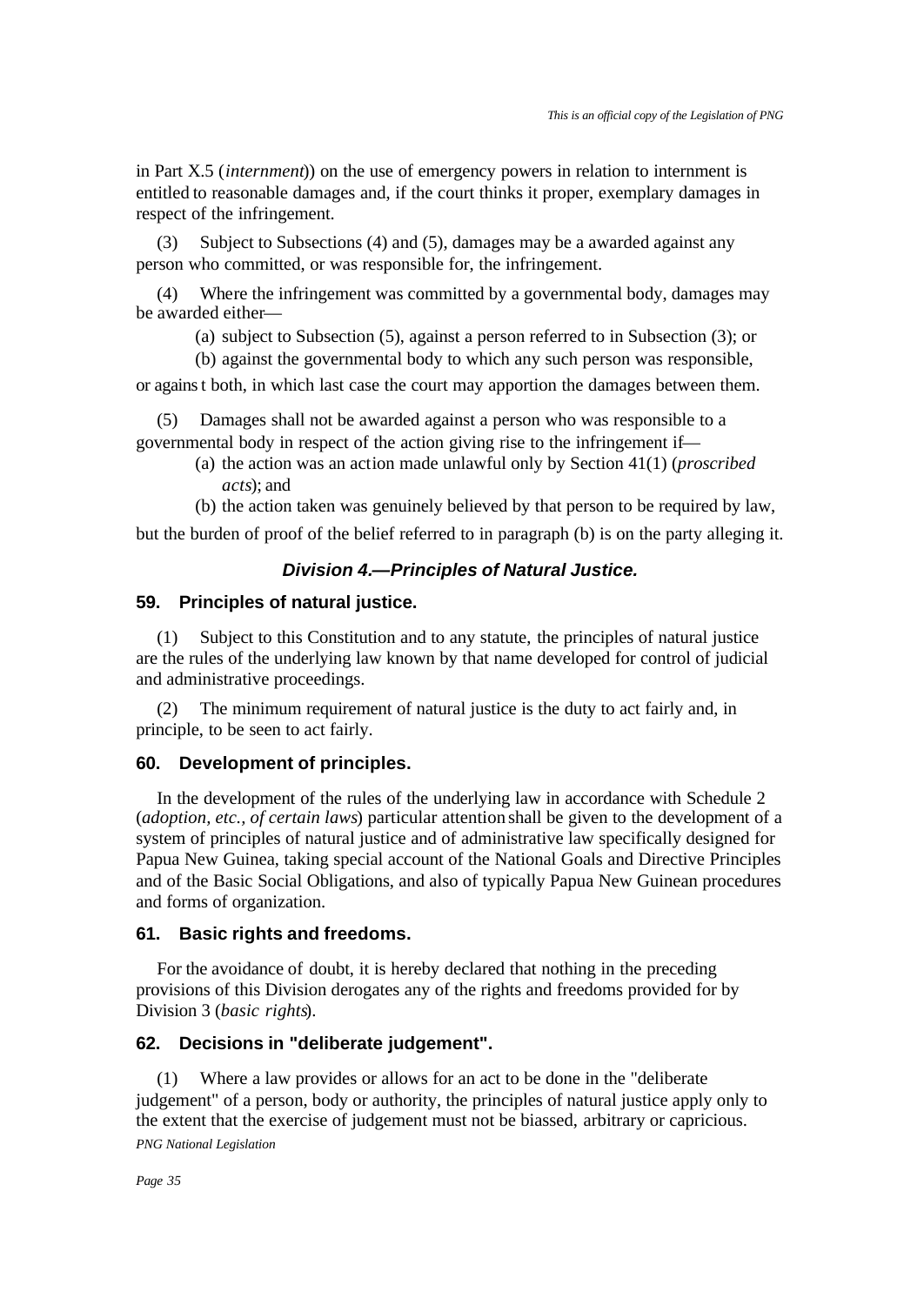in Part X.5 (*internment*)) on the use of emergency powers in relation to internment is entitled to reasonable damages and, if the court thinks it proper, exemplary damages in respect of the infringement.

(3) Subject to Subsections (4) and (5), damages may be a awarded against any person who committed, or was responsible for, the infringement.

(4) Where the infringement was committed by a governmental body, damages may be awarded either—

(a) subject to Subsection (5), against a person referred to in Subsection (3); or

(b) against the governmental body to which any such person was responsible,

or agains t both, in which last case the court may apportion the damages between them.

(5) Damages shall not be awarded against a person who was responsible to a governmental body in respect of the action giving rise to the infringement if—

(a) the action was an action made unlawful only by Section 41(1) (*proscribed acts*); and

(b) the action taken was genuinely believed by that person to be required by law,

but the burden of proof of the belief referred to in paragraph (b) is on the party alleging it.

### *Division 4.—Principles of Natural Justice.*

#### 59. Principles of natural justice.

(1) Subject to this Constitution and to any statute, the principles of natural justice are the rules of the underlying law known by that name developed for control of judicial and administrative proceedings.

(2) The minimum requirement of natural justice is the duty to act fairly and, in principle, to be seen to act fairly.

#### 60. Development of principles.

In the development of the rules of the underlying law in accordance with Schedule 2 (*adoption, etc., of certain laws*) particular attention shall be given to the development of a system of principles of natural justice and of administrative law specifically designed for Papua New Guinea, taking special account of the National Goals and Directive Principles and of the Basic Social Obligations, and also of typically Papua New Guinean procedures and forms of organization.

#### 61. Basic rights and freedoms.

For the avoidance of doubt, it is hereby declared that nothing in the preceding provisions of this Division derogates any of the rights and freedoms provided for by Division 3 (*basic rights*).

#### 62. Decisions in "deliberate judgement".

(1) Where a law provides or allows for an act to be done in the "deliberate judgement" of a person, body or authority, the principles of natural justice apply only to the extent that the exercise of judgement must not be biassed, arbitrary or capricious.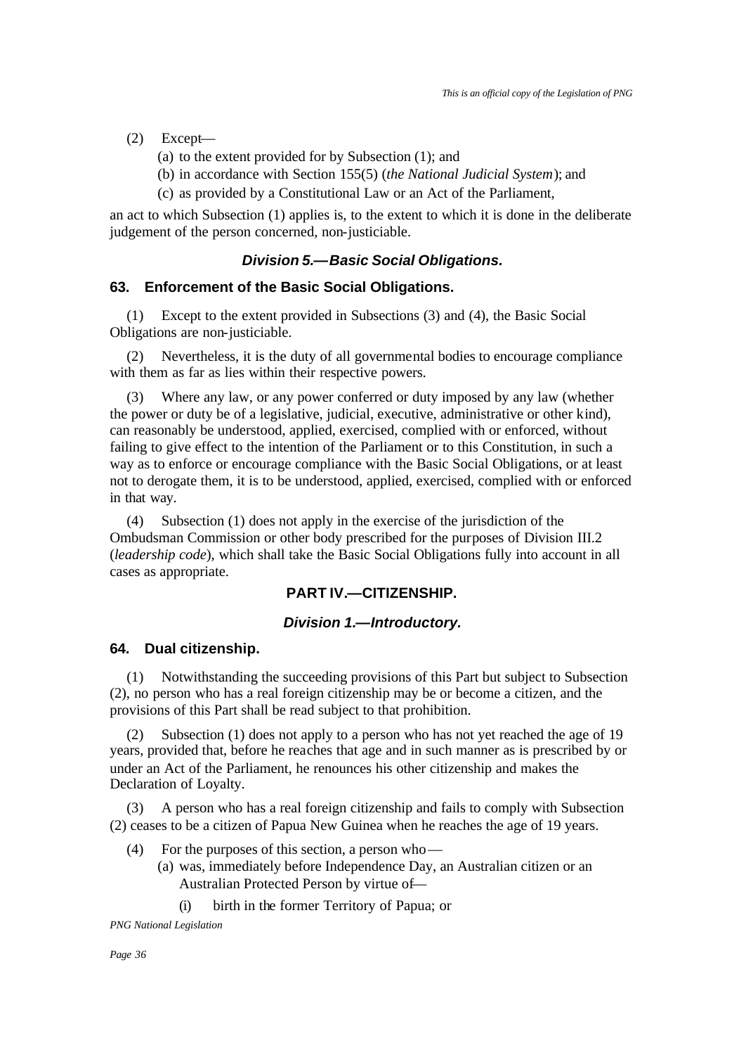(2) Except—

(a) to the extent provided for by Subsection (1); and

(b) in accordance with Section 155(5) (*the National Judicial System*); and

(c) as provided by a Constitutional Law or an Act of the Parliament,

an act to which Subsection (1) applies is, to the extent to which it is done in the deliberate judgement of the person concerned, non-justiciable.

### *Division 5.—Basic Social Obligations.*

#### 63. Enforcement of the Basic Social Obligations.

(1) Except to the extent provided in Subsections (3) and (4), the Basic Social Obligations are non-justiciable.

(2) Nevertheless, it is the duty of all governmental bodies to encourage compliance with them as far as lies within their respective powers.

(3) Where any law, or any power conferred or duty imposed by any law (whether the power or duty be of a legislative, judicial, executive, administrative or other kind), can reasonably be understood, applied, exercised, complied with or enforced, without failing to give effect to the intention of the Parliament or to this Constitution, in such a way as to enforce or encourage compliance with the Basic Social Obligations, or at least not to derogate them, it is to be understood, applied, exercised, complied with or enforced in that way.

(4) Subsection (1) does not apply in the exercise of the jurisdiction of the Ombudsman Commission or other body prescribed for the purposes of Division III.2 (*leadership code*), which shall take the Basic Social Obligations fully into account in all cases as appropriate.

## PART IV.—CITIZENSHIP.

### *Division 1.—Introductory.*

#### 64. Dual citizenship.

(1) Notwithstanding the succeeding provisions of this Part but subject to Subsection (2), no person who has a real foreign citizenship may be or become a citizen, and the provisions of this Part shall be read subject to that prohibition.

(2) Subsection (1) does not apply to a person who has not yet reached the age of 19 years, provided that, before he reaches that age and in such manner as is prescribed by or under an Act of the Parliament, he renounces his other citizenship and makes the Declaration of Loyalty.

(3) A person who has a real foreign citizenship and fails to comply with Subsection (2) ceases to be a citizen of Papua New Guinea when he reaches the age of 19 years.

(4) For the purposes of this section, a person who—

(a) was, immediately before Independence Day, an Australian citizen or an Australian Protected Person by virtue of—

(i) birth in the former Territory of Papua; or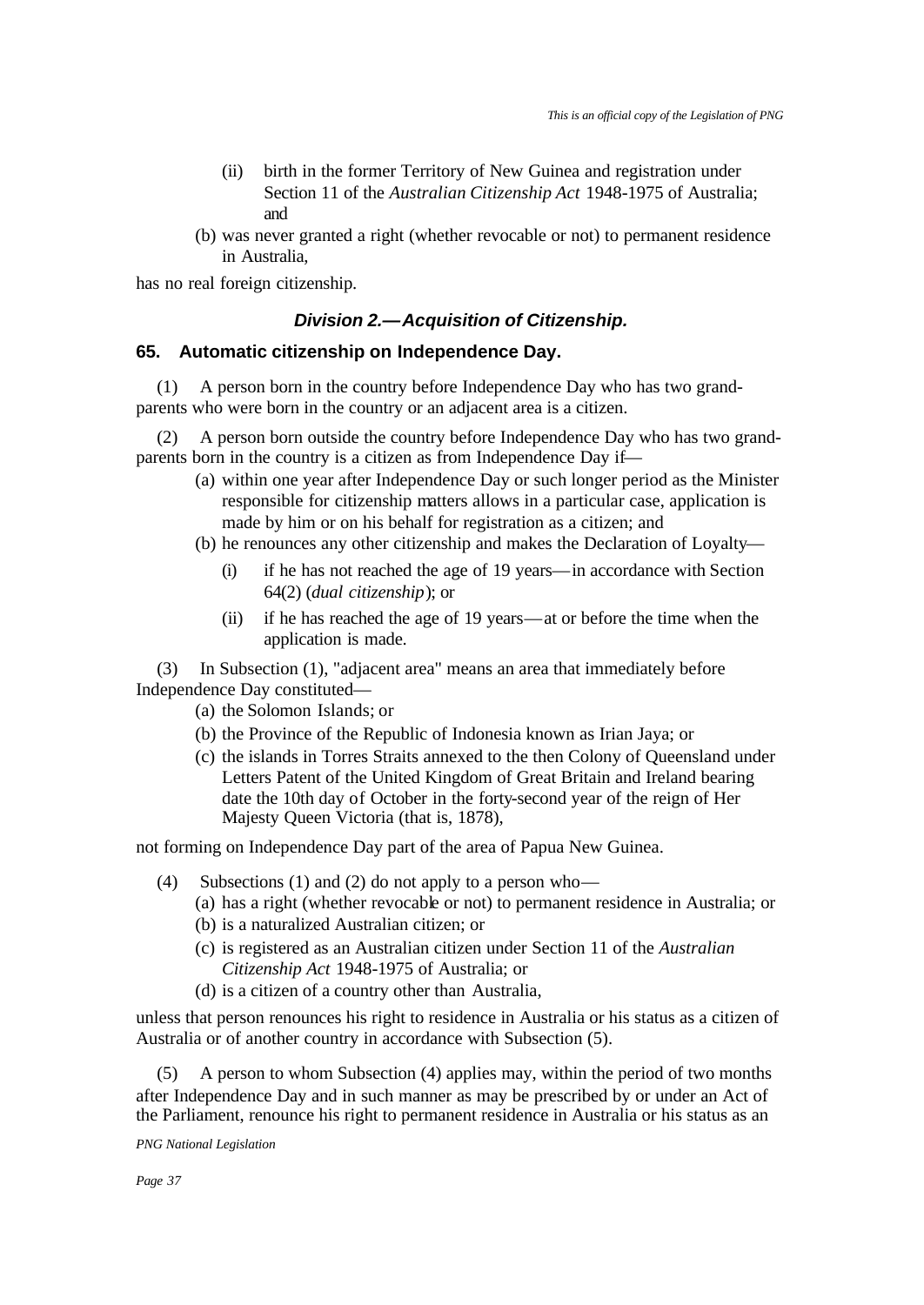(ii) birth in the former Territory of New Guinea and registration under Section 11 of the *Australian Citizenship Act* 1948-1975 of Australia; and

(b) was never granted a right (whether revocable or not) to permanent residence in Australia,

has no real foreign citizenship.

### *Division 2.—Acquisition of Citizenship.*

## 65. Automatic citizenship on Independence Day.

(1) A person born in the country before Independence Day who has two grand-parents who were born in the country or an adjacent area is a citizen.

(2) A person born outside the country before Independence Day who has two grand-parents born in the country is a citizen as from Independence Day if—

(a) within one year after Independence Day or such longer period as the Minister responsible for citizenship matters allows in a particular case, application is made by him or on his behalf for registration as a citizen; and

(b) he renounces any other citizenship and makes the Declaration of Loyalty—

(i) if he has not reached the age of 19 years—in accordance with Section 64(2) (*dual citizenship*); or

(ii) if he has reached the age of 19 years—at or before the time when the application is made.

(3) In Subsection (1), "adjacent area" means an area that immediately before Independence Day constituted—

(a) the Solomon Islands; or

(b) the Province of the Republic of Indonesia known as Irian Jaya; or

(c) the islands in Torres Straits annexed to the then Colony of Queensland under Letters Patent of the United Kingdom of Great Britain and Ireland bearing date the 10th day of October in the forty-second year of the reign of Her Majesty Queen Victoria (that is, 1878),

not forming on Independence Day part of the area of Papua New Guinea.

(4) Subsections (1) and (2) do not apply to a person who—

(a) has a right (whether revocable or not) to permanent residence in Australia; or

(b) is a naturalized Australian citizen; or

(c) is registered as an Australian citizen under Section 11 of the *Australian Citizenship Act* 1948-1975 of Australia; or

(d) is a citizen of a country other than Australia,

unless that person renounces his right to residence in Australia or his status as a citizen of Australia or of another country in accordance with Subsection (5).

(5) A person to whom Subsection (4) applies may, within the period of two months after Independence Day and in such manner as may be prescribed by or under an Act of the Parliament, renounce his right to permanent residence in Australia or his status as an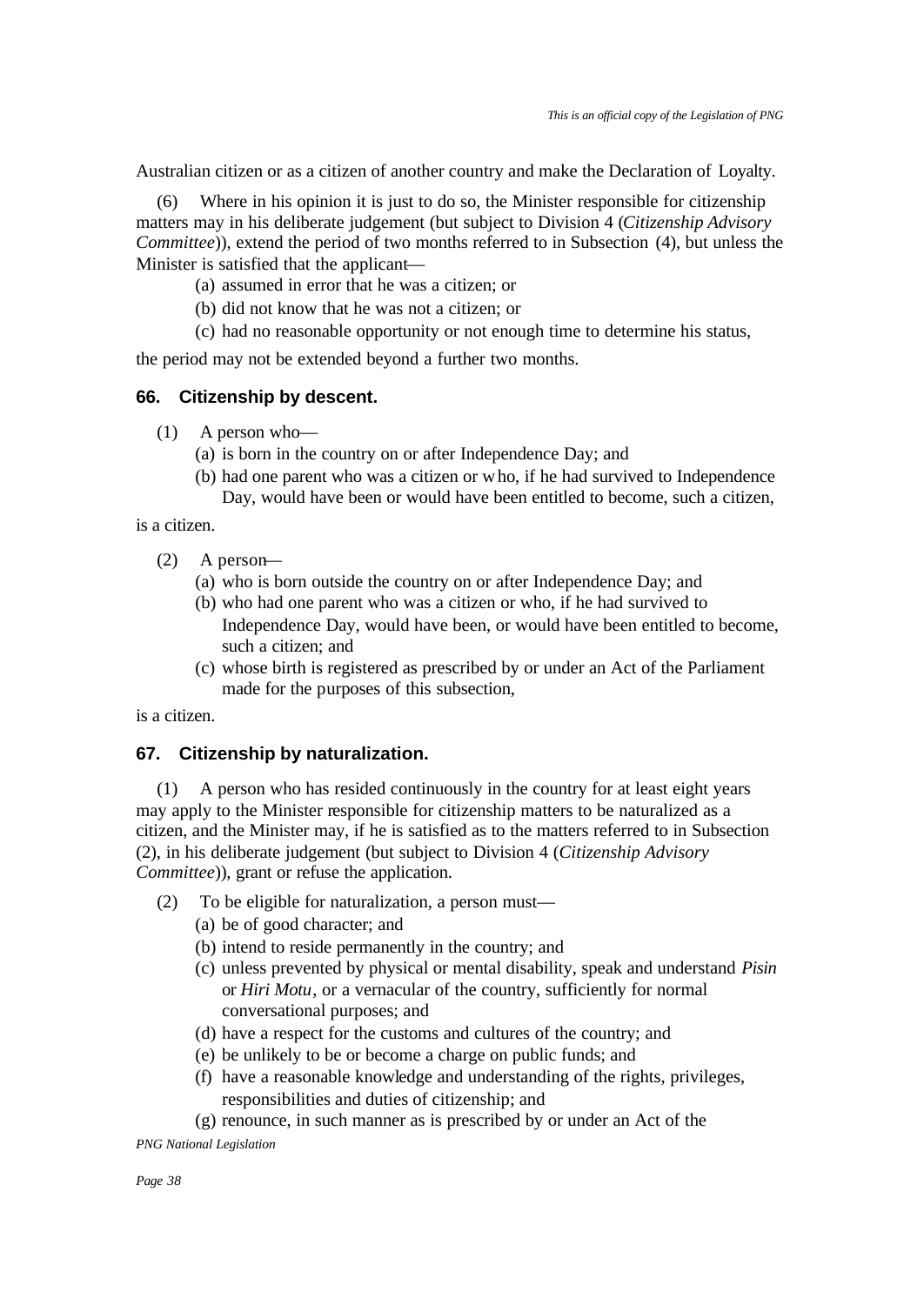Australian citizen or as a citizen of another country and make the Declaration of Loyalty.

(6) Where in his opinion it is just to do so, the Minister responsible for citizenship matters may in his deliberate judgement (but subject to Division 4 (*Citizenship Advisory Committee*)), extend the period of two months referred to in Subsection (4), but unless the Minister is satisfied that the applicant—

- (a) assumed in error that he was a citizen; or
- (b) did not know that he was not a citizen; or
- (c) had no reasonable opportunity or not enough time to determine his status,

the period may not be extended beyond a further two months.

### 66. Citizenship by descent.

(1) A person who—

- (a) is born in the country on or after Independence Day; and
- (b) had one parent who was a citizen or who, if he had survived to Independence Day, would have been or would have been entitled to become, such a citizen,

is a citizen.

(2) A person—

- (a) who is born outside the country on or after Independence Day; and
- (b) who had one parent who was a citizen or who, if he had survived to Independence Day, would have been, or would have been entitled to become, such a citizen; and
- (c) whose birth is registered as prescribed by or under an Act of the Parliament made for the purposes of this subsection,

is a citizen.

### 67. Citizenship by naturalization.

(1) A person who has resided continuously in the country for at least eight years may apply to the Minister responsible for citizenship matters to be naturalized as a citizen, and the Minister may, if he is satisfied as to the matters referred to in Subsection (2), in his deliberate judgement (but subject to Division 4 (*Citizenship Advisory Committee*)), grant or refuse the application.

(2) To be eligible for naturalization, a person must—

- (a) be of good character; and
- (b) intend to reside permanently in the country; and
- (c) unless prevented by physical or mental disability, speak and understand *Pisin* or *Hiri Motu*, or a vernacular of the country, sufficiently for normal conversational purposes; and
- (d) have a respect for the customs and cultures of the country; and
- (e) be unlikely to be or become a charge on public funds; and
- (f) have a reasonable knowledge and understanding of the rights, privileges, responsibilities and duties of citizenship; and
- (g) renounce, in such manner as is prescribed by or under an Act of the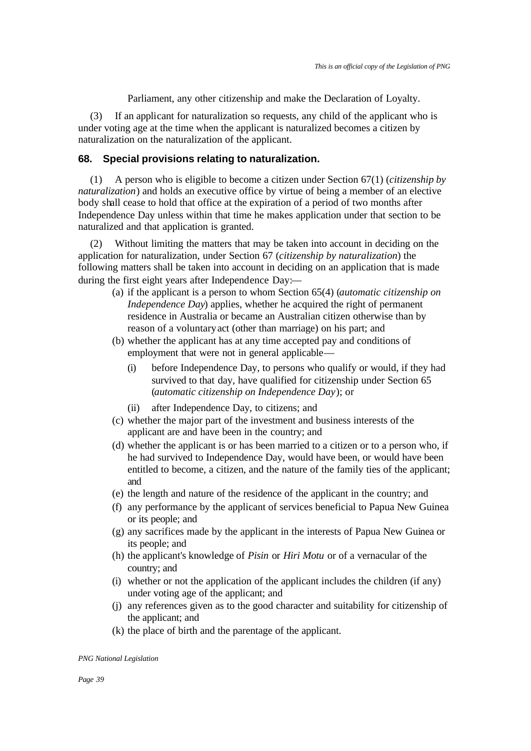Parliament, any other citizenship and make the Declaration of Loyalty.

(3) If an applicant for naturalization so requests, any child of the applicant who is under voting age at the time when the applicant is naturalized becomes a citizen by naturalization on the naturalization of the applicant.

### 68. Special provisions relating to naturalization.

(1) A person who is eligible to become a citizen under Section 67(1) (*citizenship by naturalization*) and holds an executive office by virtue of being a member of an elective body shall cease to hold that office at the expiration of a period of two months after Independence Day unless within that time he makes application under that section to be naturalized and that application is granted.

(2) Without limiting the matters that may be taken into account in deciding on the application for naturalization, under Section 67 (*citizenship by naturalization*) the following matters shall be taken into account in deciding on an application that is made during the first eight years after Independence Day:—

- (a) if the applicant is a person to whom Section 65(4) (*automatic citizenship on Independence Day*) applies, whether he acquired the right of permanent residence in Australia or became an Australian citizen otherwise than by reason of a voluntary act (other than marriage) on his part; and
- (b) whether the applicant has at any time accepted pay and conditions of employment that were not in general applicable—
  - (i) before Independence Day, to persons who qualify or would, if they had survived to that day, have qualified for citizenship under Section 65 (*automatic citizenship on Independence Day*); or
  - (ii) after Independence Day, to citizens; and
- (c) whether the major part of the investment and business interests of the applicant are and have been in the country; and
- (d) whether the applicant is or has been married to a citizen or to a person who, if he had survived to Independence Day, would have been, or would have been entitled to become, a citizen, and the nature of the family ties of the applicant; and
- (e) the length and nature of the residence of the applicant in the country; and
- (f) any performance by the applicant of services beneficial to Papua New Guinea or its people; and
- (g) any sacrifices made by the applicant in the interests of Papua New Guinea or its people; and
- (h) the applicant's knowledge of *Pisin* or *Hiri Motu* or of a vernacular of the country; and
- (i) whether or not the application of the applicant includes the children (if any) under voting age of the applicant; and
- (j) any references given as to the good character and suitability for citizenship of the applicant; and
- (k) the place of birth and the parentage of the applicant.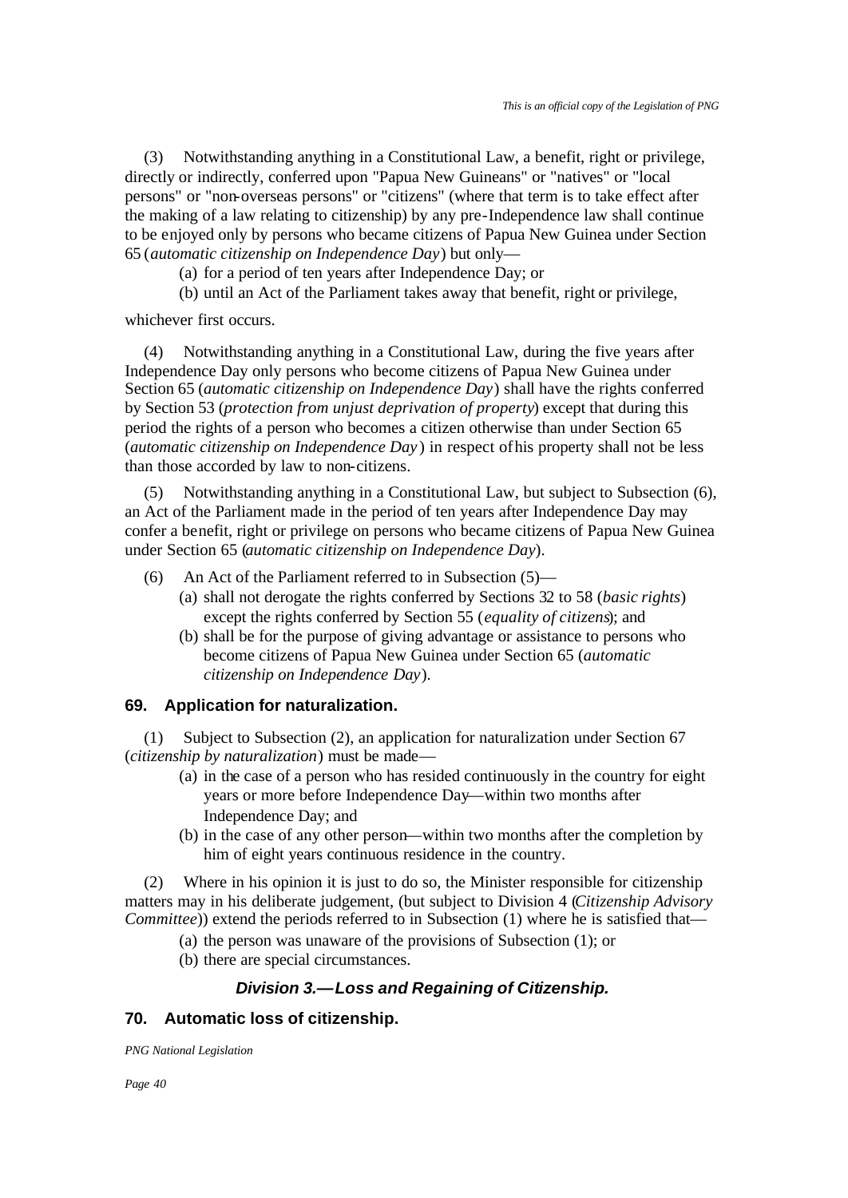(3) Notwithstanding anything in a Constitutional Law, a benefit, right or privilege, directly or indirectly, conferred upon "Papua New Guineans" or "natives" or "local persons" or "non-overseas persons" or "citizens" (where that term is to take effect after the making of a law relating to citizenship) by any pre-Independence law shall continue to be enjoyed only by persons who became citizens of Papua New Guinea under Section 65 (*automatic citizenship on Independence Day*) but only—

(a) for a period of ten years after Independence Day; or

(b) until an Act of the Parliament takes away that benefit, right or privilege,

whichever first occurs.

(4) Notwithstanding anything in a Constitutional Law, during the five years after Independence Day only persons who become citizens of Papua New Guinea under Section 65 (*automatic citizenship on Independence Day*) shall have the rights conferred by Section 53 (*protection from unjust deprivation of property*) except that during this period the rights of a person who becomes a citizen otherwise than under Section 65 (*automatic citizenship on Independence Day*) in respect of his property shall not be less than those accorded by law to non-citizens.

(5) Notwithstanding anything in a Constitutional Law, but subject to Subsection (6), an Act of the Parliament made in the period of ten years after Independence Day may confer a benefit, right or privilege on persons who became citizens of Papua New Guinea under Section 65 (*automatic citizenship on Independence Day*).

(6) An Act of the Parliament referred to in Subsection (5)—

(a) shall not derogate the rights conferred by Sections 32 to 58 (*basic rights*) except the rights conferred by Section 55 (*equality of citizens*); and

(b) shall be for the purpose of giving advantage or assistance to persons who become citizens of Papua New Guinea under Section 65 (*automatic citizenship on Independence Day*).

### 69. Application for naturalization.

(1) Subject to Subsection (2), an application for naturalization under Section 67 (*citizenship by naturalization*) must be made—

(a) in the case of a person who has resided continuously in the country for eight years or more before Independence Day—within two months after Independence Day; and

(b) in the case of any other person—within two months after the completion by him of eight years continuous residence in the country.

(2) Where in his opinion it is just to do so, the Minister responsible for citizenship matters may in his deliberate judgement, (but subject to Division 4 (*Citizenship Advisory Committee*)) extend the periods referred to in Subsection (1) where he is satisfied that—

(a) the person was unaware of the provisions of Subsection (1); or

(b) there are special circumstances.

## *Division 3.—Loss and Regaining of Citizenship.*

### 70. Automatic loss of citizenship.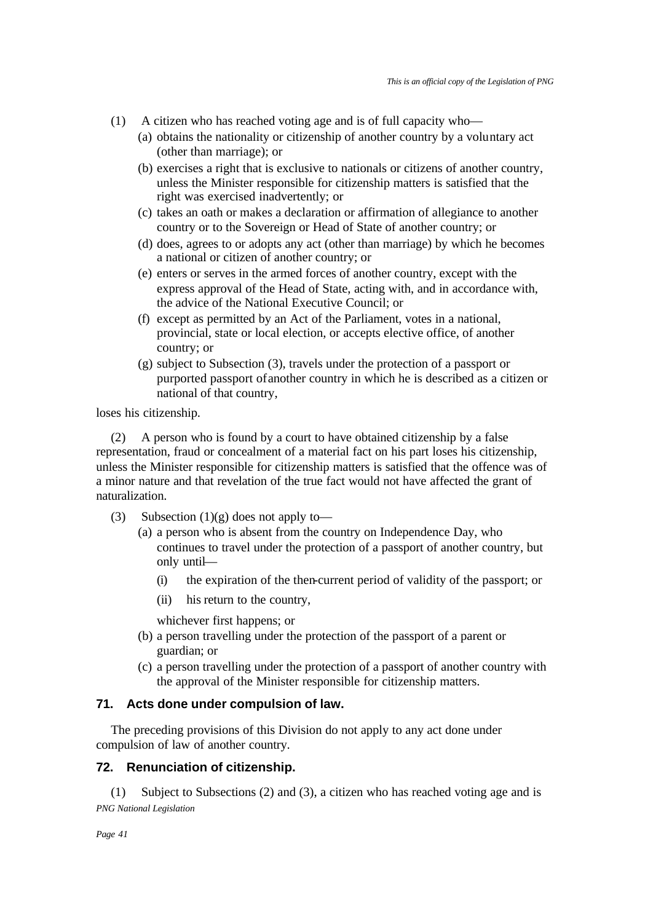(1) A citizen who has reached voting age and is of full capacity who—

(a) obtains the nationality or citizenship of another country by a voluntary act (other than marriage); or

(b) exercises a right that is exclusive to nationals or citizens of another country, unless the Minister responsible for citizenship matters is satisfied that the right was exercised inadvertently; or

(c) takes an oath or makes a declaration or affirmation of allegiance to another country or to the Sovereign or Head of State of another country; or

(d) does, agrees to or adopts any act (other than marriage) by which he becomes a national or citizen of another country; or

(e) enters or serves in the armed forces of another country, except with the express approval of the Head of State, acting with, and in accordance with, the advice of the National Executive Council; or

(f) except as permitted by an Act of the Parliament, votes in a national, provincial, state or local election, or accepts elective office, of another country; or

(g) subject to Subsection (3), travels under the protection of a passport or purported passport of another country in which he is described as a citizen or national of that country,

loses his citizenship.

(2) A person who is found by a court to have obtained citizenship by a false representation, fraud or concealment of a material fact on his part loses his citizenship, unless the Minister responsible for citizenship matters is satisfied that the offence was of a minor nature and that revelation of the true fact would not have affected the grant of naturalization.

(3) Subsection (1)(g) does not apply to—

(a) a person who is absent from the country on Independence Day, who continues to travel under the protection of a passport of another country, but only until—

(i) the expiration of the then-current period of validity of the passport; or

(ii) his return to the country,

whichever first happens; or

(b) a person travelling under the protection of the passport of a parent or guardian; or

(c) a person travelling under the protection of a passport of another country with the approval of the Minister responsible for citizenship matters.

### 71. Acts done under compulsion of law.

The preceding provisions of this Division do not apply to any act done under compulsion of law of another country.

### 72. Renunciation of citizenship.

(1) Subject to Subsections (2) and (3), a citizen who has reached voting age and is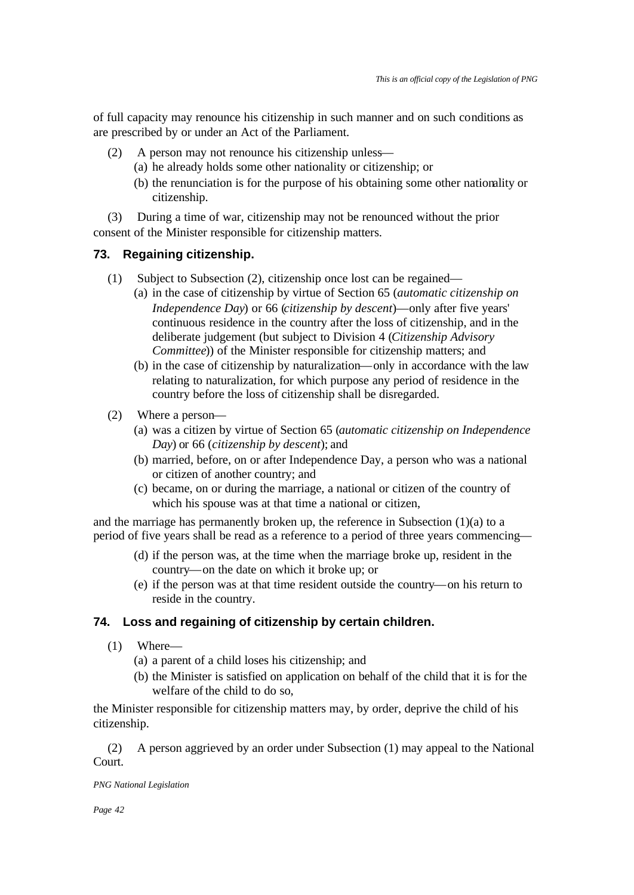of full capacity may renounce his citizenship in such manner and on such conditions as are prescribed by or under an Act of the Parliament.

(2) A person may not renounce his citizenship unless—

(a) he already holds some other nationality or citizenship; or

(b) the renunciation is for the purpose of his obtaining some other nationality or citizenship.

(3) During a time of war, citizenship may not be renounced without the prior consent of the Minister responsible for citizenship matters.

### 73. Regaining citizenship.

(1) Subject to Subsection (2), citizenship once lost can be regained—

(a) in the case of citizenship by virtue of Section 65 (*automatic citizenship on Independence Day*) or 66 (*citizenship by descent*)—only after five years' continuous residence in the country after the loss of citizenship, and in the deliberate judgement (but subject to Division 4 (*Citizenship Advisory Committee*)) of the Minister responsible for citizenship matters; and

(b) in the case of citizenship by naturalization—only in accordance with the law relating to naturalization, for which purpose any period of residence in the country before the loss of citizenship shall be disregarded.

(2) Where a person—

(a) was a citizen by virtue of Section 65 (*automatic citizenship on Independence Day*) or 66 (*citizenship by descent*); and

(b) married, before, on or after Independence Day, a person who was a national or citizen of another country; and

(c) became, on or during the marriage, a national or citizen of the country of which his spouse was at that time a national or citizen,

and the marriage has permanently broken up, the reference in Subsection (1)(a) to a period of five years shall be read as a reference to a period of three years commencing—

(d) if the person was, at the time when the marriage broke up, resident in the country—on the date on which it broke up; or

(e) if the person was at that time resident outside the country—on his return to reside in the country.

### 74. Loss and regaining of citizenship by certain children.

(1) Where—

(a) a parent of a child loses his citizenship; and

(b) the Minister is satisfied on application on behalf of the child that it is for the welfare of the child to do so,

the Minister responsible for citizenship matters may, by order, deprive the child of his citizenship.

(2) A person aggrieved by an order under Subsection (1) may appeal to the National Court.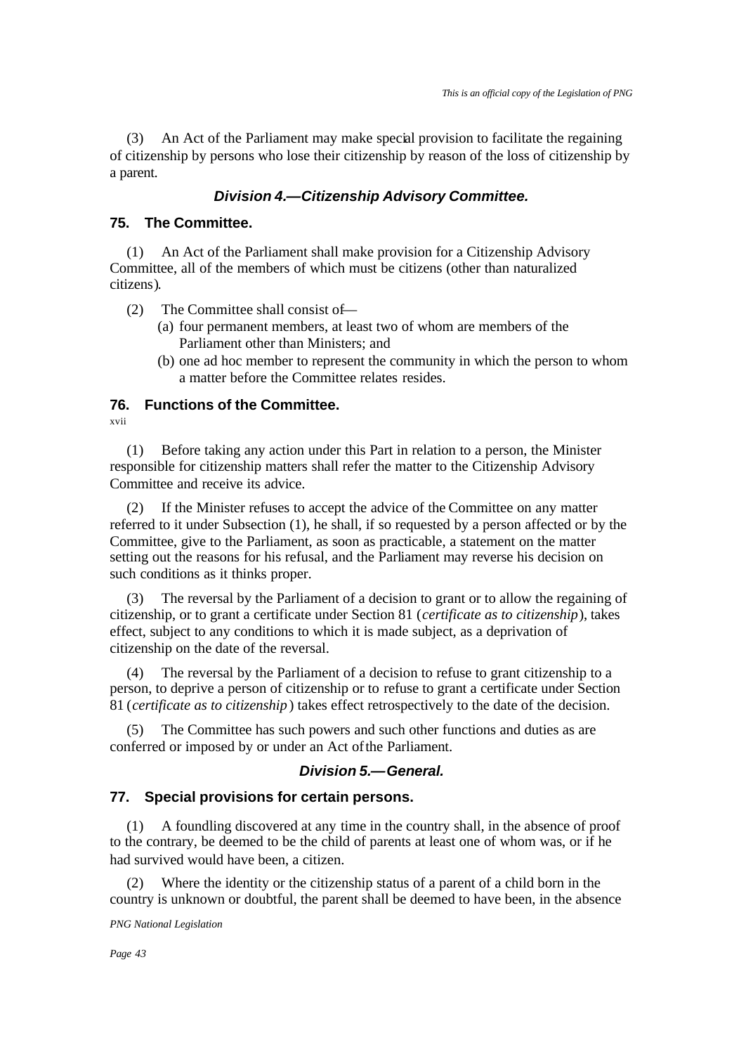(3) An Act of the Parliament may make special provision to facilitate the regaining of citizenship by persons who lose their citizenship by reason of the loss of citizenship by a parent.

### *Division 4.—Citizenship Advisory Committee.*

#### 75. The Committee.

(1) An Act of the Parliament shall make provision for a Citizenship Advisory Committee, all of the members of which must be citizens (other than naturalized citizens).

(2) The Committee shall consist of—

(a) four permanent members, at least two of whom are members of the Parliament other than Ministers; and

(b) one ad hoc member to represent the community in which the person to whom a matter before the Committee relates resides.

#### 76. Functions of the Committee.

xvii

(1) Before taking any action under this Part in relation to a person, the Minister responsible for citizenship matters shall refer the matter to the Citizenship Advisory Committee and receive its advice.

(2) If the Minister refuses to accept the advice of the Committee on any matter referred to it under Subsection (1), he shall, if so requested by a person affected or by the Committee, give to the Parliament, as soon as practicable, a statement on the matter setting out the reasons for his refusal, and the Parliament may reverse his decision on such conditions as it thinks proper.

(3) The reversal by the Parliament of a decision to grant or to allow the regaining of citizenship, or to grant a certificate under Section 81 (*certificate as to citizenship*), takes effect, subject to any conditions to which it is made subject, as a deprivation of citizenship on the date of the reversal.

(4) The reversal by the Parliament of a decision to refuse to grant citizenship to a person, to deprive a person of citizenship or to refuse to grant a certificate under Section 81 (*certificate as to citizenship*) takes effect retrospectively to the date of the decision.

(5) The Committee has such powers and such other functions and duties as are conferred or imposed by or under an Act of the Parliament.

### *Division 5.—General.*

#### 77. Special provisions for certain persons.

(1) A foundling discovered at any time in the country shall, in the absence of proof to the contrary, be deemed to be the child of parents at least one of whom was, or if he had survived would have been, a citizen.

(2) Where the identity or the citizenship status of a parent of a child born in the country is unknown or doubtful, the parent shall be deemed to have been, in the absence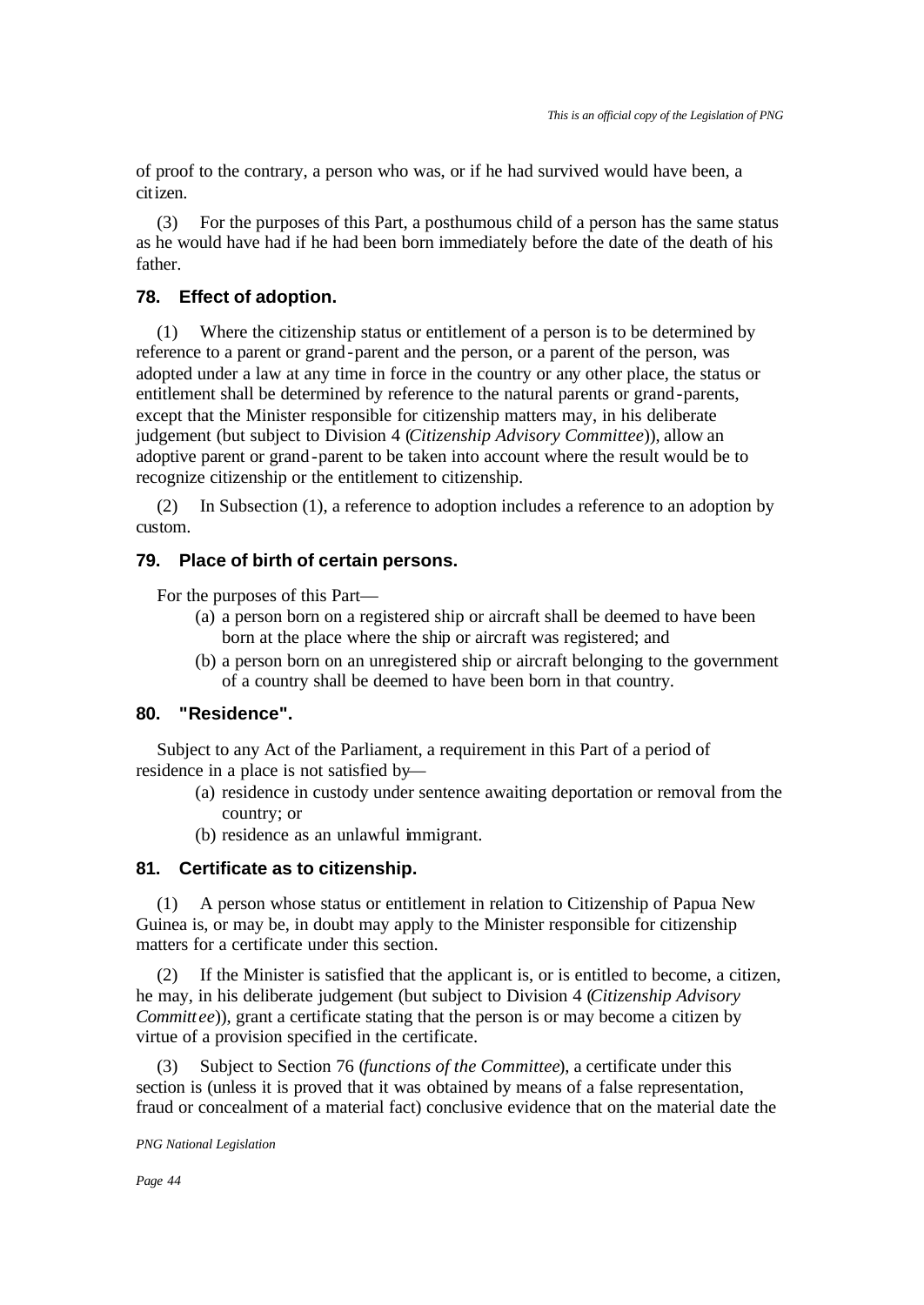of proof to the contrary, a person who was, or if he had survived would have been, a citizen.

(3) For the purposes of this Part, a posthumous child of a person has the same status as he would have had if he had been born immediately before the date of the death of his father.

### 78. Effect of adoption.

(1) Where the citizenship status or entitlement of a person is to be determined by reference to a parent or grand-parent and the person, or a parent of the person, was adopted under a law at any time in force in the country or any other place, the status or entitlement shall be determined by reference to the natural parents or grand-parents, except that the Minister responsible for citizenship matters may, in his deliberate judgement (but subject to Division 4 (*Citizenship Advisory Committee*)), allow an adoptive parent or grand-parent to be taken into account where the result would be to recognize citizenship or the entitlement to citizenship.

(2) In Subsection (1), a reference to adoption includes a reference to an adoption by custom.

### 79. Place of birth of certain persons.

For the purposes of this Part—

(a) a person born on a registered ship or aircraft shall be deemed to have been born at the place where the ship or aircraft was registered; and

(b) a person born on an unregistered ship or aircraft belonging to the government of a country shall be deemed to have been born in that country.

### 80. "Residence".

Subject to any Act of the Parliament, a requirement in this Part of a period of residence in a place is not satisfied by—

(a) residence in custody under sentence awaiting deportation or removal from the country; or

(b) residence as an unlawful immigrant.

### 81. Certificate as to citizenship.

(1) A person whose status or entitlement in relation to Citizenship of Papua New Guinea is, or may be, in doubt may apply to the Minister responsible for citizenship matters for a certificate under this section.

(2) If the Minister is satisfied that the applicant is, or is entitled to become, a citizen, he may, in his deliberate judgement (but subject to Division 4 (*Citizenship Advisory Committee*)), grant a certificate stating that the person is or may become a citizen by virtue of a provision specified in the certificate.

(3) Subject to Section 76 (*functions of the Committee*), a certificate under this section is (unless it is proved that it was obtained by means of a false representation, fraud or concealment of a material fact) conclusive evidence that on the material date the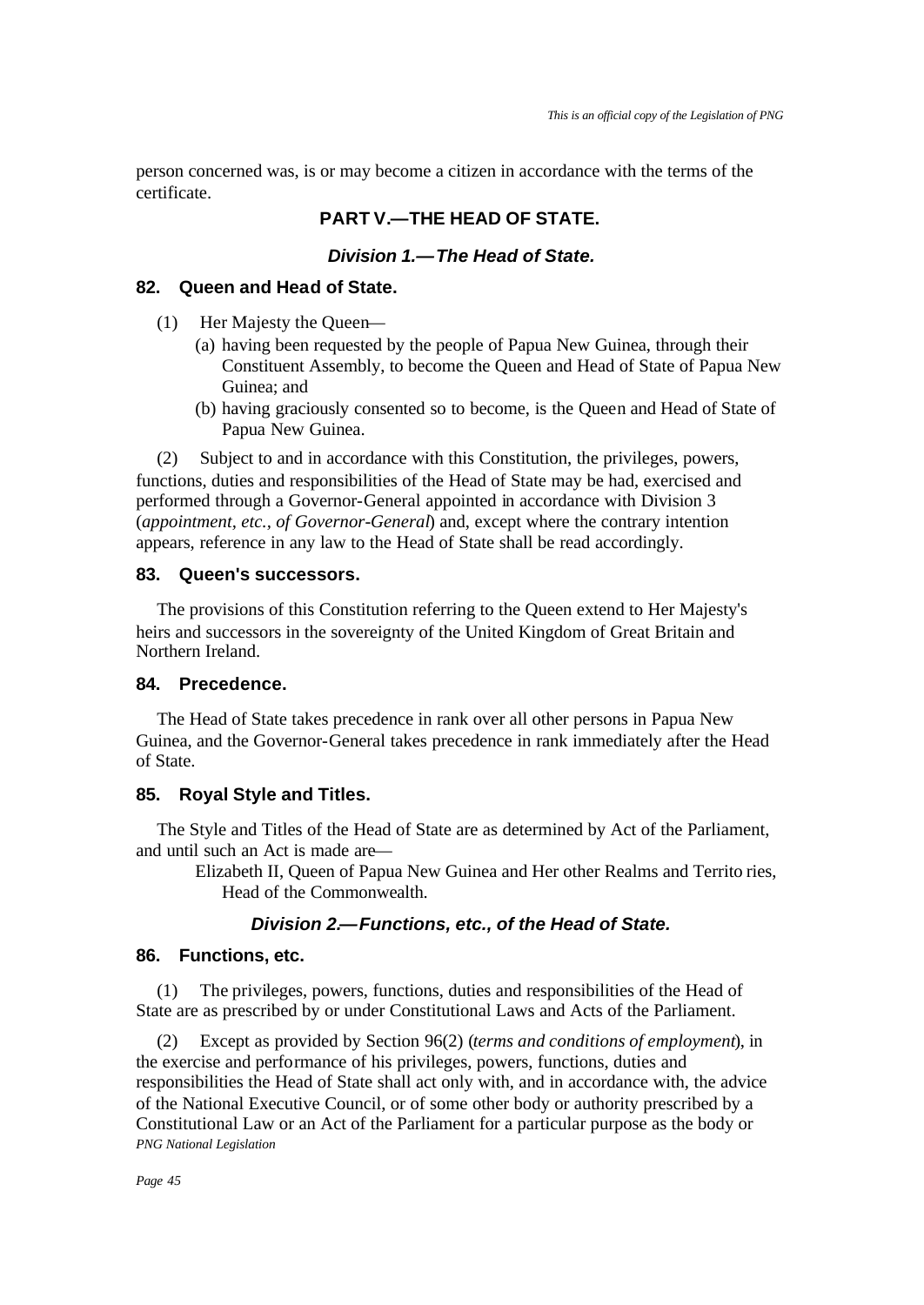person concerned was, is or may become a citizen in accordance with the terms of the certificate.

## PART V.—THE HEAD OF STATE.

### *Division 1.—The Head of State.*

#### 82. Queen and Head of State.

(1) Her Majesty the Queen—

(a) having been requested by the people of Papua New Guinea, through their Constituent Assembly, to become the Queen and Head of State of Papua New Guinea; and

(b) having graciously consented so to become, is the Queen and Head of State of Papua New Guinea.

(2) Subject to and in accordance with this Constitution, the privileges, powers, functions, duties and responsibilities of the Head of State may be had, exercised and performed through a Governor-General appointed in accordance with Division 3 (*appointment, etc., of Governor-General*) and, except where the contrary intention appears, reference in any law to the Head of State shall be read accordingly.

#### 83. Queen's successors.

The provisions of this Constitution referring to the Queen extend to Her Majesty's heirs and successors in the sovereignty of the United Kingdom of Great Britain and Northern Ireland.

#### 84. Precedence.

The Head of State takes precedence in rank over all other persons in Papua New Guinea, and the Governor-General takes precedence in rank immediately after the Head of State.

#### 85. Royal Style and Titles.

The Style and Titles of the Head of State are as determined by Act of the Parliament, and until such an Act is made are—

Elizabeth II, Queen of Papua New Guinea and Her other Realms and Territories, Head of the Commonwealth.

### *Division 2.—Functions, etc., of the Head of State.*

#### 86. Functions, etc.

(1) The privileges, powers, functions, duties and responsibilities of the Head of State are as prescribed by or under Constitutional Laws and Acts of the Parliament.

(2) Except as provided by Section 96(2) (*terms and conditions of employment*), in the exercise and performance of his privileges, powers, functions, duties and responsibilities the Head of State shall act only with, and in accordance with, the advice of the National Executive Council, or of some other body or authority prescribed by a Constitutional Law or an Act of the Parliament for a particular purpose as the body or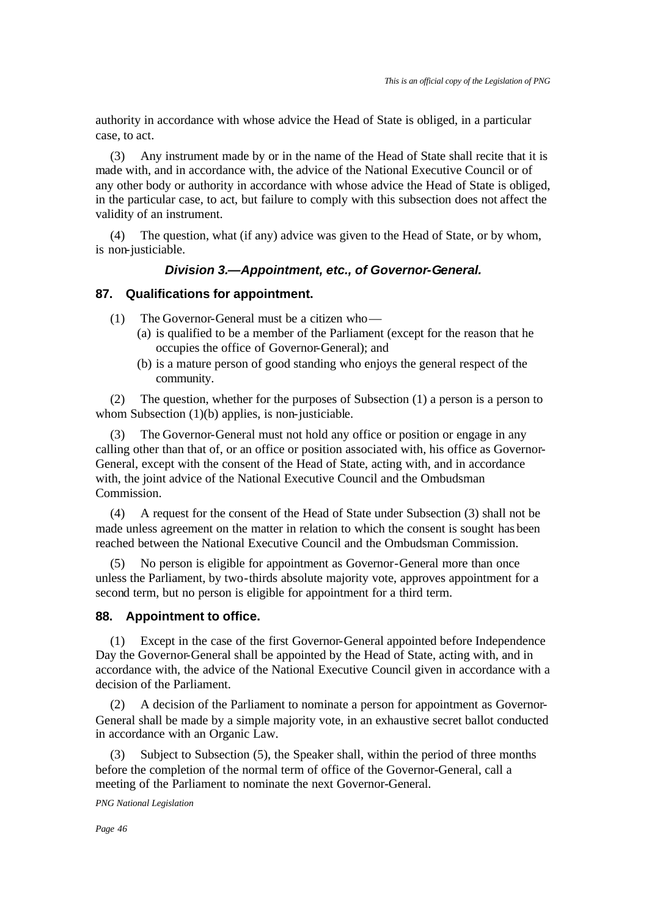authority in accordance with whose advice the Head of State is obliged, in a particular case, to act.

(3) Any instrument made by or in the name of the Head of State shall recite that it is made with, and in accordance with, the advice of the National Executive Council or of any other body or authority in accordance with whose advice the Head of State is obliged, in the particular case, to act, but failure to comply with this subsection does not affect the validity of an instrument.

(4) The question, what (if any) advice was given to the Head of State, or by whom, is non-justiciable.

### *Division 3.—Appointment, etc., of Governor-General.*

#### 87. Qualifications for appointment.

(1) The Governor-General must be a citizen who—

(a) is qualified to be a member of the Parliament (except for the reason that he occupies the office of Governor-General); and

(b) is a mature person of good standing who enjoys the general respect of the community.

(2) The question, whether for the purposes of Subsection (1) a person is a person to whom Subsection (1)(b) applies, is non-justiciable.

(3) The Governor-General must not hold any office or position or engage in any calling other than that of, or an office or position associated with, his office as Governor-General, except with the consent of the Head of State, acting with, and in accordance with, the joint advice of the National Executive Council and the Ombudsman Commission.

(4) A request for the consent of the Head of State under Subsection (3) shall not be made unless agreement on the matter in relation to which the consent is sought has been reached between the National Executive Council and the Ombudsman Commission.

(5) No person is eligible for appointment as Governor-General more than once unless the Parliament, by two-thirds absolute majority vote, approves appointment for a second term, but no person is eligible for appointment for a third term.

#### 88. Appointment to office.

(1) Except in the case of the first Governor-General appointed before Independence Day the Governor-General shall be appointed by the Head of State, acting with, and in accordance with, the advice of the National Executive Council given in accordance with a decision of the Parliament.

(2) A decision of the Parliament to nominate a person for appointment as Governor-General shall be made by a simple majority vote, in an exhaustive secret ballot conducted in accordance with an Organic Law.

(3) Subject to Subsection (5), the Speaker shall, within the period of three months before the completion of the normal term of office of the Governor-General, call a meeting of the Parliament to nominate the next Governor-General.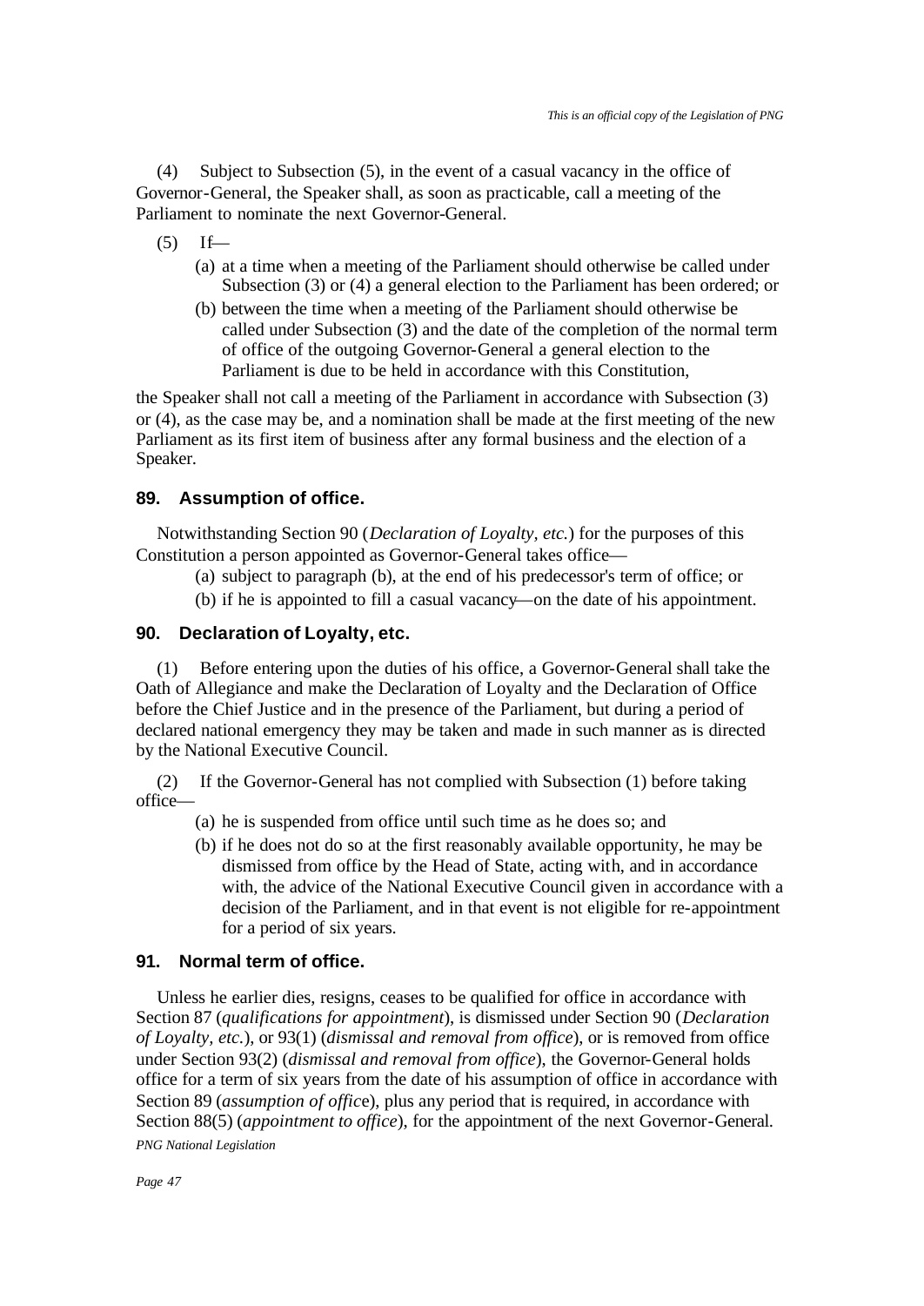(4) Subject to Subsection (5), in the event of a casual vacancy in the office of Governor-General, the Speaker shall, as soon as practicable, call a meeting of the Parliament to nominate the next Governor-General.

(5) If—

- (a) at a time when a meeting of the Parliament should otherwise be called under Subsection (3) or (4) a general election to the Parliament has been ordered; or
- (b) between the time when a meeting of the Parliament should otherwise be called under Subsection (3) and the date of the completion of the normal term of office of the outgoing Governor-General a general election to the Parliament is due to be held in accordance with this Constitution,

the Speaker shall not call a meeting of the Parliament in accordance with Subsection (3) or (4), as the case may be, and a nomination shall be made at the first meeting of the new Parliament as its first item of business after any formal business and the election of a Speaker.

### 89. Assumption of office.

Notwithstanding Section 90 (*Declaration of Loyalty, etc.*) for the purposes of this Constitution a person appointed as Governor-General takes office—

- (a) subject to paragraph (b), at the end of his predecessor's term of office; or
- (b) if he is appointed to fill a casual vacancy—on the date of his appointment.

### 90. Declaration of Loyalty, etc.

(1) Before entering upon the duties of his office, a Governor-General shall take the Oath of Allegiance and make the Declaration of Loyalty and the Declaration of Office before the Chief Justice and in the presence of the Parliament, but during a period of declared national emergency they may be taken and made in such manner as is directed by the National Executive Council.

(2) If the Governor-General has not complied with Subsection (1) before taking office—

- (a) he is suspended from office until such time as he does so; and
- (b) if he does not do so at the first reasonably available opportunity, he may be dismissed from office by the Head of State, acting with, and in accordance with, the advice of the National Executive Council given in accordance with a decision of the Parliament, and in that event is not eligible for re-appointment for a period of six years.

### 91. Normal term of office.

Unless he earlier dies, resigns, ceases to be qualified for office in accordance with Section 87 (*qualifications for appointment*), is dismissed under Section 90 (*Declaration of Loyalty, etc.*), or 93(1) (*dismissal and removal from office*), or is removed from office under Section 93(2) (*dismissal and removal from office*), the Governor-General holds office for a term of six years from the date of his assumption of office in accordance with Section 89 (*assumption of office*), plus any period that is required, in accordance with Section 88(5) (*appointment to office*), for the appointment of the next Governor-General.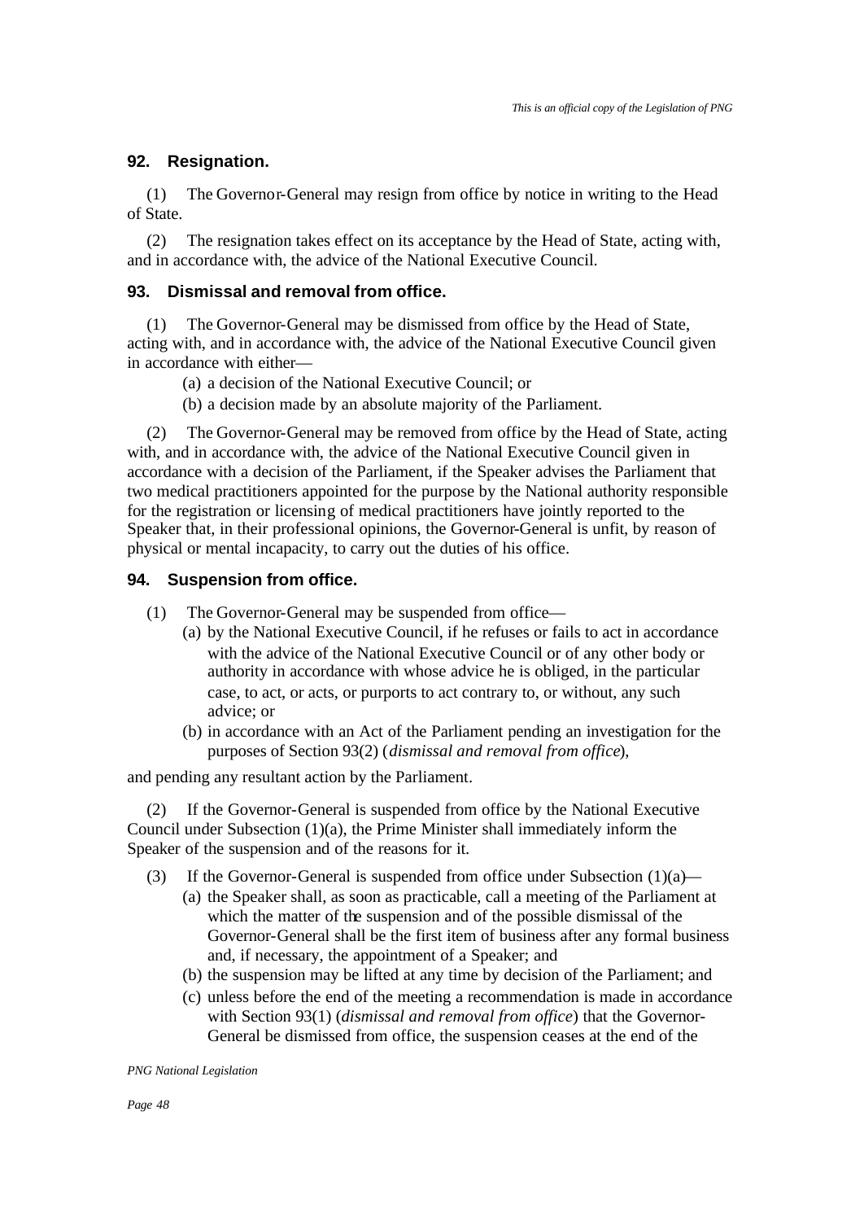### 92. Resignation.

(1) The Governor-General may resign from office by notice in writing to the Head of State.

(2) The resignation takes effect on its acceptance by the Head of State, acting with, and in accordance with, the advice of the National Executive Council.

### 93. Dismissal and removal from office.

(1) The Governor-General may be dismissed from office by the Head of State, acting with, and in accordance with, the advice of the National Executive Council given in accordance with either—

(a) a decision of the National Executive Council; or

(b) a decision made by an absolute majority of the Parliament.

(2) The Governor-General may be removed from office by the Head of State, acting with, and in accordance with, the advice of the National Executive Council given in accordance with a decision of the Parliament, if the Speaker advises the Parliament that two medical practitioners appointed for the purpose by the National authority responsible for the registration or licensing of medical practitioners have jointly reported to the Speaker that, in their professional opinions, the Governor-General is unfit, by reason of physical or mental incapacity, to carry out the duties of his office.

### 94. Suspension from office.

(1) The Governor-General may be suspended from office—

(a) by the National Executive Council, if he refuses or fails to act in accordance with the advice of the National Executive Council or of any other body or authority in accordance with whose advice he is obliged, in the particular case, to act, or acts, or purports to act contrary to, or without, any such advice; or

(b) in accordance with an Act of the Parliament pending an investigation for the purposes of Section 93(2) (*dismissal and removal from office*),

and pending any resultant action by the Parliament.

(2) If the Governor-General is suspended from office by the National Executive Council under Subsection (1)(a), the Prime Minister shall immediately inform the Speaker of the suspension and of the reasons for it.

(3) If the Governor-General is suspended from office under Subsection (1)(a)—

(a) the Speaker shall, as soon as practicable, call a meeting of the Parliament at which the matter of the suspension and of the possible dismissal of the Governor-General shall be the first item of business after any formal business and, if necessary, the appointment of a Speaker; and

(b) the suspension may be lifted at any time by decision of the Parliament; and

(c) unless before the end of the meeting a recommendation is made in accordance with Section 93(1) (*dismissal and removal from office*) that the Governor-General be dismissed from office, the suspension ceases at the end of the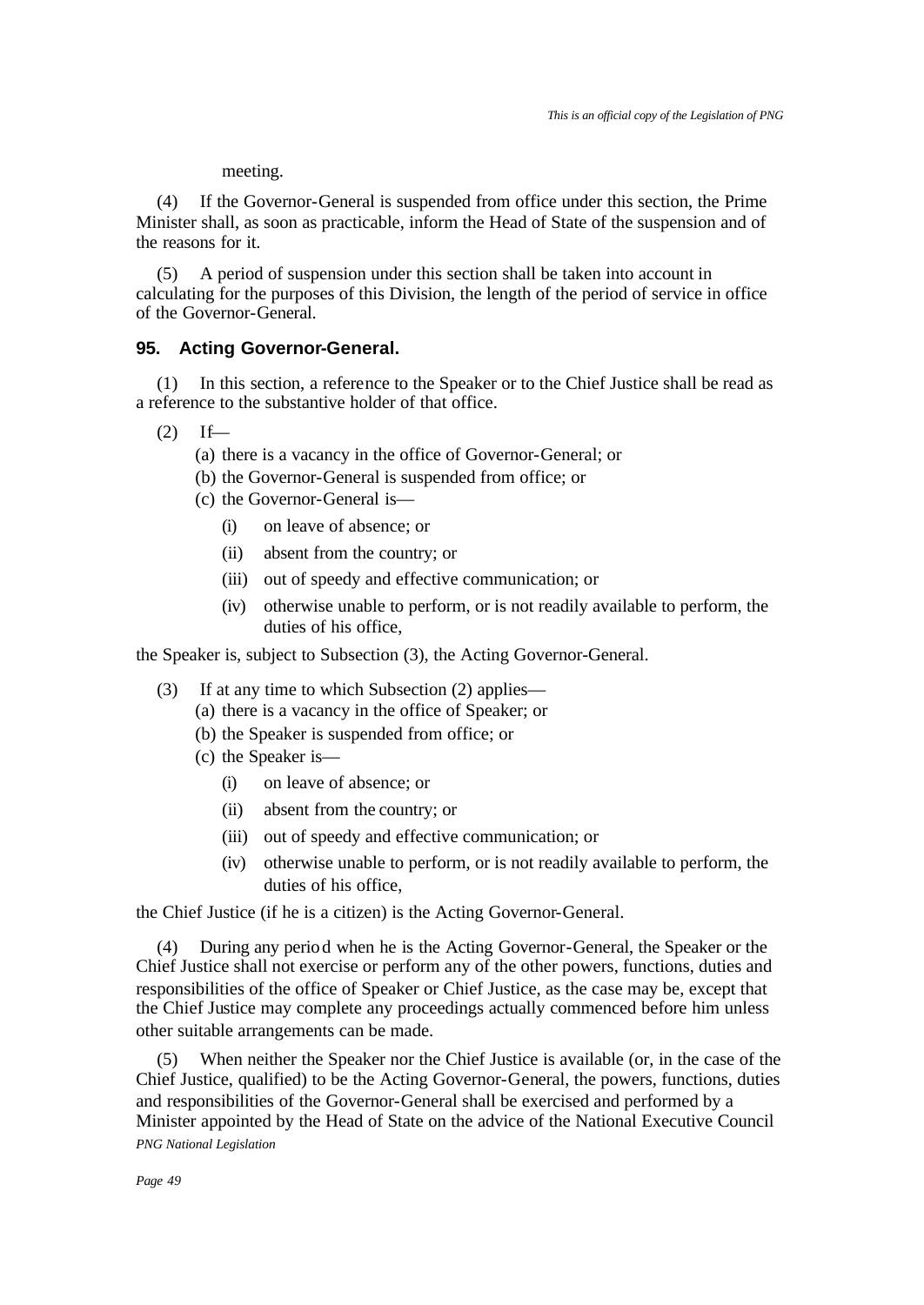meeting.

(4) If the Governor-General is suspended from office under this section, the Prime Minister shall, as soon as practicable, inform the Head of State of the suspension and of the reasons for it.

(5) A period of suspension under this section shall be taken into account in calculating for the purposes of this Division, the length of the period of service in office of the Governor-General.

### 95. Acting Governor-General.

(1) In this section, a reference to the Speaker or to the Chief Justice shall be read as a reference to the substantive holder of that office.

(2) If—

(a) there is a vacancy in the office of Governor-General; or

(b) the Governor-General is suspended from office; or

(c) the Governor-General is—

(i) on leave of absence; or

(ii) absent from the country; or

(iii) out of speedy and effective communication; or

(iv) otherwise unable to perform, or is not readily available to perform, the duties of his office,

the Speaker is, subject to Subsection (3), the Acting Governor-General.

(3) If at any time to which Subsection (2) applies—

(a) there is a vacancy in the office of Speaker; or

(b) the Speaker is suspended from office; or

(c) the Speaker is—

(i) on leave of absence; or

(ii) absent from the country; or

(iii) out of speedy and effective communication; or

(iv) otherwise unable to perform, or is not readily available to perform, the duties of his office,

the Chief Justice (if he is a citizen) is the Acting Governor-General.

(4) During any period when he is the Acting Governor-General, the Speaker or the Chief Justice shall not exercise or perform any of the other powers, functions, duties and responsibilities of the office of Speaker or Chief Justice, as the case may be, except that the Chief Justice may complete any proceedings actually commenced before him unless other suitable arrangements can be made.

(5) When neither the Speaker nor the Chief Justice is available (or, in the case of the Chief Justice, qualified) to be the Acting Governor-General, the powers, functions, duties and responsibilities of the Governor-General shall be exercised and performed by a Minister appointed by the Head of State on the advice of the National Executive Council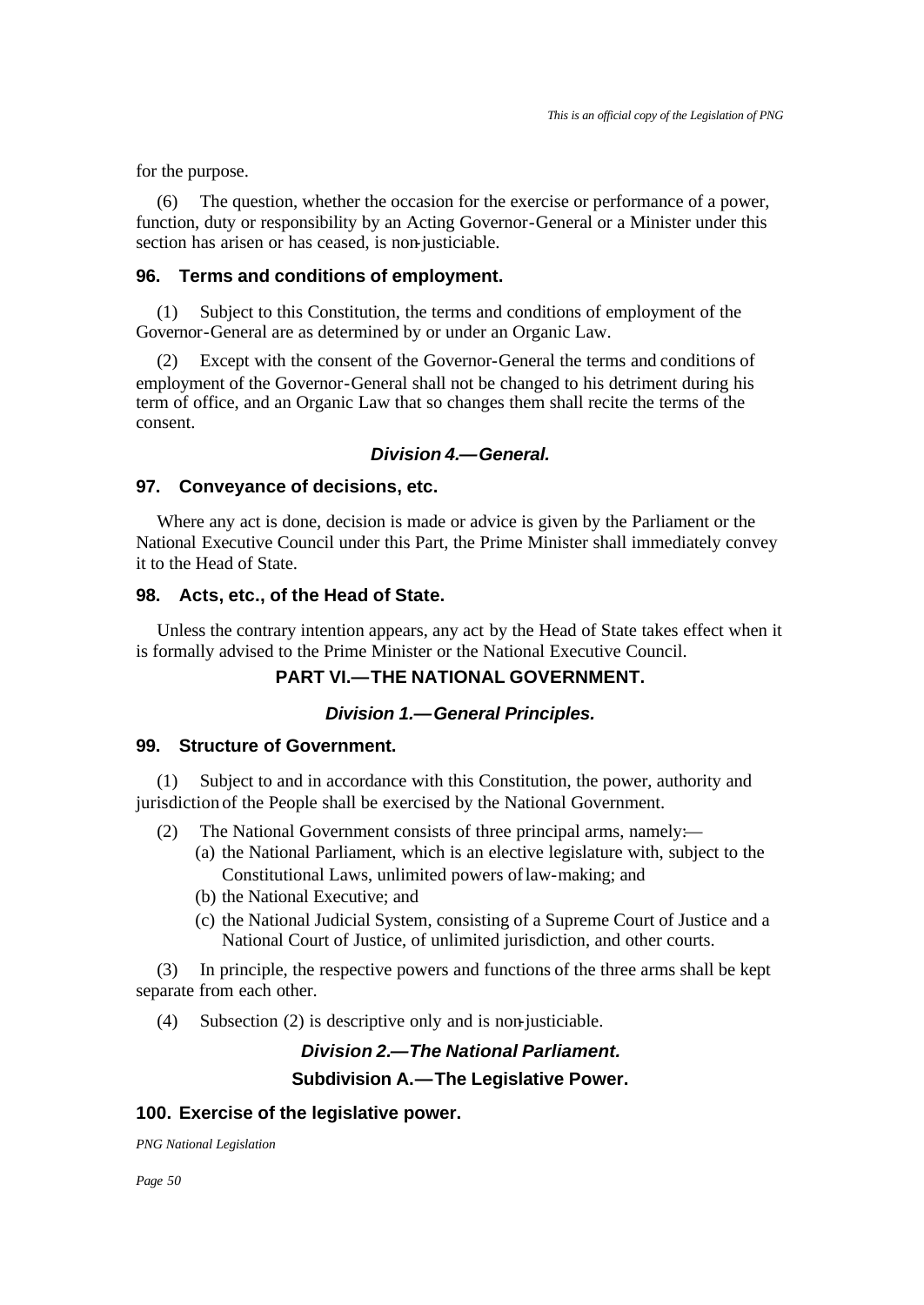for the purpose.

(6) The question, whether the occasion for the exercise or performance of a power, function, duty or responsibility by an Acting Governor-General or a Minister under this section has arisen or has ceased, is non-justiciable.

### 96. Terms and conditions of employment.

(1) Subject to this Constitution, the terms and conditions of employment of the Governor-General are as determined by or under an Organic Law.

(2) Except with the consent of the Governor-General the terms and conditions of employment of the Governor-General shall not be changed to his detriment during his term of office, and an Organic Law that so changes them shall recite the terms of the consent.

## *Division 4.—General.*

### 97. Conveyance of decisions, etc.

Where any act is done, decision is made or advice is given by the Parliament or the National Executive Council under this Part, the Prime Minister shall immediately convey it to the Head of State.

### 98. Acts, etc., of the Head of State.

Unless the contrary intention appears, any act by the Head of State takes effect when it is formally advised to the Prime Minister or the National Executive Council.

# PART VI.—THE NATIONAL GOVERNMENT.

## *Division 1.—General Principles.*

### 99. Structure of Government.

(1) Subject to and in accordance with this Constitution, the power, authority and jurisdiction of the People shall be exercised by the National Government.

(2) The National Government consists of three principal arms, namely:—

- (a) the National Parliament, which is an elective legislature with, subject to the Constitutional Laws, unlimited powers of law-making; and
- (b) the National Executive; and
- (c) the National Judicial System, consisting of a Supreme Court of Justice and a National Court of Justice, of unlimited jurisdiction, and other courts.

(3) In principle, the respective powers and functions of the three arms shall be kept separate from each other.

(4) Subsection (2) is descriptive only and is non-justiciable.

## *Division 2.—The National Parliament.*

## Subdivision A.—The Legislative Power.

### 100. Exercise of the legislative power.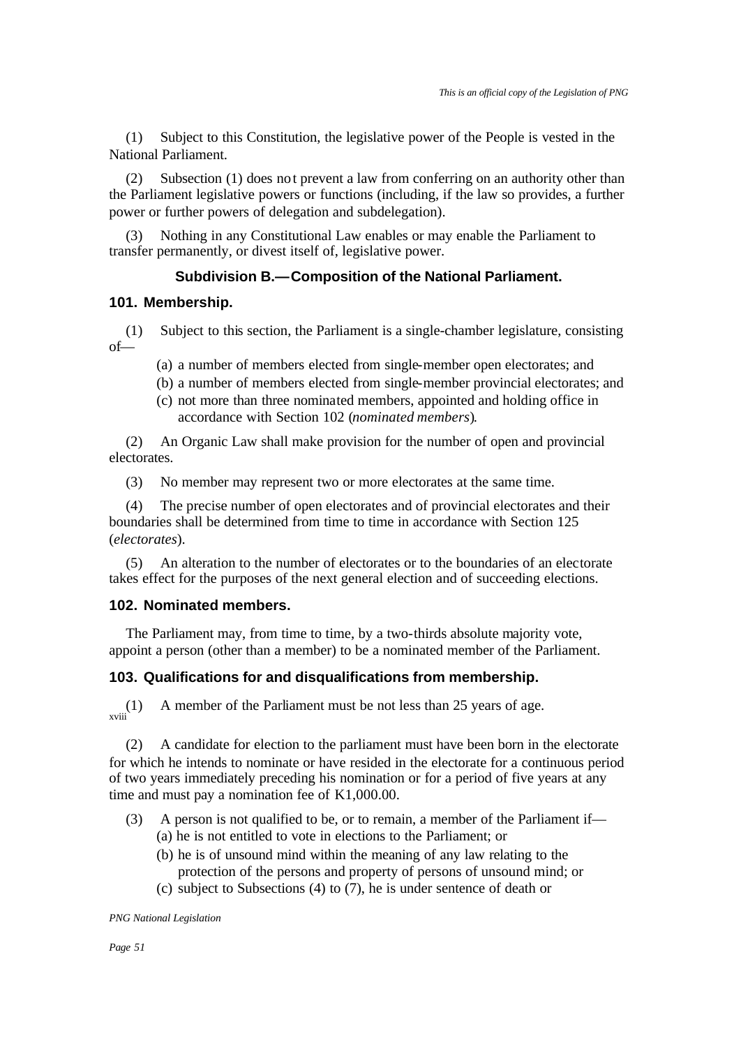(1) Subject to this Constitution, the legislative power of the People is vested in the National Parliament.

(2) Subsection (1) does not prevent a law from conferring on an authority other than the Parliament legislative powers or functions (including, if the law so provides, a further power or further powers of delegation and subdelegation).

(3) Nothing in any Constitutional Law enables or may enable the Parliament to transfer permanently, or divest itself of, legislative power.

### Subdivision B.—Composition of the National Parliament.

#### 101. Membership.

(1) Subject to this section, the Parliament is a single-chamber legislature, consisting of—

(a) a number of members elected from single-member open electorates; and

(b) a number of members elected from single-member provincial electorates; and

(c) not more than three nominated members, appointed and holding office in accordance with Section 102 (*nominated members*).

(2) An Organic Law shall make provision for the number of open and provincial electorates.

(3) No member may represent two or more electorates at the same time.

(4) The precise number of open electorates and of provincial electorates and their boundaries shall be determined from time to time in accordance with Section 125 (*electorates*).

(5) An alteration to the number of electorates or to the boundaries of an electorate takes effect for the purposes of the next general election and of succeeding elections.

#### 102. Nominated members.

The Parliament may, from time to time, by a two-thirds absolute majority vote, appoint a person (other than a member) to be a nominated member of the Parliament.

#### 103. Qualifications for and disqualifications from membership.

[xviii] (1) A member of the Parliament must be not less than 25 years of age.

(2) A candidate for election to the parliament must have been born in the electorate for which he intends to nominate or have resided in the electorate for a continuous period of two years immediately preceding his nomination or for a period of five years at any time and must pay a nomination fee of K1,000.00.

(3) A person is not qualified to be, or to remain, a member of the Parliament if—

(a) he is not entitled to vote in elections to the Parliament; or

(b) he is of unsound mind within the meaning of any law relating to the protection of the persons and property of persons of unsound mind; or

(c) subject to Subsections (4) to (7), he is under sentence of death or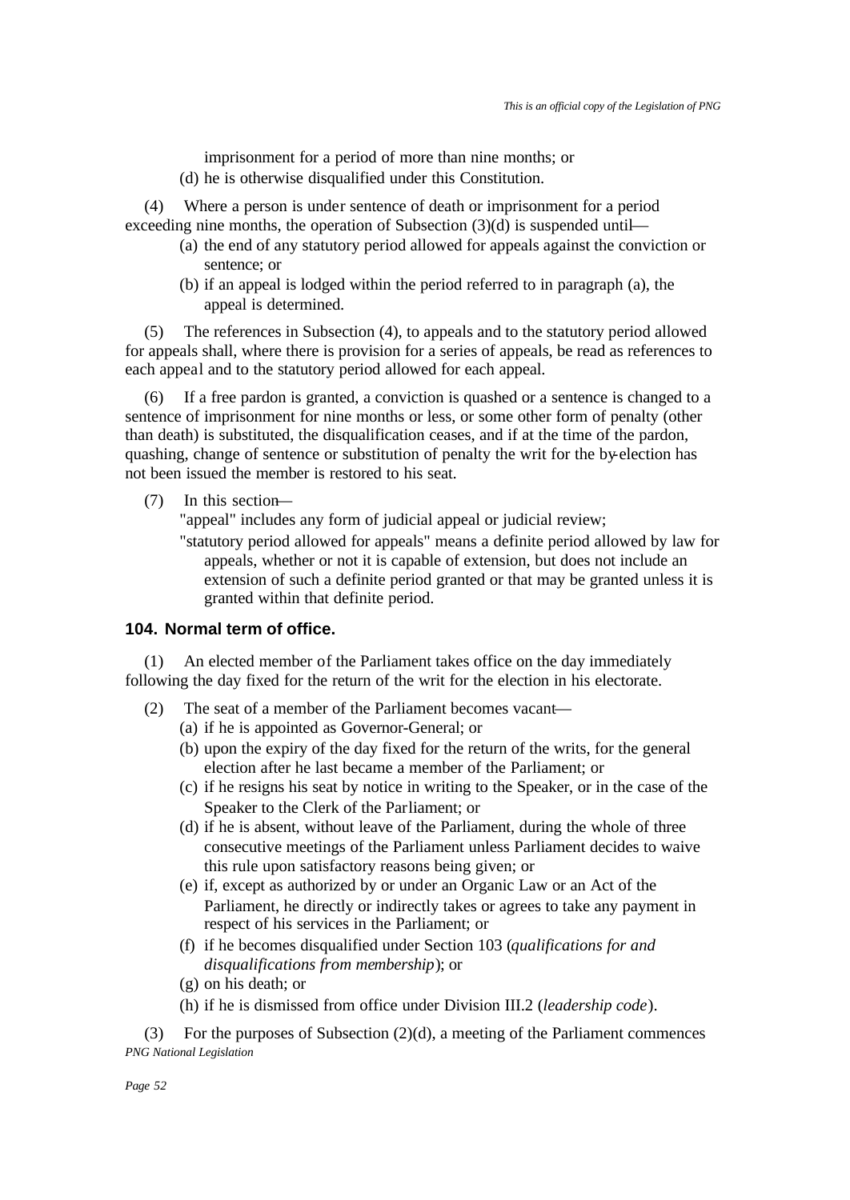imprisonment for a period of more than nine months; or

(d) he is otherwise disqualified under this Constitution.

(4) Where a person is under sentence of death or imprisonment for a period exceeding nine months, the operation of Subsection (3)(d) is suspended until—

(a) the end of any statutory period allowed for appeals against the conviction or sentence; or

(b) if an appeal is lodged within the period referred to in paragraph (a), the appeal is determined.

(5) The references in Subsection (4), to appeals and to the statutory period allowed for appeals shall, where there is provision for a series of appeals, be read as references to each appeal and to the statutory period allowed for each appeal.

(6) If a free pardon is granted, a conviction is quashed or a sentence is changed to a sentence of imprisonment for nine months or less, or some other form of penalty (other than death) is substituted, the disqualification ceases, and if at the time of the pardon, quashing, change of sentence or substitution of penalty the writ for the by-election has not been issued the member is restored to his seat.

(7) In this section—

"appeal" includes any form of judicial appeal or judicial review;

"statutory period allowed for appeals" means a definite period allowed by law for appeals, whether or not it is capable of extension, but does not include an extension of such a definite period granted or that may be granted unless it is granted within that definite period.

### 104. Normal term of office.

(1) An elected member of the Parliament takes office on the day immediately following the day fixed for the return of the writ for the election in his electorate.

(2) The seat of a member of the Parliament becomes vacant—

(a) if he is appointed as Governor-General; or

(b) upon the expiry of the day fixed for the return of the writs, for the general election after he last became a member of the Parliament; or

(c) if he resigns his seat by notice in writing to the Speaker, or in the case of the Speaker to the Clerk of the Parliament; or

(d) if he is absent, without leave of the Parliament, during the whole of three consecutive meetings of the Parliament unless Parliament decides to waive this rule upon satisfactory reasons being given; or

(e) if, except as authorized by or under an Organic Law or an Act of the Parliament, he directly or indirectly takes or agrees to take any payment in respect of his services in the Parliament; or

(f) if he becomes disqualified under Section 103 (*qualifications for and disqualifications from membership*); or

(g) on his death; or

(h) if he is dismissed from office under Division III.2 (*leadership code*).

(3) For the purposes of Subsection (2)(d), a meeting of the Parliament commences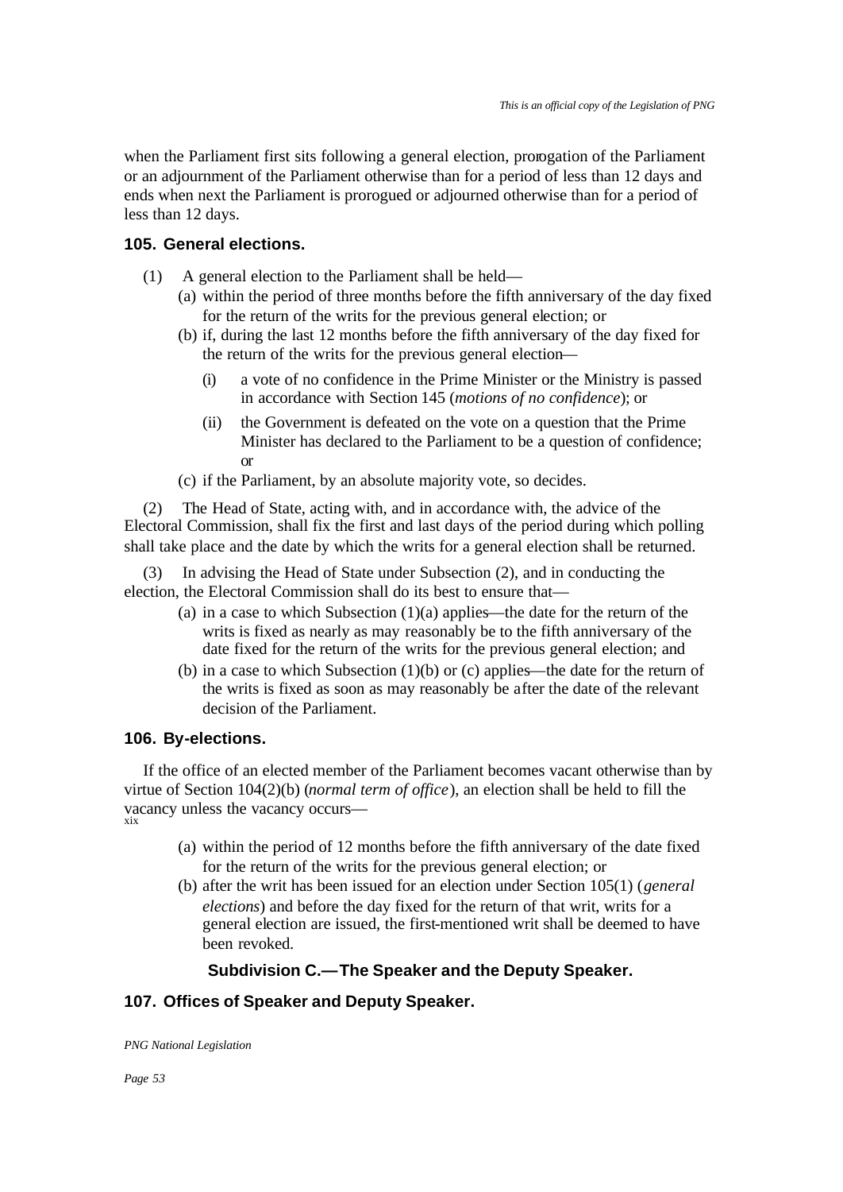when the Parliament first sits following a general election, prorogation of the Parliament or an adjournment of the Parliament otherwise than for a period of less than 12 days and ends when next the Parliament is prorogued or adjourned otherwise than for a period of less than 12 days.

### 105. General elections.

(1) A general election to the Parliament shall be held—

(a) within the period of three months before the fifth anniversary of the day fixed for the return of the writs for the previous general election; or

(b) if, during the last 12 months before the fifth anniversary of the day fixed for the return of the writs for the previous general election—

(i) a vote of no confidence in the Prime Minister or the Ministry is passed in accordance with Section 145 (*motions of no confidence*); or

(ii) the Government is defeated on the vote on a question that the Prime Minister has declared to the Parliament to be a question of confidence; or

(c) if the Parliament, by an absolute majority vote, so decides.

(2) The Head of State, acting with, and in accordance with, the advice of the Electoral Commission, shall fix the first and last days of the period during which polling shall take place and the date by which the writs for a general election shall be returned.

(3) In advising the Head of State under Subsection (2), and in conducting the election, the Electoral Commission shall do its best to ensure that—

(a) in a case to which Subsection (1)(a) applies—the date for the return of the writs is fixed as nearly as may reasonably be to the fifth anniversary of the date fixed for the return of the writs for the previous general election; and

(b) in a case to which Subsection (1)(b) or (c) applies—the date for the return of the writs is fixed as soon as may reasonably be after the date of the relevant decision of the Parliament.

### 106. By-elections.

If the office of an elected member of the Parliament becomes vacant otherwise than by virtue of Section 104(2)(b) (*normal term of office*), an election shall be held to fill the vacancy unless the vacancy occurs—[xix]

(a) within the period of 12 months before the fifth anniversary of the date fixed for the return of the writs for the previous general election; or

(b) after the writ has been issued for an election under Section 105(1) (*general elections*) and before the day fixed for the return of that writ, writs for a general election are issued, the first-mentioned writ shall be deemed to have been revoked.

## Subdivision C.—The Speaker and the Deputy Speaker.

### 107. Offices of Speaker and Deputy Speaker.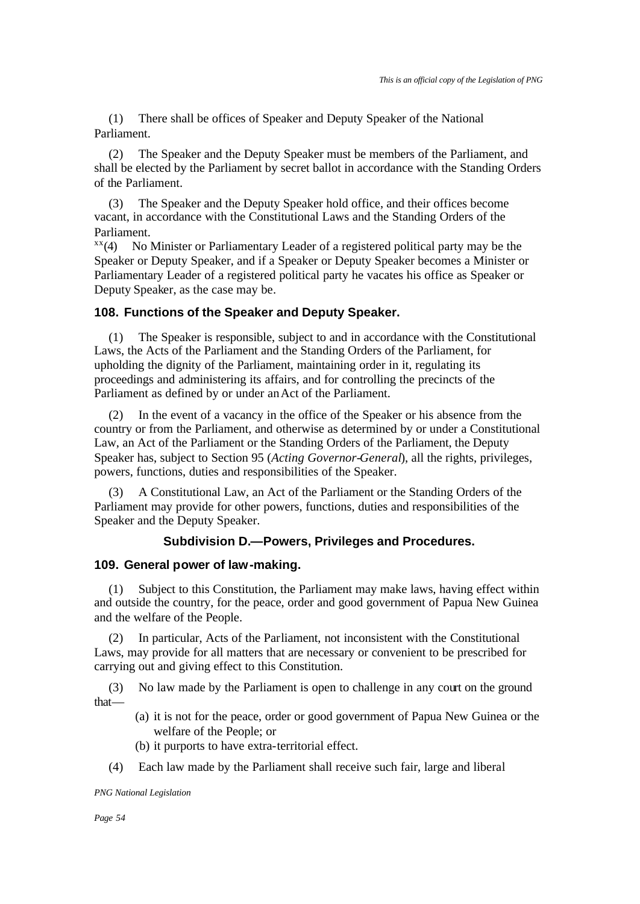(1) There shall be offices of Speaker and Deputy Speaker of the National Parliament.

(2) The Speaker and the Deputy Speaker must be members of the Parliament, and shall be elected by the Parliament by secret ballot in accordance with the Standing Orders of the Parliament.

(3) The Speaker and the Deputy Speaker hold office, and their offices become vacant, in accordance with the Constitutional Laws and the Standing Orders of the Parliament.

[xx](4) No Minister or Parliamentary Leader of a registered political party may be the Speaker or Deputy Speaker, and if a Speaker or Deputy Speaker becomes a Minister or Parliamentary Leader of a registered political party he vacates his office as Speaker or Deputy Speaker, as the case may be.

### 108. Functions of the Speaker and Deputy Speaker.

(1) The Speaker is responsible, subject to and in accordance with the Constitutional Laws, the Acts of the Parliament and the Standing Orders of the Parliament, for upholding the dignity of the Parliament, maintaining order in it, regulating its proceedings and administering its affairs, and for controlling the precincts of the Parliament as defined by or under an Act of the Parliament.

(2) In the event of a vacancy in the office of the Speaker or his absence from the country or from the Parliament, and otherwise as determined by or under a Constitutional Law, an Act of the Parliament or the Standing Orders of the Parliament, the Deputy Speaker has, subject to Section 95 (*Acting Governor-General*), all the rights, privileges, powers, functions, duties and responsibilities of the Speaker.

(3) A Constitutional Law, an Act of the Parliament or the Standing Orders of the Parliament may provide for other powers, functions, duties and responsibilities of the Speaker and the Deputy Speaker.

## Subdivision D.—Powers, Privileges and Procedures.

### 109. General power of law-making.

(1) Subject to this Constitution, the Parliament may make laws, having effect within and outside the country, for the peace, order and good government of Papua New Guinea and the welfare of the People.

(2) In particular, Acts of the Parliament, not inconsistent with the Constitutional Laws, may provide for all matters that are necessary or convenient to be prescribed for carrying out and giving effect to this Constitution.

(3) No law made by the Parliament is open to challenge in any court on the ground that—

(a) it is not for the peace, order or good government of Papua New Guinea or the welfare of the People; or

(b) it purports to have extra-territorial effect.

(4) Each law made by the Parliament shall receive such fair, large and liberal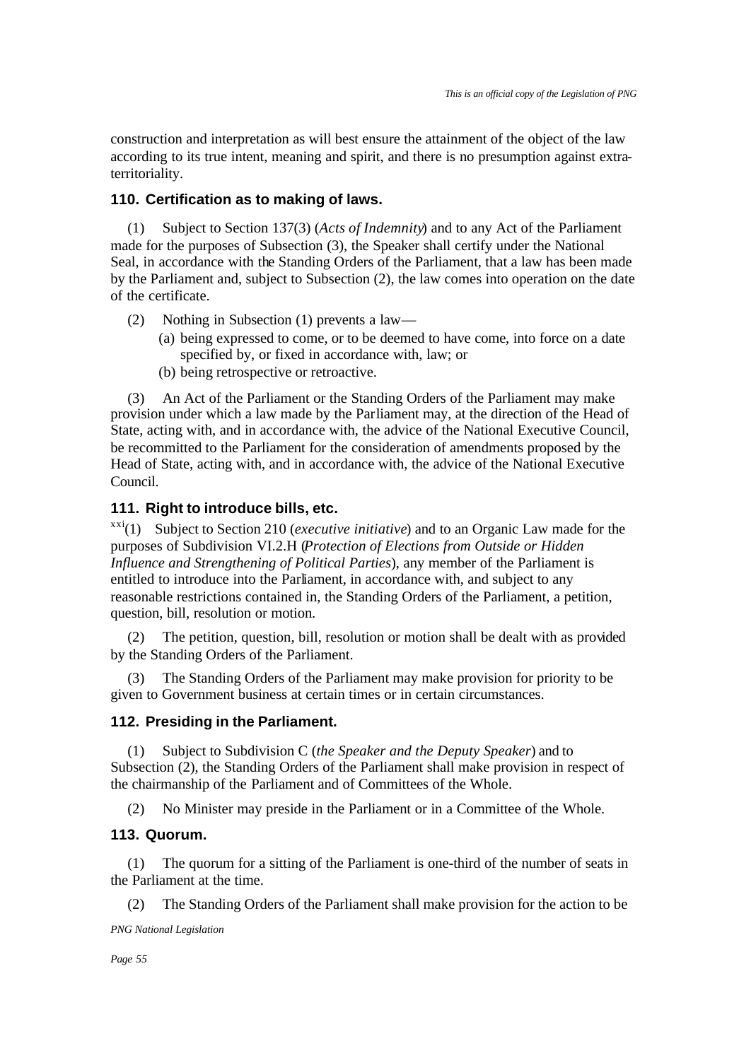construction and interpretation as will best ensure the attainment of the object of the law according to its true intent, meaning and spirit, and there is no presumption against extra-territoriality.

### 110. Certification as to making of laws.

(1) Subject to Section 137(3) (*Acts of Indemnity*) and to any Act of the Parliament made for the purposes of Subsection (3), the Speaker shall certify under the National Seal, in accordance with the Standing Orders of the Parliament, that a law has been made by the Parliament and, subject to Subsection (2), the law comes into operation on the date of the certificate.

(2) Nothing in Subsection (1) prevents a law—

(a) being expressed to come, or to be deemed to have come, into force on a date specified by, or fixed in accordance with, law; or

(b) being retrospective or retroactive.

(3) An Act of the Parliament or the Standing Orders of the Parliament may make provision under which a law made by the Parliament may, at the direction of the Head of State, acting with, and in accordance with, the advice of the National Executive Council, be recommitted to the Parliament for the consideration of amendments proposed by the Head of State, acting with, and in accordance with, the advice of the National Executive Council.

### 111. Right to introduce bills, etc.

[xxi](1) Subject to Section 210 (*executive initiative*) and to an Organic Law made for the purposes of Subdivision VI.2.H (*Protection of Elections from Outside or Hidden Influence and Strengthening of Political Parties*), any member of the Parliament is entitled to introduce into the Parliament, in accordance with, and subject to any reasonable restrictions contained in, the Standing Orders of the Parliament, a petition, question, bill, resolution or motion.

(2) The petition, question, bill, resolution or motion shall be dealt with as provided by the Standing Orders of the Parliament.

(3) The Standing Orders of the Parliament may make provision for priority to be given to Government business at certain times or in certain circumstances.

### 112. Presiding in the Parliament.

(1) Subject to Subdivision C (*the Speaker and the Deputy Speaker*) and to Subsection (2), the Standing Orders of the Parliament shall make provision in respect of the chairmanship of the Parliament and of Committees of the Whole.

(2) No Minister may preside in the Parliament or in a Committee of the Whole.

### 113. Quorum.

(1) The quorum for a sitting of the Parliament is one-third of the number of seats in the Parliament at the time.

(2) The Standing Orders of the Parliament shall make provision for the action to be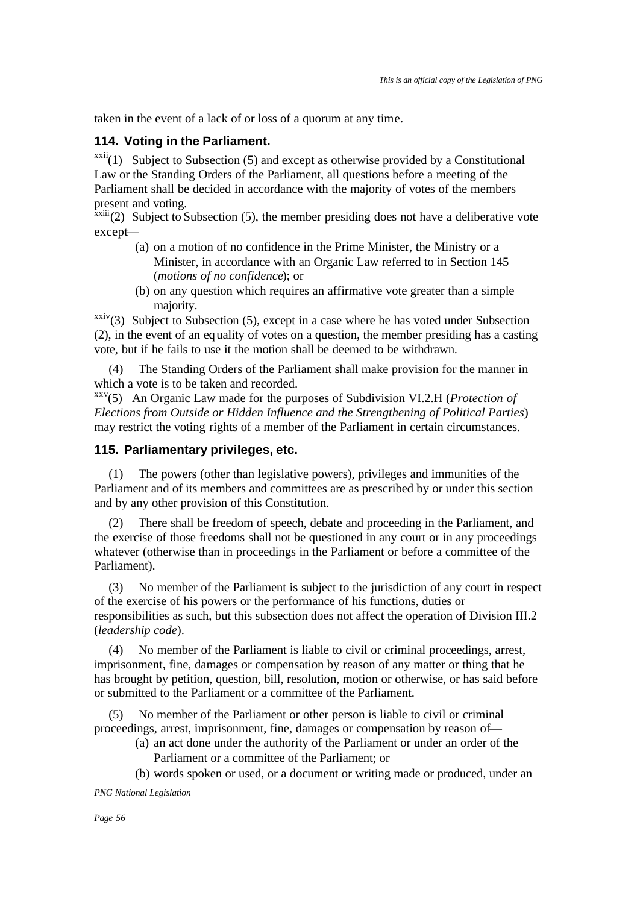taken in the event of a lack of or loss of a quorum at any time.

### 114. Voting in the Parliament.

[xxii](1) Subject to Subsection (5) and except as otherwise provided by a Constitutional Law or the Standing Orders of the Parliament, all questions before a meeting of the Parliament shall be decided in accordance with the majority of votes of the members present and voting.

[xxiii](2) Subject to Subsection (5), the member presiding does not have a deliberative vote except—

(a) on a motion of no confidence in the Prime Minister, the Ministry or a Minister, in accordance with an Organic Law referred to in Section 145 (*motions of no confidence*); or

(b) on any question which requires an affirmative vote greater than a simple majority.

[xxiv](3) Subject to Subsection (5), except in a case where he has voted under Subsection (2), in the event of an equality of votes on a question, the member presiding has a casting vote, but if he fails to use it the motion shall be deemed to be withdrawn.

(4) The Standing Orders of the Parliament shall make provision for the manner in which a vote is to be taken and recorded.

[xxv](5) An Organic Law made for the purposes of Subdivision VI.2.H (*Protection of Elections from Outside or Hidden Influence and the Strengthening of Political Parties*) may restrict the voting rights of a member of the Parliament in certain circumstances.

### 115. Parliamentary privileges, etc.

(1) The powers (other than legislative powers), privileges and immunities of the Parliament and of its members and committees are as prescribed by or under this section and by any other provision of this Constitution.

(2) There shall be freedom of speech, debate and proceeding in the Parliament, and the exercise of those freedoms shall not be questioned in any court or in any proceedings whatever (otherwise than in proceedings in the Parliament or before a committee of the Parliament).

(3) No member of the Parliament is subject to the jurisdiction of any court in respect of the exercise of his powers or the performance of his functions, duties or responsibilities as such, but this subsection does not affect the operation of Division III.2 (*leadership code*).

(4) No member of the Parliament is liable to civil or criminal proceedings, arrest, imprisonment, fine, damages or compensation by reason of any matter or thing that he has brought by petition, question, bill, resolution, motion or otherwise, or has said before or submitted to the Parliament or a committee of the Parliament.

(5) No member of the Parliament or other person is liable to civil or criminal proceedings, arrest, imprisonment, fine, damages or compensation by reason of—

(a) an act done under the authority of the Parliament or under an order of the Parliament or a committee of the Parliament; or

(b) words spoken or used, or a document or writing made or produced, under an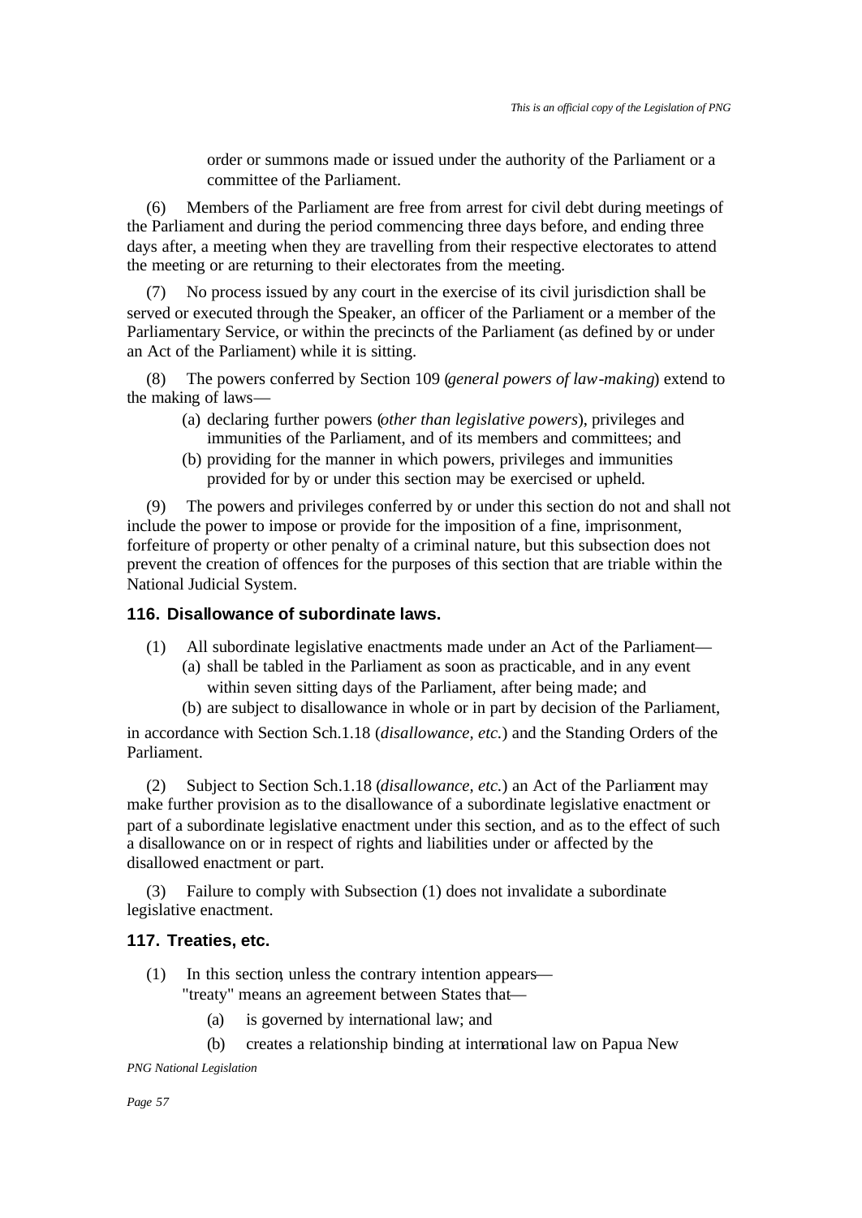order or summons made or issued under the authority of the Parliament or a committee of the Parliament.

(6) Members of the Parliament are free from arrest for civil debt during meetings of the Parliament and during the period commencing three days before, and ending three days after, a meeting when they are travelling from their respective electorates to attend the meeting or are returning to their electorates from the meeting.

(7) No process issued by any court in the exercise of its civil jurisdiction shall be served or executed through the Speaker, an officer of the Parliament or a member of the Parliamentary Service, or within the precincts of the Parliament (as defined by or under an Act of the Parliament) while it is sitting.

(8) The powers conferred by Section 109 (*general powers of law-making*) extend to the making of laws—

(a) declaring further powers (*other than legislative powers*), privileges and immunities of the Parliament, and of its members and committees; and

(b) providing for the manner in which powers, privileges and immunities provided for by or under this section may be exercised or upheld.

(9) The powers and privileges conferred by or under this section do not and shall not include the power to impose or provide for the imposition of a fine, imprisonment, forfeiture of property or other penalty of a criminal nature, but this subsection does not prevent the creation of offences for the purposes of this section that are triable within the National Judicial System.

### 116. Disallowance of subordinate laws.

(1) All subordinate legislative enactments made under an Act of the Parliament—

(a) shall be tabled in the Parliament as soon as practicable, and in any event within seven sitting days of the Parliament, after being made; and

(b) are subject to disallowance in whole or in part by decision of the Parliament,

in accordance with Section Sch.1.18 (*disallowance, etc.*) and the Standing Orders of the Parliament.

(2) Subject to Section Sch.1.18 (*disallowance, etc.*) an Act of the Parliament may make further provision as to the disallowance of a subordinate legislative enactment or part of a subordinate legislative enactment under this section, and as to the effect of such a disallowance on or in respect of rights and liabilities under or affected by the disallowed enactment or part.

(3) Failure to comply with Subsection (1) does not invalidate a subordinate legislative enactment.

### 117. Treaties, etc.

(1) In this section, unless the contrary intention appears—

"treaty" means an agreement between States that—

(a) is governed by international law; and

(b) creates a relationship binding at international law on Papua New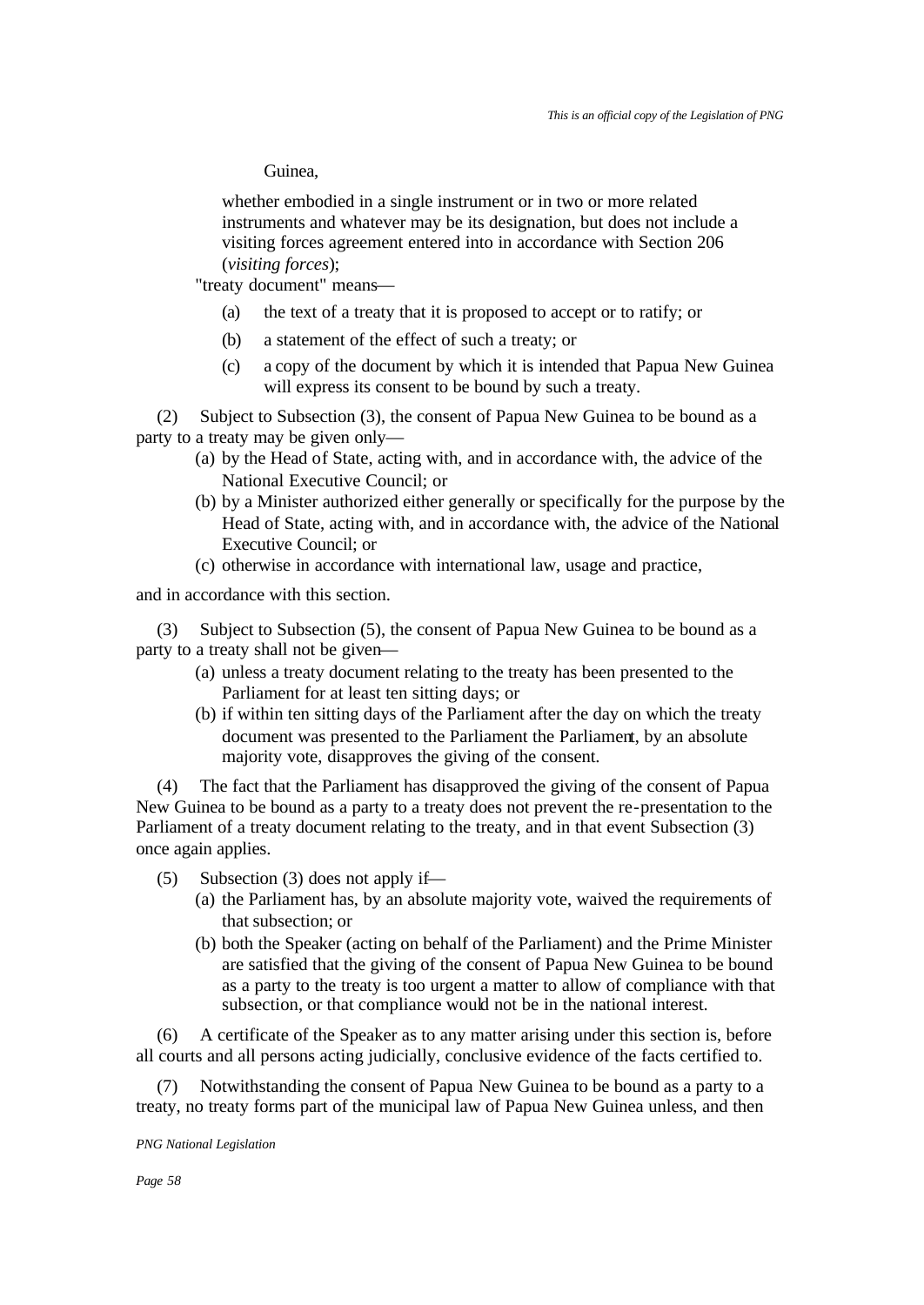Guinea,

whether embodied in a single instrument or in two or more related instruments and whatever may be its designation, but does not include a visiting forces agreement entered into in accordance with Section 206 (*visiting forces*);

"treaty document" means—

(a) the text of a treaty that it is proposed to accept or to ratify; or

(b) a statement of the effect of such a treaty; or

(c) a copy of the document by which it is intended that Papua New Guinea will express its consent to be bound by such a treaty.

(2) Subject to Subsection (3), the consent of Papua New Guinea to be bound as a party to a treaty may be given only—

(a) by the Head of State, acting with, and in accordance with, the advice of the National Executive Council; or

(b) by a Minister authorized either generally or specifically for the purpose by the Head of State, acting with, and in accordance with, the advice of the National Executive Council; or

(c) otherwise in accordance with international law, usage and practice,

and in accordance with this section.

(3) Subject to Subsection (5), the consent of Papua New Guinea to be bound as a party to a treaty shall not be given—

(a) unless a treaty document relating to the treaty has been presented to the Parliament for at least ten sitting days; or

(b) if within ten sitting days of the Parliament after the day on which the treaty document was presented to the Parliament the Parliament, by an absolute majority vote, disapproves the giving of the consent.

(4) The fact that the Parliament has disapproved the giving of the consent of Papua New Guinea to be bound as a party to a treaty does not prevent the re-presentation to the Parliament of a treaty document relating to the treaty, and in that event Subsection (3) once again applies.

(5) Subsection (3) does not apply if—

(a) the Parliament has, by an absolute majority vote, waived the requirements of that subsection; or

(b) both the Speaker (acting on behalf of the Parliament) and the Prime Minister are satisfied that the giving of the consent of Papua New Guinea to be bound as a party to the treaty is too urgent a matter to allow of compliance with that subsection, or that compliance would not be in the national interest.

(6) A certificate of the Speaker as to any matter arising under this section is, before all courts and all persons acting judicially, conclusive evidence of the facts certified to.

(7) Notwithstanding the consent of Papua New Guinea to be bound as a party to a treaty, no treaty forms part of the municipal law of Papua New Guinea unless, and then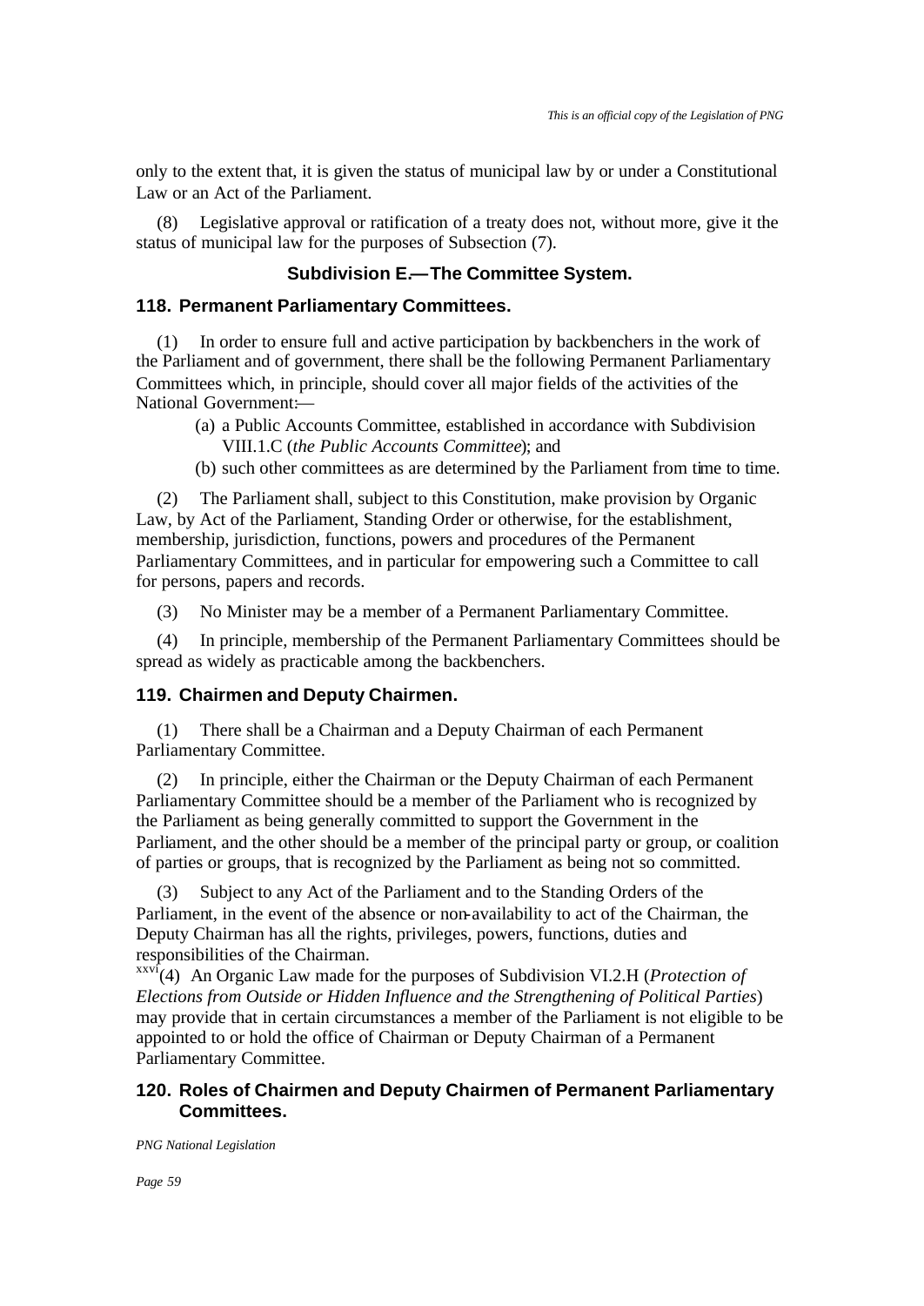only to the extent that, it is given the status of municipal law by or under a Constitutional Law or an Act of the Parliament.

(8) Legislative approval or ratification of a treaty does not, without more, give it the status of municipal law for the purposes of Subsection (7).

### Subdivision E.—The Committee System.

#### 118. Permanent Parliamentary Committees.

(1) In order to ensure full and active participation by backbenchers in the work of the Parliament and of government, there shall be the following Permanent Parliamentary Committees which, in principle, should cover all major fields of the activities of the National Government:—

(a) a Public Accounts Committee, established in accordance with Subdivision VIII.1.C (*the Public Accounts Committee*); and

(b) such other committees as are determined by the Parliament from time to time.

(2) The Parliament shall, subject to this Constitution, make provision by Organic Law, by Act of the Parliament, Standing Order or otherwise, for the establishment, membership, jurisdiction, functions, powers and procedures of the Permanent Parliamentary Committees, and in particular for empowering such a Committee to call for persons, papers and records.

(3) No Minister may be a member of a Permanent Parliamentary Committee.

(4) In principle, membership of the Permanent Parliamentary Committees should be spread as widely as practicable among the backbenchers.

#### 119. Chairmen and Deputy Chairmen.

(1) There shall be a Chairman and a Deputy Chairman of each Permanent Parliamentary Committee.

(2) In principle, either the Chairman or the Deputy Chairman of each Permanent Parliamentary Committee should be a member of the Parliament who is recognized by the Parliament as being generally committed to support the Government in the Parliament, and the other should be a member of the principal party or group, or coalition of parties or groups, that is recognized by the Parliament as being not so committed.

(3) Subject to any Act of the Parliament and to the Standing Orders of the Parliament, in the event of the absence or non-availability to act of the Chairman, the Deputy Chairman has all the rights, privileges, powers, functions, duties and responsibilities of the Chairman.

[xxvi](4) An Organic Law made for the purposes of Subdivision VI.2.H (*Protection of Elections from Outside or Hidden Influence and the Strengthening of Political Parties*) may provide that in certain circumstances a member of the Parliament is not eligible to be appointed to or hold the office of Chairman or Deputy Chairman of a Permanent Parliamentary Committee.

#### 120. Roles of Chairmen and Deputy Chairmen of Permanent Parliamentary Committees.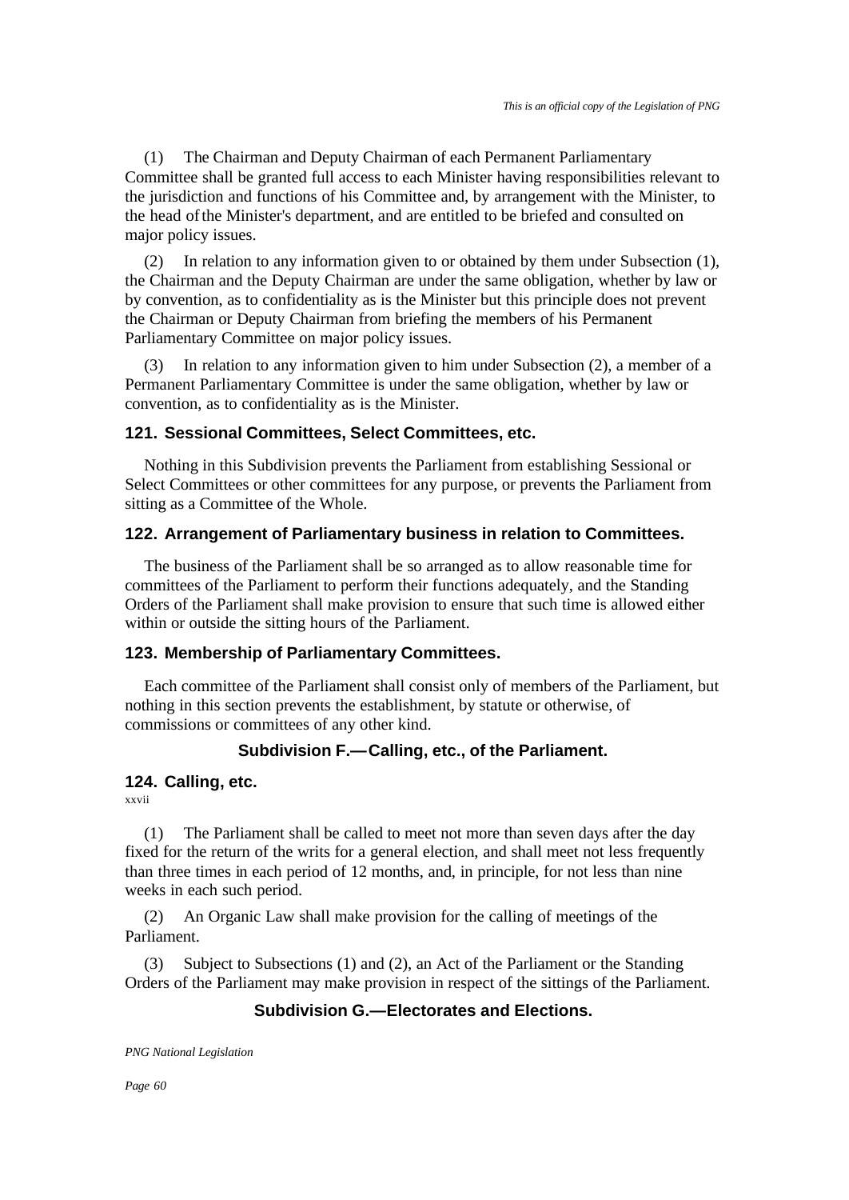(1) The Chairman and Deputy Chairman of each Permanent Parliamentary Committee shall be granted full access to each Minister having responsibilities relevant to the jurisdiction and functions of his Committee and, by arrangement with the Minister, to the head of the Minister's department, and are entitled to be briefed and consulted on major policy issues.

(2) In relation to any information given to or obtained by them under Subsection (1), the Chairman and the Deputy Chairman are under the same obligation, whether by law or by convention, as to confidentiality as is the Minister but this principle does not prevent the Chairman or Deputy Chairman from briefing the members of his Permanent Parliamentary Committee on major policy issues.

(3) In relation to any information given to him under Subsection (2), a member of a Permanent Parliamentary Committee is under the same obligation, whether by law or convention, as to confidentiality as is the Minister.

### 121. Sessional Committees, Select Committees, etc.

Nothing in this Subdivision prevents the Parliament from establishing Sessional or Select Committees or other committees for any purpose, or prevents the Parliament from sitting as a Committee of the Whole.

### 122. Arrangement of Parliamentary business in relation to Committees.

The business of the Parliament shall be so arranged as to allow reasonable time for committees of the Parliament to perform their functions adequately, and the Standing Orders of the Parliament shall make provision to ensure that such time is allowed either within or outside the sitting hours of the Parliament.

### 123. Membership of Parliamentary Committees.

Each committee of the Parliament shall consist only of members of the Parliament, but nothing in this section prevents the establishment, by statute or otherwise, of commissions or committees of any other kind.

## Subdivision F.—Calling, etc., of the Parliament.

### 124. Calling, etc.

xxvii

(1) The Parliament shall be called to meet not more than seven days after the day fixed for the return of the writs for a general election, and shall meet not less frequently than three times in each period of 12 months, and, in principle, for not less than nine weeks in each such period.

(2) An Organic Law shall make provision for the calling of meetings of the Parliament.

(3) Subject to Subsections (1) and (2), an Act of the Parliament or the Standing Orders of the Parliament may make provision in respect of the sittings of the Parliament.

## Subdivision G.—Electorates and Elections.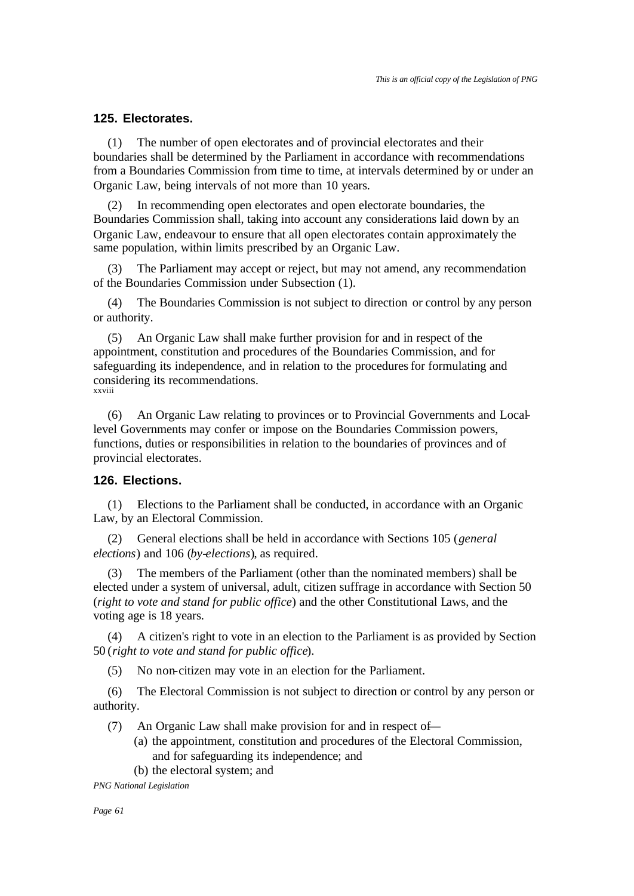### 125. Electorates.

(1) The number of open electorates and of provincial electorates and their boundaries shall be determined by the Parliament in accordance with recommendations from a Boundaries Commission from time to time, at intervals determined by or under an Organic Law, being intervals of not more than 10 years.

(2) In recommending open electorates and open electorate boundaries, the Boundaries Commission shall, taking into account any considerations laid down by an Organic Law, endeavour to ensure that all open electorates contain approximately the same population, within limits prescribed by an Organic Law.

(3) The Parliament may accept or reject, but may not amend, any recommendation of the Boundaries Commission under Subsection (1).

(4) The Boundaries Commission is not subject to direction or control by any person or authority.

(5) An Organic Law shall make further provision for and in respect of the appointment, constitution and procedures of the Boundaries Commission, and for safeguarding its independence, and in relation to the procedures for formulating and considering its recommendations. [xxviii]

(6) An Organic Law relating to provinces or to Provincial Governments and Local-level Governments may confer or impose on the Boundaries Commission powers, functions, duties or responsibilities in relation to the boundaries of provinces and of provincial electorates.

### 126. Elections.

(1) Elections to the Parliament shall be conducted, in accordance with an Organic Law, by an Electoral Commission.

(2) General elections shall be held in accordance with Sections 105 (*general elections*) and 106 (*by-elections*), as required.

(3) The members of the Parliament (other than the nominated members) shall be elected under a system of universal, adult, citizen suffrage in accordance with Section 50 (*right to vote and stand for public office*) and the other Constitutional Laws, and the voting age is 18 years.

(4) A citizen's right to vote in an election to the Parliament is as provided by Section 50 (*right to vote and stand for public office*).

(5) No non-citizen may vote in an election for the Parliament.

(6) The Electoral Commission is not subject to direction or control by any person or authority.

(7) An Organic Law shall make provision for and in respect of—

(a) the appointment, constitution and procedures of the Electoral Commission, and for safeguarding its independence; and

(b) the electoral system; and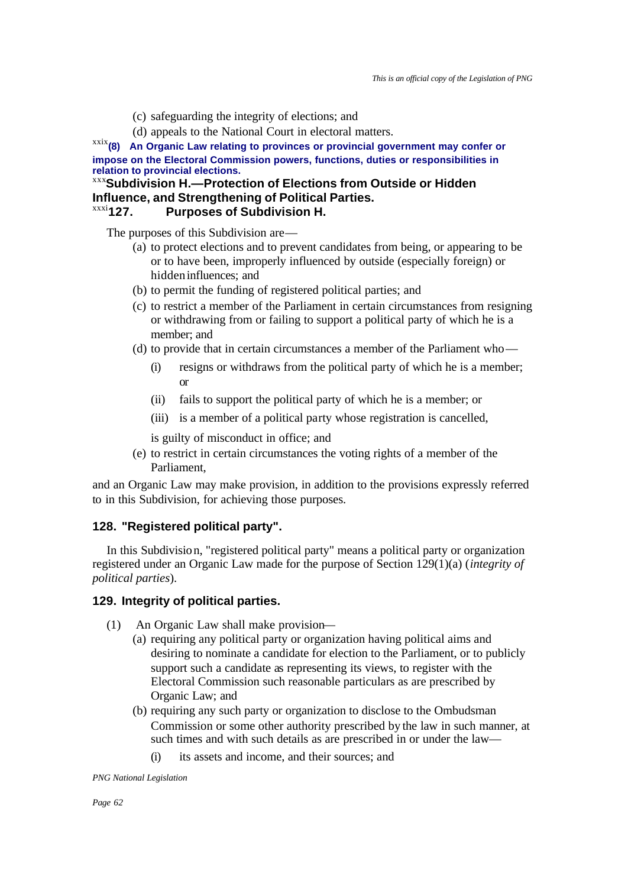(c) safeguarding the integrity of elections; and

(d) appeals to the National Court in electoral matters.

[xxix]**(8) An Organic Law relating to provinces or provincial government may confer or impose on the Electoral Commission powers, functions, duties or responsibilities in relation to provincial elections.**

### [xxx]Subdivision H.—Protection of Elections from Outside or Hidden Influence, and Strengthening of Political Parties.

### [xxxi]127. Purposes of Subdivision H.

The purposes of this Subdivision are—

(a) to protect elections and to prevent candidates from being, or appearing to be or to have been, improperly influenced by outside (especially foreign) or hidden influences; and

(b) to permit the funding of registered political parties; and

(c) to restrict a member of the Parliament in certain circumstances from resigning or withdrawing from or failing to support a political party of which he is a member; and

(d) to provide that in certain circumstances a member of the Parliament who—

   (i) resigns or withdraws from the political party of which he is a member; or

   (ii) fails to support the political party of which he is a member; or

   (iii) is a member of a political party whose registration is cancelled,

   is guilty of misconduct in office; and

(e) to restrict in certain circumstances the voting rights of a member of the Parliament,

and an Organic Law may make provision, in addition to the provisions expressly referred to in this Subdivision, for achieving those purposes.

### 128. "Registered political party".

In this Subdivision, "registered political party" means a political party or organization registered under an Organic Law made for the purpose of Section 129(1)(a) (*integrity of political parties*).

### 129. Integrity of political parties.

(1) An Organic Law shall make provision—

(a) requiring any political party or organization having political aims and desiring to nominate a candidate for election to the Parliament, or to publicly support such a candidate as representing its views, to register with the Electoral Commission such reasonable particulars as are prescribed by Organic Law; and

(b) requiring any such party or organization to disclose to the Ombudsman Commission or some other authority prescribed by the law in such manner, at such times and with such details as are prescribed in or under the law—

   (i) its assets and income, and their sources; and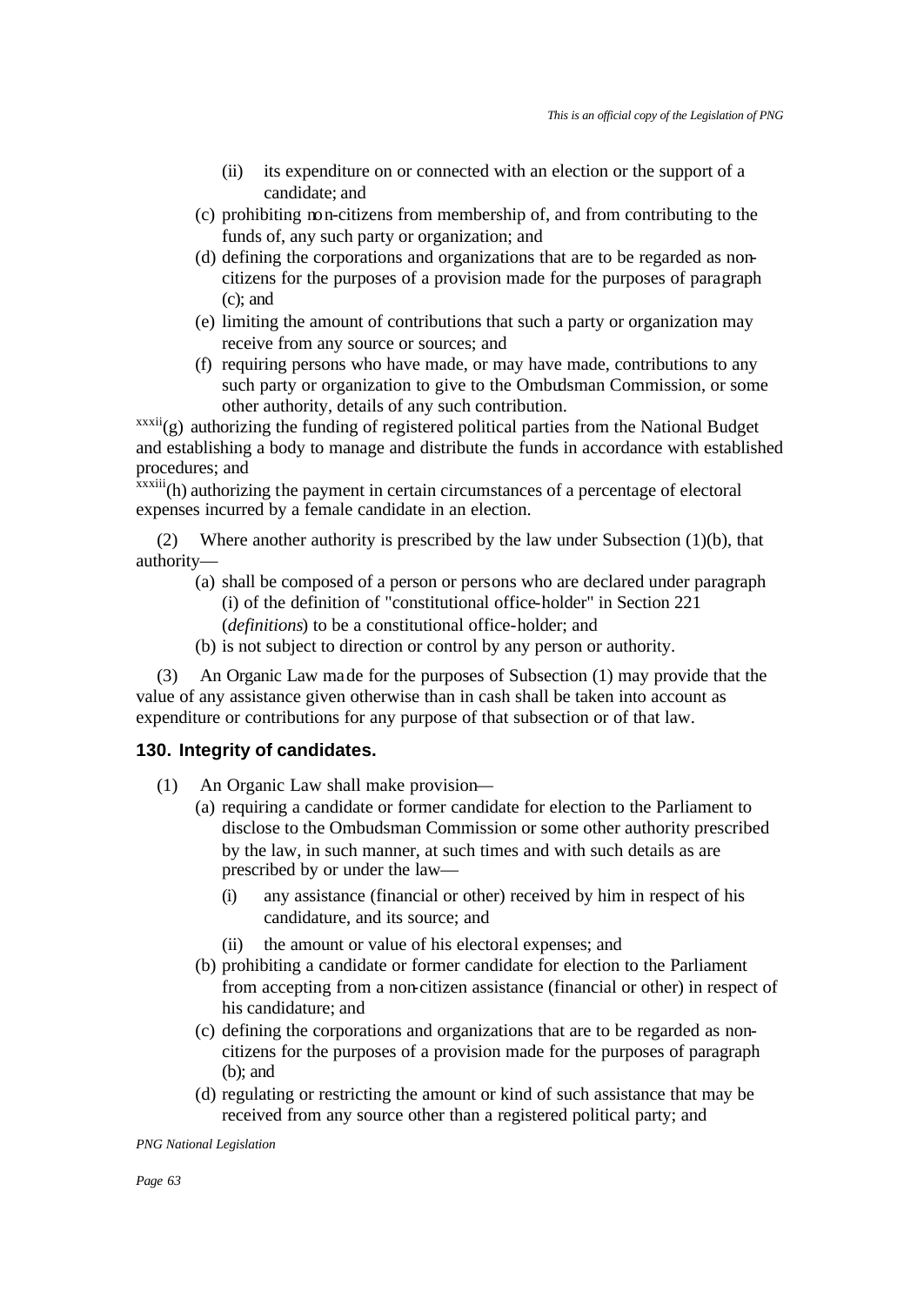(ii) its expenditure on or connected with an election or the support of a candidate; and

(c) prohibiting non-citizens from membership of, and from contributing to the funds of, any such party or organization; and

(d) defining the corporations and organizations that are to be regarded as non-citizens for the purposes of a provision made for the purposes of paragraph (c); and

(e) limiting the amount of contributions that such a party or organization may receive from any source or sources; and

(f) requiring persons who have made, or may have made, contributions to any such party or organization to give to the Ombudsman Commission, or some other authority, details of any such contribution.

[xxxii](g) authorizing the funding of registered political parties from the National Budget and establishing a body to manage and distribute the funds in accordance with established procedures; and

[xxxiii](h) authorizing the payment in certain circumstances of a percentage of electoral expenses incurred by a female candidate in an election.

(2) Where another authority is prescribed by the law under Subsection (1)(b), that authority—

(a) shall be composed of a person or persons who are declared under paragraph (i) of the definition of "constitutional office-holder" in Section 221 (*definitions*) to be a constitutional office-holder; and

(b) is not subject to direction or control by any person or authority.

(3) An Organic Law made for the purposes of Subsection (1) may provide that the value of any assistance given otherwise than in cash shall be taken into account as expenditure or contributions for any purpose of that subsection or of that law.

### 130. Integrity of candidates.

(1) An Organic Law shall make provision—

(a) requiring a candidate or former candidate for election to the Parliament to disclose to the Ombudsman Commission or some other authority prescribed by the law, in such manner, at such times and with such details as are prescribed by or under the law—

(i) any assistance (financial or other) received by him in respect of his candidature, and its source; and

(ii) the amount or value of his electoral expenses; and

(b) prohibiting a candidate or former candidate for election to the Parliament from accepting from a non-citizen assistance (financial or other) in respect of his candidature; and

(c) defining the corporations and organizations that are to be regarded as non-citizens for the purposes of a provision made for the purposes of paragraph (b); and

(d) regulating or restricting the amount or kind of such assistance that may be received from any source other than a registered political party; and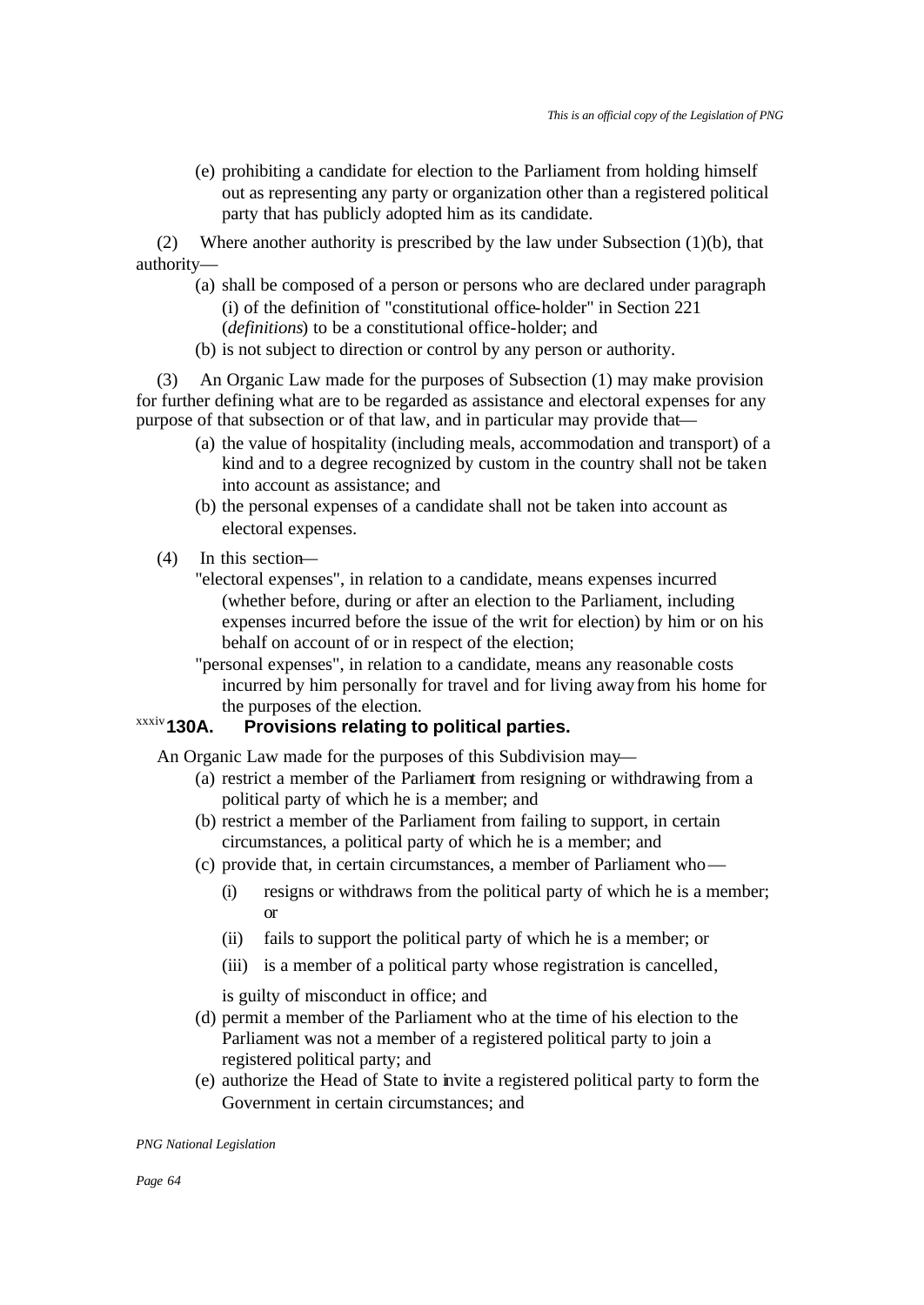(e) prohibiting a candidate for election to the Parliament from holding himself out as representing any party or organization other than a registered political party that has publicly adopted him as its candidate.

(2) Where another authority is prescribed by the law under Subsection (1)(b), that authority—

(a) shall be composed of a person or persons who are declared under paragraph (i) of the definition of "constitutional office-holder" in Section 221 (*definitions*) to be a constitutional office-holder; and

(b) is not subject to direction or control by any person or authority.

(3) An Organic Law made for the purposes of Subsection (1) may make provision for further defining what are to be regarded as assistance and electoral expenses for any purpose of that subsection or of that law, and in particular may provide that—

(a) the value of hospitality (including meals, accommodation and transport) of a kind and to a degree recognized by custom in the country shall not be taken into account as assistance; and

(b) the personal expenses of a candidate shall not be taken into account as electoral expenses.

(4) In this section—

"electoral expenses", in relation to a candidate, means expenses incurred (whether before, during or after an election to the Parliament, including expenses incurred before the issue of the writ for election) by him or on his behalf on account of or in respect of the election;

"personal expenses", in relation to a candidate, means any reasonable costs incurred by him personally for travel and for living away from his home for the purposes of the election.

### [xxxiv] 130A. Provisions relating to political parties.

An Organic Law made for the purposes of this Subdivision may—

(a) restrict a member of the Parliament from resigning or withdrawing from a political party of which he is a member; and

(b) restrict a member of the Parliament from failing to support, in certain circumstances, a political party of which he is a member; and

(c) provide that, in certain circumstances, a member of Parliament who—

(i) resigns or withdraws from the political party of which he is a member; or

(ii) fails to support the political party of which he is a member; or

(iii) is a member of a political party whose registration is cancelled,

is guilty of misconduct in office; and

(d) permit a member of the Parliament who at the time of his election to the Parliament was not a member of a registered political party to join a registered political party; and

(e) authorize the Head of State to invite a registered political party to form the Government in certain circumstances; and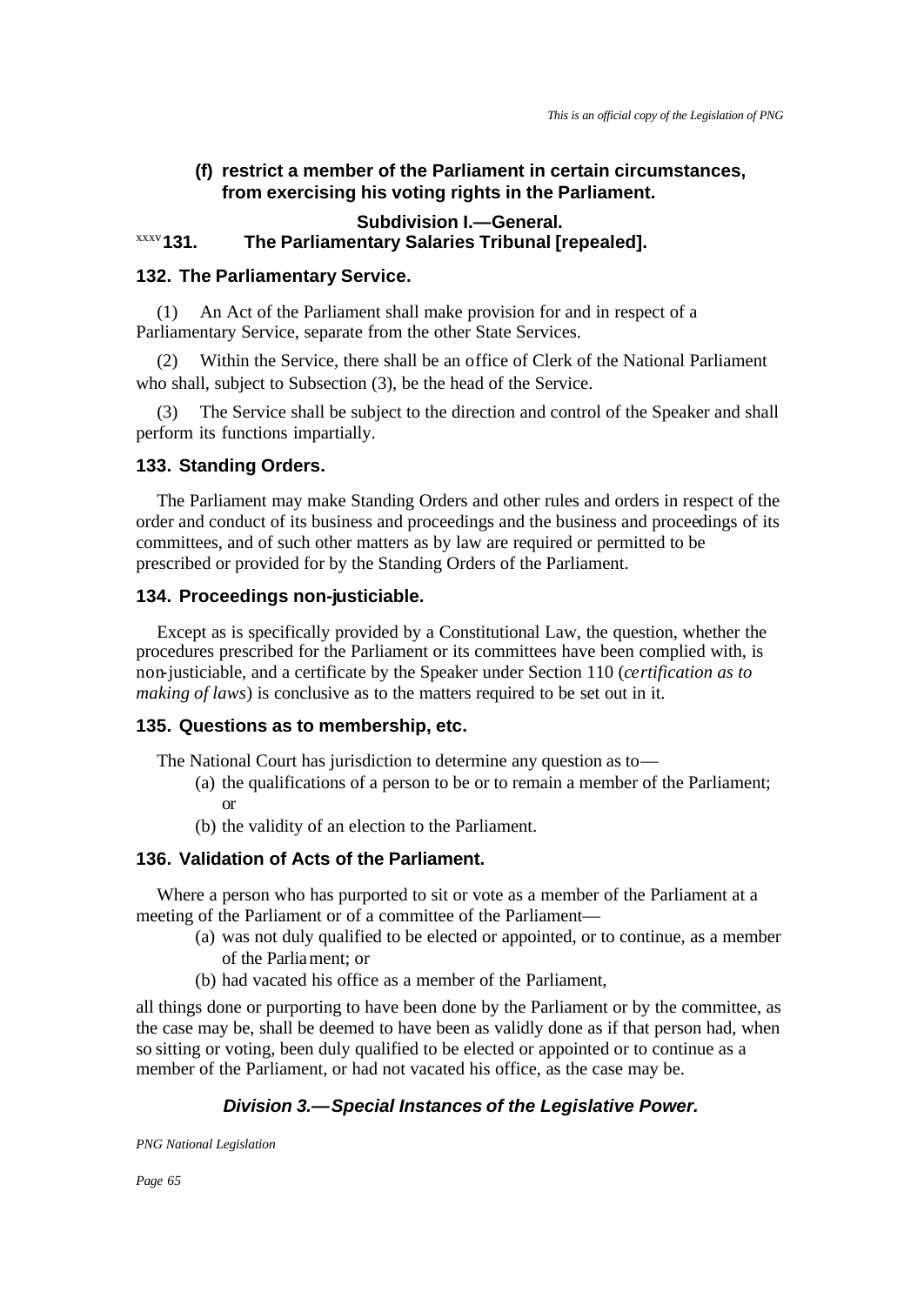**(f) restrict a member of the Parliament in certain circumstances, from exercising his voting rights in the Parliament.**

### Subdivision I.—General.

### [xxxv] 131. The Parliamentary Salaries Tribunal [repealed].

### 132. The Parliamentary Service.

(1) An Act of the Parliament shall make provision for and in respect of a Parliamentary Service, separate from the other State Services.

(2) Within the Service, there shall be an office of Clerk of the National Parliament who shall, subject to Subsection (3), be the head of the Service.

(3) The Service shall be subject to the direction and control of the Speaker and shall perform its functions impartially.

### 133. Standing Orders.

The Parliament may make Standing Orders and other rules and orders in respect of the order and conduct of its business and proceedings and the business and proceedings of its committees, and of such other matters as by law are required or permitted to be prescribed or provided for by the Standing Orders of the Parliament.

### 134. Proceedings non-justiciable.

Except as is specifically provided by a Constitutional Law, the question, whether the procedures prescribed for the Parliament or its committees have been complied with, is non-justiciable, and a certificate by the Speaker under Section 110 (*certification as to making of laws*) is conclusive as to the matters required to be set out in it.

### 135. Questions as to membership, etc.

The National Court has jurisdiction to determine any question as to—

(a) the qualifications of a person to be or to remain a member of the Parliament; or

(b) the validity of an election to the Parliament.

### 136. Validation of Acts of the Parliament.

Where a person who has purported to sit or vote as a member of the Parliament at a meeting of the Parliament or of a committee of the Parliament—

(a) was not duly qualified to be elected or appointed, or to continue, as a member of the Parliament; or

(b) had vacated his office as a member of the Parliament,

all things done or purporting to have been done by the Parliament or by the committee, as the case may be, shall be deemed to have been as validly done as if that person had, when so sitting or voting, been duly qualified to be elected or appointed or to continue as a member of the Parliament, or had not vacated his office, as the case may be.

## *Division 3.—Special Instances of the Legislative Power.*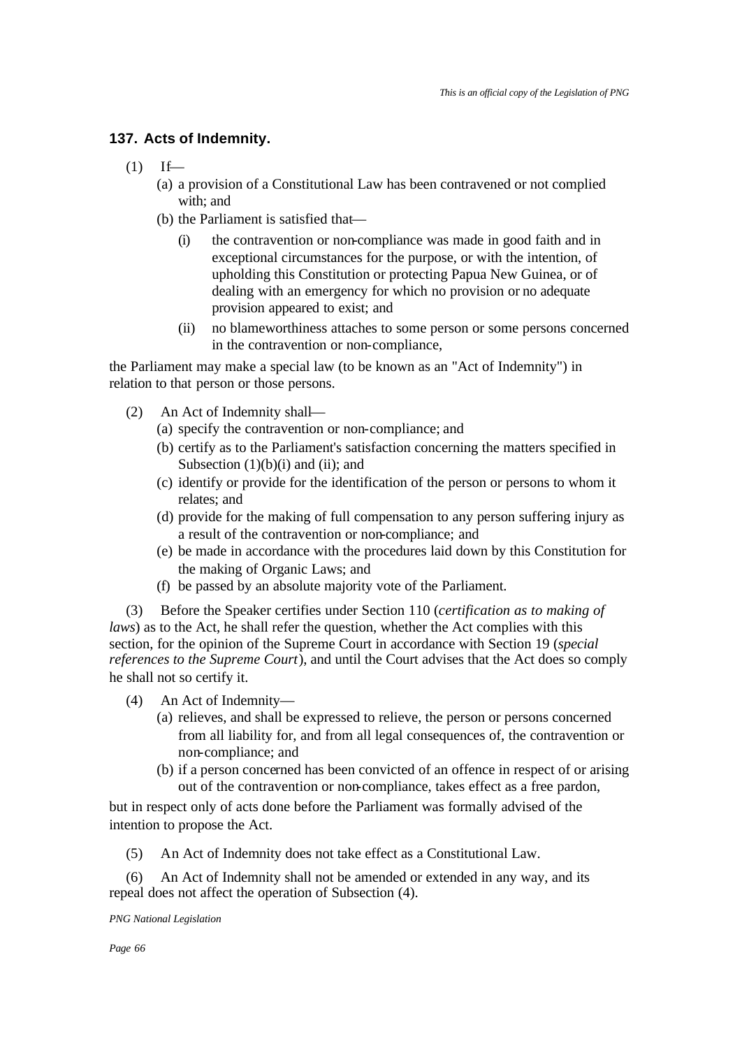### 137. Acts of Indemnity.

(1) If—

(a) a provision of a Constitutional Law has been contravened or not complied with; and

(b) the Parliament is satisfied that—

(i) the contravention or non-compliance was made in good faith and in exceptional circumstances for the purpose, or with the intention, of upholding this Constitution or protecting Papua New Guinea, or of dealing with an emergency for which no provision or no adequate provision appeared to exist; and

(ii) no blameworthiness attaches to some person or some persons concerned in the contravention or non-compliance,

the Parliament may make a special law (to be known as an "Act of Indemnity") in relation to that person or those persons.

(2) An Act of Indemnity shall—

(a) specify the contravention or non-compliance; and

(b) certify as to the Parliament's satisfaction concerning the matters specified in Subsection (1)(b)(i) and (ii); and

(c) identify or provide for the identification of the person or persons to whom it relates; and

(d) provide for the making of full compensation to any person suffering injury as a result of the contravention or non-compliance; and

(e) be made in accordance with the procedures laid down by this Constitution for the making of Organic Laws; and

(f) be passed by an absolute majority vote of the Parliament.

(3) Before the Speaker certifies under Section 110 (*certification as to making of laws*) as to the Act, he shall refer the question, whether the Act complies with this section, for the opinion of the Supreme Court in accordance with Section 19 (*special references to the Supreme Court*), and until the Court advises that the Act does so comply he shall not so certify it.

(4) An Act of Indemnity—

(a) relieves, and shall be expressed to relieve, the person or persons concerned from all liability for, and from all legal consequences of, the contravention or non-compliance; and

(b) if a person concerned has been convicted of an offence in respect of or arising out of the contravention or non-compliance, takes effect as a free pardon,

but in respect only of acts done before the Parliament was formally advised of the intention to propose the Act.

(5) An Act of Indemnity does not take effect as a Constitutional Law.

(6) An Act of Indemnity shall not be amended or extended in any way, and its repeal does not affect the operation of Subsection (4).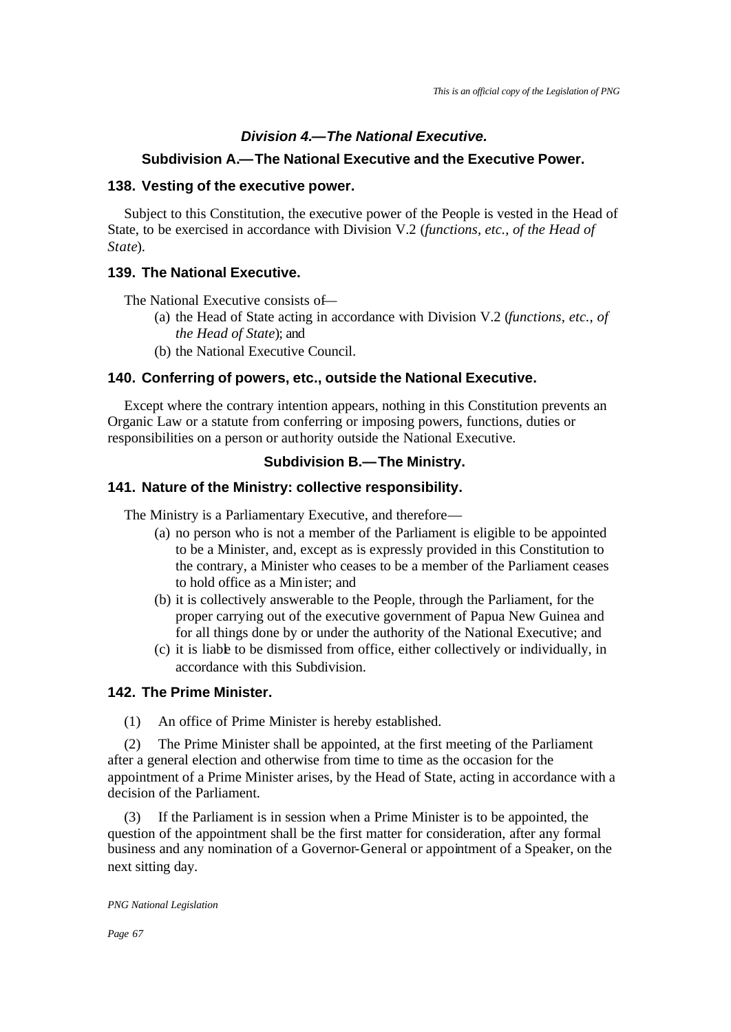## *Division 4.—The National Executive.*

### Subdivision A.—The National Executive and the Executive Power.

#### 138. Vesting of the executive power.

Subject to this Constitution, the executive power of the People is vested in the Head of State, to be exercised in accordance with Division V.2 (*functions, etc., of the Head of State*).

#### 139. The National Executive.

The National Executive consists of—

(a) the Head of State acting in accordance with Division V.2 (*functions, etc., of the Head of State*); and

(b) the National Executive Council.

#### 140. Conferring of powers, etc., outside the National Executive.

Except where the contrary intention appears, nothing in this Constitution prevents an Organic Law or a statute from conferring or imposing powers, functions, duties or responsibilities on a person or authority outside the National Executive.

### Subdivision B.—The Ministry.

#### 141. Nature of the Ministry: collective responsibility.

The Ministry is a Parliamentary Executive, and therefore—

(a) no person who is not a member of the Parliament is eligible to be appointed to be a Minister, and, except as is expressly provided in this Constitution to the contrary, a Minister who ceases to be a member of the Parliament ceases to hold office as a Minister; and

(b) it is collectively answerable to the People, through the Parliament, for the proper carrying out of the executive government of Papua New Guinea and for all things done by or under the authority of the National Executive; and

(c) it is liable to be dismissed from office, either collectively or individually, in accordance with this Subdivision.

#### 142. The Prime Minister.

(1) An office of Prime Minister is hereby established.

(2) The Prime Minister shall be appointed, at the first meeting of the Parliament after a general election and otherwise from time to time as the occasion for the appointment of a Prime Minister arises, by the Head of State, acting in accordance with a decision of the Parliament.

(3) If the Parliament is in session when a Prime Minister is to be appointed, the question of the appointment shall be the first matter for consideration, after any formal business and any nomination of a Governor-General or appointment of a Speaker, on the next sitting day.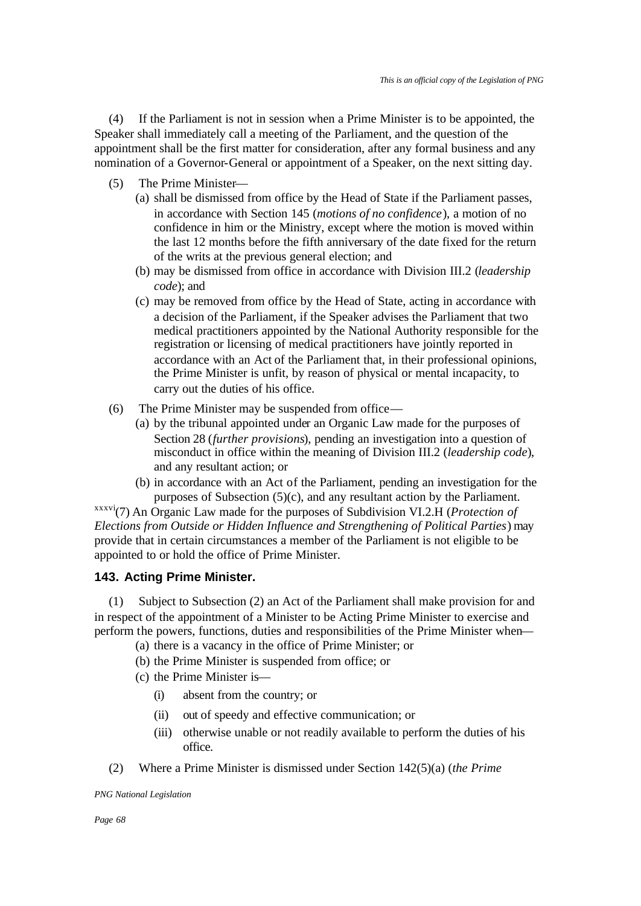(4) If the Parliament is not in session when a Prime Minister is to be appointed, the Speaker shall immediately call a meeting of the Parliament, and the question of the appointment shall be the first matter for consideration, after any formal business and any nomination of a Governor-General or appointment of a Speaker, on the next sitting day.

(5) The Prime Minister—

(a) shall be dismissed from office by the Head of State if the Parliament passes, in accordance with Section 145 (*motions of no confidence*), a motion of no confidence in him or the Ministry, except where the motion is moved within the last 12 months before the fifth anniversary of the date fixed for the return of the writs at the previous general election; and

(b) may be dismissed from office in accordance with Division III.2 (*leadership code*); and

(c) may be removed from office by the Head of State, acting in accordance with a decision of the Parliament, if the Speaker advises the Parliament that two medical practitioners appointed by the National Authority responsible for the registration or licensing of medical practitioners have jointly reported in accordance with an Act of the Parliament that, in their professional opinions, the Prime Minister is unfit, by reason of physical or mental incapacity, to carry out the duties of his office.

(6) The Prime Minister may be suspended from office—

(a) by the tribunal appointed under an Organic Law made for the purposes of Section 28 (*further provisions*), pending an investigation into a question of misconduct in office within the meaning of Division III.2 (*leadership code*), and any resultant action; or

(b) in accordance with an Act of the Parliament, pending an investigation for the purposes of Subsection (5)(c), and any resultant action by the Parliament.

[xxxvi](7) An Organic Law made for the purposes of Subdivision VI.2.H (*Protection of Elections from Outside or Hidden Influence and Strengthening of Political Parties*) may provide that in certain circumstances a member of the Parliament is not eligible to be appointed to or hold the office of Prime Minister.

### 143. Acting Prime Minister.

(1) Subject to Subsection (2) an Act of the Parliament shall make provision for and in respect of the appointment of a Minister to be Acting Prime Minister to exercise and perform the powers, functions, duties and responsibilities of the Prime Minister when—

(a) there is a vacancy in the office of Prime Minister; or

(b) the Prime Minister is suspended from office; or

(c) the Prime Minister is—

(i) absent from the country; or

(ii) out of speedy and effective communication; or

(iii) otherwise unable or not readily available to perform the duties of his office.

(2) Where a Prime Minister is dismissed under Section 142(5)(a) (*the Prime*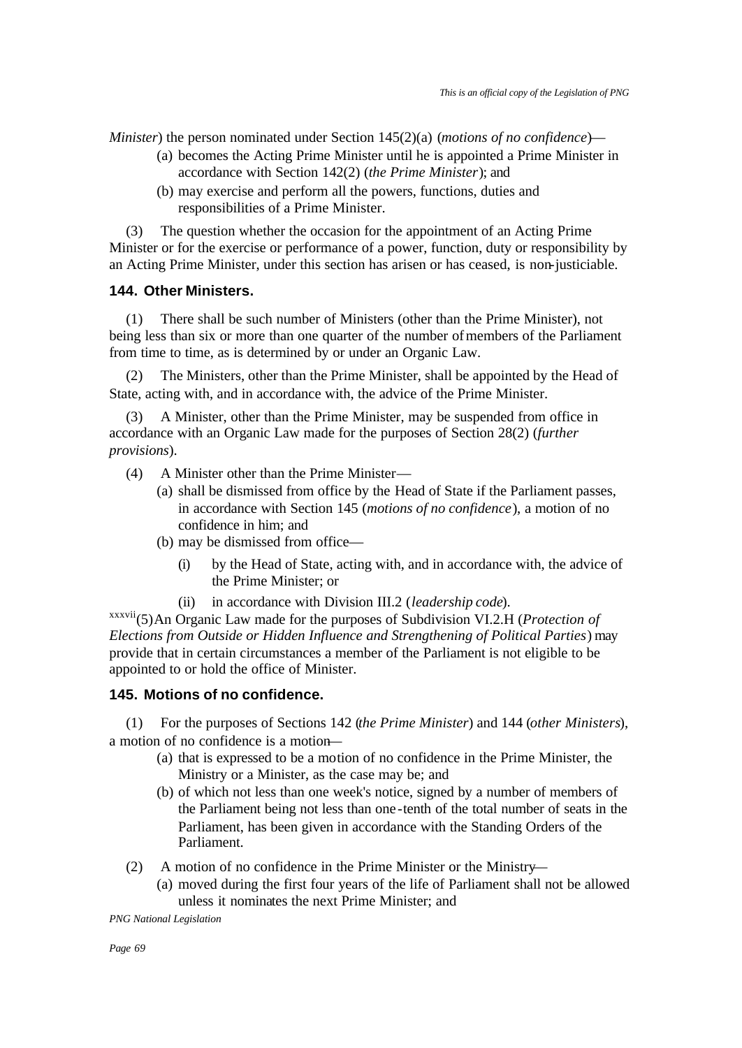*Minister*) the person nominated under Section 145(2)(a) (*motions of no confidence*)—

(a) becomes the Acting Prime Minister until he is appointed a Prime Minister in accordance with Section 142(2) (*the Prime Minister*); and

(b) may exercise and perform all the powers, functions, duties and responsibilities of a Prime Minister.

(3) The question whether the occasion for the appointment of an Acting Prime Minister or for the exercise or performance of a power, function, duty or responsibility by an Acting Prime Minister, under this section has arisen or has ceased, is non-justiciable.

### 144. Other Ministers.

(1) There shall be such number of Ministers (other than the Prime Minister), not being less than six or more than one quarter of the number of members of the Parliament from time to time, as is determined by or under an Organic Law.

(2) The Ministers, other than the Prime Minister, shall be appointed by the Head of State, acting with, and in accordance with, the advice of the Prime Minister.

(3) A Minister, other than the Prime Minister, may be suspended from office in accordance with an Organic Law made for the purposes of Section 28(2) (*further provisions*).

(4) A Minister other than the Prime Minister—

(a) shall be dismissed from office by the Head of State if the Parliament passes, in accordance with Section 145 (*motions of no confidence*), a motion of no confidence in him; and

(b) may be dismissed from office—

(i) by the Head of State, acting with, and in accordance with, the advice of the Prime Minister; or

(ii) in accordance with Division III.2 (*leadership code*).

[xxxvii](5) An Organic Law made for the purposes of Subdivision VI.2.H (*Protection of Elections from Outside or Hidden Influence and Strengthening of Political Parties*) may provide that in certain circumstances a member of the Parliament is not eligible to be appointed to or hold the office of Minister.

### 145. Motions of no confidence.

(1) For the purposes of Sections 142 (*the Prime Minister*) and 144 (*other Ministers*), a motion of no confidence is a motion—

(a) that is expressed to be a motion of no confidence in the Prime Minister, the Ministry or a Minister, as the case may be; and

(b) of which not less than one week's notice, signed by a number of members of the Parliament being not less than one-tenth of the total number of seats in the Parliament, has been given in accordance with the Standing Orders of the Parliament.

(2) A motion of no confidence in the Prime Minister or the Ministry—

(a) moved during the first four years of the life of Parliament shall not be allowed unless it nominates the next Prime Minister; and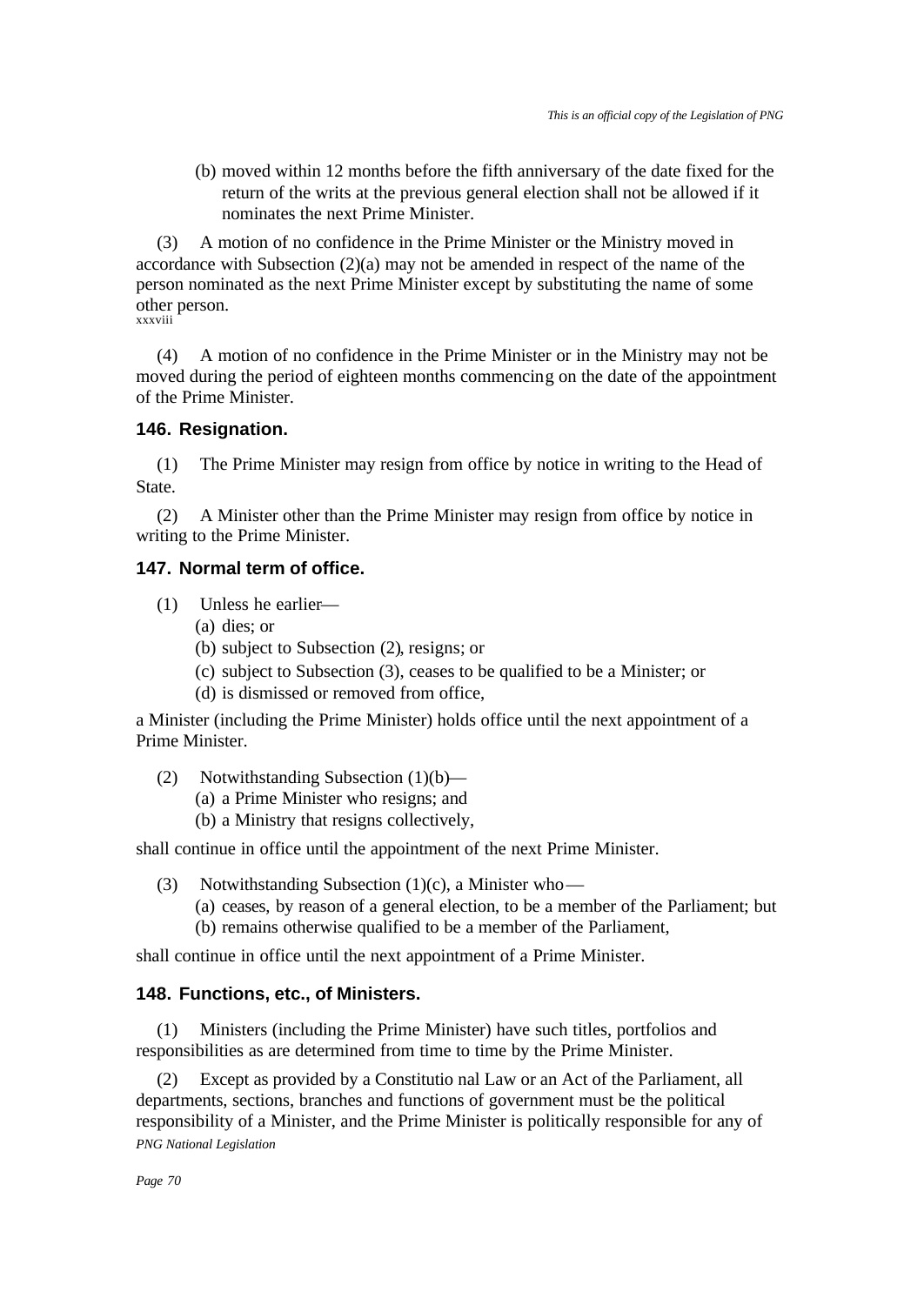(b) moved within 12 months before the fifth anniversary of the date fixed for the return of the writs at the previous general election shall not be allowed if it nominates the next Prime Minister.

(3) A motion of no confidence in the Prime Minister or the Ministry moved in accordance with Subsection (2)(a) may not be amended in respect of the name of the person nominated as the next Prime Minister except by substituting the name of some other person. [xxxviii]

(4) A motion of no confidence in the Prime Minister or in the Ministry may not be moved during the period of eighteen months commencing on the date of the appointment of the Prime Minister.

### 146. Resignation.

(1) The Prime Minister may resign from office by notice in writing to the Head of State.

(2) A Minister other than the Prime Minister may resign from office by notice in writing to the Prime Minister.

### 147. Normal term of office.

(1) Unless he earlier—

(a) dies; or

(b) subject to Subsection (2), resigns; or

(c) subject to Subsection (3), ceases to be qualified to be a Minister; or

(d) is dismissed or removed from office,

a Minister (including the Prime Minister) holds office until the next appointment of a Prime Minister.

(2) Notwithstanding Subsection (1)(b)—

(a) a Prime Minister who resigns; and

(b) a Ministry that resigns collectively,

shall continue in office until the appointment of the next Prime Minister.

(3) Notwithstanding Subsection (1)(c), a Minister who—

(a) ceases, by reason of a general election, to be a member of the Parliament; but

(b) remains otherwise qualified to be a member of the Parliament,

shall continue in office until the next appointment of a Prime Minister.

### 148. Functions, etc., of Ministers.

(1) Ministers (including the Prime Minister) have such titles, portfolios and responsibilities as are determined from time to time by the Prime Minister.

(2) Except as provided by a Constitutional Law or an Act of the Parliament, all departments, sections, branches and functions of government must be the political responsibility of a Minister, and the Prime Minister is politically responsible for any of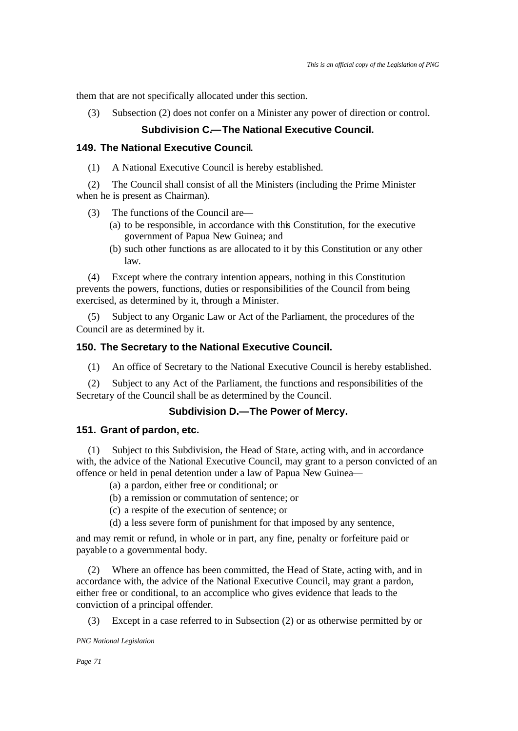them that are not specifically allocated under this section.

(3) Subsection (2) does not confer on a Minister any power of direction or control.

### Subdivision C.—The National Executive Council.

#### 149. The National Executive Council.

(1) A National Executive Council is hereby established.

(2) The Council shall consist of all the Ministers (including the Prime Minister when he is present as Chairman).

(3) The functions of the Council are—

(a) to be responsible, in accordance with this Constitution, for the executive government of Papua New Guinea; and

(b) such other functions as are allocated to it by this Constitution or any other law.

(4) Except where the contrary intention appears, nothing in this Constitution prevents the powers, functions, duties or responsibilities of the Council from being exercised, as determined by it, through a Minister.

(5) Subject to any Organic Law or Act of the Parliament, the procedures of the Council are as determined by it.

#### 150. The Secretary to the National Executive Council.

(1) An office of Secretary to the National Executive Council is hereby established.

(2) Subject to any Act of the Parliament, the functions and responsibilities of the Secretary of the Council shall be as determined by the Council.

### Subdivision D.—The Power of Mercy.

#### 151. Grant of pardon, etc.

(1) Subject to this Subdivision, the Head of State, acting with, and in accordance with, the advice of the National Executive Council, may grant to a person convicted of an offence or held in penal detention under a law of Papua New Guinea—

(a) a pardon, either free or conditional; or

(b) a remission or commutation of sentence; or

(c) a respite of the execution of sentence; or

(d) a less severe form of punishment for that imposed by any sentence,

and may remit or refund, in whole or in part, any fine, penalty or forfeiture paid or payable to a governmental body.

(2) Where an offence has been committed, the Head of State, acting with, and in accordance with, the advice of the National Executive Council, may grant a pardon, either free or conditional, to an accomplice who gives evidence that leads to the conviction of a principal offender.

(3) Except in a case referred to in Subsection (2) or as otherwise permitted by or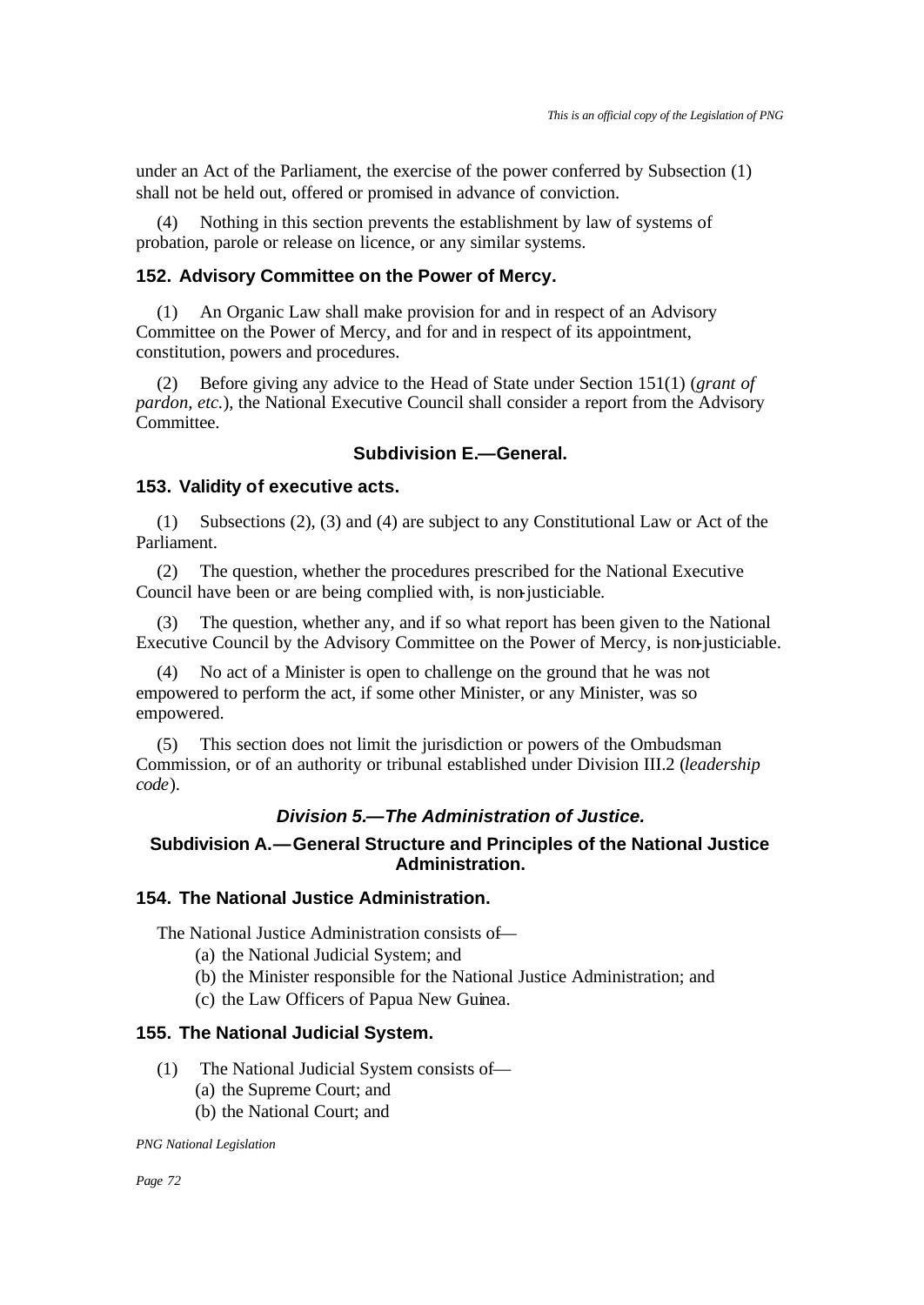under an Act of the Parliament, the exercise of the power conferred by Subsection (1) shall not be held out, offered or promised in advance of conviction.

(4) Nothing in this section prevents the establishment by law of systems of probation, parole or release on licence, or any similar systems.

### 152. Advisory Committee on the Power of Mercy.

(1) An Organic Law shall make provision for and in respect of an Advisory Committee on the Power of Mercy, and for and in respect of its appointment, constitution, powers and procedures.

(2) Before giving any advice to the Head of State under Section 151(1) (*grant of pardon, etc.*), the National Executive Council shall consider a report from the Advisory Committee.

## Subdivision E.—General.

### 153. Validity of executive acts.

(1) Subsections (2), (3) and (4) are subject to any Constitutional Law or Act of the Parliament.

(2) The question, whether the procedures prescribed for the National Executive Council have been or are being complied with, is non-justiciable.

(3) The question, whether any, and if so what report has been given to the National Executive Council by the Advisory Committee on the Power of Mercy, is non-justiciable.

(4) No act of a Minister is open to challenge on the ground that he was not empowered to perform the act, if some other Minister, or any Minister, was so empowered.

(5) This section does not limit the jurisdiction or powers of the Ombudsman Commission, or of an authority or tribunal established under Division III.2 (*leadership code*).

## *Division 5.—The Administration of Justice.*

## Subdivision A.—General Structure and Principles of the National Justice Administration.

### 154. The National Justice Administration.

The National Justice Administration consists of—

(a) the National Judicial System; and
(b) the Minister responsible for the National Justice Administration; and
(c) the Law Officers of Papua New Guinea.

### 155. The National Judicial System.

(1) The National Judicial System consists of—

(a) the Supreme Court; and
(b) the National Court; and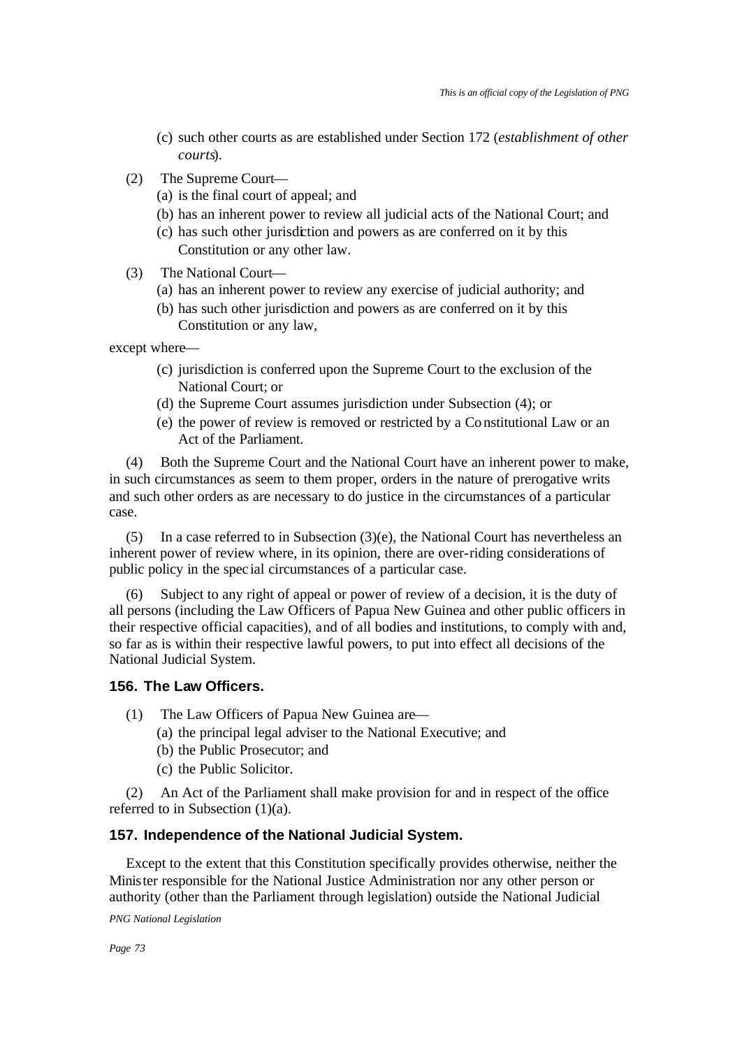(c) such other courts as are established under Section 172 (*establishment of other courts*).

(2) The Supreme Court—

(a) is the final court of appeal; and

(b) has an inherent power to review all judicial acts of the National Court; and

(c) has such other jurisdiction and powers as are conferred on it by this Constitution or any other law.

(3) The National Court—

(a) has an inherent power to review any exercise of judicial authority; and

(b) has such other jurisdiction and powers as are conferred on it by this Constitution or any law,

except where—

(c) jurisdiction is conferred upon the Supreme Court to the exclusion of the National Court; or

(d) the Supreme Court assumes jurisdiction under Subsection (4); or

(e) the power of review is removed or restricted by a Constitutional Law or an Act of the Parliament.

(4) Both the Supreme Court and the National Court have an inherent power to make, in such circumstances as seem to them proper, orders in the nature of prerogative writs and such other orders as are necessary to do justice in the circumstances of a particular case.

(5) In a case referred to in Subsection (3)(e), the National Court has nevertheless an inherent power of review where, in its opinion, there are over-riding considerations of public policy in the special circumstances of a particular case.

(6) Subject to any right of appeal or power of review of a decision, it is the duty of all persons (including the Law Officers of Papua New Guinea and other public officers in their respective official capacities), and of all bodies and institutions, to comply with and, so far as is within their respective lawful powers, to put into effect all decisions of the National Judicial System.

### 156. The Law Officers.

(1) The Law Officers of Papua New Guinea are—

(a) the principal legal adviser to the National Executive; and

(b) the Public Prosecutor; and

(c) the Public Solicitor.

(2) An Act of the Parliament shall make provision for and in respect of the office referred to in Subsection (1)(a).

### 157. Independence of the National Judicial System.

Except to the extent that this Constitution specifically provides otherwise, neither the Minister responsible for the National Justice Administration nor any other person or authority (other than the Parliament through legislation) outside the National Judicial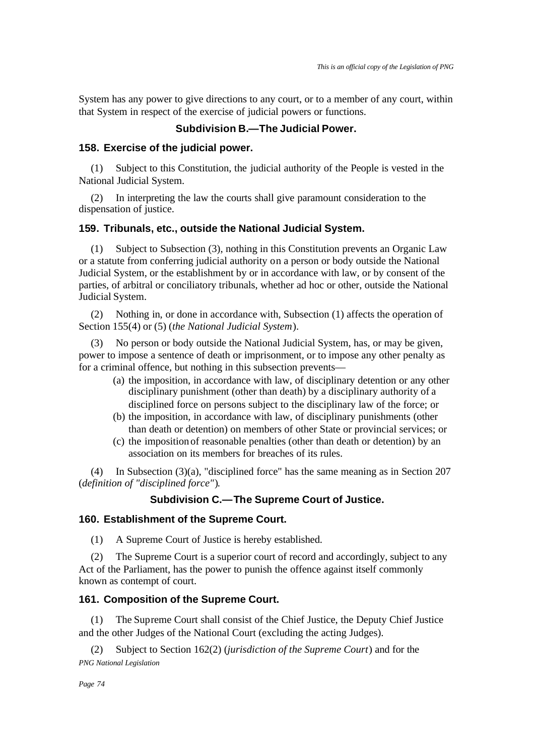System has any power to give directions to any court, or to a member of any court, within that System in respect of the exercise of judicial powers or functions.

### Subdivision B.—The Judicial Power.

#### 158. Exercise of the judicial power.

(1) Subject to this Constitution, the judicial authority of the People is vested in the National Judicial System.

(2) In interpreting the law the courts shall give paramount consideration to the dispensation of justice.

#### 159. Tribunals, etc., outside the National Judicial System.

(1) Subject to Subsection (3), nothing in this Constitution prevents an Organic Law or a statute from conferring judicial authority on a person or body outside the National Judicial System, or the establishment by or in accordance with law, or by consent of the parties, of arbitral or conciliatory tribunals, whether ad hoc or other, outside the National Judicial System.

(2) Nothing in, or done in accordance with, Subsection (1) affects the operation of Section 155(4) or (5) (*the National Judicial System*).

(3) No person or body outside the National Judicial System, has, or may be given, power to impose a sentence of death or imprisonment, or to impose any other penalty as for a criminal offence, but nothing in this subsection prevents—

- (a) the imposition, in accordance with law, of disciplinary detention or any other disciplinary punishment (other than death) by a disciplinary authority of a disciplined force on persons subject to the disciplinary law of the force; or
- (b) the imposition, in accordance with law, of disciplinary punishments (other than death or detention) on members of other State or provincial services; or
- (c) the imposition of reasonable penalties (other than death or detention) by an association on its members for breaches of its rules.

(4) In Subsection (3)(a), "disciplined force" has the same meaning as in Section 207 (*definition of "disciplined force"*).

### Subdivision C.—The Supreme Court of Justice.

#### 160. Establishment of the Supreme Court.

(1) A Supreme Court of Justice is hereby established.

(2) The Supreme Court is a superior court of record and accordingly, subject to any Act of the Parliament, has the power to punish the offence against itself commonly known as contempt of court.

#### 161. Composition of the Supreme Court.

(1) The Supreme Court shall consist of the Chief Justice, the Deputy Chief Justice and the other Judges of the National Court (excluding the acting Judges).

(2) Subject to Section 162(2) (*jurisdiction of the Supreme Court*) and for the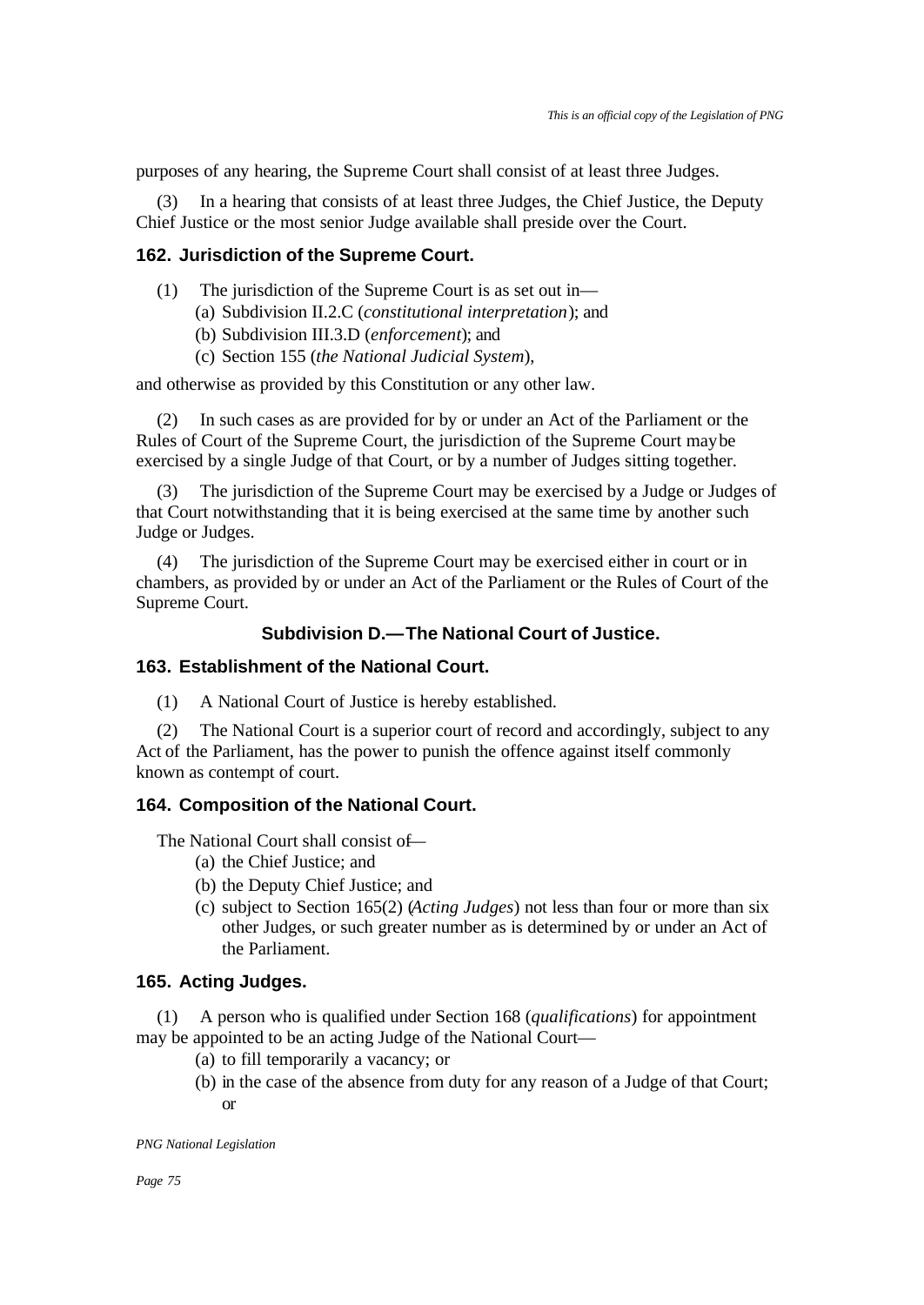purposes of any hearing, the Supreme Court shall consist of at least three Judges.

(3) In a hearing that consists of at least three Judges, the Chief Justice, the Deputy Chief Justice or the most senior Judge available shall preside over the Court.

### 162. Jurisdiction of the Supreme Court.

(1) The jurisdiction of the Supreme Court is as set out in—

- (a) Subdivision II.2.C (*constitutional interpretation*); and
- (b) Subdivision III.3.D (*enforcement*); and
- (c) Section 155 (*the National Judicial System*),

and otherwise as provided by this Constitution or any other law.

(2) In such cases as are provided for by or under an Act of the Parliament or the Rules of Court of the Supreme Court, the jurisdiction of the Supreme Court may be exercised by a single Judge of that Court, or by a number of Judges sitting together.

(3) The jurisdiction of the Supreme Court may be exercised by a Judge or Judges of that Court notwithstanding that it is being exercised at the same time by another such Judge or Judges.

(4) The jurisdiction of the Supreme Court may be exercised either in court or in chambers, as provided by or under an Act of the Parliament or the Rules of Court of the Supreme Court.

## Subdivision D.—The National Court of Justice.

### 163. Establishment of the National Court.

(1) A National Court of Justice is hereby established.

(2) The National Court is a superior court of record and accordingly, subject to any Act of the Parliament, has the power to punish the offence against itself commonly known as contempt of court.

### 164. Composition of the National Court.

The National Court shall consist of—

- (a) the Chief Justice; and
- (b) the Deputy Chief Justice; and
- (c) subject to Section 165(2) (*Acting Judges*) not less than four or more than six other Judges, or such greater number as is determined by or under an Act of the Parliament.

### 165. Acting Judges.

(1) A person who is qualified under Section 168 (*qualifications*) for appointment may be appointed to be an acting Judge of the National Court—

- (a) to fill temporarily a vacancy; or
- (b) in the case of the absence from duty for any reason of a Judge of that Court; or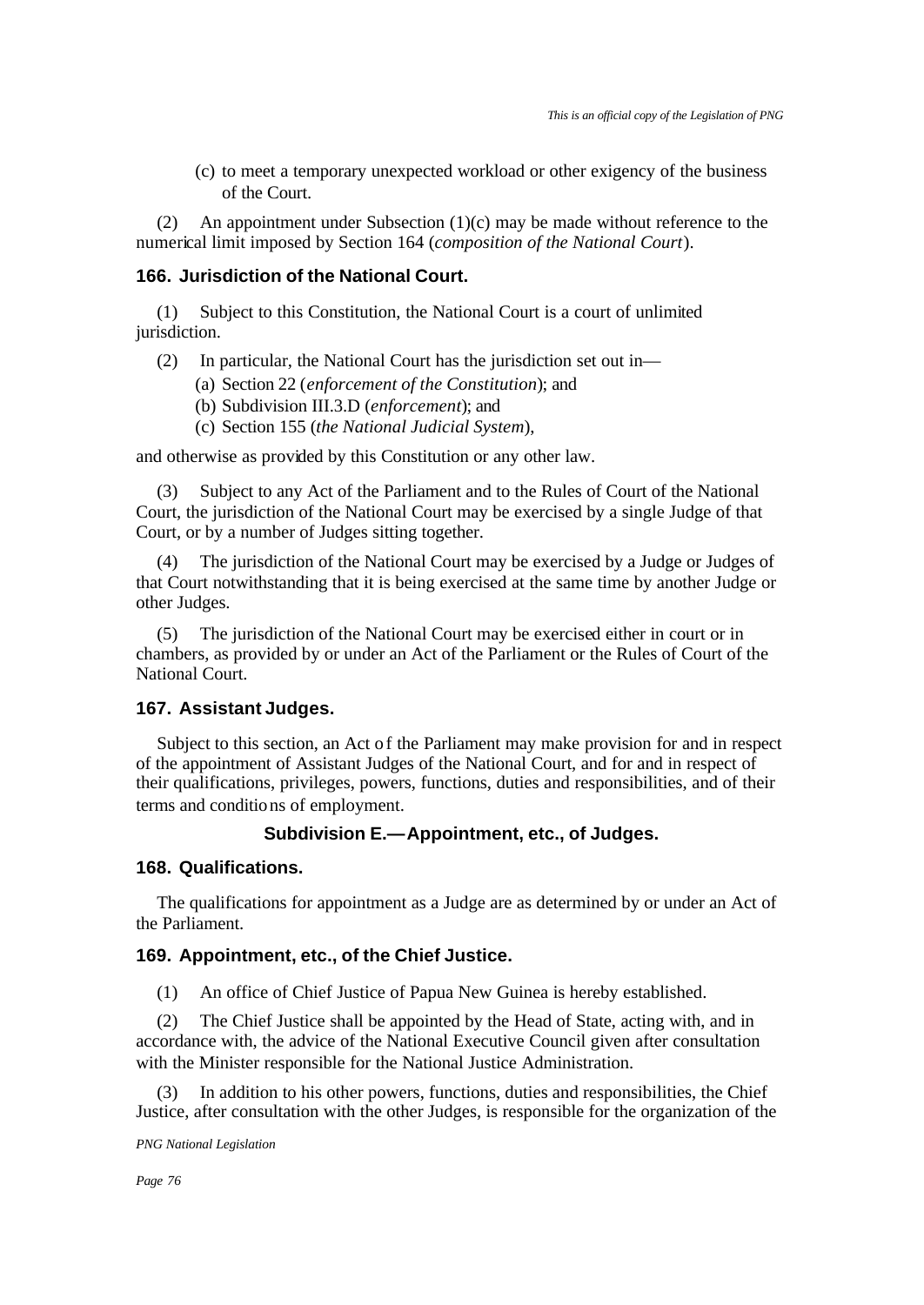(c) to meet a temporary unexpected workload or other exigency of the business of the Court.

(2) An appointment under Subsection (1)(c) may be made without reference to the numerical limit imposed by Section 164 (*composition of the National Court*).

### 166. Jurisdiction of the National Court.

(1) Subject to this Constitution, the National Court is a court of unlimited jurisdiction.

(2) In particular, the National Court has the jurisdiction set out in—

(a) Section 22 (*enforcement of the Constitution*); and
(b) Subdivision III.3.D (*enforcement*); and
(c) Section 155 (*the National Judicial System*),

and otherwise as provided by this Constitution or any other law.

(3) Subject to any Act of the Parliament and to the Rules of Court of the National Court, the jurisdiction of the National Court may be exercised by a single Judge of that Court, or by a number of Judges sitting together.

(4) The jurisdiction of the National Court may be exercised by a Judge or Judges of that Court notwithstanding that it is being exercised at the same time by another Judge or other Judges.

(5) The jurisdiction of the National Court may be exercised either in court or in chambers, as provided by or under an Act of the Parliament or the Rules of Court of the National Court.

### 167. Assistant Judges.

Subject to this section, an Act of the Parliament may make provision for and in respect of the appointment of Assistant Judges of the National Court, and for and in respect of their qualifications, privileges, powers, functions, duties and responsibilities, and of their terms and conditions of employment.

## Subdivision E.—Appointment, etc., of Judges.

### 168. Qualifications.

The qualifications for appointment as a Judge are as determined by or under an Act of the Parliament.

### 169. Appointment, etc., of the Chief Justice.

(1) An office of Chief Justice of Papua New Guinea is hereby established.

(2) The Chief Justice shall be appointed by the Head of State, acting with, and in accordance with, the advice of the National Executive Council given after consultation with the Minister responsible for the National Justice Administration.

(3) In addition to his other powers, functions, duties and responsibilities, the Chief Justice, after consultation with the other Judges, is responsible for the organization of the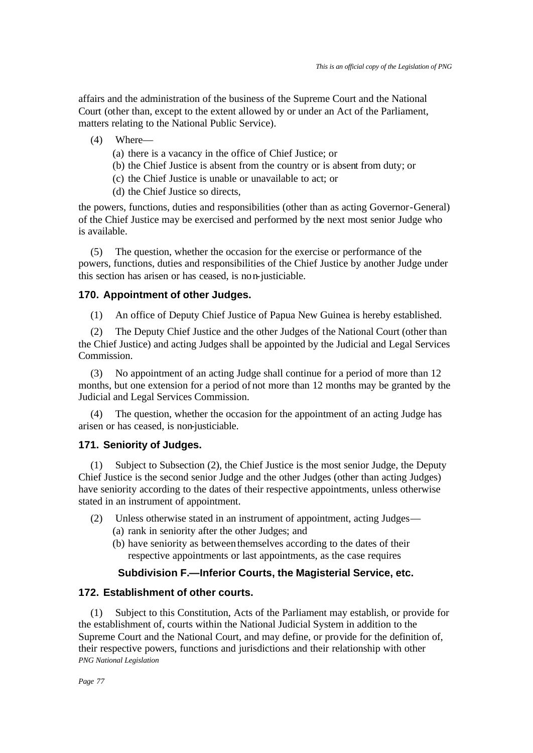affairs and the administration of the business of the Supreme Court and the National Court (other than, except to the extent allowed by or under an Act of the Parliament, matters relating to the National Public Service).

(4) Where—

(a) there is a vacancy in the office of Chief Justice; or
(b) the Chief Justice is absent from the country or is absent from duty; or
(c) the Chief Justice is unable or unavailable to act; or
(d) the Chief Justice so directs,

the powers, functions, duties and responsibilities (other than as acting Governor-General) of the Chief Justice may be exercised and performed by the next most senior Judge who is available.

(5) The question, whether the occasion for the exercise or performance of the powers, functions, duties and responsibilities of the Chief Justice by another Judge under this section has arisen or has ceased, is non-justiciable.

### 170. Appointment of other Judges.

(1) An office of Deputy Chief Justice of Papua New Guinea is hereby established.

(2) The Deputy Chief Justice and the other Judges of the National Court (other than the Chief Justice) and acting Judges shall be appointed by the Judicial and Legal Services Commission.

(3) No appointment of an acting Judge shall continue for a period of more than 12 months, but one extension for a period of not more than 12 months may be granted by the Judicial and Legal Services Commission.

(4) The question, whether the occasion for the appointment of an acting Judge has arisen or has ceased, is non-justiciable.

### 171. Seniority of Judges.

(1) Subject to Subsection (2), the Chief Justice is the most senior Judge, the Deputy Chief Justice is the second senior Judge and the other Judges (other than acting Judges) have seniority according to the dates of their respective appointments, unless otherwise stated in an instrument of appointment.

(2) Unless otherwise stated in an instrument of appointment, acting Judges—

(a) rank in seniority after the other Judges; and
(b) have seniority as between themselves according to the dates of their respective appointments or last appointments, as the case requires

## Subdivision F.—Inferior Courts, the Magisterial Service, etc.

### 172. Establishment of other courts.

(1) Subject to this Constitution, Acts of the Parliament may establish, or provide for the establishment of, courts within the National Judicial System in addition to the Supreme Court and the National Court, and may define, or provide for the definition of, their respective powers, functions and jurisdictions and their relationship with other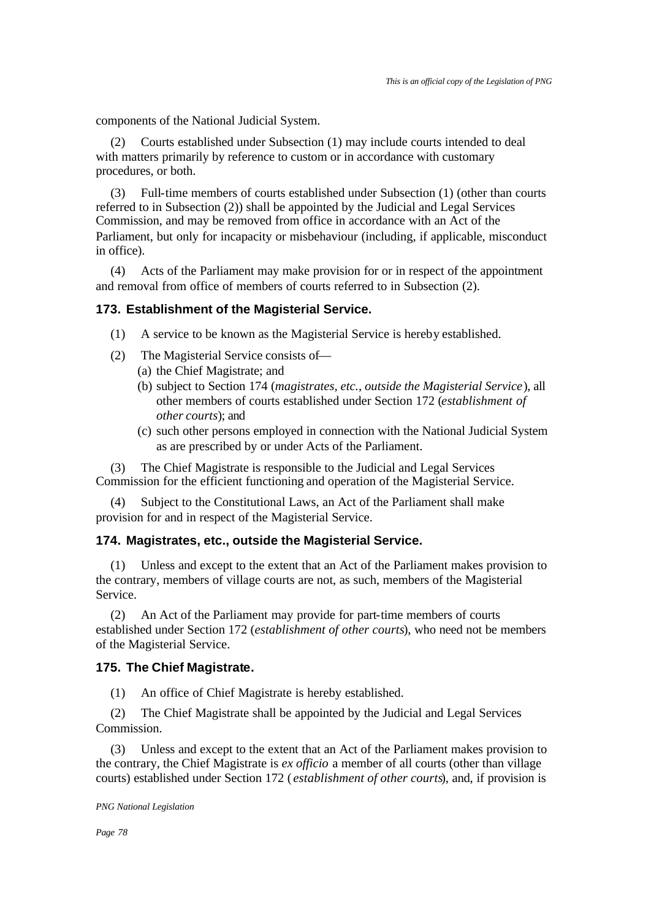components of the National Judicial System.

(2) Courts established under Subsection (1) may include courts intended to deal with matters primarily by reference to custom or in accordance with customary procedures, or both.

(3) Full-time members of courts established under Subsection (1) (other than courts referred to in Subsection (2)) shall be appointed by the Judicial and Legal Services Commission, and may be removed from office in accordance with an Act of the Parliament, but only for incapacity or misbehaviour (including, if applicable, misconduct in office).

(4) Acts of the Parliament may make provision for or in respect of the appointment and removal from office of members of courts referred to in Subsection (2).

### 173. Establishment of the Magisterial Service.

(1) A service to be known as the Magisterial Service is hereby established.

(2) The Magisterial Service consists of—

(a) the Chief Magistrate; and

(b) subject to Section 174 (*magistrates, etc., outside the Magisterial Service*), all other members of courts established under Section 172 (*establishment of other courts*); and

(c) such other persons employed in connection with the National Judicial System as are prescribed by or under Acts of the Parliament.

(3) The Chief Magistrate is responsible to the Judicial and Legal Services Commission for the efficient functioning and operation of the Magisterial Service.

(4) Subject to the Constitutional Laws, an Act of the Parliament shall make provision for and in respect of the Magisterial Service.

### 174. Magistrates, etc., outside the Magisterial Service.

(1) Unless and except to the extent that an Act of the Parliament makes provision to the contrary, members of village courts are not, as such, members of the Magisterial Service.

(2) An Act of the Parliament may provide for part-time members of courts established under Section 172 (*establishment of other courts*), who need not be members of the Magisterial Service.

### 175. The Chief Magistrate.

(1) An office of Chief Magistrate is hereby established.

(2) The Chief Magistrate shall be appointed by the Judicial and Legal Services Commission.

(3) Unless and except to the extent that an Act of the Parliament makes provision to the contrary, the Chief Magistrate is *ex officio* a member of all courts (other than village courts) established under Section 172 (*establishment of other courts*), and, if provision is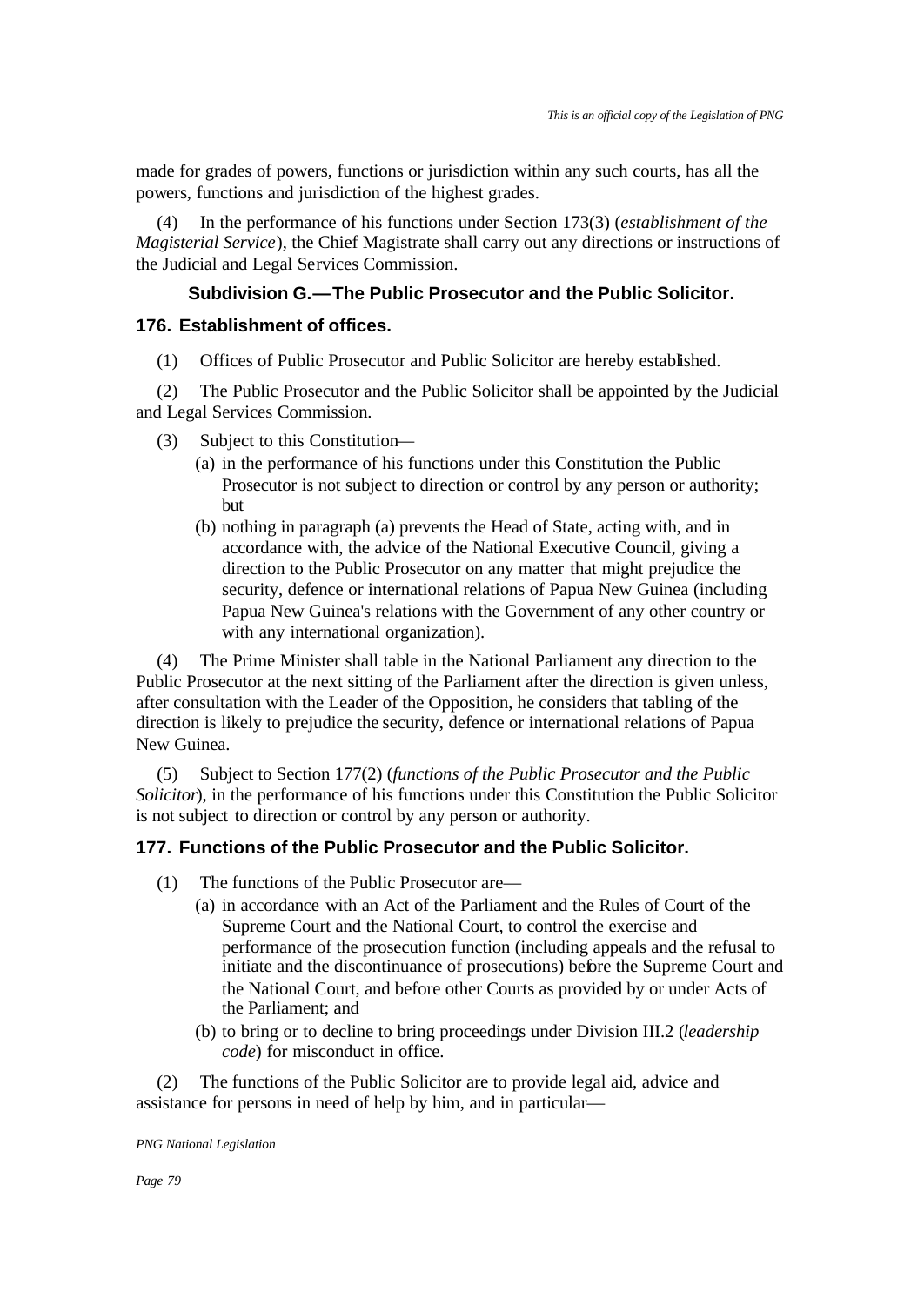made for grades of powers, functions or jurisdiction within any such courts, has all the powers, functions and jurisdiction of the highest grades.

(4) In the performance of his functions under Section 173(3) (*establishment of the Magisterial Service*), the Chief Magistrate shall carry out any directions or instructions of the Judicial and Legal Services Commission.

### Subdivision G.—The Public Prosecutor and the Public Solicitor.

#### 176. Establishment of offices.

(1) Offices of Public Prosecutor and Public Solicitor are hereby established.

(2) The Public Prosecutor and the Public Solicitor shall be appointed by the Judicial and Legal Services Commission.

(3) Subject to this Constitution—

- (a) in the performance of his functions under this Constitution the Public Prosecutor is not subject to direction or control by any person or authority; but
- (b) nothing in paragraph (a) prevents the Head of State, acting with, and in accordance with, the advice of the National Executive Council, giving a direction to the Public Prosecutor on any matter that might prejudice the security, defence or international relations of Papua New Guinea (including Papua New Guinea's relations with the Government of any other country or with any international organization).

(4) The Prime Minister shall table in the National Parliament any direction to the Public Prosecutor at the next sitting of the Parliament after the direction is given unless, after consultation with the Leader of the Opposition, he considers that tabling of the direction is likely to prejudice the security, defence or international relations of Papua New Guinea.

(5) Subject to Section 177(2) (*functions of the Public Prosecutor and the Public Solicitor*), in the performance of his functions under this Constitution the Public Solicitor is not subject to direction or control by any person or authority.

#### 177. Functions of the Public Prosecutor and the Public Solicitor.

(1) The functions of the Public Prosecutor are—

- (a) in accordance with an Act of the Parliament and the Rules of Court of the Supreme Court and the National Court, to control the exercise and performance of the prosecution function (including appeals and the refusal to initiate and the discontinuance of prosecutions) before the Supreme Court and the National Court, and before other Courts as provided by or under Acts of the Parliament; and
- (b) to bring or to decline to bring proceedings under Division III.2 (*leadership code*) for misconduct in office.

(2) The functions of the Public Solicitor are to provide legal aid, advice and assistance for persons in need of help by him, and in particular—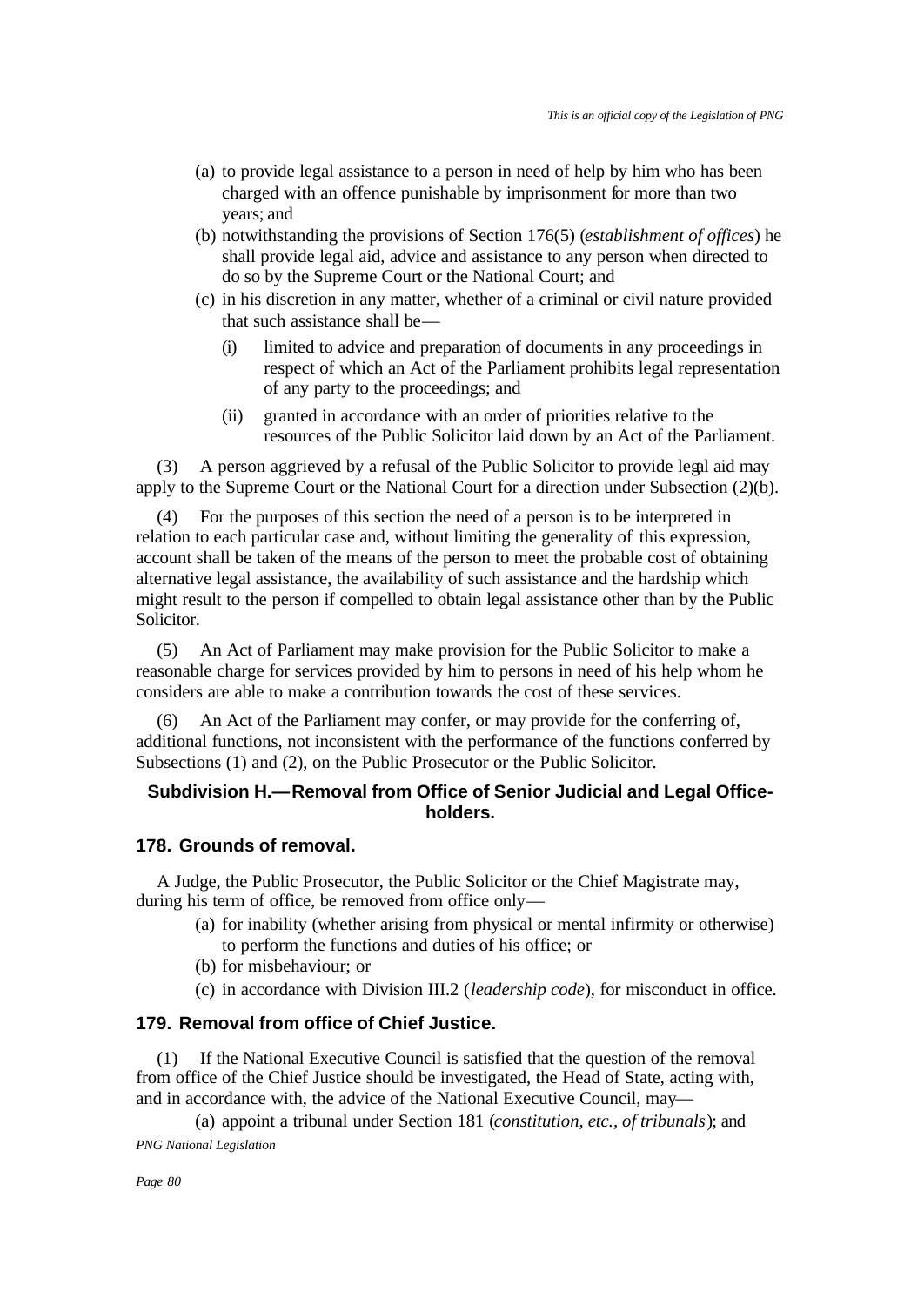(a) to provide legal assistance to a person in need of help by him who has been charged with an offence punishable by imprisonment for more than two years; and

(b) notwithstanding the provisions of Section 176(5) (*establishment of offices*) he shall provide legal aid, advice and assistance to any person when directed to do so by the Supreme Court or the National Court; and

(c) in his discretion in any matter, whether of a criminal or civil nature provided that such assistance shall be—

(i) limited to advice and preparation of documents in any proceedings in respect of which an Act of the Parliament prohibits legal representation of any party to the proceedings; and

(ii) granted in accordance with an order of priorities relative to the resources of the Public Solicitor laid down by an Act of the Parliament.

(3) A person aggrieved by a refusal of the Public Solicitor to provide legal aid may apply to the Supreme Court or the National Court for a direction under Subsection (2)(b).

(4) For the purposes of this section the need of a person is to be interpreted in relation to each particular case and, without limiting the generality of this expression, account shall be taken of the means of the person to meet the probable cost of obtaining alternative legal assistance, the availability of such assistance and the hardship which might result to the person if compelled to obtain legal assistance other than by the Public Solicitor.

(5) An Act of Parliament may make provision for the Public Solicitor to make a reasonable charge for services provided by him to persons in need of his help whom he considers are able to make a contribution towards the cost of these services.

(6) An Act of the Parliament may confer, or may provide for the conferring of, additional functions, not inconsistent with the performance of the functions conferred by Subsections (1) and (2), on the Public Prosecutor or the Public Solicitor.

### Subdivision H.—Removal from Office of Senior Judicial and Legal Office-holders.

#### 178. Grounds of removal.

A Judge, the Public Prosecutor, the Public Solicitor or the Chief Magistrate may, during his term of office, be removed from office only—

(a) for inability (whether arising from physical or mental infirmity or otherwise) to perform the functions and duties of his office; or

(b) for misbehaviour; or

(c) in accordance with Division III.2 (*leadership code*), for misconduct in office.

#### 179. Removal from office of Chief Justice.

(1) If the National Executive Council is satisfied that the question of the removal from office of the Chief Justice should be investigated, the Head of State, acting with, and in accordance with, the advice of the National Executive Council, may—

(a) appoint a tribunal under Section 181 (*constitution, etc., of tribunals*); and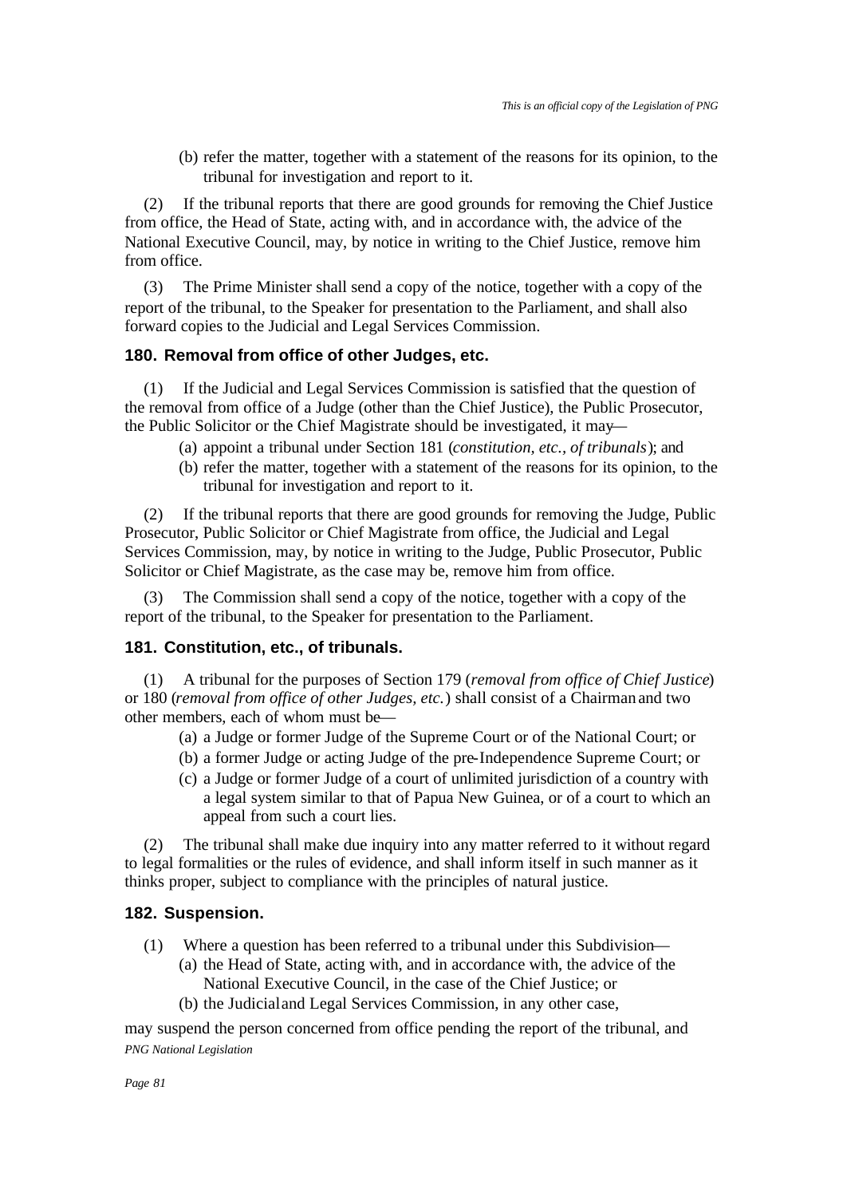(b) refer the matter, together with a statement of the reasons for its opinion, to the tribunal for investigation and report to it.

(2) If the tribunal reports that there are good grounds for removing the Chief Justice from office, the Head of State, acting with, and in accordance with, the advice of the National Executive Council, may, by notice in writing to the Chief Justice, remove him from office.

(3) The Prime Minister shall send a copy of the notice, together with a copy of the report of the tribunal, to the Speaker for presentation to the Parliament, and shall also forward copies to the Judicial and Legal Services Commission.

### 180. Removal from office of other Judges, etc.

(1) If the Judicial and Legal Services Commission is satisfied that the question of the removal from office of a Judge (other than the Chief Justice), the Public Prosecutor, the Public Solicitor or the Chief Magistrate should be investigated, it may—

(a) appoint a tribunal under Section 181 (*constitution, etc., of tribunals*); and

(b) refer the matter, together with a statement of the reasons for its opinion, to the tribunal for investigation and report to it.

(2) If the tribunal reports that there are good grounds for removing the Judge, Public Prosecutor, Public Solicitor or Chief Magistrate from office, the Judicial and Legal Services Commission, may, by notice in writing to the Judge, Public Prosecutor, Public Solicitor or Chief Magistrate, as the case may be, remove him from office.

(3) The Commission shall send a copy of the notice, together with a copy of the report of the tribunal, to the Speaker for presentation to the Parliament.

### 181. Constitution, etc., of tribunals.

(1) A tribunal for the purposes of Section 179 (*removal from office of Chief Justice*) or 180 (*removal from office of other Judges, etc.*) shall consist of a Chairman and two other members, each of whom must be—

(a) a Judge or former Judge of the Supreme Court or of the National Court; or

(b) a former Judge or acting Judge of the pre-Independence Supreme Court; or

(c) a Judge or former Judge of a court of unlimited jurisdiction of a country with a legal system similar to that of Papua New Guinea, or of a court to which an appeal from such a court lies.

(2) The tribunal shall make due inquiry into any matter referred to it without regard to legal formalities or the rules of evidence, and shall inform itself in such manner as it thinks proper, subject to compliance with the principles of natural justice.

### 182. Suspension.

(1) Where a question has been referred to a tribunal under this Subdivision—

(a) the Head of State, acting with, and in accordance with, the advice of the National Executive Council, in the case of the Chief Justice; or

(b) the Judicial and Legal Services Commission, in any other case,

may suspend the person concerned from office pending the report of the tribunal, and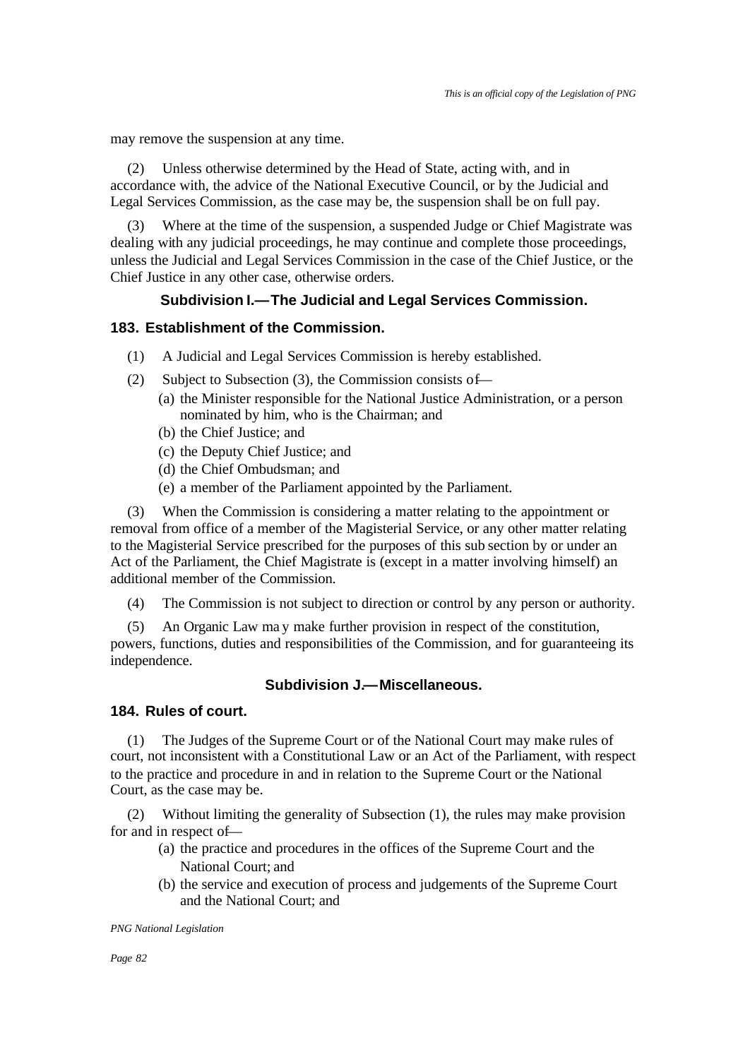may remove the suspension at any time.

(2) Unless otherwise determined by the Head of State, acting with, and in accordance with, the advice of the National Executive Council, or by the Judicial and Legal Services Commission, as the case may be, the suspension shall be on full pay.

(3) Where at the time of the suspension, a suspended Judge or Chief Magistrate was dealing with any judicial proceedings, he may continue and complete those proceedings, unless the Judicial and Legal Services Commission in the case of the Chief Justice, or the Chief Justice in any other case, otherwise orders.

### Subdivision I.—The Judicial and Legal Services Commission.

### 183. Establishment of the Commission.

(1) A Judicial and Legal Services Commission is hereby established.

(2) Subject to Subsection (3), the Commission consists of—

(a) the Minister responsible for the National Justice Administration, or a person nominated by him, who is the Chairman; and
(b) the Chief Justice; and
(c) the Deputy Chief Justice; and
(d) the Chief Ombudsman; and
(e) a member of the Parliament appointed by the Parliament.

(3) When the Commission is considering a matter relating to the appointment or removal from office of a member of the Magisterial Service, or any other matter relating to the Magisterial Service prescribed for the purposes of this sub section by or under an Act of the Parliament, the Chief Magistrate is (except in a matter involving himself) an additional member of the Commission.

(4) The Commission is not subject to direction or control by any person or authority.

(5) An Organic Law may make further provision in respect of the constitution, powers, functions, duties and responsibilities of the Commission, and for guaranteeing its independence.

### Subdivision J.—Miscellaneous.

### 184. Rules of court.

(1) The Judges of the Supreme Court or of the National Court may make rules of court, not inconsistent with a Constitutional Law or an Act of the Parliament, with respect to the practice and procedure in and in relation to the Supreme Court or the National Court, as the case may be.

(2) Without limiting the generality of Subsection (1), the rules may make provision for and in respect of—

(a) the practice and procedures in the offices of the Supreme Court and the National Court; and
(b) the service and execution of process and judgements of the Supreme Court and the National Court; and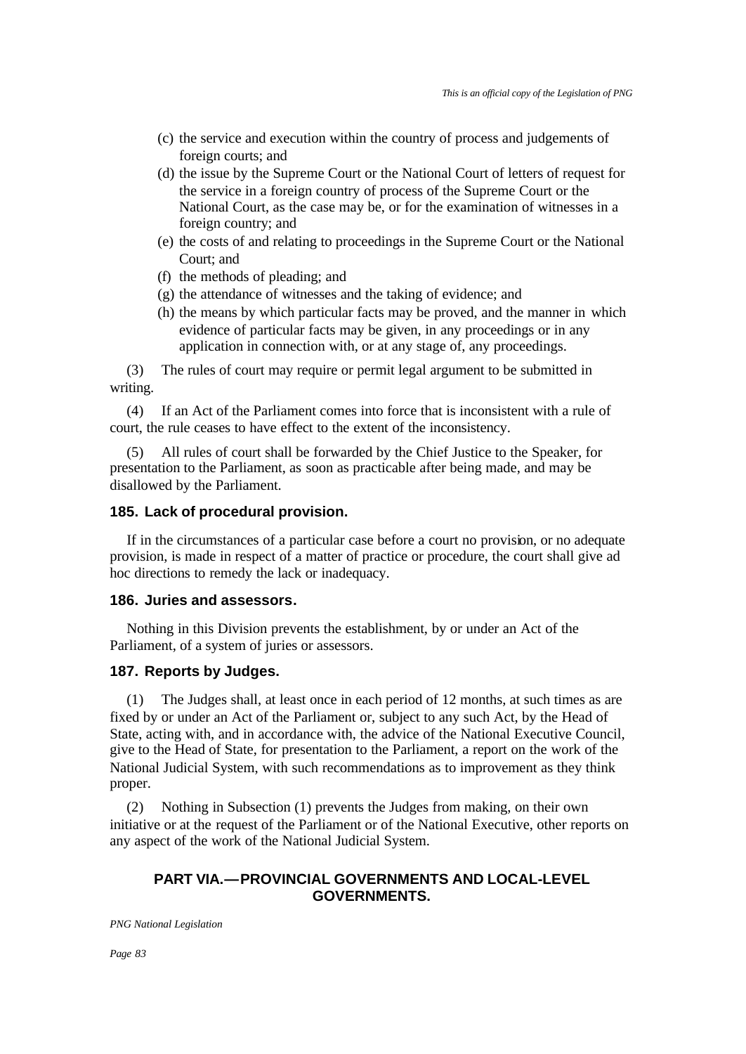(c) the service and execution within the country of process and judgements of foreign courts; and

(d) the issue by the Supreme Court or the National Court of letters of request for the service in a foreign country of process of the Supreme Court or the National Court, as the case may be, or for the examination of witnesses in a foreign country; and

(e) the costs of and relating to proceedings in the Supreme Court or the National Court; and

(f) the methods of pleading; and

(g) the attendance of witnesses and the taking of evidence; and

(h) the means by which particular facts may be proved, and the manner in which evidence of particular facts may be given, in any proceedings or in any application in connection with, or at any stage of, any proceedings.

(3) The rules of court may require or permit legal argument to be submitted in writing.

(4) If an Act of the Parliament comes into force that is inconsistent with a rule of court, the rule ceases to have effect to the extent of the inconsistency.

(5) All rules of court shall be forwarded by the Chief Justice to the Speaker, for presentation to the Parliament, as soon as practicable after being made, and may be disallowed by the Parliament.

### 185. Lack of procedural provision.

If in the circumstances of a particular case before a court no provision, or no adequate provision, is made in respect of a matter of practice or procedure, the court shall give ad hoc directions to remedy the lack or inadequacy.

### 186. Juries and assessors.

Nothing in this Division prevents the establishment, by or under an Act of the Parliament, of a system of juries or assessors.

### 187. Reports by Judges.

(1) The Judges shall, at least once in each period of 12 months, at such times as are fixed by or under an Act of the Parliament or, subject to any such Act, by the Head of State, acting with, and in accordance with, the advice of the National Executive Council, give to the Head of State, for presentation to the Parliament, a report on the work of the National Judicial System, with such recommendations as to improvement as they think proper.

(2) Nothing in Subsection (1) prevents the Judges from making, on their own initiative or at the request of the Parliament or of the National Executive, other reports on any aspect of the work of the National Judicial System.

## PART VIA.—PROVINCIAL GOVERNMENTS AND LOCAL-LEVEL GOVERNMENTS.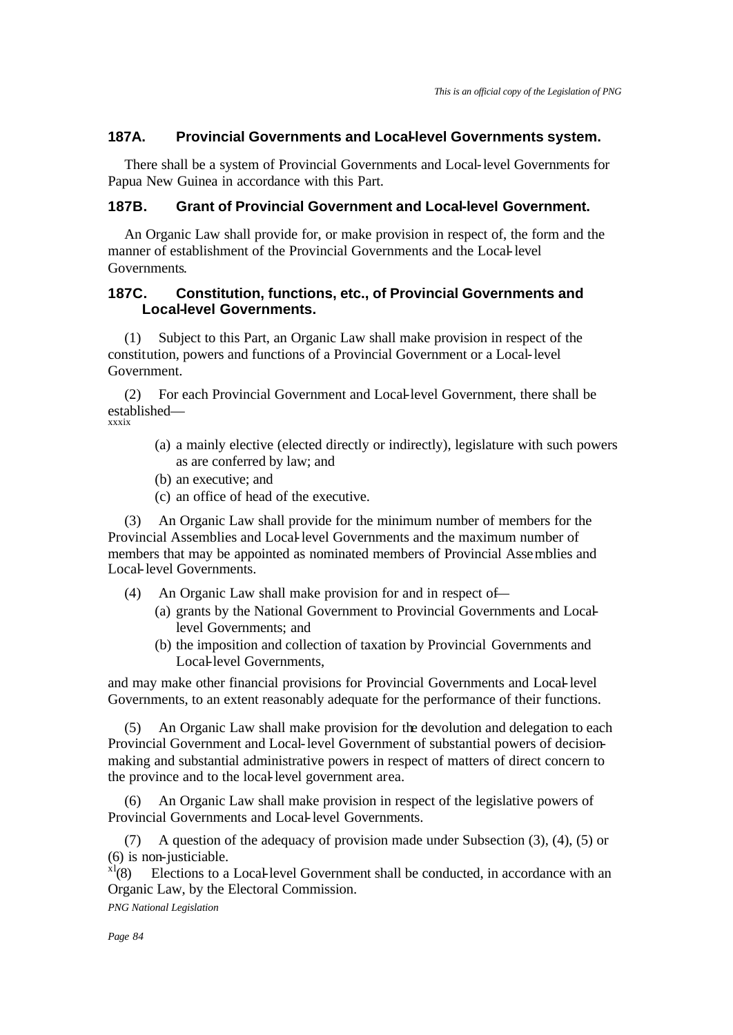### 187A. Provincial Governments and Local-level Governments system.

There shall be a system of Provincial Governments and Local-level Governments for Papua New Guinea in accordance with this Part.

### 187B. Grant of Provincial Government and Local-level Government.

An Organic Law shall provide for, or make provision in respect of, the form and the manner of establishment of the Provincial Governments and the Local-level Governments.

### 187C. Constitution, functions, etc., of Provincial Governments and Local-level Governments.

(1) Subject to this Part, an Organic Law shall make provision in respect of the constitution, powers and functions of a Provincial Government or a Local-level Government.

(2) For each Provincial Government and Local-level Government, there shall be established—[xxxix]

(a) a mainly elective (elected directly or indirectly), legislature with such powers as are conferred by law; and

(b) an executive; and

(c) an office of head of the executive.

(3) An Organic Law shall provide for the minimum number of members for the Provincial Assemblies and Local-level Governments and the maximum number of members that may be appointed as nominated members of Provincial Assemblies and Local-level Governments.

(4) An Organic Law shall make provision for and in respect of—

(a) grants by the National Government to Provincial Governments and Local-level Governments; and

(b) the imposition and collection of taxation by Provincial Governments and Local-level Governments,

and may make other financial provisions for Provincial Governments and Local-level Governments, to an extent reasonably adequate for the performance of their functions.

(5) An Organic Law shall make provision for the devolution and delegation to each Provincial Government and Local-level Government of substantial powers of decision-making and substantial administrative powers in respect of matters of direct concern to the province and to the local-level government area.

(6) An Organic Law shall make provision in respect of the legislative powers of Provincial Governments and Local-level Governments.

(7) A question of the adequacy of provision made under Subsection (3), (4), (5) or (6) is non-justiciable.

[xl](8) Elections to a Local-level Government shall be conducted, in accordance with an Organic Law, by the Electoral Commission.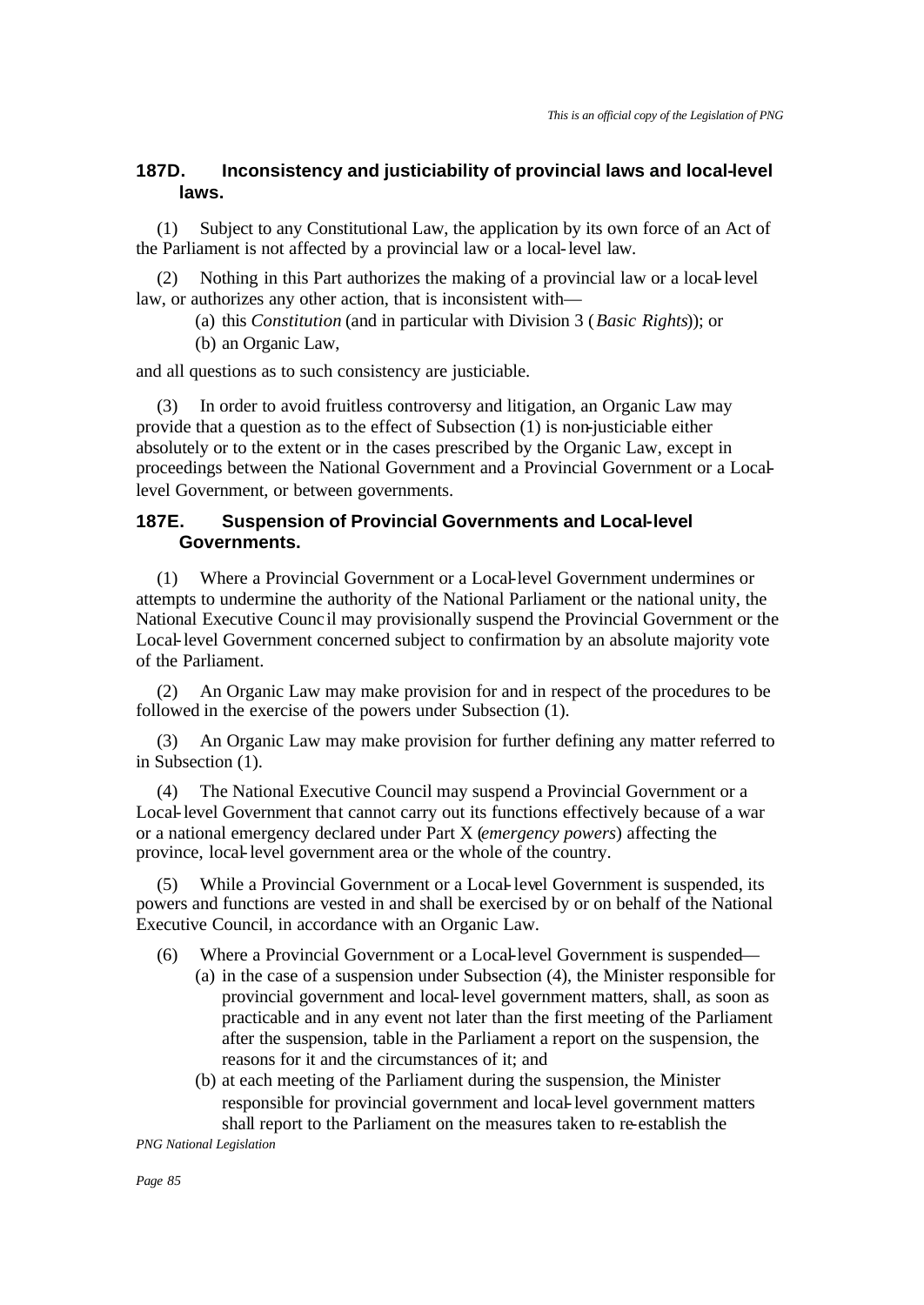### 187D. Inconsistency and justiciability of provincial laws and local-level laws.

(1) Subject to any Constitutional Law, the application by its own force of an Act of the Parliament is not affected by a provincial law or a local-level law.

(2) Nothing in this Part authorizes the making of a provincial law or a local-level law, or authorizes any other action, that is inconsistent with—

(a) this *Constitution* (and in particular with Division 3 (*Basic Rights*)); or

(b) an Organic Law,

and all questions as to such consistency are justiciable.

(3) In order to avoid fruitless controversy and litigation, an Organic Law may provide that a question as to the effect of Subsection (1) is non-justiciable either absolutely or to the extent or in the cases prescribed by the Organic Law, except in proceedings between the National Government and a Provincial Government or a Local-level Government, or between governments.

### 187E. Suspension of Provincial Governments and Local-level Governments.

(1) Where a Provincial Government or a Local-level Government undermines or attempts to undermine the authority of the National Parliament or the national unity, the National Executive Council may provisionally suspend the Provincial Government or the Local-level Government concerned subject to confirmation by an absolute majority vote of the Parliament.

(2) An Organic Law may make provision for and in respect of the procedures to be followed in the exercise of the powers under Subsection (1).

(3) An Organic Law may make provision for further defining any matter referred to in Subsection (1).

(4) The National Executive Council may suspend a Provincial Government or a Local-level Government that cannot carry out its functions effectively because of a war or a national emergency declared under Part X (*emergency powers*) affecting the province, local-level government area or the whole of the country.

(5) While a Provincial Government or a Local-level Government is suspended, its powers and functions are vested in and shall be exercised by or on behalf of the National Executive Council, in accordance with an Organic Law.

(6) Where a Provincial Government or a Local-level Government is suspended—

(a) in the case of a suspension under Subsection (4), the Minister responsible for provincial government and local-level government matters, shall, as soon as practicable and in any event not later than the first meeting of the Parliament after the suspension, table in the Parliament a report on the suspension, the reasons for it and the circumstances of it; and

(b) at each meeting of the Parliament during the suspension, the Minister responsible for provincial government and local-level government matters shall report to the Parliament on the measures taken to re-establish the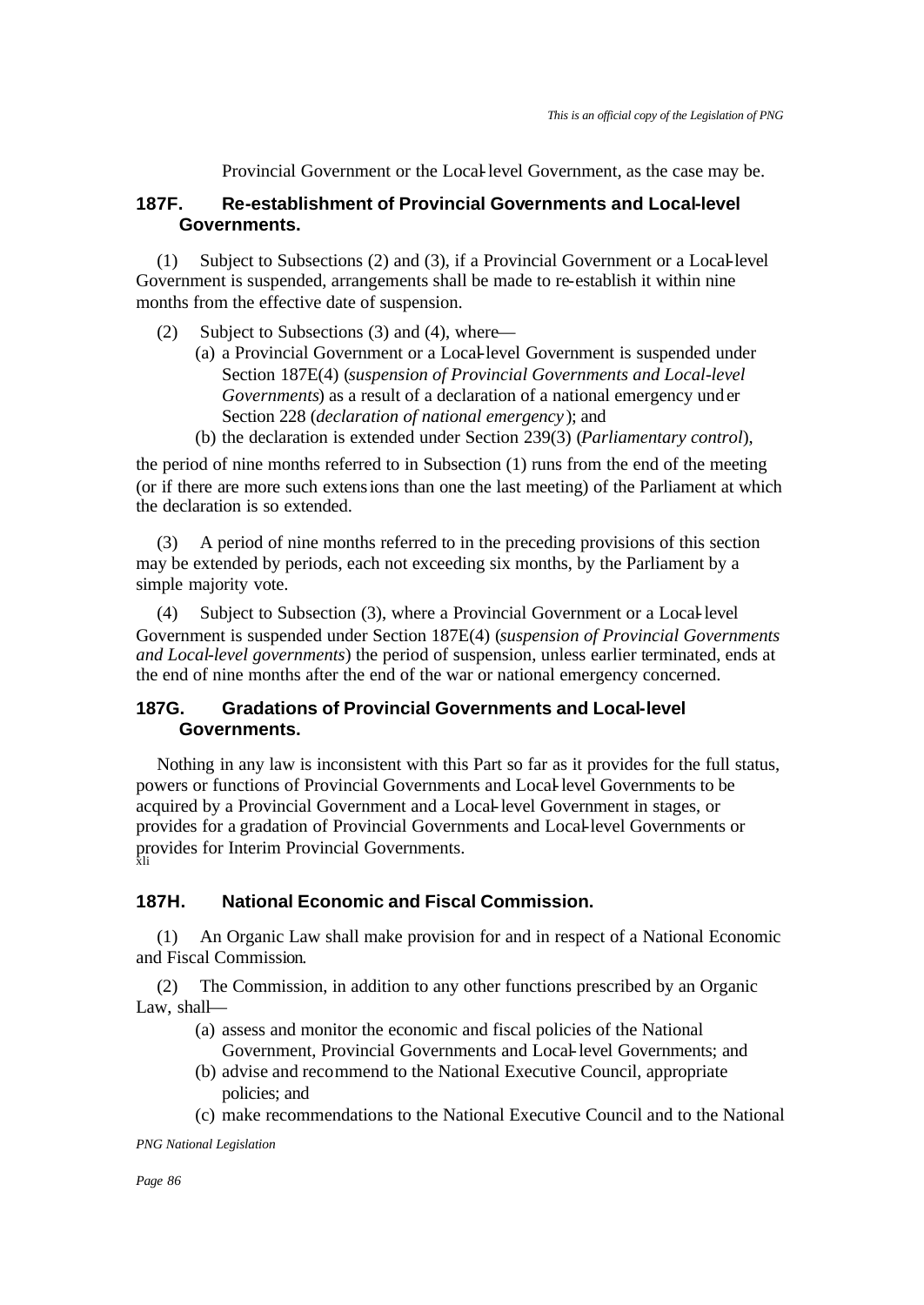Provincial Government or the Local-level Government, as the case may be.

### 187F. Re-establishment of Provincial Governments and Local-level Governments.

(1) Subject to Subsections (2) and (3), if a Provincial Government or a Local-level Government is suspended, arrangements shall be made to re-establish it within nine months from the effective date of suspension.

(2) Subject to Subsections (3) and (4), where—

- (a) a Provincial Government or a Local-level Government is suspended under Section 187E(4) (*suspension of Provincial Governments and Local-level Governments*) as a result of a declaration of a national emergency under Section 228 (*declaration of national emergency*); and
- (b) the declaration is extended under Section 239(3) (*Parliamentary control*),

the period of nine months referred to in Subsection (1) runs from the end of the meeting (or if there are more such extensions than one the last meeting) of the Parliament at which the declaration is so extended.

(3) A period of nine months referred to in the preceding provisions of this section may be extended by periods, each not exceeding six months, by the Parliament by a simple majority vote.

(4) Subject to Subsection (3), where a Provincial Government or a Local-level Government is suspended under Section 187E(4) (*suspension of Provincial Governments and Local-level governments*) the period of suspension, unless earlier terminated, ends at the end of nine months after the end of the war or national emergency concerned.

### 187G. Gradations of Provincial Governments and Local-level Governments.

Nothing in any law is inconsistent with this Part so far as it provides for the full status, powers or functions of Provincial Governments and Local-level Governments to be acquired by a Provincial Government and a Local-level Government in stages, or provides for a gradation of Provincial Governments and Local-level Governments or provides for Interim Provincial Governments.[xli]

### 187H. National Economic and Fiscal Commission.

(1) An Organic Law shall make provision for and in respect of a National Economic and Fiscal Commission.

(2) The Commission, in addition to any other functions prescribed by an Organic Law, shall—

- (a) assess and monitor the economic and fiscal policies of the National Government, Provincial Governments and Local-level Governments; and
- (b) advise and recommend to the National Executive Council, appropriate policies; and
- (c) make recommendations to the National Executive Council and to the National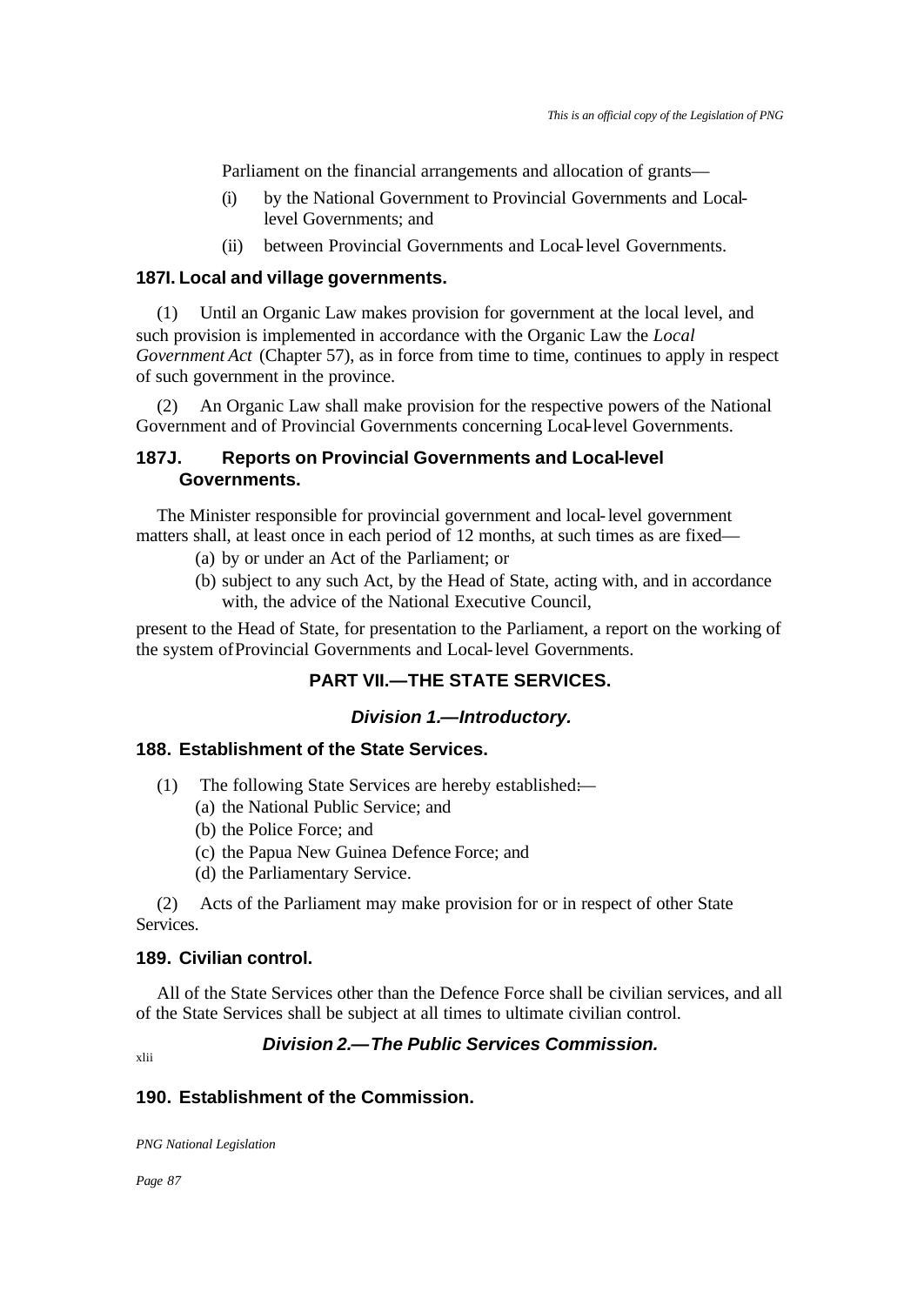Parliament on the financial arrangements and allocation of grants—

(i) by the National Government to Provincial Governments and Local-level Governments; and

(ii) between Provincial Governments and Local-level Governments.

### 187I. Local and village governments.

(1) Until an Organic Law makes provision for government at the local level, and such provision is implemented in accordance with the Organic Law the *Local Government Act* (Chapter 57), as in force from time to time, continues to apply in respect of such government in the province.

(2) An Organic Law shall make provision for the respective powers of the National Government and of Provincial Governments concerning Local-level Governments.

### 187J. Reports on Provincial Governments and Local-level Governments.

The Minister responsible for provincial government and local-level government matters shall, at least once in each period of 12 months, at such times as are fixed—

(a) by or under an Act of the Parliament; or

(b) subject to any such Act, by the Head of State, acting with, and in accordance with, the advice of the National Executive Council,

present to the Head of State, for presentation to the Parliament, a report on the working of the system of Provincial Governments and Local-level Governments.

## PART VII.—THE STATE SERVICES.

### *Division 1.—Introductory.*

### 188. Establishment of the State Services.

(1) The following State Services are hereby established:—

(a) the National Public Service; and

(b) the Police Force; and

(c) the Papua New Guinea Defence Force; and

(d) the Parliamentary Service.

(2) Acts of the Parliament may make provision for or in respect of other State Services.

### 189. Civilian control.

All of the State Services other than the Defence Force shall be civilian services, and all of the State Services shall be subject at all times to ultimate civilian control.

### *Division 2.—The Public Services Commission.*

xlii

### 190. Establishment of the Commission.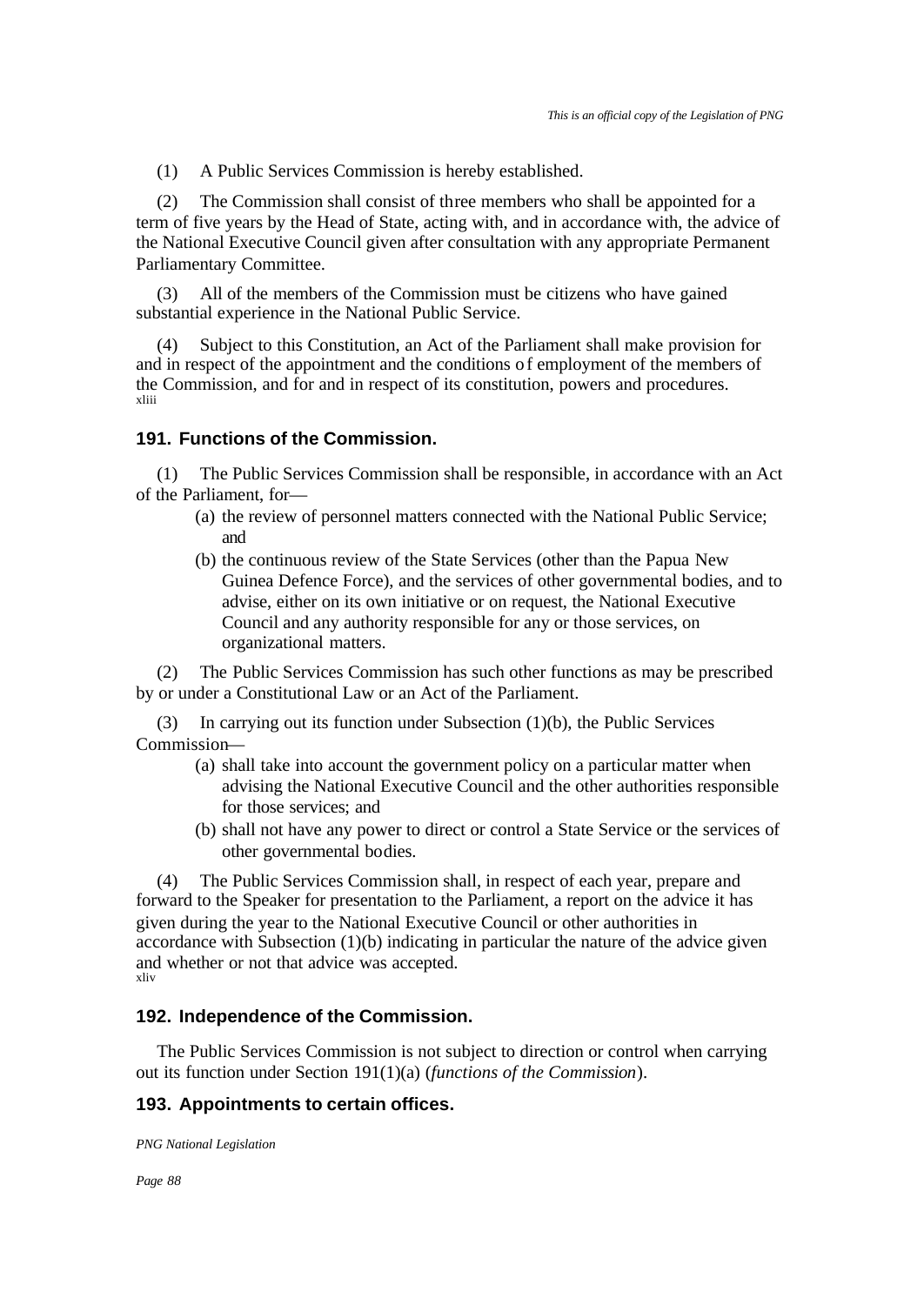(1) A Public Services Commission is hereby established.

(2) The Commission shall consist of three members who shall be appointed for a term of five years by the Head of State, acting with, and in accordance with, the advice of the National Executive Council given after consultation with any appropriate Permanent Parliamentary Committee.

(3) All of the members of the Commission must be citizens who have gained substantial experience in the National Public Service.

(4) Subject to this Constitution, an Act of the Parliament shall make provision for and in respect of the appointment and the conditions of employment of the members of the Commission, and for and in respect of its constitution, powers and procedures. [xliii]

### 191. Functions of the Commission.

(1) The Public Services Commission shall be responsible, in accordance with an Act of the Parliament, for—

- (a) the review of personnel matters connected with the National Public Service; and
- (b) the continuous review of the State Services (other than the Papua New Guinea Defence Force), and the services of other governmental bodies, and to advise, either on its own initiative or on request, the National Executive Council and any authority responsible for any or those services, on organizational matters.

(2) The Public Services Commission has such other functions as may be prescribed by or under a Constitutional Law or an Act of the Parliament.

(3) In carrying out its function under Subsection (1)(b), the Public Services Commission—

- (a) shall take into account the government policy on a particular matter when advising the National Executive Council and the other authorities responsible for those services; and
- (b) shall not have any power to direct or control a State Service or the services of other governmental bodies.

(4) The Public Services Commission shall, in respect of each year, prepare and forward to the Speaker for presentation to the Parliament, a report on the advice it has given during the year to the National Executive Council or other authorities in accordance with Subsection (1)(b) indicating in particular the nature of the advice given and whether or not that advice was accepted. [xliv]

### 192. Independence of the Commission.

The Public Services Commission is not subject to direction or control when carrying out its function under Section 191(1)(a) (*functions of the Commission*).

### 193. Appointments to certain offices.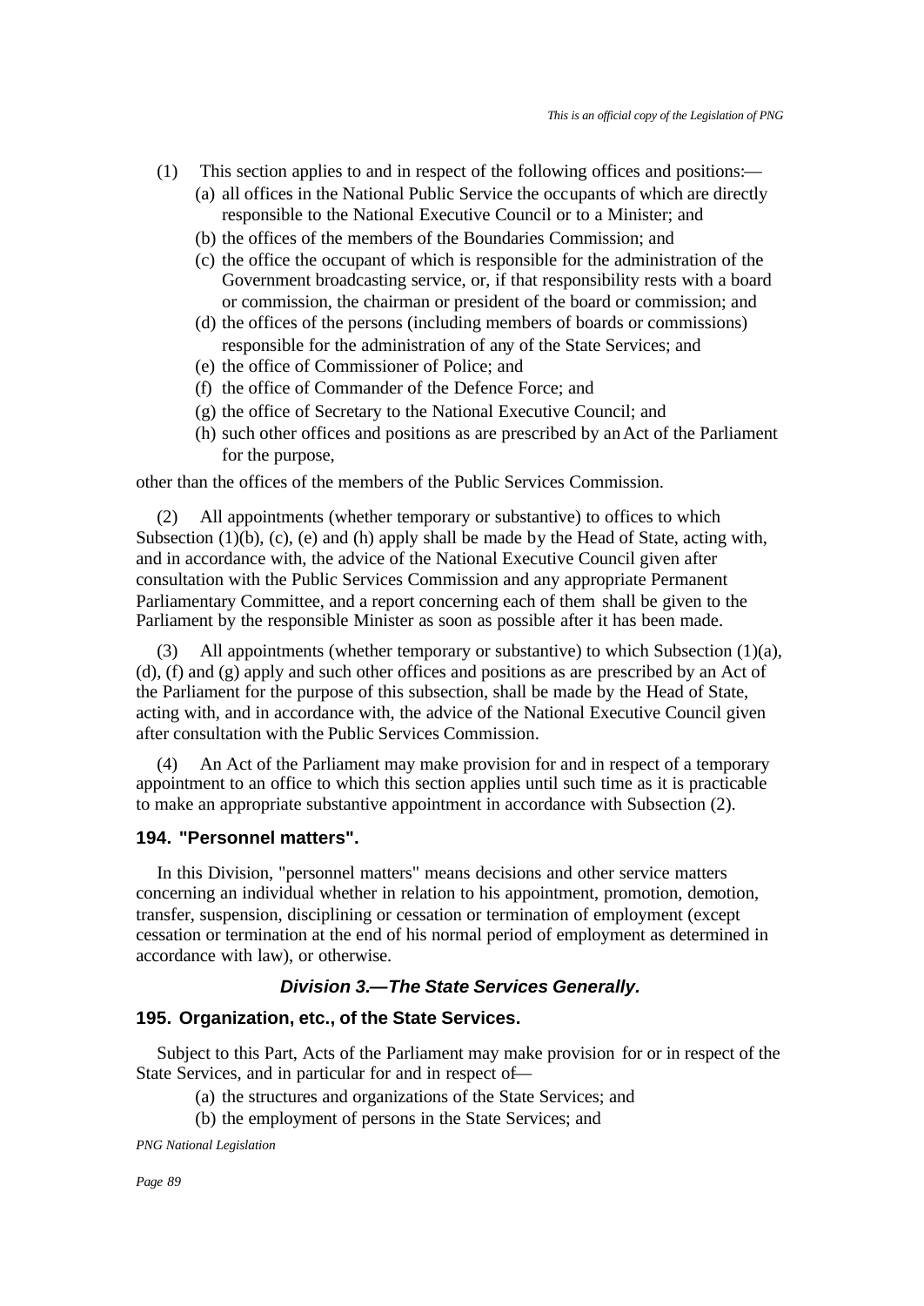(1) This section applies to and in respect of the following offices and positions:—

(a) all offices in the National Public Service the occupants of which are directly responsible to the National Executive Council or to a Minister; and

(b) the offices of the members of the Boundaries Commission; and

(c) the office the occupant of which is responsible for the administration of the Government broadcasting service, or, if that responsibility rests with a board or commission, the chairman or president of the board or commission; and

(d) the offices of the persons (including members of boards or commissions) responsible for the administration of any of the State Services; and

(e) the office of Commissioner of Police; and

(f) the office of Commander of the Defence Force; and

(g) the office of Secretary to the National Executive Council; and

(h) such other offices and positions as are prescribed by an Act of the Parliament for the purpose,

other than the offices of the members of the Public Services Commission.

(2) All appointments (whether temporary or substantive) to offices to which Subsection (1)(b), (c), (e) and (h) apply shall be made by the Head of State, acting with, and in accordance with, the advice of the National Executive Council given after consultation with the Public Services Commission and any appropriate Permanent Parliamentary Committee, and a report concerning each of them shall be given to the Parliament by the responsible Minister as soon as possible after it has been made.

(3) All appointments (whether temporary or substantive) to which Subsection (1)(a), (d), (f) and (g) apply and such other offices and positions as are prescribed by an Act of the Parliament for the purpose of this subsection, shall be made by the Head of State, acting with, and in accordance with, the advice of the National Executive Council given after consultation with the Public Services Commission.

(4) An Act of the Parliament may make provision for and in respect of a temporary appointment to an office to which this section applies until such time as it is practicable to make an appropriate substantive appointment in accordance with Subsection (2).

### 194. "Personnel matters".

In this Division, "personnel matters" means decisions and other service matters concerning an individual whether in relation to his appointment, promotion, demotion, transfer, suspension, disciplining or cessation or termination of employment (except cessation or termination at the end of his normal period of employment as determined in accordance with law), or otherwise.

## *Division 3.—The State Services Generally.*

### 195. Organization, etc., of the State Services.

Subject to this Part, Acts of the Parliament may make provision for or in respect of the State Services, and in particular for and in respect of—

(a) the structures and organizations of the State Services; and

(b) the employment of persons in the State Services; and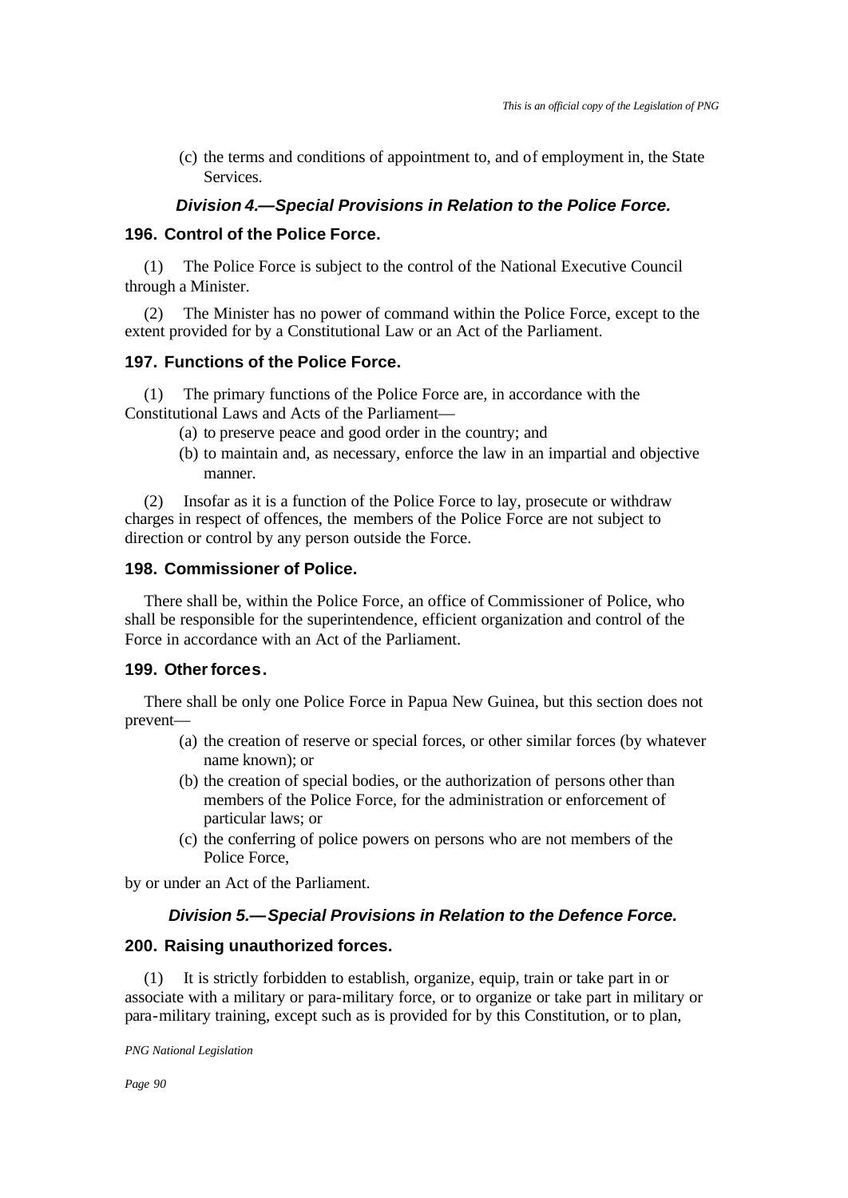(c) the terms and conditions of appointment to, and of employment in, the State Services.

### *Division 4.—Special Provisions in Relation to the Police Force.*

#### 196. Control of the Police Force.

(1) The Police Force is subject to the control of the National Executive Council through a Minister.

(2) The Minister has no power of command within the Police Force, except to the extent provided for by a Constitutional Law or an Act of the Parliament.

#### 197. Functions of the Police Force.

(1) The primary functions of the Police Force are, in accordance with the Constitutional Laws and Acts of the Parliament—

- (a) to preserve peace and good order in the country; and
- (b) to maintain and, as necessary, enforce the law in an impartial and objective manner.

(2) Insofar as it is a function of the Police Force to lay, prosecute or withdraw charges in respect of offences, the members of the Police Force are not subject to direction or control by any person outside the Force.

#### 198. Commissioner of Police.

There shall be, within the Police Force, an office of Commissioner of Police, who shall be responsible for the superintendence, efficient organization and control of the Force in accordance with an Act of the Parliament.

#### 199. Other forces.

There shall be only one Police Force in Papua New Guinea, but this section does not prevent—

- (a) the creation of reserve or special forces, or other similar forces (by whatever name known); or
- (b) the creation of special bodies, or the authorization of persons other than members of the Police Force, for the administration or enforcement of particular laws; or
- (c) the conferring of police powers on persons who are not members of the Police Force,

by or under an Act of the Parliament.

### *Division 5.—Special Provisions in Relation to the Defence Force.*

#### 200. Raising unauthorized forces.

(1) It is strictly forbidden to establish, organize, equip, train or take part in or associate with a military or para-military force, or to organize or take part in military or para-military training, except such as is provided for by this Constitution, or to plan,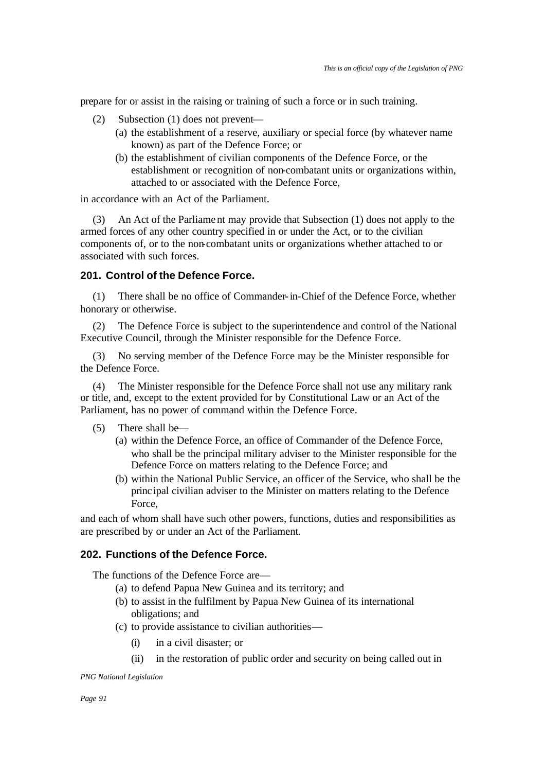prepare for or assist in the raising or training of such a force or in such training.

(2) Subsection (1) does not prevent—

(a) the establishment of a reserve, auxiliary or special force (by whatever name known) as part of the Defence Force; or

(b) the establishment of civilian components of the Defence Force, or the establishment or recognition of non-combatant units or organizations within, attached to or associated with the Defence Force,

in accordance with an Act of the Parliament.

(3) An Act of the Parliament may provide that Subsection (1) does not apply to the armed forces of any other country specified in or under the Act, or to the civilian components of, or to the non-combatant units or organizations whether attached to or associated with such forces.

### 201. Control of the Defence Force.

(1) There shall be no office of Commander-in-Chief of the Defence Force, whether honorary or otherwise.

(2) The Defence Force is subject to the superintendence and control of the National Executive Council, through the Minister responsible for the Defence Force.

(3) No serving member of the Defence Force may be the Minister responsible for the Defence Force.

(4) The Minister responsible for the Defence Force shall not use any military rank or title, and, except to the extent provided for by Constitutional Law or an Act of the Parliament, has no power of command within the Defence Force.

(5) There shall be—

(a) within the Defence Force, an office of Commander of the Defence Force, who shall be the principal military adviser to the Minister responsible for the Defence Force on matters relating to the Defence Force; and

(b) within the National Public Service, an officer of the Service, who shall be the principal civilian adviser to the Minister on matters relating to the Defence Force,

and each of whom shall have such other powers, functions, duties and responsibilities as are prescribed by or under an Act of the Parliament.

### 202. Functions of the Defence Force.

The functions of the Defence Force are—

(a) to defend Papua New Guinea and its territory; and

(b) to assist in the fulfilment by Papua New Guinea of its international obligations; and

(c) to provide assistance to civilian authorities—

(i) in a civil disaster; or

(ii) in the restoration of public order and security on being called out in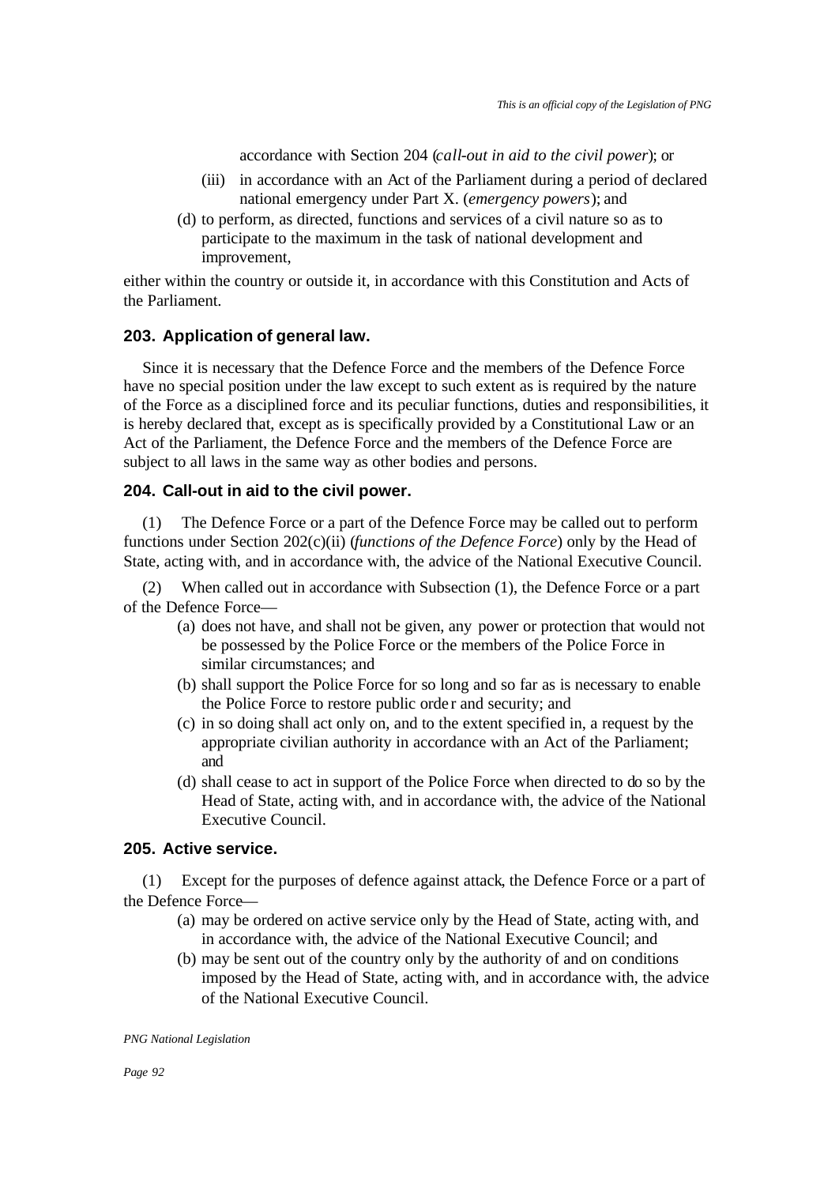accordance with Section 204 (*call-out in aid to the civil power*); or

(iii) in accordance with an Act of the Parliament during a period of declared national emergency under Part X. (*emergency powers*); and

(d) to perform, as directed, functions and services of a civil nature so as to participate to the maximum in the task of national development and improvement,

either within the country or outside it, in accordance with this Constitution and Acts of the Parliament.

### 203. Application of general law.

Since it is necessary that the Defence Force and the members of the Defence Force have no special position under the law except to such extent as is required by the nature of the Force as a disciplined force and its peculiar functions, duties and responsibilities, it is hereby declared that, except as is specifically provided by a Constitutional Law or an Act of the Parliament, the Defence Force and the members of the Defence Force are subject to all laws in the same way as other bodies and persons.

### 204. Call-out in aid to the civil power.

(1) The Defence Force or a part of the Defence Force may be called out to perform functions under Section 202(c)(ii) (*functions of the Defence Force*) only by the Head of State, acting with, and in accordance with, the advice of the National Executive Council.

(2) When called out in accordance with Subsection (1), the Defence Force or a part of the Defence Force—

(a) does not have, and shall not be given, any power or protection that would not be possessed by the Police Force or the members of the Police Force in similar circumstances; and

(b) shall support the Police Force for so long and so far as is necessary to enable the Police Force to restore public order and security; and

(c) in so doing shall act only on, and to the extent specified in, a request by the appropriate civilian authority in accordance with an Act of the Parliament; and

(d) shall cease to act in support of the Police Force when directed to do so by the Head of State, acting with, and in accordance with, the advice of the National Executive Council.

### 205. Active service.

(1) Except for the purposes of defence against attack, the Defence Force or a part of the Defence Force—

(a) may be ordered on active service only by the Head of State, acting with, and in accordance with, the advice of the National Executive Council; and

(b) may be sent out of the country only by the authority of and on conditions imposed by the Head of State, acting with, and in accordance with, the advice of the National Executive Council.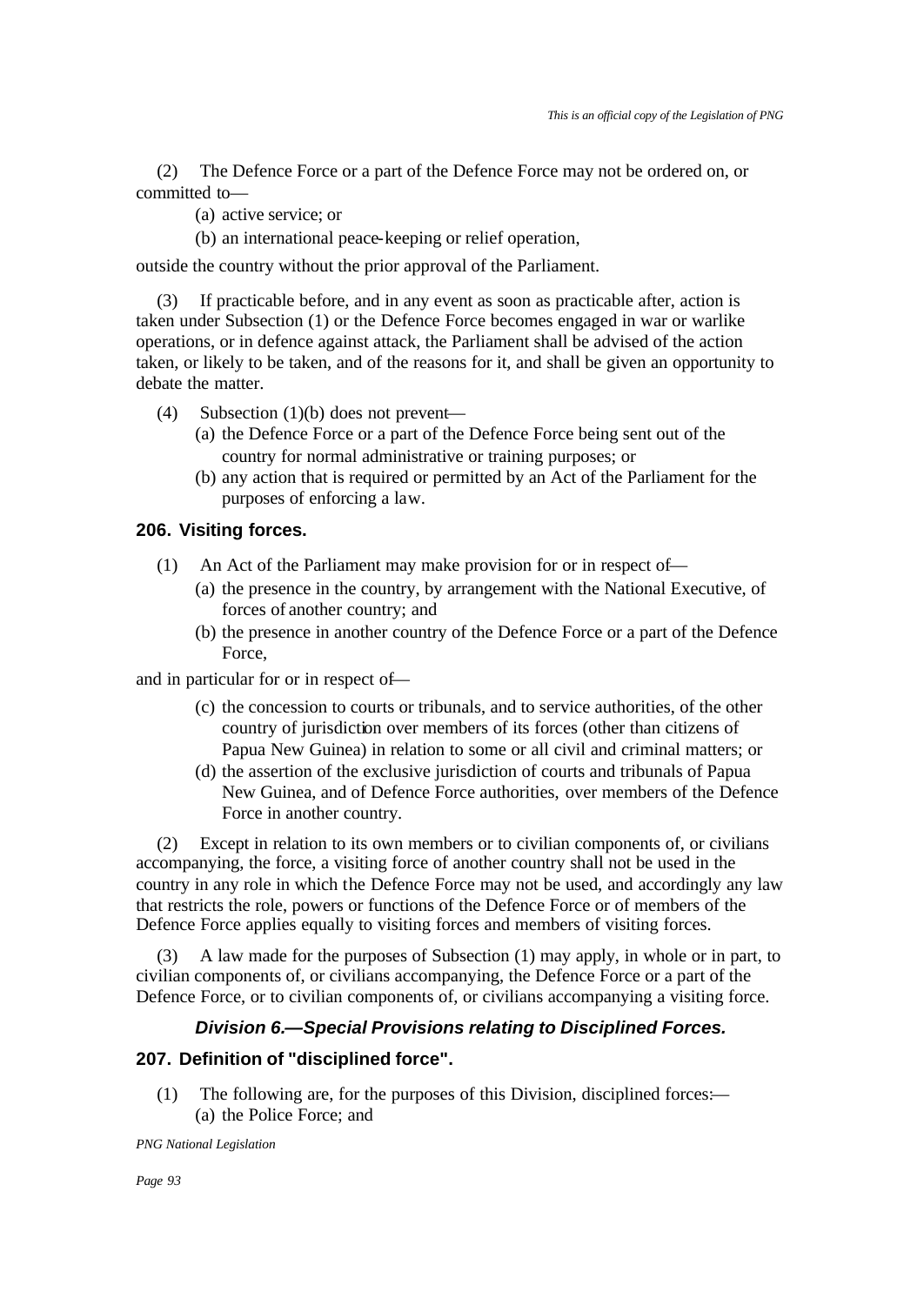(2) The Defence Force or a part of the Defence Force may not be ordered on, or committed to—

(a) active service; or

(b) an international peace-keeping or relief operation,

outside the country without the prior approval of the Parliament.

(3) If practicable before, and in any event as soon as practicable after, action is taken under Subsection (1) or the Defence Force becomes engaged in war or warlike operations, or in defence against attack, the Parliament shall be advised of the action taken, or likely to be taken, and of the reasons for it, and shall be given an opportunity to debate the matter.

(4) Subsection (1)(b) does not prevent—

(a) the Defence Force or a part of the Defence Force being sent out of the country for normal administrative or training purposes; or

(b) any action that is required or permitted by an Act of the Parliament for the purposes of enforcing a law.

### 206. Visiting forces.

(1) An Act of the Parliament may make provision for or in respect of—

(a) the presence in the country, by arrangement with the National Executive, of forces of another country; and

(b) the presence in another country of the Defence Force or a part of the Defence Force,

and in particular for or in respect of—

(c) the concession to courts or tribunals, and to service authorities, of the other country of jurisdiction over members of its forces (other than citizens of Papua New Guinea) in relation to some or all civil and criminal matters; or

(d) the assertion of the exclusive jurisdiction of courts and tribunals of Papua New Guinea, and of Defence Force authorities, over members of the Defence Force in another country.

(2) Except in relation to its own members or to civilian components of, or civilians accompanying, the force, a visiting force of another country shall not be used in the country in any role in which the Defence Force may not be used, and accordingly any law that restricts the role, powers or functions of the Defence Force or of members of the Defence Force applies equally to visiting forces and members of visiting forces.

(3) A law made for the purposes of Subsection (1) may apply, in whole or in part, to civilian components of, or civilians accompanying, the Defence Force or a part of the Defence Force, or to civilian components of, or civilians accompanying a visiting force.

## *Division 6.—Special Provisions relating to Disciplined Forces.*

### 207. Definition of "disciplined force".

(1) The following are, for the purposes of this Division, disciplined forces:—

(a) the Police Force; and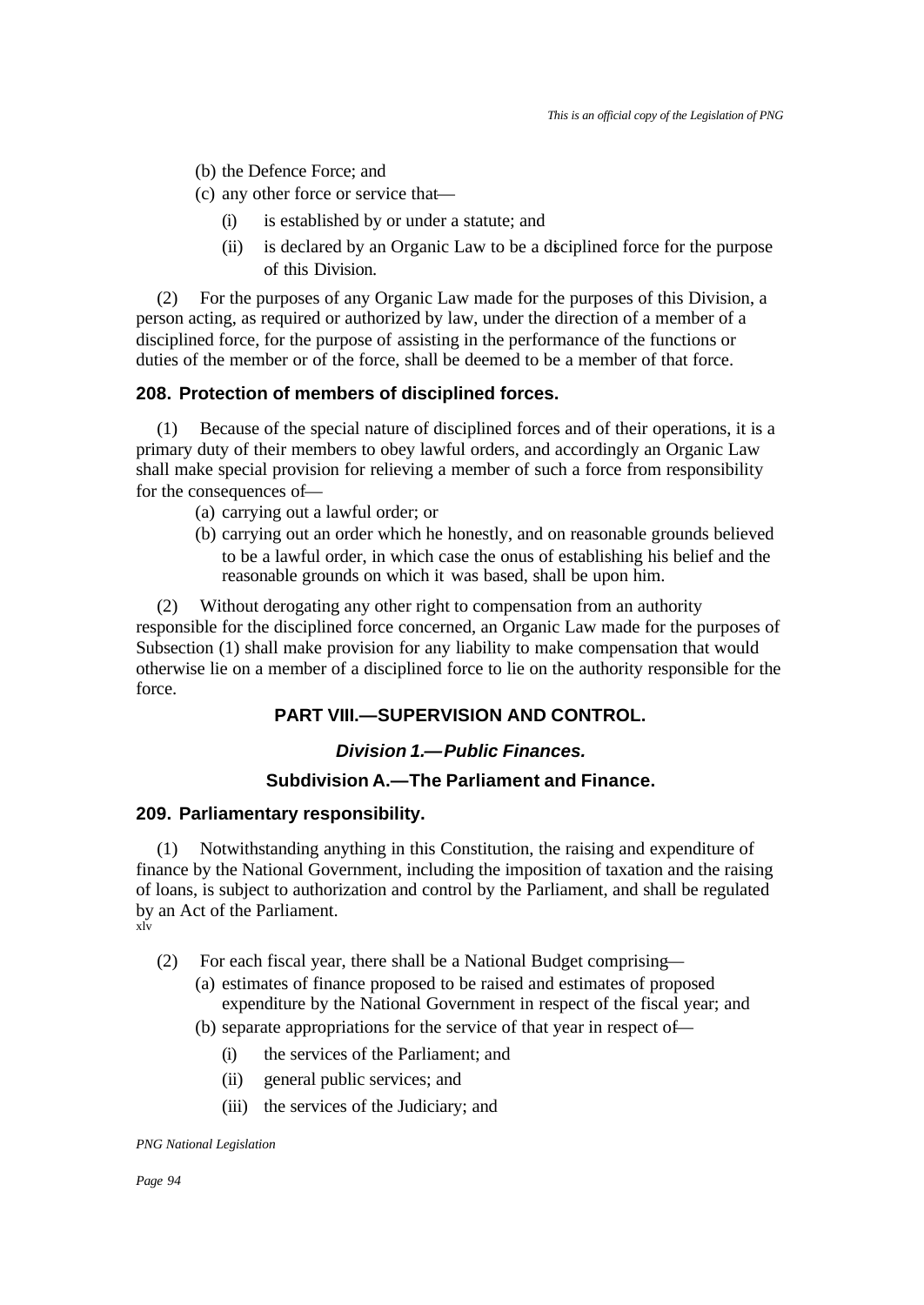(b) the Defence Force; and

(c) any other force or service that—

(i) is established by or under a statute; and

(ii) is declared by an Organic Law to be a disciplined force for the purpose of this Division.

(2) For the purposes of any Organic Law made for the purposes of this Division, a person acting, as required or authorized by law, under the direction of a member of a disciplined force, for the purpose of assisting in the performance of the functions or duties of the member or of the force, shall be deemed to be a member of that force.

### 208. Protection of members of disciplined forces.

(1) Because of the special nature of disciplined forces and of their operations, it is a primary duty of their members to obey lawful orders, and accordingly an Organic Law shall make special provision for relieving a member of such a force from responsibility for the consequences of—

(a) carrying out a lawful order; or

(b) carrying out an order which he honestly, and on reasonable grounds believed to be a lawful order, in which case the onus of establishing his belief and the reasonable grounds on which it was based, shall be upon him.

(2) Without derogating any other right to compensation from an authority responsible for the disciplined force concerned, an Organic Law made for the purposes of Subsection (1) shall make provision for any liability to make compensation that would otherwise lie on a member of a disciplined force to lie on the authority responsible for the force.

## PART VIII.—SUPERVISION AND CONTROL.

### *Division 1.—Public Finances.*

### Subdivision A.—The Parliament and Finance.

### 209. Parliamentary responsibility.

(1) Notwithstanding anything in this Constitution, the raising and expenditure of finance by the National Government, including the imposition of taxation and the raising of loans, is subject to authorization and control by the Parliament, and shall be regulated by an Act of the Parliament.[xlv]

(2) For each fiscal year, there shall be a National Budget comprising—

(a) estimates of finance proposed to be raised and estimates of proposed expenditure by the National Government in respect of the fiscal year; and

(b) separate appropriations for the service of that year in respect of—

(i) the services of the Parliament; and

(ii) general public services; and

(iii) the services of the Judiciary; and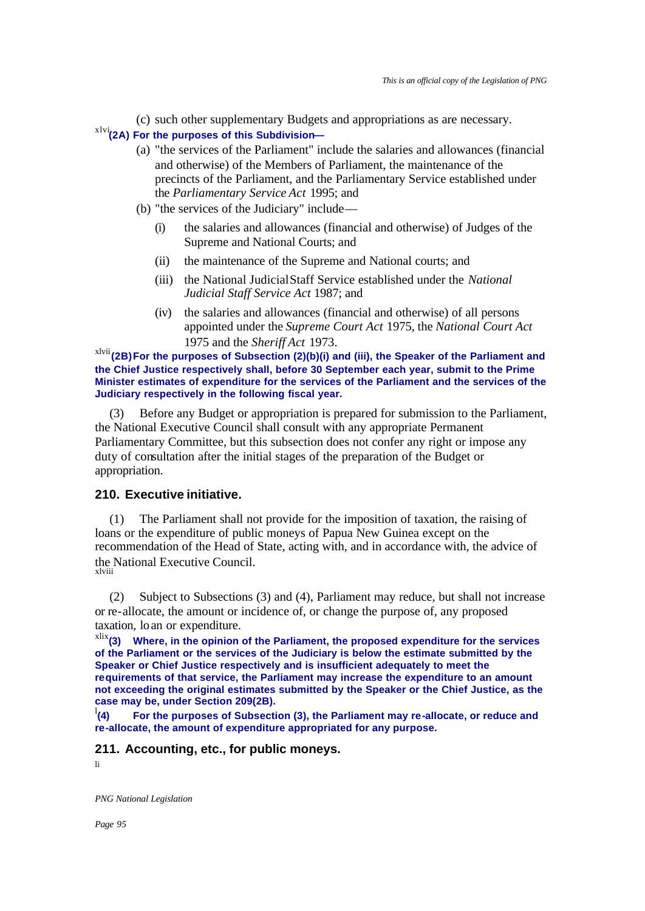(c) such other supplementary Budgets and appropriations as are necessary.

[xlvi]**(2A) For the purposes of this Subdivision—**

(a) "the services of the Parliament" include the salaries and allowances (financial and otherwise) of the Members of Parliament, the maintenance of the precincts of the Parliament, and the Parliamentary Service established under the *Parliamentary Service Act* 1995; and

(b) "the services of the Judiciary" include—

(i) the salaries and allowances (financial and otherwise) of Judges of the Supreme and National Courts; and

(ii) the maintenance of the Supreme and National courts; and

(iii) the National Judicial Staff Service established under the *National Judicial Staff Service Act* 1987; and

(iv) the salaries and allowances (financial and otherwise) of all persons appointed under the *Supreme Court Act* 1975, the *National Court Act* 1975 and the *Sheriff Act* 1973.

[xlvii]**(2B) For the purposes of Subsection (2)(b)(i) and (iii), the Speaker of the Parliament and the Chief Justice respectively shall, before 30 September each year, submit to the Prime Minister estimates of expenditure for the services of the Parliament and the services of the Judiciary respectively in the following fiscal year.**

(3) Before any Budget or appropriation is prepared for submission to the Parliament, the National Executive Council shall consult with any appropriate Permanent Parliamentary Committee, but this subsection does not confer any right or impose any duty of consultation after the initial stages of the preparation of the Budget or appropriation.

### 210. Executive initiative.

(1) The Parliament shall not provide for the imposition of taxation, the raising of loans or the expenditure of public moneys of Papua New Guinea except on the recommendation of the Head of State, acting with, and in accordance with, the advice of the National Executive Council.
[xlviii]

(2) Subject to Subsections (3) and (4), Parliament may reduce, but shall not increase or re-allocate, the amount or incidence of, or change the purpose of, any proposed taxation, loan or expenditure.

[xlix]**(3) Where, in the opinion of the Parliament, the proposed expenditure for the services of the Parliament or the services of the Judiciary is below the estimate submitted by the Speaker or Chief Justice respectively and is insufficient adequately to meet the requirements of that service, the Parliament may increase the expenditure to an amount not exceeding the original estimates submitted by the Speaker or the Chief Justice, as the case may be, under Section 209(2B).**

[l]**(4) For the purposes of Subsection (3), the Parliament may re-allocate, or reduce and re-allocate, the amount of expenditure appropriated for any purpose.**

### 211. Accounting, etc., for public moneys.

[li]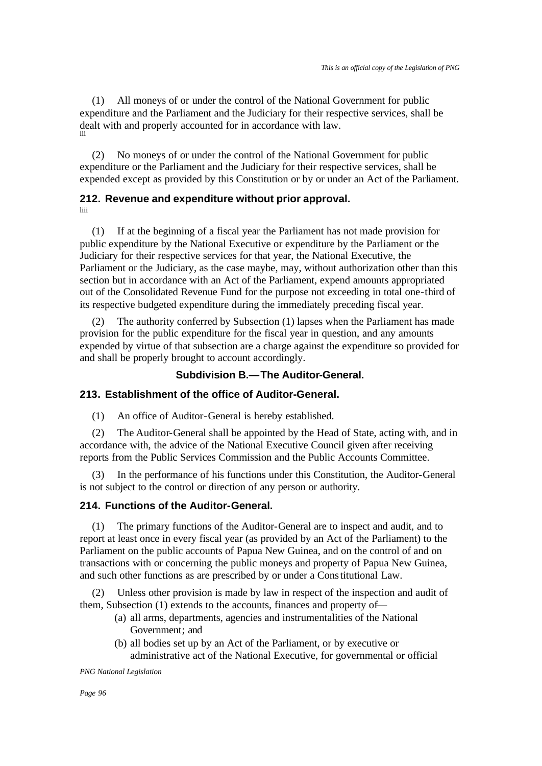(1) All moneys of or under the control of the National Government for public expenditure and the Parliament and the Judiciary for their respective services, shall be dealt with and properly accounted for in accordance with law.
lii

(2) No moneys of or under the control of the National Government for public expenditure or the Parliament and the Judiciary for their respective services, shall be expended except as provided by this Constitution or by or under an Act of the Parliament.

### 212. Revenue and expenditure without prior approval.

liii

(1) If at the beginning of a fiscal year the Parliament has not made provision for public expenditure by the National Executive or expenditure by the Parliament or the Judiciary for their respective services for that year, the National Executive, the Parliament or the Judiciary, as the case maybe, may, without authorization other than this section but in accordance with an Act of the Parliament, expend amounts appropriated out of the Consolidated Revenue Fund for the purpose not exceeding in total one-third of its respective budgeted expenditure during the immediately preceding fiscal year.

(2) The authority conferred by Subsection (1) lapses when the Parliament has made provision for the public expenditure for the fiscal year in question, and any amounts expended by virtue of that subsection are a charge against the expenditure so provided for and shall be properly brought to account accordingly.

## Subdivision B.—The Auditor-General.

### 213. Establishment of the office of Auditor-General.

(1) An office of Auditor-General is hereby established.

(2) The Auditor-General shall be appointed by the Head of State, acting with, and in accordance with, the advice of the National Executive Council given after receiving reports from the Public Services Commission and the Public Accounts Committee.

(3) In the performance of his functions under this Constitution, the Auditor-General is not subject to the control or direction of any person or authority.

### 214. Functions of the Auditor-General.

(1) The primary functions of the Auditor-General are to inspect and audit, and to report at least once in every fiscal year (as provided by an Act of the Parliament) to the Parliament on the public accounts of Papua New Guinea, and on the control of and on transactions with or concerning the public moneys and property of Papua New Guinea, and such other functions as are prescribed by or under a Constitutional Law.

(2) Unless other provision is made by law in respect of the inspection and audit of them, Subsection (1) extends to the accounts, finances and property of—

- (a) all arms, departments, agencies and instrumentalities of the National Government; and
- (b) all bodies set up by an Act of the Parliament, or by executive or administrative act of the National Executive, for governmental or official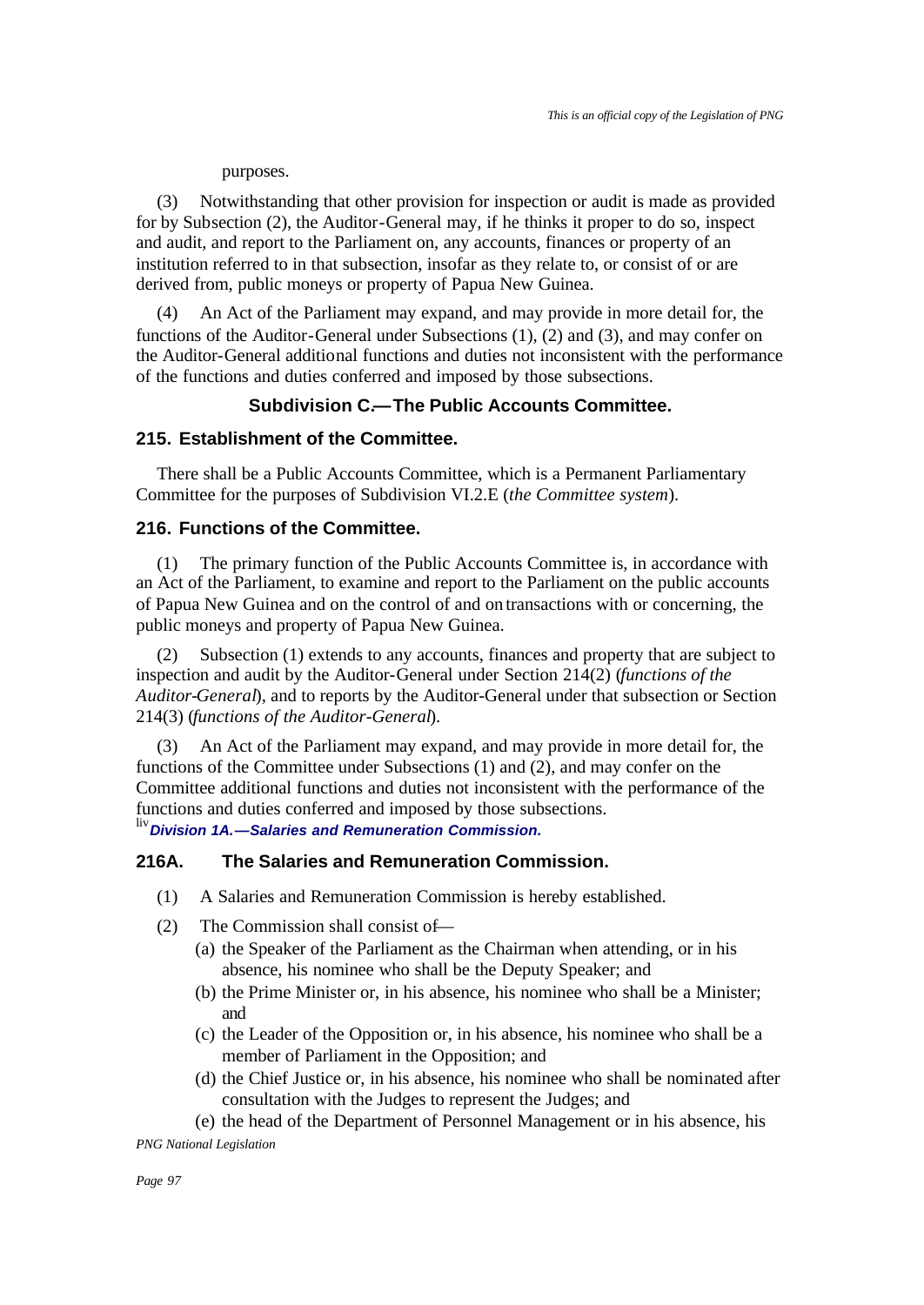purposes.

(3) Notwithstanding that other provision for inspection or audit is made as provided for by Subsection (2), the Auditor-General may, if he thinks it proper to do so, inspect and audit, and report to the Parliament on, any accounts, finances or property of an institution referred to in that subsection, insofar as they relate to, or consist of or are derived from, public moneys or property of Papua New Guinea.

(4) An Act of the Parliament may expand, and may provide in more detail for, the functions of the Auditor-General under Subsections (1), (2) and (3), and may confer on the Auditor-General additional functions and duties not inconsistent with the performance of the functions and duties conferred and imposed by those subsections.

### Subdivision C.—The Public Accounts Committee.

#### 215. Establishment of the Committee.

There shall be a Public Accounts Committee, which is a Permanent Parliamentary Committee for the purposes of Subdivision VI.2.E (*the Committee system*).

#### 216. Functions of the Committee.

(1) The primary function of the Public Accounts Committee is, in accordance with an Act of the Parliament, to examine and report to the Parliament on the public accounts of Papua New Guinea and on the control of and on transactions with or concerning, the public moneys and property of Papua New Guinea.

(2) Subsection (1) extends to any accounts, finances and property that are subject to inspection and audit by the Auditor-General under Section 214(2) (*functions of the Auditor-General*), and to reports by the Auditor-General under that subsection or Section 214(3) (*functions of the Auditor-General*).

(3) An Act of the Parliament may expand, and may provide in more detail for, the functions of the Committee under Subsections (1) and (2), and may confer on the Committee additional functions and duties not inconsistent with the performance of the functions and duties conferred and imposed by those subsections.

[liv] ***Division 1A.—Salaries and Remuneration Commission.***

#### 216A. The Salaries and Remuneration Commission.

(1) A Salaries and Remuneration Commission is hereby established.

(2) The Commission shall consist of—

(a) the Speaker of the Parliament as the Chairman when attending, or in his absence, his nominee who shall be the Deputy Speaker; and

(b) the Prime Minister or, in his absence, his nominee who shall be a Minister; and

(c) the Leader of the Opposition or, in his absence, his nominee who shall be a member of Parliament in the Opposition; and

(d) the Chief Justice or, in his absence, his nominee who shall be nominated after consultation with the Judges to represent the Judges; and

(e) the head of the Department of Personnel Management or in his absence, his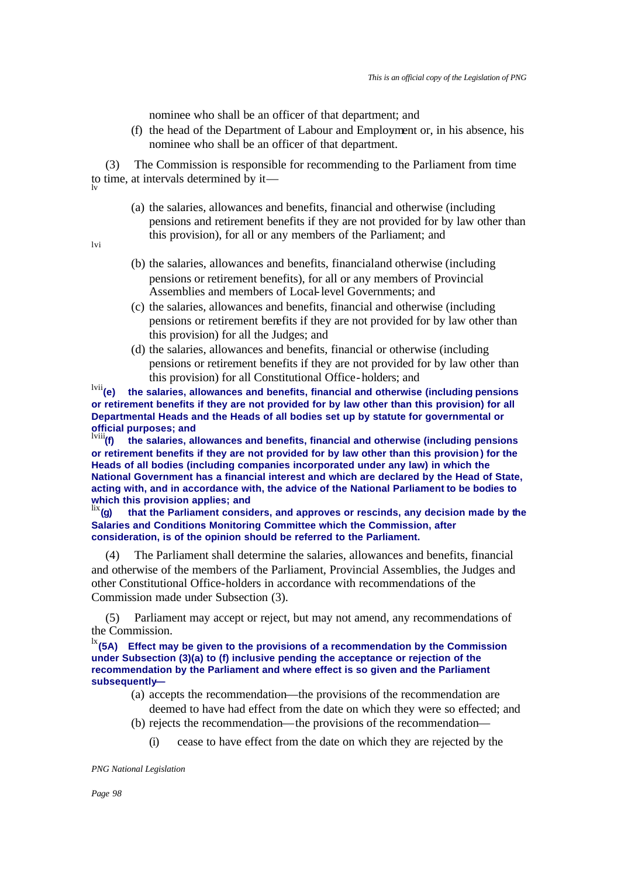nominee who shall be an officer of that department; and

(f) the head of the Department of Labour and Employment or, in his absence, his nominee who shall be an officer of that department.

(3) The Commission is responsible for recommending to the Parliament from time to time, at intervals determined by it—

[lv]

(a) the salaries, allowances and benefits, financial and otherwise (including pensions and retirement benefits if they are not provided for by law other than this provision), for all or any members of the Parliament; and

[lvi]

(b) the salaries, allowances and benefits, financialand otherwise (including pensions or retirement benefits), for all or any members of Provincial Assemblies and members of Local-level Governments; and

(c) the salaries, allowances and benefits, financial and otherwise (including pensions or retirement benefits if they are not provided for by law other than this provision) for all the Judges; and

(d) the salaries, allowances and benefits, financial or otherwise (including pensions or retirement benefits if they are not provided for by law other than this provision) for all Constitutional Office-holders; and

[lvii]**(e) the salaries, allowances and benefits, financial and otherwise (including pensions or retirement benefits if they are not provided for by law other than this provision) for all Departmental Heads and the Heads of all bodies set up by statute for governmental or official purposes; and**

[lviii]**(f) the salaries, allowances and benefits, financial and otherwise (including pensions or retirement benefits if they are not provided for by law other than this provision) for the Heads of all bodies (including companies incorporated under any law) in which the National Government has a financial interest and which are declared by the Head of State, acting with, and in accordance with, the advice of the National Parliament to be bodies to which this provision applies; and**

[lix]**(g) that the Parliament considers, and approves or rescinds, any decision made by the Salaries and Conditions Monitoring Committee which the Commission, after consideration, is of the opinion should be referred to the Parliament.**

(4) The Parliament shall determine the salaries, allowances and benefits, financial and otherwise of the members of the Parliament, Provincial Assemblies, the Judges and other Constitutional Office-holders in accordance with recommendations of the Commission made under Subsection (3).

(5) Parliament may accept or reject, but may not amend, any recommendations of the Commission.

[lx]**(5A) Effect may be given to the provisions of a recommendation by the Commission under Subsection (3)(a) to (f) inclusive pending the acceptance or rejection of the recommendation by the Parliament and where effect is so given and the Parliament subsequently—**

(a) accepts the recommendation—the provisions of the recommendation are deemed to have had effect from the date on which they were so effected; and

(b) rejects the recommendation—the provisions of the recommendation—

(i) cease to have effect from the date on which they are rejected by the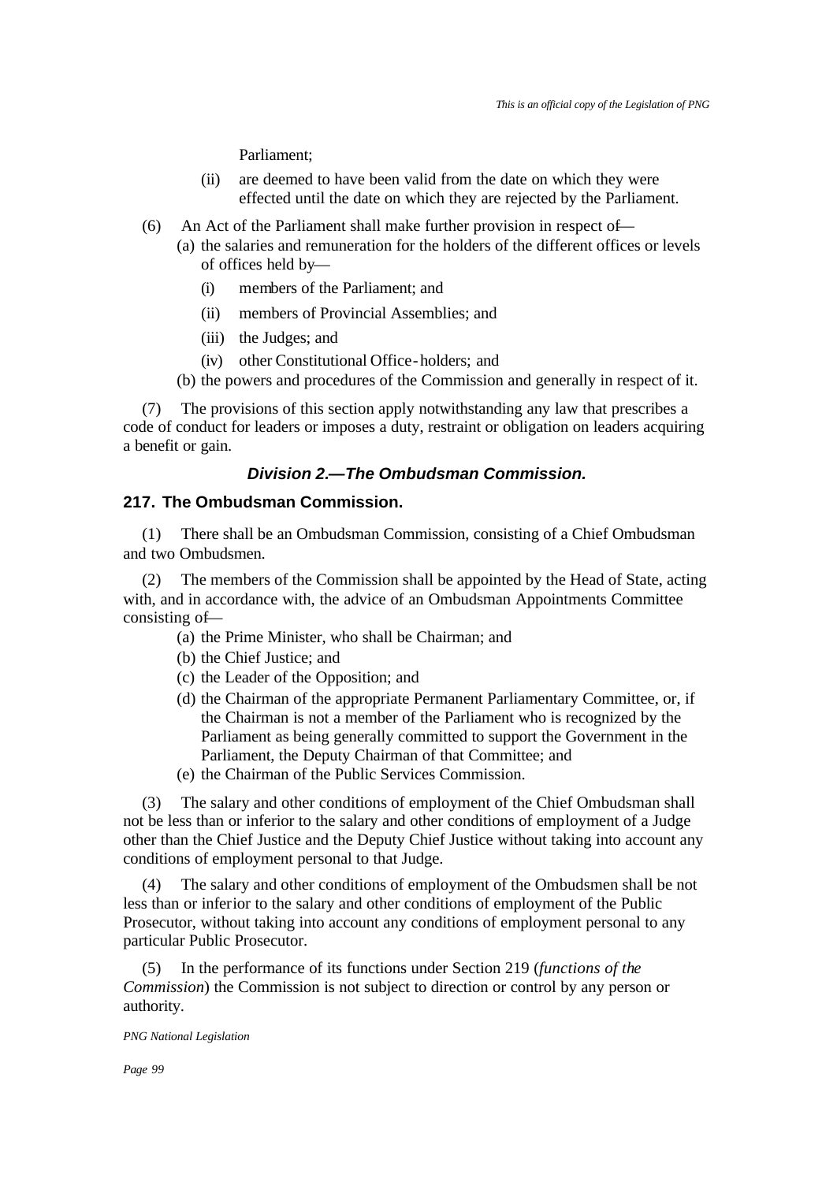Parliament;

(ii) are deemed to have been valid from the date on which they were effected until the date on which they are rejected by the Parliament.

(6) An Act of the Parliament shall make further provision in respect of—

(a) the salaries and remuneration for the holders of the different offices or levels of offices held by—

(i) members of the Parliament; and

(ii) members of Provincial Assemblies; and

(iii) the Judges; and

(iv) other Constitutional Office-holders; and

(b) the powers and procedures of the Commission and generally in respect of it.

(7) The provisions of this section apply notwithstanding any law that prescribes a code of conduct for leaders or imposes a duty, restraint or obligation on leaders acquiring a benefit or gain.

### *Division 2.—The Ombudsman Commission.*

### 217. The Ombudsman Commission.

(1) There shall be an Ombudsman Commission, consisting of a Chief Ombudsman and two Ombudsmen.

(2) The members of the Commission shall be appointed by the Head of State, acting with, and in accordance with, the advice of an Ombudsman Appointments Committee consisting of—

(a) the Prime Minister, who shall be Chairman; and

(b) the Chief Justice; and

(c) the Leader of the Opposition; and

(d) the Chairman of the appropriate Permanent Parliamentary Committee, or, if the Chairman is not a member of the Parliament who is recognized by the Parliament as being generally committed to support the Government in the Parliament, the Deputy Chairman of that Committee; and

(e) the Chairman of the Public Services Commission.

(3) The salary and other conditions of employment of the Chief Ombudsman shall not be less than or inferior to the salary and other conditions of employment of a Judge other than the Chief Justice and the Deputy Chief Justice without taking into account any conditions of employment personal to that Judge.

(4) The salary and other conditions of employment of the Ombudsmen shall be not less than or inferior to the salary and other conditions of employment of the Public Prosecutor, without taking into account any conditions of employment personal to any particular Public Prosecutor.

(5) In the performance of its functions under Section 219 (*functions of the Commission*) the Commission is not subject to direction or control by any person or authority.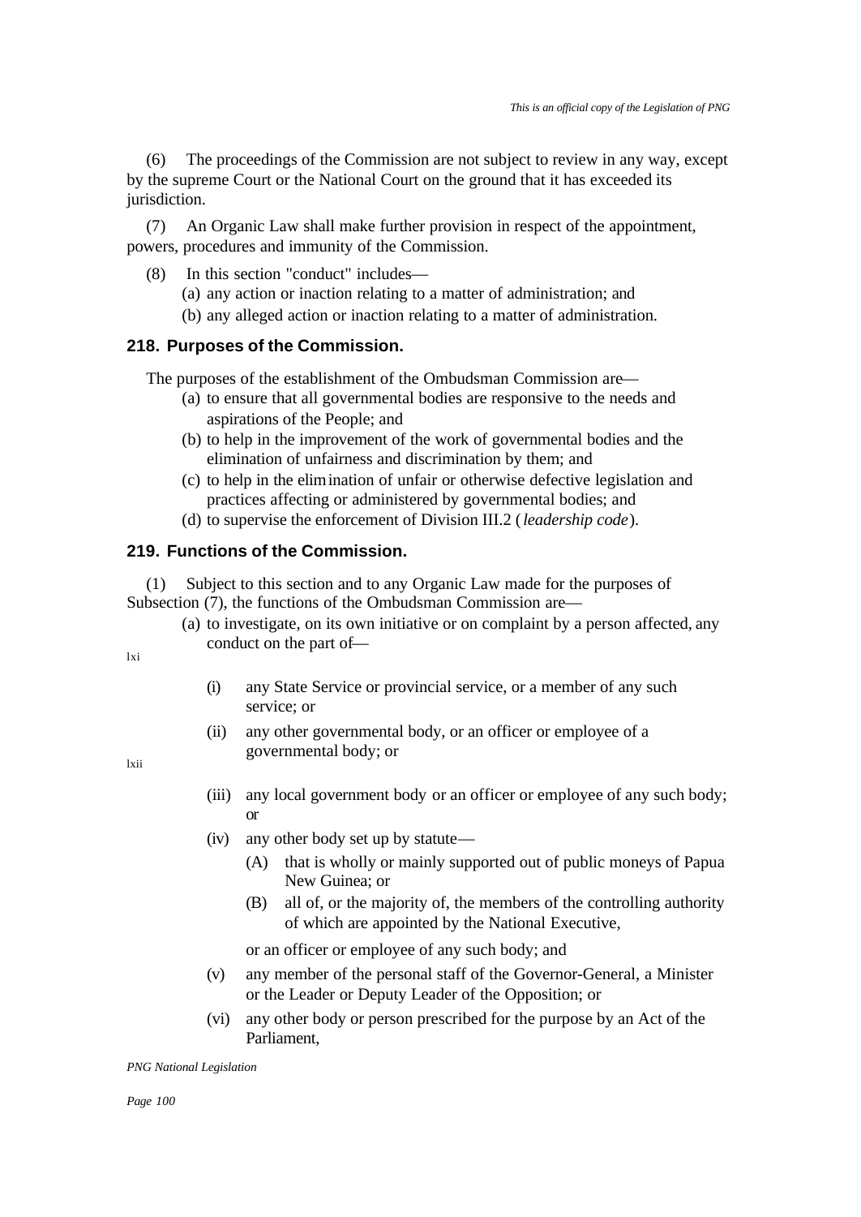(6) The proceedings of the Commission are not subject to review in any way, except by the supreme Court or the National Court on the ground that it has exceeded its jurisdiction.

(7) An Organic Law shall make further provision in respect of the appointment, powers, procedures and immunity of the Commission.

(8) In this section "conduct" includes—

(a) any action or inaction relating to a matter of administration; and

(b) any alleged action or inaction relating to a matter of administration.

### 218. Purposes of the Commission.

The purposes of the establishment of the Ombudsman Commission are—

(a) to ensure that all governmental bodies are responsive to the needs and aspirations of the People; and

(b) to help in the improvement of the work of governmental bodies and the elimination of unfairness and discrimination by them; and

(c) to help in the elimination of unfair or otherwise defective legislation and practices affecting or administered by governmental bodies; and

(d) to supervise the enforcement of Division III.2 (*leadership code*).

### 219. Functions of the Commission.

(1) Subject to this section and to any Organic Law made for the purposes of Subsection (7), the functions of the Ombudsman Commission are—

(a) to investigate, on its own initiative or on complaint by a person affected, any conduct on the part of—

lxi

(i) any State Service or provincial service, or a member of any such service; or

(ii) any other governmental body, or an officer or employee of a governmental body; or

lxii

(iii) any local government body or an officer or employee of any such body; or

(iv) any other body set up by statute—

(A) that is wholly or mainly supported out of public moneys of Papua New Guinea; or

(B) all of, or the majority of, the members of the controlling authority of which are appointed by the National Executive,

or an officer or employee of any such body; and

(v) any member of the personal staff of the Governor-General, a Minister or the Leader or Deputy Leader of the Opposition; or

(vi) any other body or person prescribed for the purpose by an Act of the Parliament,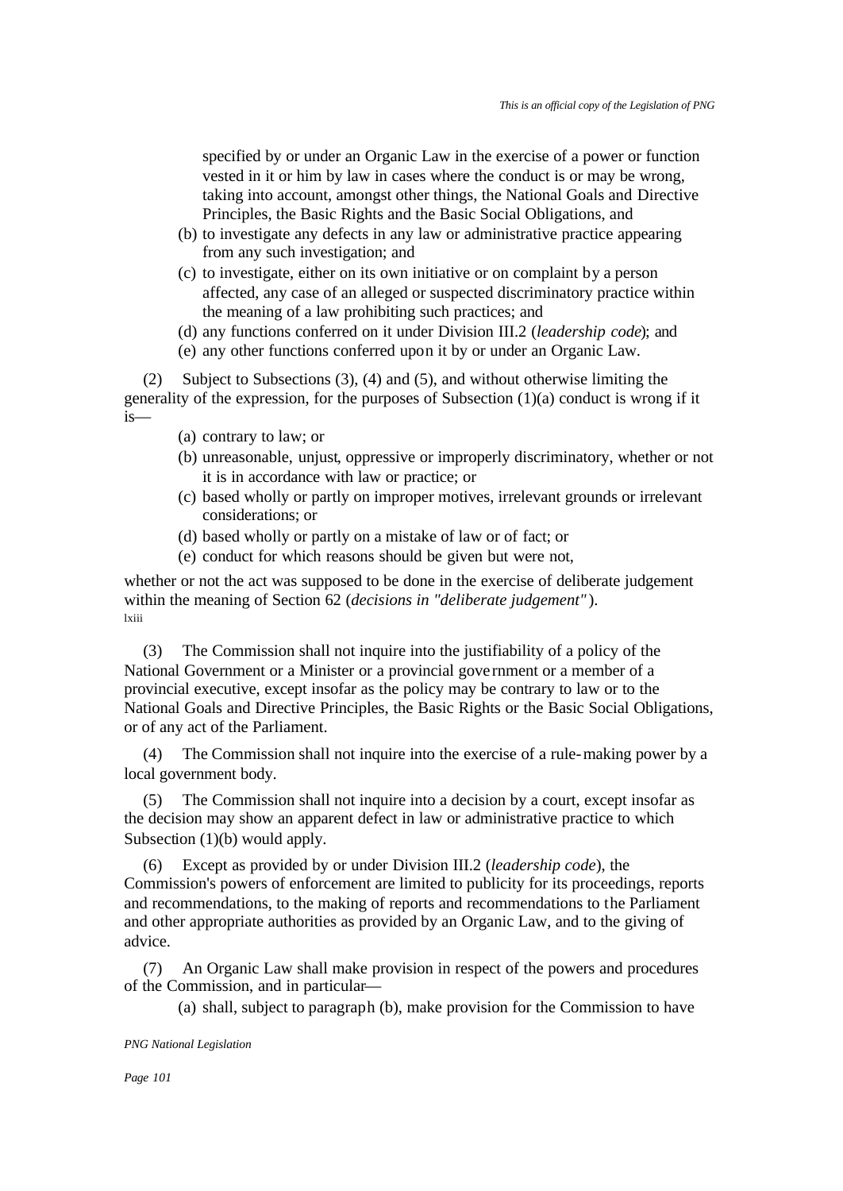specified by or under an Organic Law in the exercise of a power or function vested in it or him by law in cases where the conduct is or may be wrong, taking into account, amongst other things, the National Goals and Directive Principles, the Basic Rights and the Basic Social Obligations, and

(b) to investigate any defects in any law or administrative practice appearing from any such investigation; and

(c) to investigate, either on its own initiative or on complaint by a person affected, any case of an alleged or suspected discriminatory practice within the meaning of a law prohibiting such practices; and

(d) any functions conferred on it under Division III.2 (*leadership code*); and

(e) any other functions conferred upon it by or under an Organic Law.

(2) Subject to Subsections (3), (4) and (5), and without otherwise limiting the generality of the expression, for the purposes of Subsection (1)(a) conduct is wrong if it is—

(a) contrary to law; or

(b) unreasonable, unjust, oppressive or improperly discriminatory, whether or not it is in accordance with law or practice; or

(c) based wholly or partly on improper motives, irrelevant grounds or irrelevant considerations; or

(d) based wholly or partly on a mistake of law or of fact; or

(e) conduct for which reasons should be given but were not,

whether or not the act was supposed to be done in the exercise of deliberate judgement within the meaning of Section 62 (*decisions in "deliberate judgement"*). [lxiii]

(3) The Commission shall not inquire into the justifiability of a policy of the National Government or a Minister or a provincial government or a member of a provincial executive, except insofar as the policy may be contrary to law or to the National Goals and Directive Principles, the Basic Rights or the Basic Social Obligations, or of any act of the Parliament.

(4) The Commission shall not inquire into the exercise of a rule-making power by a local government body.

(5) The Commission shall not inquire into a decision by a court, except insofar as the decision may show an apparent defect in law or administrative practice to which Subsection (1)(b) would apply.

(6) Except as provided by or under Division III.2 (*leadership code*), the Commission's powers of enforcement are limited to publicity for its proceedings, reports and recommendations, to the making of reports and recommendations to the Parliament and other appropriate authorities as provided by an Organic Law, and to the giving of advice.

(7) An Organic Law shall make provision in respect of the powers and procedures of the Commission, and in particular—

(a) shall, subject to paragraph (b), make provision for the Commission to have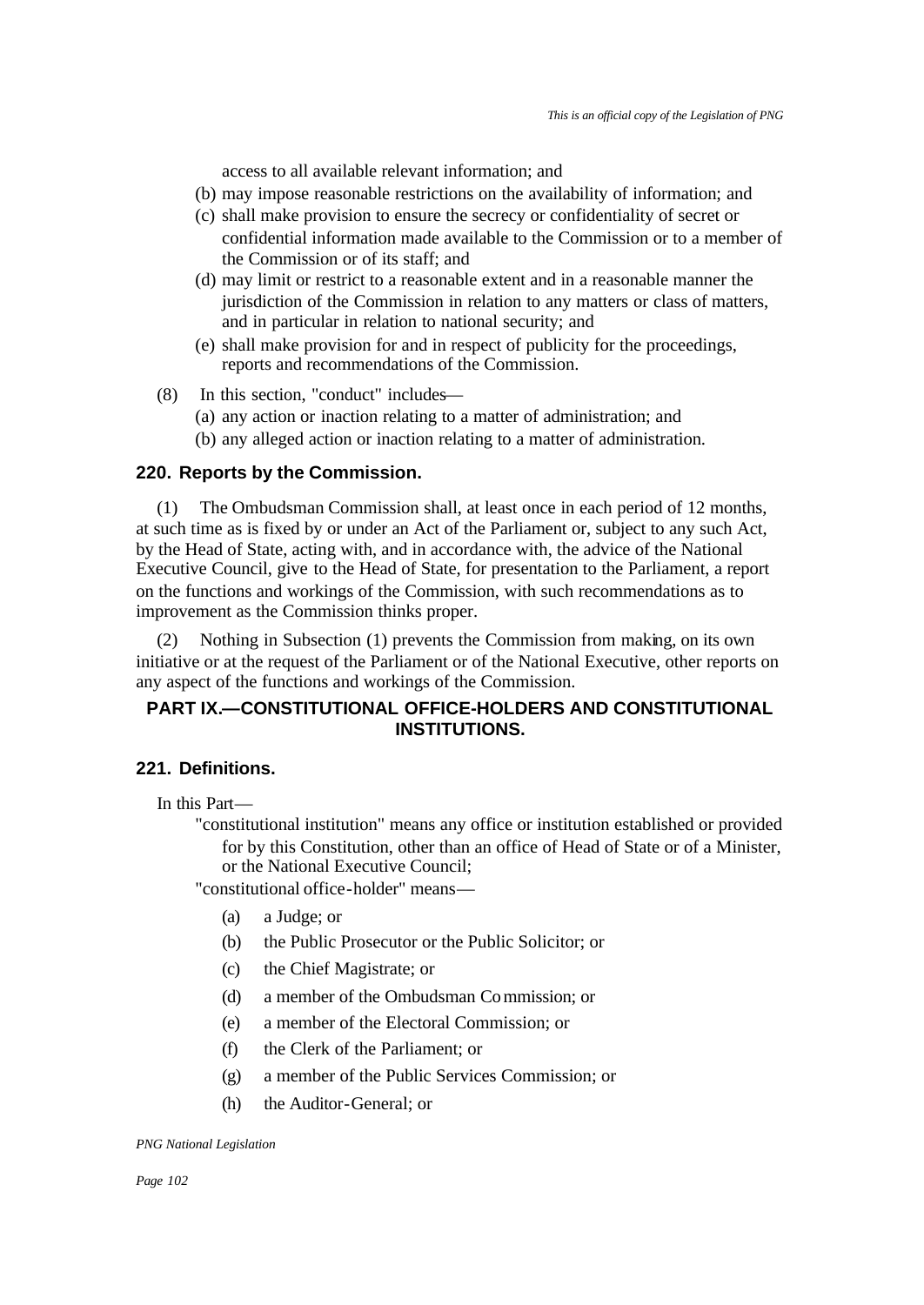access to all available relevant information; and

(b) may impose reasonable restrictions on the availability of information; and

(c) shall make provision to ensure the secrecy or confidentiality of secret or confidential information made available to the Commission or to a member of the Commission or of its staff; and

(d) may limit or restrict to a reasonable extent and in a reasonable manner the jurisdiction of the Commission in relation to any matters or class of matters, and in particular in relation to national security; and

(e) shall make provision for and in respect of publicity for the proceedings, reports and recommendations of the Commission.

(8) In this section, "conduct" includes—

(a) any action or inaction relating to a matter of administration; and

(b) any alleged action or inaction relating to a matter of administration.

### 220. Reports by the Commission.

(1) The Ombudsman Commission shall, at least once in each period of 12 months, at such time as is fixed by or under an Act of the Parliament or, subject to any such Act, by the Head of State, acting with, and in accordance with, the advice of the National Executive Council, give to the Head of State, for presentation to the Parliament, a report on the functions and workings of the Commission, with such recommendations as to improvement as the Commission thinks proper.

(2) Nothing in Subsection (1) prevents the Commission from making, on its own initiative or at the request of the Parliament or of the National Executive, other reports on any aspect of the functions and workings of the Commission.

## PART IX.—CONSTITUTIONAL OFFICE-HOLDERS AND CONSTITUTIONAL INSTITUTIONS.

### 221. Definitions.

In this Part—

"constitutional institution" means any office or institution established or provided for by this Constitution, other than an office of Head of State or of a Minister, or the National Executive Council;

"constitutional office-holder" means—

(a) a Judge; or

(b) the Public Prosecutor or the Public Solicitor; or

(c) the Chief Magistrate; or

(d) a member of the Ombudsman Commission; or

(e) a member of the Electoral Commission; or

(f) the Clerk of the Parliament; or

(g) a member of the Public Services Commission; or

(h) the Auditor-General; or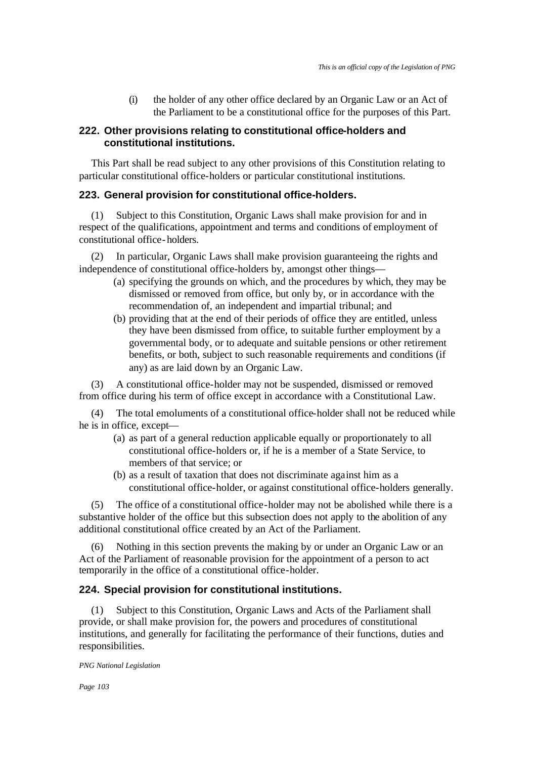(i) the holder of any other office declared by an Organic Law or an Act of the Parliament to be a constitutional office for the purposes of this Part.

### 222. Other provisions relating to constitutional office-holders and constitutional institutions.

This Part shall be read subject to any other provisions of this Constitution relating to particular constitutional office-holders or particular constitutional institutions.

### 223. General provision for constitutional office-holders.

(1) Subject to this Constitution, Organic Laws shall make provision for and in respect of the qualifications, appointment and terms and conditions of employment of constitutional office-holders.

(2) In particular, Organic Laws shall make provision guaranteeing the rights and independence of constitutional office-holders by, amongst other things—

(a) specifying the grounds on which, and the procedures by which, they may be dismissed or removed from office, but only by, or in accordance with the recommendation of, an independent and impartial tribunal; and

(b) providing that at the end of their periods of office they are entitled, unless they have been dismissed from office, to suitable further employment by a governmental body, or to adequate and suitable pensions or other retirement benefits, or both, subject to such reasonable requirements and conditions (if any) as are laid down by an Organic Law.

(3) A constitutional office-holder may not be suspended, dismissed or removed from office during his term of office except in accordance with a Constitutional Law.

(4) The total emoluments of a constitutional office-holder shall not be reduced while he is in office, except—

(a) as part of a general reduction applicable equally or proportionately to all constitutional office-holders or, if he is a member of a State Service, to members of that service; or

(b) as a result of taxation that does not discriminate against him as a constitutional office-holder, or against constitutional office-holders generally.

(5) The office of a constitutional office-holder may not be abolished while there is a substantive holder of the office but this subsection does not apply to the abolition of any additional constitutional office created by an Act of the Parliament.

(6) Nothing in this section prevents the making by or under an Organic Law or an Act of the Parliament of reasonable provision for the appointment of a person to act temporarily in the office of a constitutional office-holder.

### 224. Special provision for constitutional institutions.

(1) Subject to this Constitution, Organic Laws and Acts of the Parliament shall provide, or shall make provision for, the powers and procedures of constitutional institutions, and generally for facilitating the performance of their functions, duties and responsibilities.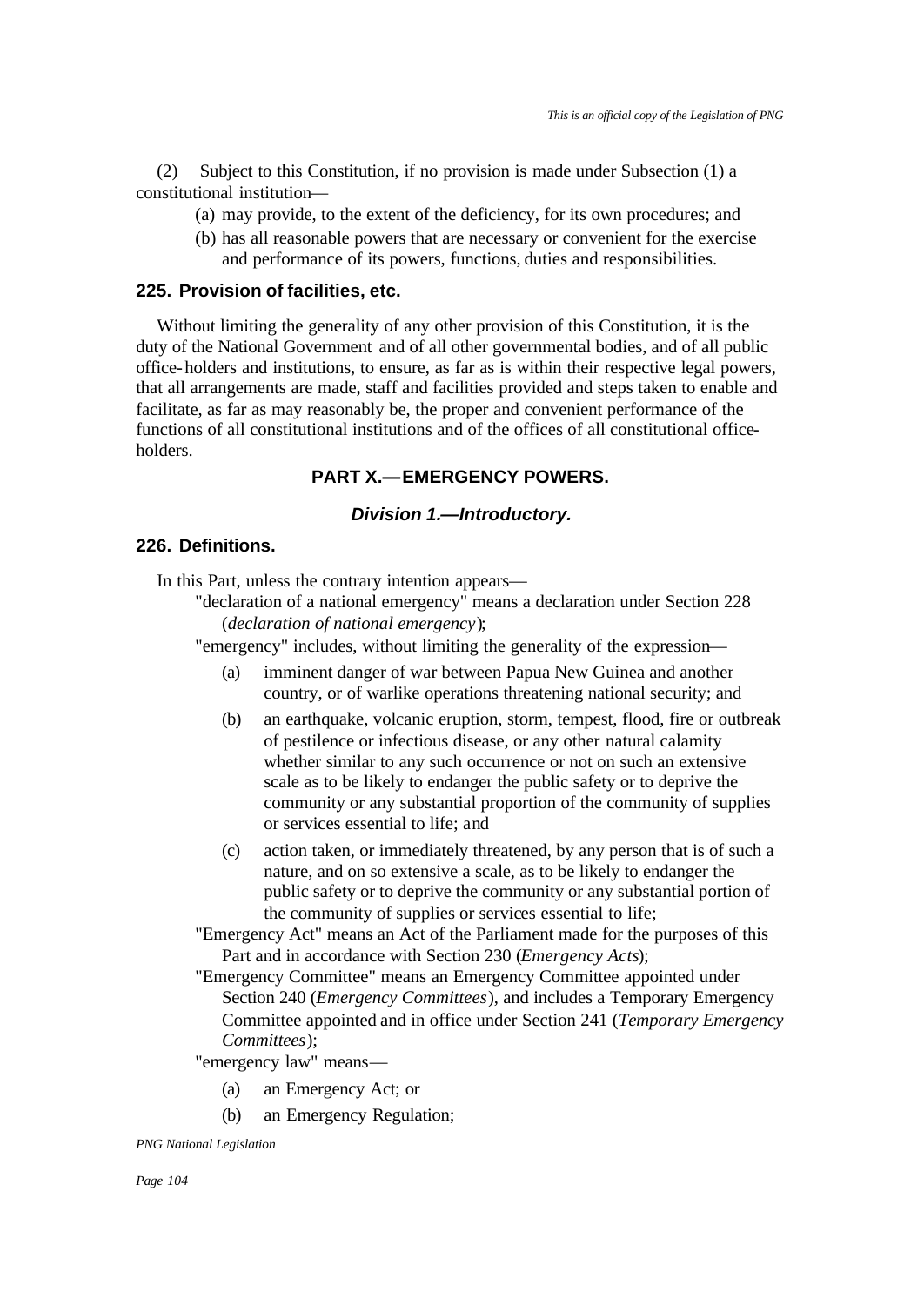(2) Subject to this Constitution, if no provision is made under Subsection (1) a constitutional institution—

(a) may provide, to the extent of the deficiency, for its own procedures; and

(b) has all reasonable powers that are necessary or convenient for the exercise and performance of its powers, functions, duties and responsibilities.

### 225. Provision of facilities, etc.

Without limiting the generality of any other provision of this Constitution, it is the duty of the National Government and of all other governmental bodies, and of all public office-holders and institutions, to ensure, as far as is within their respective legal powers, that all arrangements are made, staff and facilities provided and steps taken to enable and facilitate, as far as may reasonably be, the proper and convenient performance of the functions of all constitutional institutions and of the offices of all constitutional office-holders.

## PART X.—EMERGENCY POWERS.

### *Division 1.—Introductory.*

### 226. Definitions.

In this Part, unless the contrary intention appears—

"declaration of a national emergency" means a declaration under Section 228 (*declaration of national emergency*);

"emergency" includes, without limiting the generality of the expression—

(a) imminent danger of war between Papua New Guinea and another country, or of warlike operations threatening national security; and

(b) an earthquake, volcanic eruption, storm, tempest, flood, fire or outbreak of pestilence or infectious disease, or any other natural calamity whether similar to any such occurrence or not on such an extensive scale as to be likely to endanger the public safety or to deprive the community or any substantial proportion of the community of supplies or services essential to life; and

(c) action taken, or immediately threatened, by any person that is of such a nature, and on so extensive a scale, as to be likely to endanger the public safety or to deprive the community or any substantial portion of the community of supplies or services essential to life;

"Emergency Act" means an Act of the Parliament made for the purposes of this Part and in accordance with Section 230 (*Emergency Acts*);

"Emergency Committee" means an Emergency Committee appointed under Section 240 (*Emergency Committees*), and includes a Temporary Emergency Committee appointed and in office under Section 241 (*Temporary Emergency Committees*);

"emergency law" means—

(a) an Emergency Act; or

(b) an Emergency Regulation;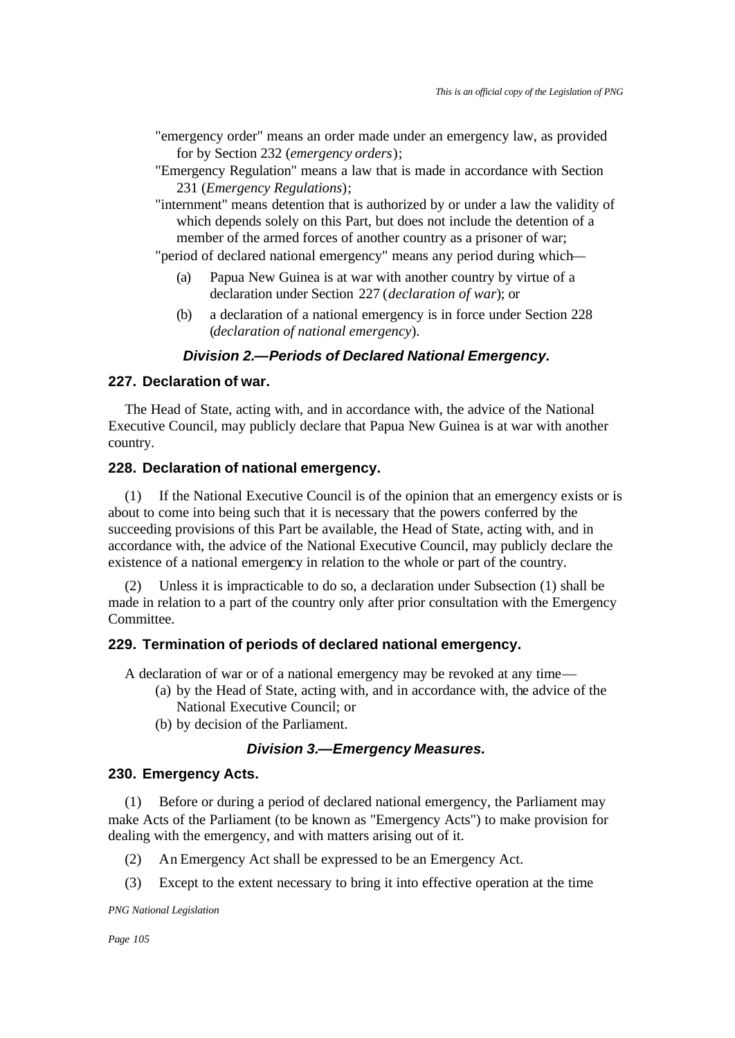"emergency order" means an order made under an emergency law, as provided for by Section 232 (*emergency orders*);

"Emergency Regulation" means a law that is made in accordance with Section 231 (*Emergency Regulations*);

"internment" means detention that is authorized by or under a law the validity of which depends solely on this Part, but does not include the detention of a member of the armed forces of another country as a prisoner of war;

"period of declared national emergency" means any period during which—

(a) Papua New Guinea is at war with another country by virtue of a declaration under Section 227 (*declaration of war*); or

(b) a declaration of a national emergency is in force under Section 228 (*declaration of national emergency*).

### *Division 2.—Periods of Declared National Emergency.*

#### 227. Declaration of war.

The Head of State, acting with, and in accordance with, the advice of the National Executive Council, may publicly declare that Papua New Guinea is at war with another country.

#### 228. Declaration of national emergency.

(1) If the National Executive Council is of the opinion that an emergency exists or is about to come into being such that it is necessary that the powers conferred by the succeeding provisions of this Part be available, the Head of State, acting with, and in accordance with, the advice of the National Executive Council, may publicly declare the existence of a national emergency in relation to the whole or part of the country.

(2) Unless it is impracticable to do so, a declaration under Subsection (1) shall be made in relation to a part of the country only after prior consultation with the Emergency Committee.

#### 229. Termination of periods of declared national emergency.

A declaration of war or of a national emergency may be revoked at any time—

(a) by the Head of State, acting with, and in accordance with, the advice of the National Executive Council; or

(b) by decision of the Parliament.

### *Division 3.—Emergency Measures.*

#### 230. Emergency Acts.

(1) Before or during a period of declared national emergency, the Parliament may make Acts of the Parliament (to be known as "Emergency Acts") to make provision for dealing with the emergency, and with matters arising out of it.

(2) An Emergency Act shall be expressed to be an Emergency Act.

(3) Except to the extent necessary to bring it into effective operation at the time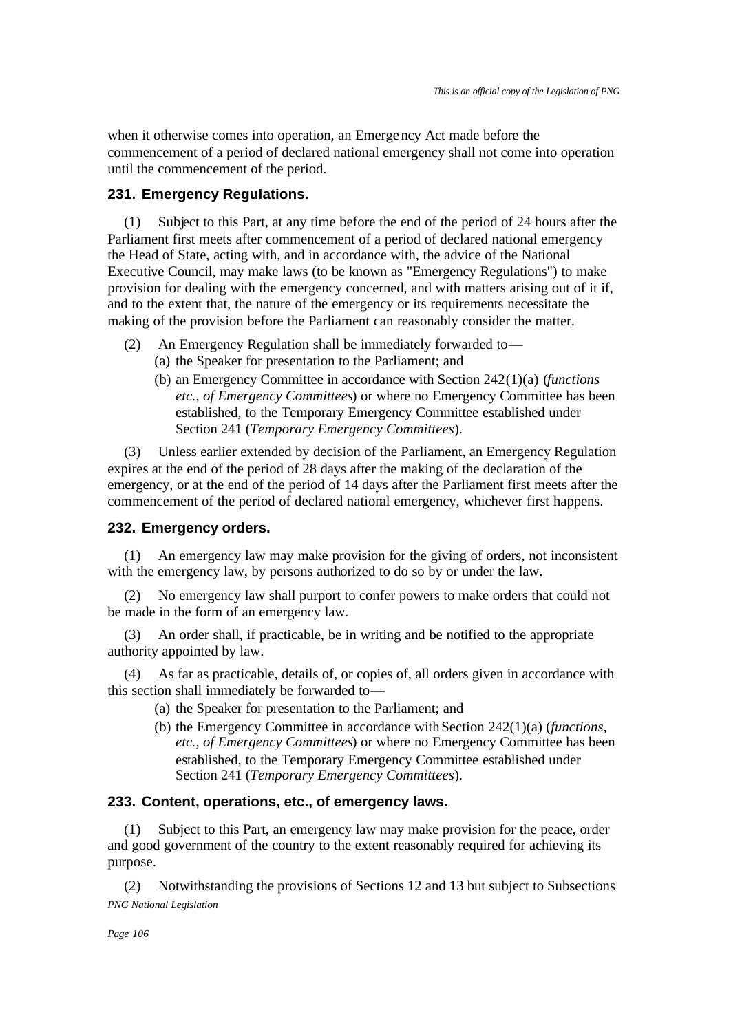when it otherwise comes into operation, an Emergency Act made before the commencement of a period of declared national emergency shall not come into operation until the commencement of the period.

### 231. Emergency Regulations.

(1) Subject to this Part, at any time before the end of the period of 24 hours after the Parliament first meets after commencement of a period of declared national emergency the Head of State, acting with, and in accordance with, the advice of the National Executive Council, may make laws (to be known as "Emergency Regulations") to make provision for dealing with the emergency concerned, and with matters arising out of it if, and to the extent that, the nature of the emergency or its requirements necessitate the making of the provision before the Parliament can reasonably consider the matter.

(2) An Emergency Regulation shall be immediately forwarded to—

- (a) the Speaker for presentation to the Parliament; and
- (b) an Emergency Committee in accordance with Section 242(1)(a) (*functions etc., of Emergency Committees*) or where no Emergency Committee has been established, to the Temporary Emergency Committee established under Section 241 (*Temporary Emergency Committees*).

(3) Unless earlier extended by decision of the Parliament, an Emergency Regulation expires at the end of the period of 28 days after the making of the declaration of the emergency, or at the end of the period of 14 days after the Parliament first meets after the commencement of the period of declared national emergency, whichever first happens.

### 232. Emergency orders.

(1) An emergency law may make provision for the giving of orders, not inconsistent with the emergency law, by persons authorized to do so by or under the law.

(2) No emergency law shall purport to confer powers to make orders that could not be made in the form of an emergency law.

(3) An order shall, if practicable, be in writing and be notified to the appropriate authority appointed by law.

(4) As far as practicable, details of, or copies of, all orders given in accordance with this section shall immediately be forwarded to—

- (a) the Speaker for presentation to the Parliament; and
- (b) the Emergency Committee in accordance with Section 242(1)(a) (*functions, etc., of Emergency Committees*) or where no Emergency Committee has been established, to the Temporary Emergency Committee established under Section 241 (*Temporary Emergency Committees*).

### 233. Content, operations, etc., of emergency laws.

(1) Subject to this Part, an emergency law may make provision for the peace, order and good government of the country to the extent reasonably required for achieving its purpose.

(2) Notwithstanding the provisions of Sections 12 and 13 but subject to Subsections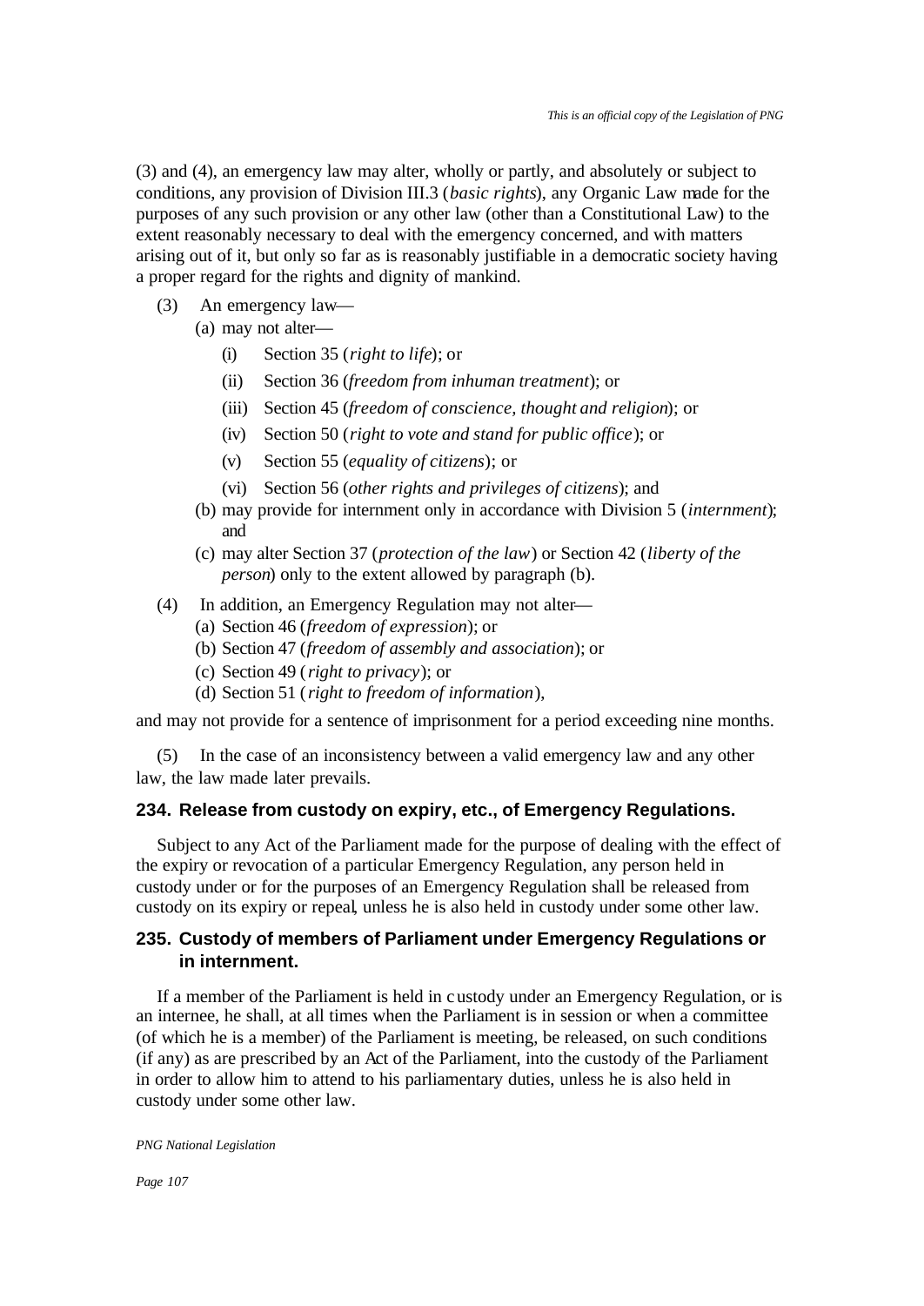(3) and (4), an emergency law may alter, wholly or partly, and absolutely or subject to conditions, any provision of Division III.3 (*basic rights*), any Organic Law made for the purposes of any such provision or any other law (other than a Constitutional Law) to the extent reasonably necessary to deal with the emergency concerned, and with matters arising out of it, but only so far as is reasonably justifiable in a democratic society having a proper regard for the rights and dignity of mankind.

(3) An emergency law—

(a) may not alter—

(i) Section 35 (*right to life*); or

(ii) Section 36 (*freedom from inhuman treatment*); or

(iii) Section 45 (*freedom of conscience, thought and religion*); or

(iv) Section 50 (*right to vote and stand for public office*); or

(v) Section 55 (*equality of citizens*); or

(vi) Section 56 (*other rights and privileges of citizens*); and

(b) may provide for internment only in accordance with Division 5 (*internment*); and

(c) may alter Section 37 (*protection of the law*) or Section 42 (*liberty of the person*) only to the extent allowed by paragraph (b).

(4) In addition, an Emergency Regulation may not alter—

(a) Section 46 (*freedom of expression*); or

(b) Section 47 (*freedom of assembly and association*); or

(c) Section 49 (*right to privacy*); or

(d) Section 51 (*right to freedom of information*),

and may not provide for a sentence of imprisonment for a period exceeding nine months.

(5) In the case of an inconsistency between a valid emergency law and any other law, the law made later prevails.

### 234. Release from custody on expiry, etc., of Emergency Regulations.

Subject to any Act of the Parliament made for the purpose of dealing with the effect of the expiry or revocation of a particular Emergency Regulation, any person held in custody under or for the purposes of an Emergency Regulation shall be released from custody on its expiry or repeal, unless he is also held in custody under some other law.

### 235. Custody of members of Parliament under Emergency Regulations or in internment.

If a member of the Parliament is held in custody under an Emergency Regulation, or is an internee, he shall, at all times when the Parliament is in session or when a committee (of which he is a member) of the Parliament is meeting, be released, on such conditions (if any) as are prescribed by an Act of the Parliament, into the custody of the Parliament in order to allow him to attend to his parliamentary duties, unless he is also held in custody under some other law.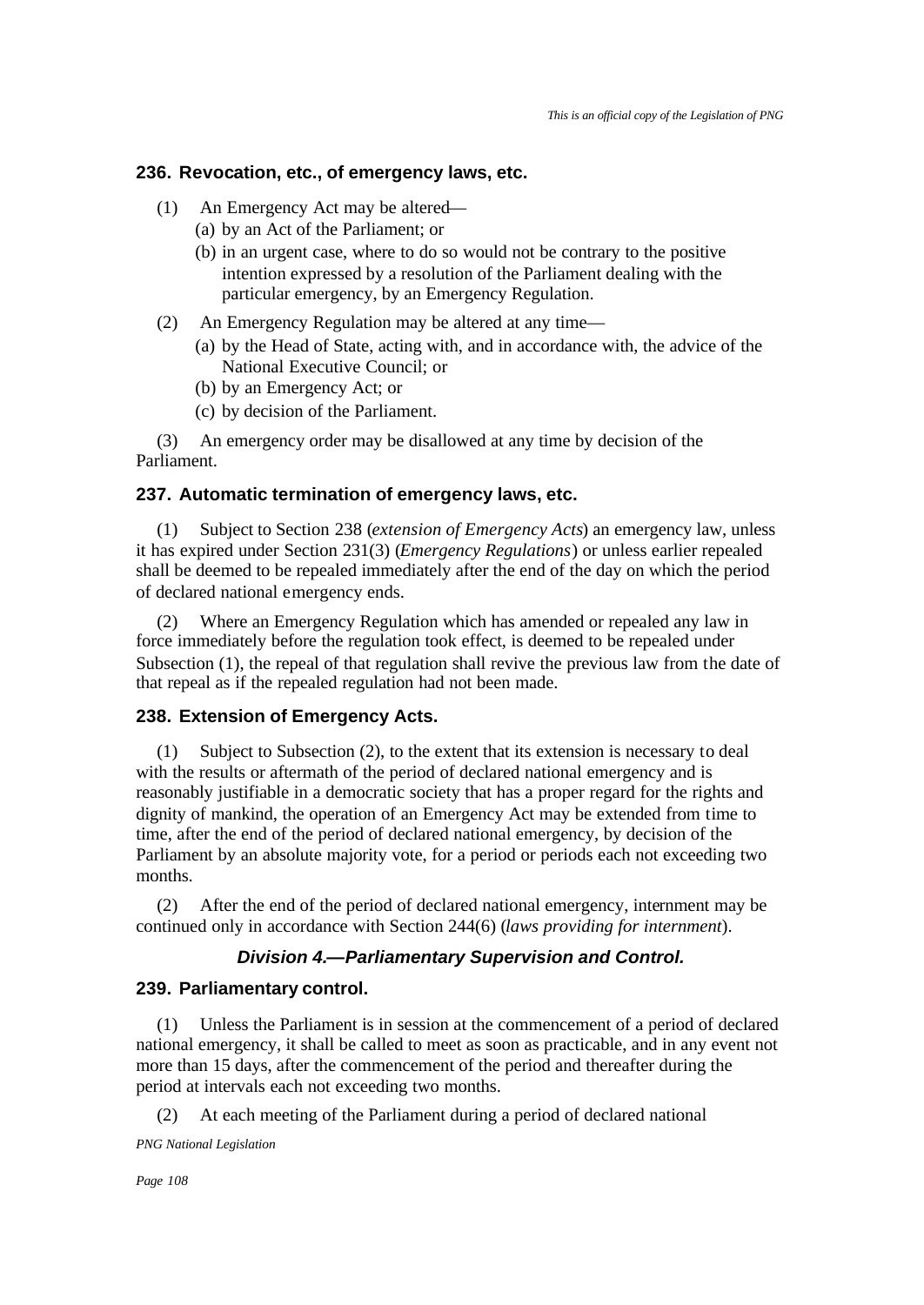### 236. Revocation, etc., of emergency laws, etc.

(1) An Emergency Act may be altered—

(a) by an Act of the Parliament; or

(b) in an urgent case, where to do so would not be contrary to the positive intention expressed by a resolution of the Parliament dealing with the particular emergency, by an Emergency Regulation.

(2) An Emergency Regulation may be altered at any time—

(a) by the Head of State, acting with, and in accordance with, the advice of the National Executive Council; or

(b) by an Emergency Act; or

(c) by decision of the Parliament.

(3) An emergency order may be disallowed at any time by decision of the Parliament.

### 237. Automatic termination of emergency laws, etc.

(1) Subject to Section 238 (*extension of Emergency Acts*) an emergency law, unless it has expired under Section 231(3) (*Emergency Regulations*) or unless earlier repealed shall be deemed to be repealed immediately after the end of the day on which the period of declared national emergency ends.

(2) Where an Emergency Regulation which has amended or repealed any law in force immediately before the regulation took effect, is deemed to be repealed under Subsection (1), the repeal of that regulation shall revive the previous law from the date of that repeal as if the repealed regulation had not been made.

### 238. Extension of Emergency Acts.

(1) Subject to Subsection (2), to the extent that its extension is necessary to deal with the results or aftermath of the period of declared national emergency and is reasonably justifiable in a democratic society that has a proper regard for the rights and dignity of mankind, the operation of an Emergency Act may be extended from time to time, after the end of the period of declared national emergency, by decision of the Parliament by an absolute majority vote, for a period or periods each not exceeding two months.

(2) After the end of the period of declared national emergency, internment may be continued only in accordance with Section 244(6) (*laws providing for internment*).

## *Division 4.—Parliamentary Supervision and Control.*

### 239. Parliamentary control.

(1) Unless the Parliament is in session at the commencement of a period of declared national emergency, it shall be called to meet as soon as practicable, and in any event not more than 15 days, after the commencement of the period and thereafter during the period at intervals each not exceeding two months.

(2) At each meeting of the Parliament during a period of declared national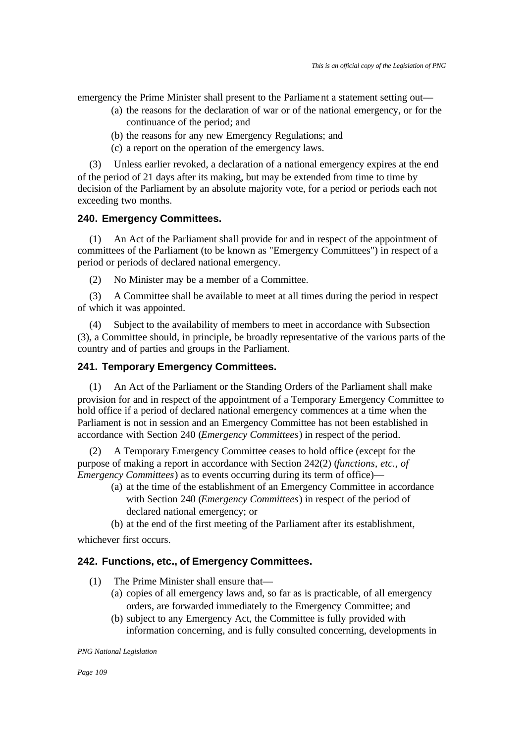emergency the Prime Minister shall present to the Parliament a statement setting out—

(a) the reasons for the declaration of war or of the national emergency, or for the continuance of the period; and

(b) the reasons for any new Emergency Regulations; and

(c) a report on the operation of the emergency laws.

(3) Unless earlier revoked, a declaration of a national emergency expires at the end of the period of 21 days after its making, but may be extended from time to time by decision of the Parliament by an absolute majority vote, for a period or periods each not exceeding two months.

### 240. Emergency Committees.

(1) An Act of the Parliament shall provide for and in respect of the appointment of committees of the Parliament (to be known as "Emergency Committees") in respect of a period or periods of declared national emergency.

(2) No Minister may be a member of a Committee.

(3) A Committee shall be available to meet at all times during the period in respect of which it was appointed.

(4) Subject to the availability of members to meet in accordance with Subsection (3), a Committee should, in principle, be broadly representative of the various parts of the country and of parties and groups in the Parliament.

### 241. Temporary Emergency Committees.

(1) An Act of the Parliament or the Standing Orders of the Parliament shall make provision for and in respect of the appointment of a Temporary Emergency Committee to hold office if a period of declared national emergency commences at a time when the Parliament is not in session and an Emergency Committee has not been established in accordance with Section 240 (*Emergency Committees*) in respect of the period.

(2) A Temporary Emergency Committee ceases to hold office (except for the purpose of making a report in accordance with Section 242(2) (*functions, etc., of Emergency Committees*) as to events occurring during its term of office)—

(a) at the time of the establishment of an Emergency Committee in accordance with Section 240 (*Emergency Committees*) in respect of the period of declared national emergency; or

(b) at the end of the first meeting of the Parliament after its establishment,

whichever first occurs.

### 242. Functions, etc., of Emergency Committees.

(1) The Prime Minister shall ensure that—

(a) copies of all emergency laws and, so far as is practicable, of all emergency orders, are forwarded immediately to the Emergency Committee; and

(b) subject to any Emergency Act, the Committee is fully provided with information concerning, and is fully consulted concerning, developments in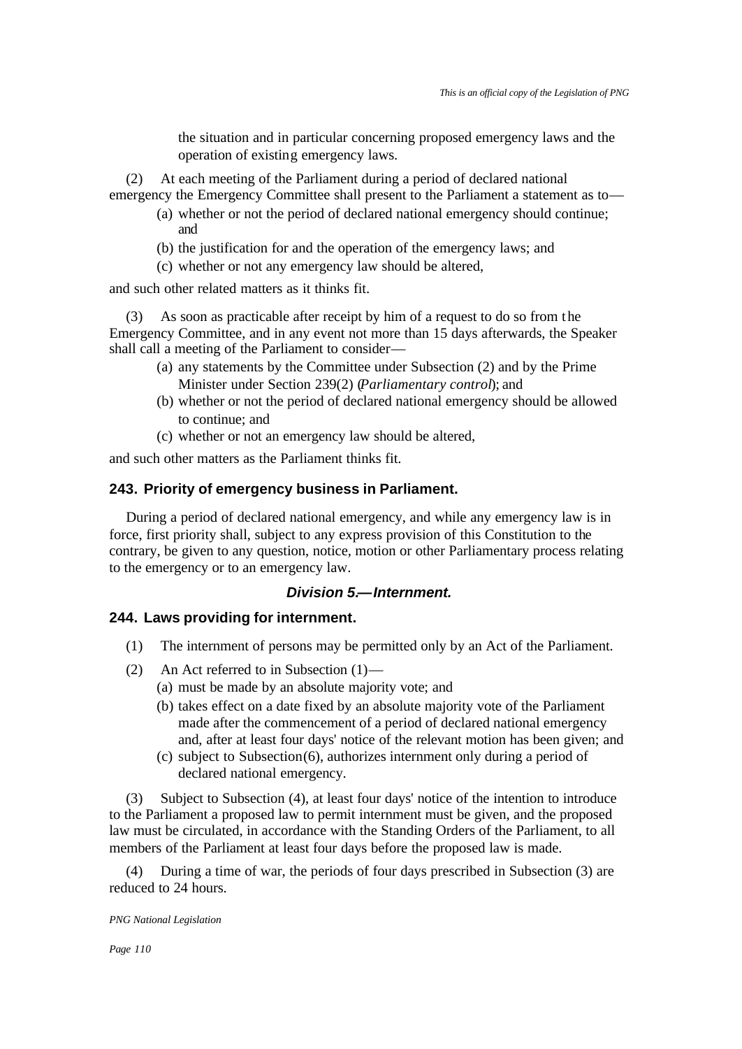the situation and in particular concerning proposed emergency laws and the operation of existing emergency laws.

(2) At each meeting of the Parliament during a period of declared national emergency the Emergency Committee shall present to the Parliament a statement as to—

(a) whether or not the period of declared national emergency should continue; and

(b) the justification for and the operation of the emergency laws; and

(c) whether or not any emergency law should be altered,

and such other related matters as it thinks fit.

(3) As soon as practicable after receipt by him of a request to do so from the Emergency Committee, and in any event not more than 15 days afterwards, the Speaker shall call a meeting of the Parliament to consider—

(a) any statements by the Committee under Subsection (2) and by the Prime Minister under Section 239(2) (*Parliamentary control*); and

(b) whether or not the period of declared national emergency should be allowed to continue; and

(c) whether or not an emergency law should be altered,

and such other matters as the Parliament thinks fit.

### 243. Priority of emergency business in Parliament.

During a period of declared national emergency, and while any emergency law is in force, first priority shall, subject to any express provision of this Constitution to the contrary, be given to any question, notice, motion or other Parliamentary process relating to the emergency or to an emergency law.

## *Division 5.—Internment.*

### 244. Laws providing for internment.

(1) The internment of persons may be permitted only by an Act of the Parliament.

(2) An Act referred to in Subsection (1)—

(a) must be made by an absolute majority vote; and

(b) takes effect on a date fixed by an absolute majority vote of the Parliament made after the commencement of a period of declared national emergency and, after at least four days' notice of the relevant motion has been given; and

(c) subject to Subsection(6), authorizes internment only during a period of declared national emergency.

(3) Subject to Subsection (4), at least four days' notice of the intention to introduce to the Parliament a proposed law to permit internment must be given, and the proposed law must be circulated, in accordance with the Standing Orders of the Parliament, to all members of the Parliament at least four days before the proposed law is made.

(4) During a time of war, the periods of four days prescribed in Subsection (3) are reduced to 24 hours.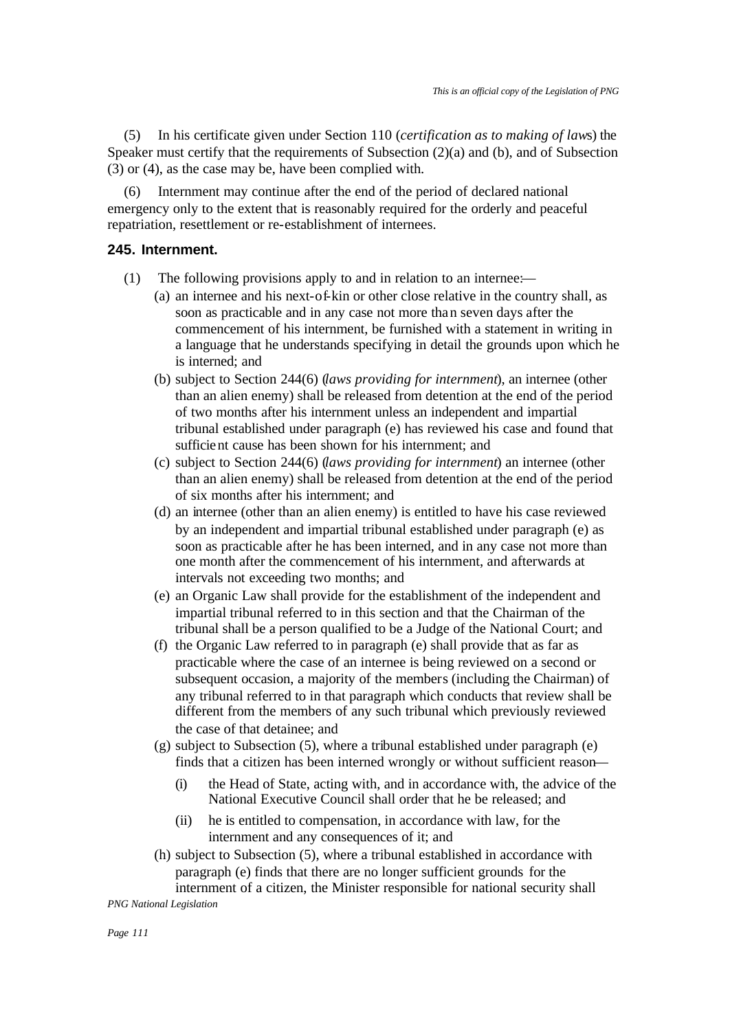(5) In his certificate given under Section 110 (*certification as to making of laws*) the Speaker must certify that the requirements of Subsection (2)(a) and (b), and of Subsection (3) or (4), as the case may be, have been complied with.

(6) Internment may continue after the end of the period of declared national emergency only to the extent that is reasonably required for the orderly and peaceful repatriation, resettlement or re-establishment of internees.

### 245. Internment.

(1) The following provisions apply to and in relation to an internee:—

(a) an internee and his next-of-kin or other close relative in the country shall, as soon as practicable and in any case not more than seven days after the commencement of his internment, be furnished with a statement in writing in a language that he understands specifying in detail the grounds upon which he is interned; and

(b) subject to Section 244(6) (*laws providing for internment*), an internee (other than an alien enemy) shall be released from detention at the end of the period of two months after his internment unless an independent and impartial tribunal established under paragraph (e) has reviewed his case and found that sufficient cause has been shown for his internment; and

(c) subject to Section 244(6) (*laws providing for internment*) an internee (other than an alien enemy) shall be released from detention at the end of the period of six months after his internment; and

(d) an internee (other than an alien enemy) is entitled to have his case reviewed by an independent and impartial tribunal established under paragraph (e) as soon as practicable after he has been interned, and in any case not more than one month after the commencement of his internment, and afterwards at intervals not exceeding two months; and

(e) an Organic Law shall provide for the establishment of the independent and impartial tribunal referred to in this section and that the Chairman of the tribunal shall be a person qualified to be a Judge of the National Court; and

(f) the Organic Law referred to in paragraph (e) shall provide that as far as practicable where the case of an internee is being reviewed on a second or subsequent occasion, a majority of the members (including the Chairman) of any tribunal referred to in that paragraph which conducts that review shall be different from the members of any such tribunal which previously reviewed the case of that detainee; and

(g) subject to Subsection (5), where a tribunal established under paragraph (e) finds that a citizen has been interned wrongly or without sufficient reason—

  (i) the Head of State, acting with, and in accordance with, the advice of the National Executive Council shall order that he be released; and

  (ii) he is entitled to compensation, in accordance with law, for the internment and any consequences of it; and

(h) subject to Subsection (5), where a tribunal established in accordance with paragraph (e) finds that there are no longer sufficient grounds for the internment of a citizen, the Minister responsible for national security shall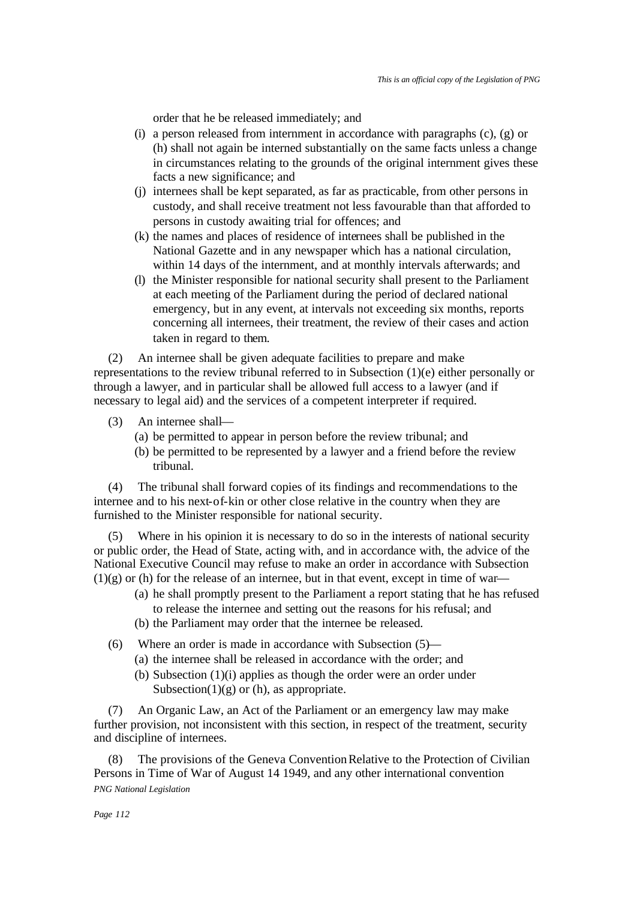order that he be released immediately; and

(i) a person released from internment in accordance with paragraphs (c), (g) or (h) shall not again be interned substantially on the same facts unless a change in circumstances relating to the grounds of the original internment gives these facts a new significance; and

(j) internees shall be kept separated, as far as practicable, from other persons in custody, and shall receive treatment not less favourable than that afforded to persons in custody awaiting trial for offences; and

(k) the names and places of residence of internees shall be published in the National Gazette and in any newspaper which has a national circulation, within 14 days of the internment, and at monthly intervals afterwards; and

(l) the Minister responsible for national security shall present to the Parliament at each meeting of the Parliament during the period of declared national emergency, but in any event, at intervals not exceeding six months, reports concerning all internees, their treatment, the review of their cases and action taken in regard to them.

(2) An internee shall be given adequate facilities to prepare and make representations to the review tribunal referred to in Subsection (1)(e) either personally or through a lawyer, and in particular shall be allowed full access to a lawyer (and if necessary to legal aid) and the services of a competent interpreter if required.

(3) An internee shall—

(a) be permitted to appear in person before the review tribunal; and

(b) be permitted to be represented by a lawyer and a friend before the review tribunal.

(4) The tribunal shall forward copies of its findings and recommendations to the internee and to his next-of-kin or other close relative in the country when they are furnished to the Minister responsible for national security.

(5) Where in his opinion it is necessary to do so in the interests of national security or public order, the Head of State, acting with, and in accordance with, the advice of the National Executive Council may refuse to make an order in accordance with Subsection (1)(g) or (h) for the release of an internee, but in that event, except in time of war—

(a) he shall promptly present to the Parliament a report stating that he has refused to release the internee and setting out the reasons for his refusal; and

(b) the Parliament may order that the internee be released.

(6) Where an order is made in accordance with Subsection (5)—

(a) the internee shall be released in accordance with the order; and

(b) Subsection (1)(i) applies as though the order were an order under Subsection(1)(g) or (h), as appropriate.

(7) An Organic Law, an Act of the Parliament or an emergency law may make further provision, not inconsistent with this section, in respect of the treatment, security and discipline of internees.

(8) The provisions of the Geneva Convention Relative to the Protection of Civilian Persons in Time of War of August 14 1949, and any other international convention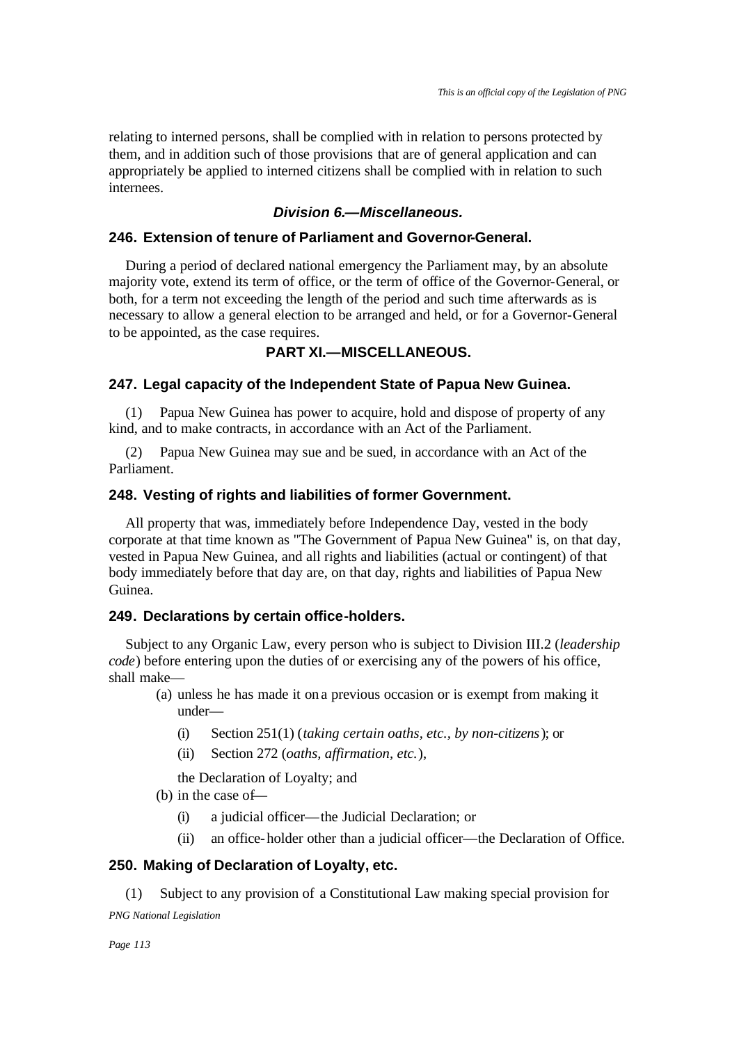relating to interned persons, shall be complied with in relation to persons protected by them, and in addition such of those provisions that are of general application and can appropriately be applied to interned citizens shall be complied with in relation to such internees.

### *Division 6.—Miscellaneous.*

### 246. Extension of tenure of Parliament and Governor-General.

During a period of declared national emergency the Parliament may, by an absolute majority vote, extend its term of office, or the term of office of the Governor-General, or both, for a term not exceeding the length of the period and such time afterwards as is necessary to allow a general election to be arranged and held, or for a Governor-General to be appointed, as the case requires.

## PART XI.—MISCELLANEOUS.

### 247. Legal capacity of the Independent State of Papua New Guinea.

(1) Papua New Guinea has power to acquire, hold and dispose of property of any kind, and to make contracts, in accordance with an Act of the Parliament.

(2) Papua New Guinea may sue and be sued, in accordance with an Act of the Parliament.

### 248. Vesting of rights and liabilities of former Government.

All property that was, immediately before Independence Day, vested in the body corporate at that time known as "The Government of Papua New Guinea" is, on that day, vested in Papua New Guinea, and all rights and liabilities (actual or contingent) of that body immediately before that day are, on that day, rights and liabilities of Papua New Guinea.

### 249. Declarations by certain office-holders.

Subject to any Organic Law, every person who is subject to Division III.2 (*leadership code*) before entering upon the duties of or exercising any of the powers of his office, shall make—

(a) unless he has made it on a previous occasion or is exempt from making it under—

(i) Section 251(1) (*taking certain oaths, etc., by non-citizens*); or

(ii) Section 272 (*oaths, affirmation, etc.*),

the Declaration of Loyalty; and

(b) in the case of—

(i) a judicial officer—the Judicial Declaration; or

(ii) an office-holder other than a judicial officer—the Declaration of Office.

### 250. Making of Declaration of Loyalty, etc.

(1) Subject to any provision of a Constitutional Law making special provision for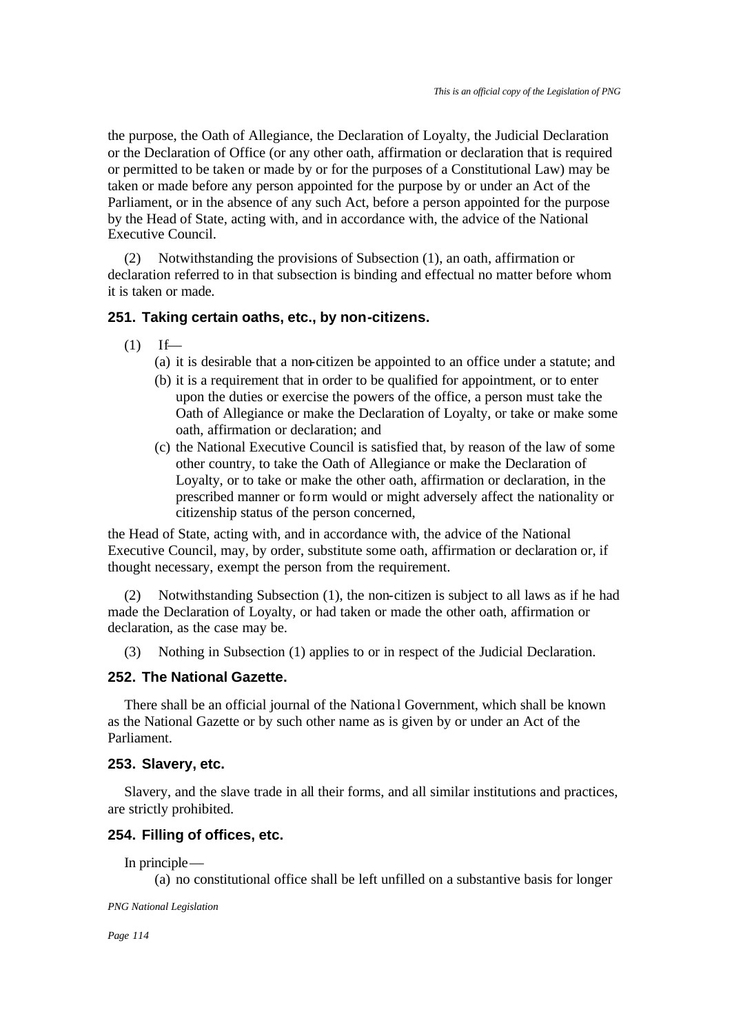the purpose, the Oath of Allegiance, the Declaration of Loyalty, the Judicial Declaration or the Declaration of Office (or any other oath, affirmation or declaration that is required or permitted to be taken or made by or for the purposes of a Constitutional Law) may be taken or made before any person appointed for the purpose by or under an Act of the Parliament, or in the absence of any such Act, before a person appointed for the purpose by the Head of State, acting with, and in accordance with, the advice of the National Executive Council.

(2) Notwithstanding the provisions of Subsection (1), an oath, affirmation or declaration referred to in that subsection is binding and effectual no matter before whom it is taken or made.

### 251. Taking certain oaths, etc., by non-citizens.

(1) If—

(a) it is desirable that a non-citizen be appointed to an office under a statute; and

(b) it is a requirement that in order to be qualified for appointment, or to enter upon the duties or exercise the powers of the office, a person must take the Oath of Allegiance or make the Declaration of Loyalty, or take or make some oath, affirmation or declaration; and

(c) the National Executive Council is satisfied that, by reason of the law of some other country, to take the Oath of Allegiance or make the Declaration of Loyalty, or to take or make the other oath, affirmation or declaration, in the prescribed manner or form would or might adversely affect the nationality or citizenship status of the person concerned,

the Head of State, acting with, and in accordance with, the advice of the National Executive Council, may, by order, substitute some oath, affirmation or declaration or, if thought necessary, exempt the person from the requirement.

(2) Notwithstanding Subsection (1), the non-citizen is subject to all laws as if he had made the Declaration of Loyalty, or had taken or made the other oath, affirmation or declaration, as the case may be.

(3) Nothing in Subsection (1) applies to or in respect of the Judicial Declaration.

### 252. The National Gazette.

There shall be an official journal of the National Government, which shall be known as the National Gazette or by such other name as is given by or under an Act of the Parliament.

### 253. Slavery, etc.

Slavery, and the slave trade in all their forms, and all similar institutions and practices, are strictly prohibited.

### 254. Filling of offices, etc.

In principle—

(a) no constitutional office shall be left unfilled on a substantive basis for longer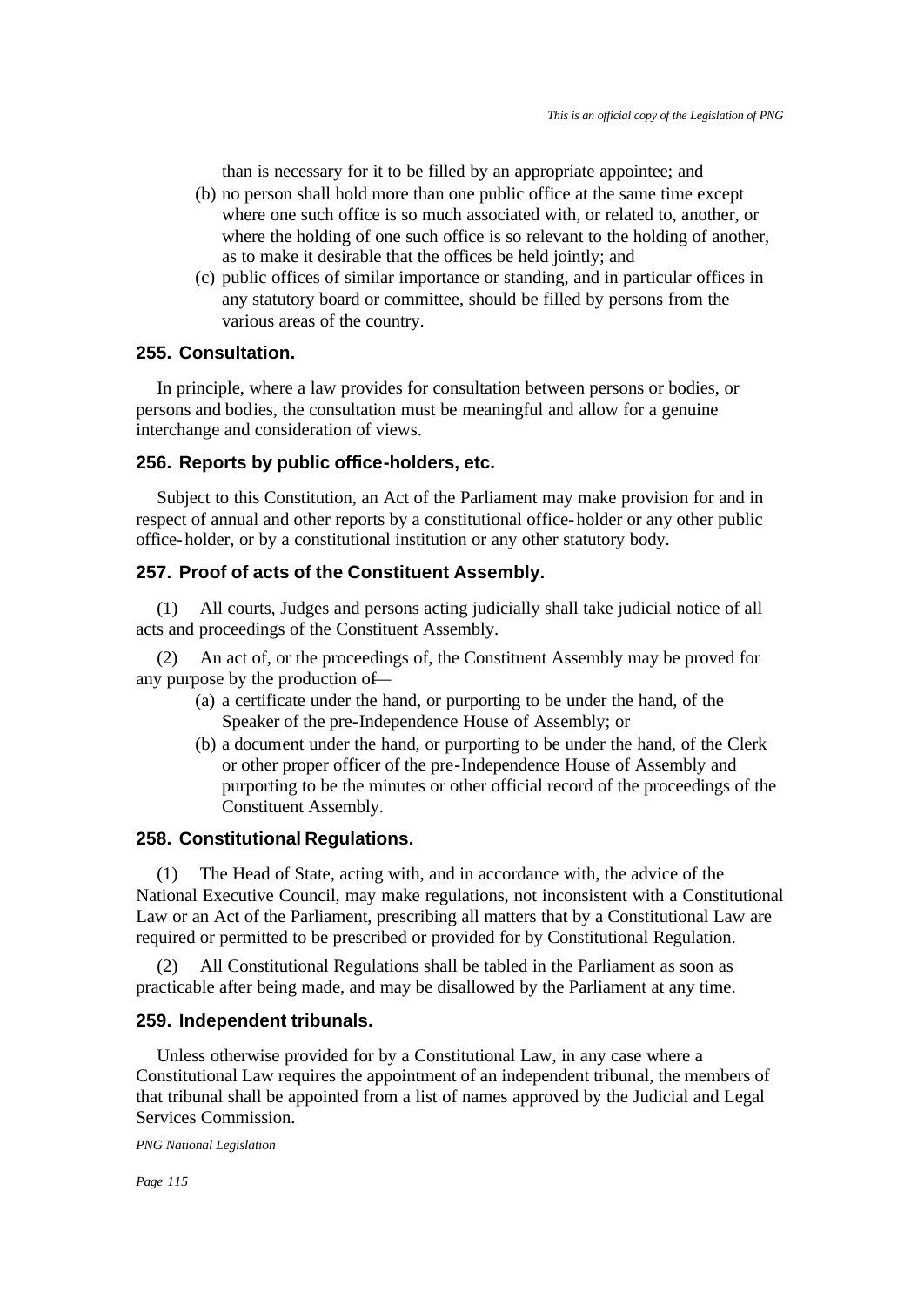than is necessary for it to be filled by an appropriate appointee; and

(b) no person shall hold more than one public office at the same time except where one such office is so much associated with, or related to, another, or where the holding of one such office is so relevant to the holding of another, as to make it desirable that the offices be held jointly; and

(c) public offices of similar importance or standing, and in particular offices in any statutory board or committee, should be filled by persons from the various areas of the country.

### 255. Consultation.

In principle, where a law provides for consultation between persons or bodies, or persons and bodies, the consultation must be meaningful and allow for a genuine interchange and consideration of views.

### 256. Reports by public office-holders, etc.

Subject to this Constitution, an Act of the Parliament may make provision for and in respect of annual and other reports by a constitutional office-holder or any other public office-holder, or by a constitutional institution or any other statutory body.

### 257. Proof of acts of the Constituent Assembly.

(1) All courts, Judges and persons acting judicially shall take judicial notice of all acts and proceedings of the Constituent Assembly.

(2) An act of, or the proceedings of, the Constituent Assembly may be proved for any purpose by the production of—

(a) a certificate under the hand, or purporting to be under the hand, of the Speaker of the pre-Independence House of Assembly; or

(b) a document under the hand, or purporting to be under the hand, of the Clerk or other proper officer of the pre-Independence House of Assembly and purporting to be the minutes or other official record of the proceedings of the Constituent Assembly.

### 258. Constitutional Regulations.

(1) The Head of State, acting with, and in accordance with, the advice of the National Executive Council, may make regulations, not inconsistent with a Constitutional Law or an Act of the Parliament, prescribing all matters that by a Constitutional Law are required or permitted to be prescribed or provided for by Constitutional Regulation.

(2) All Constitutional Regulations shall be tabled in the Parliament as soon as practicable after being made, and may be disallowed by the Parliament at any time.

### 259. Independent tribunals.

Unless otherwise provided for by a Constitutional Law, in any case where a Constitutional Law requires the appointment of an independent tribunal, the members of that tribunal shall be appointed from a list of names approved by the Judicial and Legal Services Commission.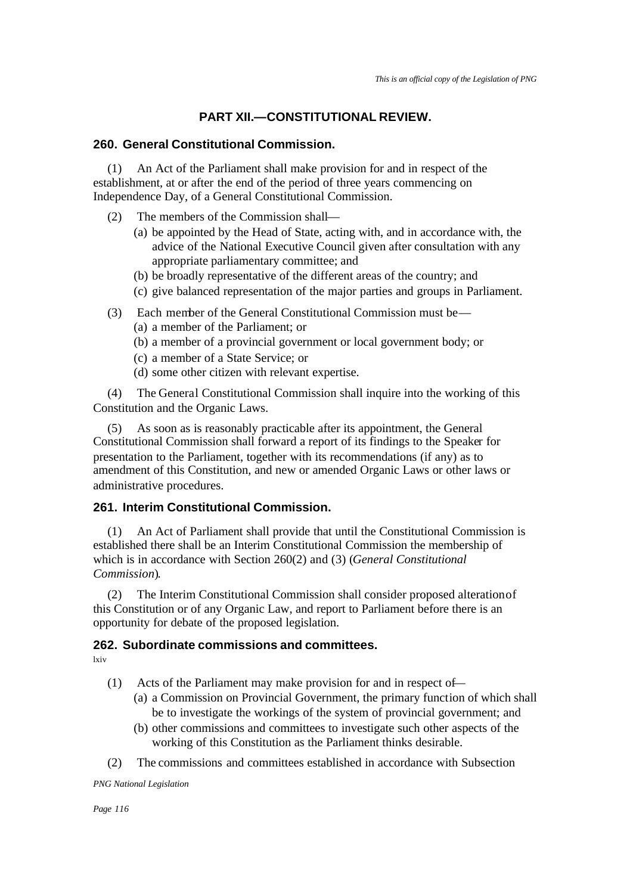## PART XII.—CONSTITUTIONAL REVIEW.

### 260. General Constitutional Commission.

(1) An Act of the Parliament shall make provision for and in respect of the establishment, at or after the end of the period of three years commencing on Independence Day, of a General Constitutional Commission.

(2) The members of the Commission shall—

(a) be appointed by the Head of State, acting with, and in accordance with, the advice of the National Executive Council given after consultation with any appropriate parliamentary committee; and

(b) be broadly representative of the different areas of the country; and

(c) give balanced representation of the major parties and groups in Parliament.

(3) Each member of the General Constitutional Commission must be—

(a) a member of the Parliament; or

(b) a member of a provincial government or local government body; or

(c) a member of a State Service; or

(d) some other citizen with relevant expertise.

(4) The General Constitutional Commission shall inquire into the working of this Constitution and the Organic Laws.

(5) As soon as is reasonably practicable after its appointment, the General Constitutional Commission shall forward a report of its findings to the Speaker for presentation to the Parliament, together with its recommendations (if any) as to amendment of this Constitution, and new or amended Organic Laws or other laws or administrative procedures.

### 261. Interim Constitutional Commission.

(1) An Act of Parliament shall provide that until the Constitutional Commission is established there shall be an Interim Constitutional Commission the membership of which is in accordance with Section 260(2) and (3) (*General Constitutional Commission*).

(2) The Interim Constitutional Commission shall consider proposed alteration of this Constitution or of any Organic Law, and report to Parliament before there is an opportunity for debate of the proposed legislation.

### 262. Subordinate commissions and committees.

lxiv

(1) Acts of the Parliament may make provision for and in respect of—

(a) a Commission on Provincial Government, the primary function of which shall be to investigate the workings of the system of provincial government; and

(b) other commissions and committees to investigate such other aspects of the working of this Constitution as the Parliament thinks desirable.

(2) The commissions and committees established in accordance with Subsection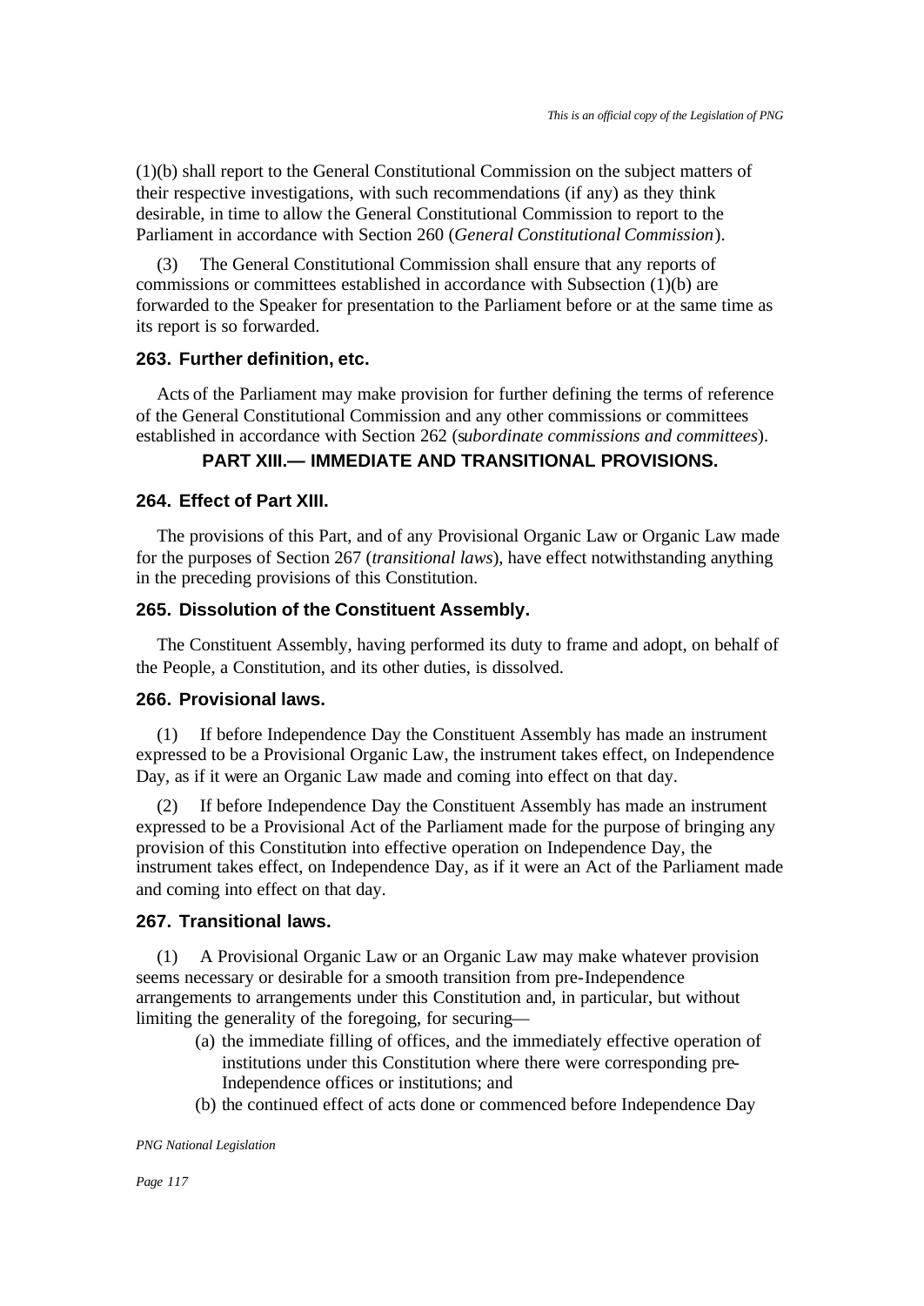(1)(b) shall report to the General Constitutional Commission on the subject matters of their respective investigations, with such recommendations (if any) as they think desirable, in time to allow the General Constitutional Commission to report to the Parliament in accordance with Section 260 (*General Constitutional Commission*).

(3) The General Constitutional Commission shall ensure that any reports of commissions or committees established in accordance with Subsection (1)(b) are forwarded to the Speaker for presentation to the Parliament before or at the same time as its report is so forwarded.

### 263. Further definition, etc.

Acts of the Parliament may make provision for further defining the terms of reference of the General Constitutional Commission and any other commissions or committees established in accordance with Section 262 (*subordinate commissions and committees*).

## PART XIII.— IMMEDIATE AND TRANSITIONAL PROVISIONS.

### 264. Effect of Part XIII.

The provisions of this Part, and of any Provisional Organic Law or Organic Law made for the purposes of Section 267 (*transitional laws*), have effect notwithstanding anything in the preceding provisions of this Constitution.

### 265. Dissolution of the Constituent Assembly.

The Constituent Assembly, having performed its duty to frame and adopt, on behalf of the People, a Constitution, and its other duties, is dissolved.

### 266. Provisional laws.

(1) If before Independence Day the Constituent Assembly has made an instrument expressed to be a Provisional Organic Law, the instrument takes effect, on Independence Day, as if it were an Organic Law made and coming into effect on that day.

(2) If before Independence Day the Constituent Assembly has made an instrument expressed to be a Provisional Act of the Parliament made for the purpose of bringing any provision of this Constitution into effective operation on Independence Day, the instrument takes effect, on Independence Day, as if it were an Act of the Parliament made and coming into effect on that day.

### 267. Transitional laws.

(1) A Provisional Organic Law or an Organic Law may make whatever provision seems necessary or desirable for a smooth transition from pre-Independence arrangements to arrangements under this Constitution and, in particular, but without limiting the generality of the foregoing, for securing—

(a) the immediate filling of offices, and the immediately effective operation of institutions under this Constitution where there were corresponding pre-Independence offices or institutions; and

(b) the continued effect of acts done or commenced before Independence Day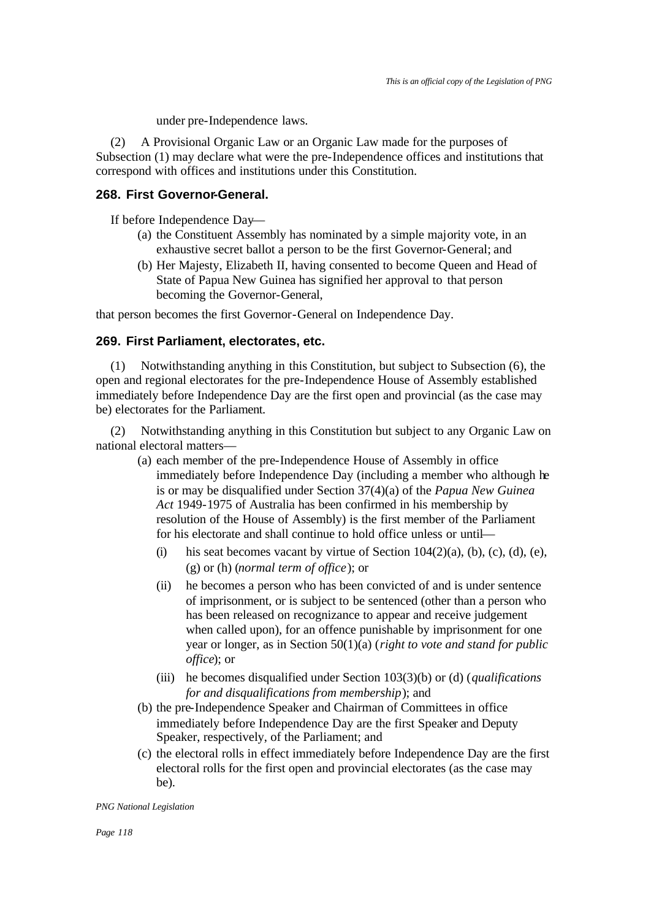under pre-Independence laws.

(2) A Provisional Organic Law or an Organic Law made for the purposes of Subsection (1) may declare what were the pre-Independence offices and institutions that correspond with offices and institutions under this Constitution.

### 268. First Governor-General.

If before Independence Day—

(a) the Constituent Assembly has nominated by a simple majority vote, in an exhaustive secret ballot a person to be the first Governor-General; and

(b) Her Majesty, Elizabeth II, having consented to become Queen and Head of State of Papua New Guinea has signified her approval to that person becoming the Governor-General,

that person becomes the first Governor-General on Independence Day.

### 269. First Parliament, electorates, etc.

(1) Notwithstanding anything in this Constitution, but subject to Subsection (6), the open and regional electorates for the pre-Independence House of Assembly established immediately before Independence Day are the first open and provincial (as the case may be) electorates for the Parliament.

(2) Notwithstanding anything in this Constitution but subject to any Organic Law on national electoral matters—

(a) each member of the pre-Independence House of Assembly in office immediately before Independence Day (including a member who although he is or may be disqualified under Section 37(4)(a) of the *Papua New Guinea Act* 1949-1975 of Australia has been confirmed in his membership by resolution of the House of Assembly) is the first member of the Parliament for his electorate and shall continue to hold office unless or until—

  (i) his seat becomes vacant by virtue of Section 104(2)(a), (b), (c), (d), (e), (g) or (h) (*normal term of office*); or

  (ii) he becomes a person who has been convicted of and is under sentence of imprisonment, or is subject to be sentenced (other than a person who has been released on recognizance to appear and receive judgement when called upon), for an offence punishable by imprisonment for one year or longer, as in Section 50(1)(a) (*right to vote and stand for public office*); or

  (iii) he becomes disqualified under Section 103(3)(b) or (d) (*qualifications for and disqualifications from membership*); and

(b) the pre-Independence Speaker and Chairman of Committees in office immediately before Independence Day are the first Speaker and Deputy Speaker, respectively, of the Parliament; and

(c) the electoral rolls in effect immediately before Independence Day are the first electoral rolls for the first open and provincial electorates (as the case may be).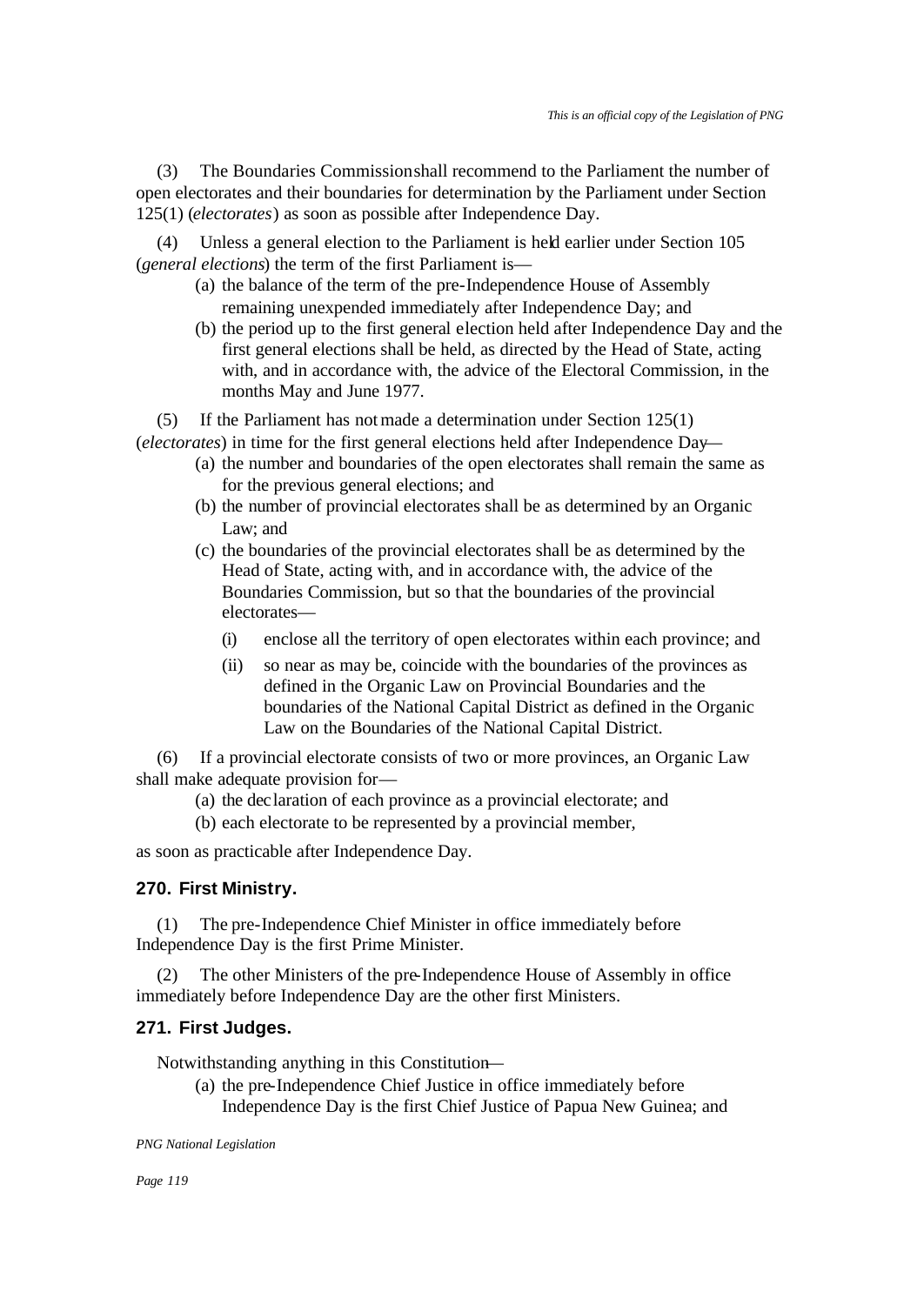(3) The Boundaries Commission shall recommend to the Parliament the number of open electorates and their boundaries for determination by the Parliament under Section 125(1) (*electorates*) as soon as possible after Independence Day.

(4) Unless a general election to the Parliament is held earlier under Section 105 (*general elections*) the term of the first Parliament is—

(a) the balance of the term of the pre-Independence House of Assembly remaining unexpended immediately after Independence Day; and

(b) the period up to the first general election held after Independence Day and the first general elections shall be held, as directed by the Head of State, acting with, and in accordance with, the advice of the Electoral Commission, in the months May and June 1977.

(5) If the Parliament has not made a determination under Section 125(1) (*electorates*) in time for the first general elections held after Independence Day—

(a) the number and boundaries of the open electorates shall remain the same as for the previous general elections; and

(b) the number of provincial electorates shall be as determined by an Organic Law; and

(c) the boundaries of the provincial electorates shall be as determined by the Head of State, acting with, and in accordance with, the advice of the Boundaries Commission, but so that the boundaries of the provincial electorates—

(i) enclose all the territory of open electorates within each province; and

(ii) so near as may be, coincide with the boundaries of the provinces as defined in the Organic Law on Provincial Boundaries and the boundaries of the National Capital District as defined in the Organic Law on the Boundaries of the National Capital District.

(6) If a provincial electorate consists of two or more provinces, an Organic Law shall make adequate provision for—

(a) the declaration of each province as a provincial electorate; and

(b) each electorate to be represented by a provincial member,

as soon as practicable after Independence Day.

### 270. First Ministry.

(1) The pre-Independence Chief Minister in office immediately before Independence Day is the first Prime Minister.

(2) The other Ministers of the pre-Independence House of Assembly in office immediately before Independence Day are the other first Ministers.

### 271. First Judges.

Notwithstanding anything in this Constitution—

(a) the pre-Independence Chief Justice in office immediately before Independence Day is the first Chief Justice of Papua New Guinea; and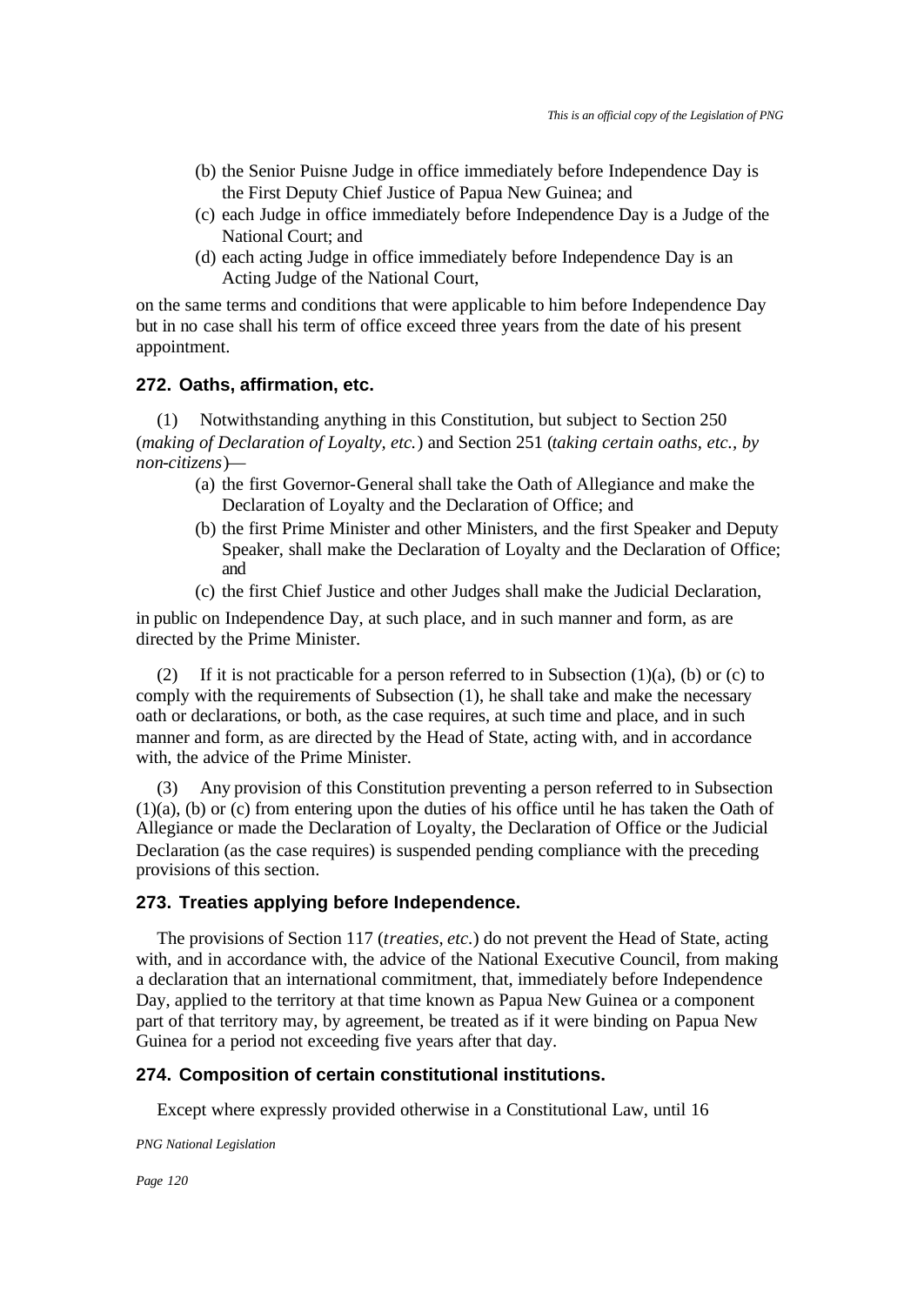(b) the Senior Puisne Judge in office immediately before Independence Day is the First Deputy Chief Justice of Papua New Guinea; and

(c) each Judge in office immediately before Independence Day is a Judge of the National Court; and

(d) each acting Judge in office immediately before Independence Day is an Acting Judge of the National Court,

on the same terms and conditions that were applicable to him before Independence Day but in no case shall his term of office exceed three years from the date of his present appointment.

### 272. Oaths, affirmation, etc.

(1) Notwithstanding anything in this Constitution, but subject to Section 250 (*making of Declaration of Loyalty, etc.*) and Section 251 (*taking certain oaths, etc., by non-citizens*)—

(a) the first Governor-General shall take the Oath of Allegiance and make the Declaration of Loyalty and the Declaration of Office; and

(b) the first Prime Minister and other Ministers, and the first Speaker and Deputy Speaker, shall make the Declaration of Loyalty and the Declaration of Office; and

(c) the first Chief Justice and other Judges shall make the Judicial Declaration,

in public on Independence Day, at such place, and in such manner and form, as are directed by the Prime Minister.

(2) If it is not practicable for a person referred to in Subsection (1)(a), (b) or (c) to comply with the requirements of Subsection (1), he shall take and make the necessary oath or declarations, or both, as the case requires, at such time and place, and in such manner and form, as are directed by the Head of State, acting with, and in accordance with, the advice of the Prime Minister.

(3) Any provision of this Constitution preventing a person referred to in Subsection (1)(a), (b) or (c) from entering upon the duties of his office until he has taken the Oath of Allegiance or made the Declaration of Loyalty, the Declaration of Office or the Judicial Declaration (as the case requires) is suspended pending compliance with the preceding provisions of this section.

### 273. Treaties applying before Independence.

The provisions of Section 117 (*treaties, etc.*) do not prevent the Head of State, acting with, and in accordance with, the advice of the National Executive Council, from making a declaration that an international commitment, that, immediately before Independence Day, applied to the territory at that time known as Papua New Guinea or a component part of that territory may, by agreement, be treated as if it were binding on Papua New Guinea for a period not exceeding five years after that day.

### 274. Composition of certain constitutional institutions.

Except where expressly provided otherwise in a Constitutional Law, until 16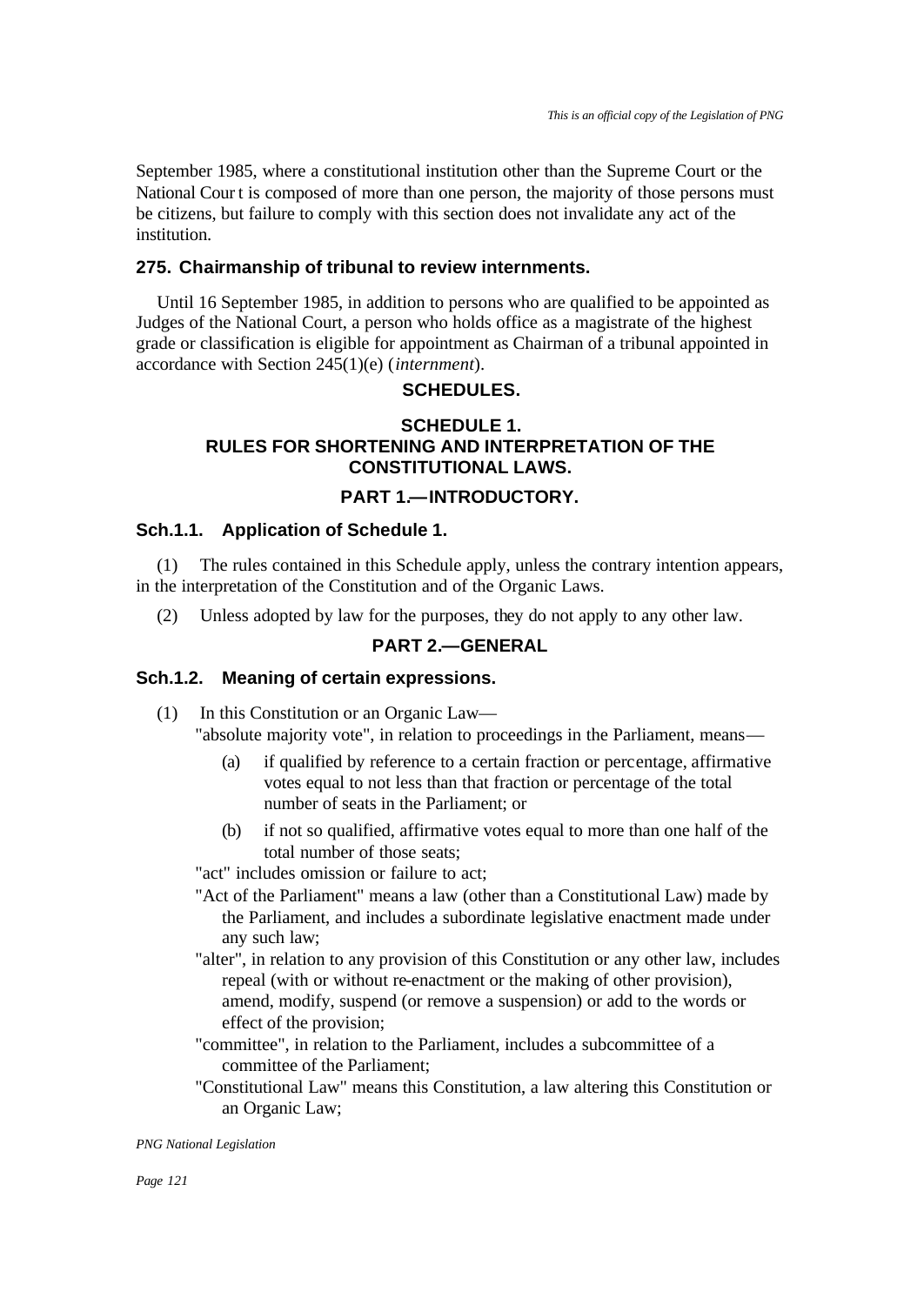September 1985, where a constitutional institution other than the Supreme Court or the National Cour t is composed of more than one person, the majority of those persons must be citizens, but failure to comply with this section does not invalidate any act of the institution.

### 275. Chairmanship of tribunal to review internments.

Until 16 September 1985, in addition to persons who are qualified to be appointed as Judges of the National Court, a person who holds office as a magistrate of the highest grade or classification is eligible for appointment as Chairman of a tribunal appointed in accordance with Section 245(1)(e) (*internment*).

## SCHEDULES.

## SCHEDULE 1.
## RULES FOR SHORTENING AND INTERPRETATION OF THE CONSTITUTIONAL LAWS.

## PART 1.—INTRODUCTORY.

### Sch.1.1. Application of Schedule 1.

(1) The rules contained in this Schedule apply, unless the contrary intention appears, in the interpretation of the Constitution and of the Organic Laws.

(2) Unless adopted by law for the purposes, they do not apply to any other law.

## PART 2.—GENERAL

### Sch.1.2. Meaning of certain expressions.

(1) In this Constitution or an Organic Law—

"absolute majority vote", in relation to proceedings in the Parliament, means—

(a) if qualified by reference to a certain fraction or percentage, affirmative votes equal to not less than that fraction or percentage of the total number of seats in the Parliament; or

(b) if not so qualified, affirmative votes equal to more than one half of the total number of those seats;

"act" includes omission or failure to act;

"Act of the Parliament" means a law (other than a Constitutional Law) made by the Parliament, and includes a subordinate legislative enactment made under any such law;

"alter", in relation to any provision of this Constitution or any other law, includes repeal (with or without re-enactment or the making of other provision), amend, modify, suspend (or remove a suspension) or add to the words or effect of the provision;

"committee", in relation to the Parliament, includes a subcommittee of a committee of the Parliament;

"Constitutional Law" means this Constitution, a law altering this Constitution or an Organic Law;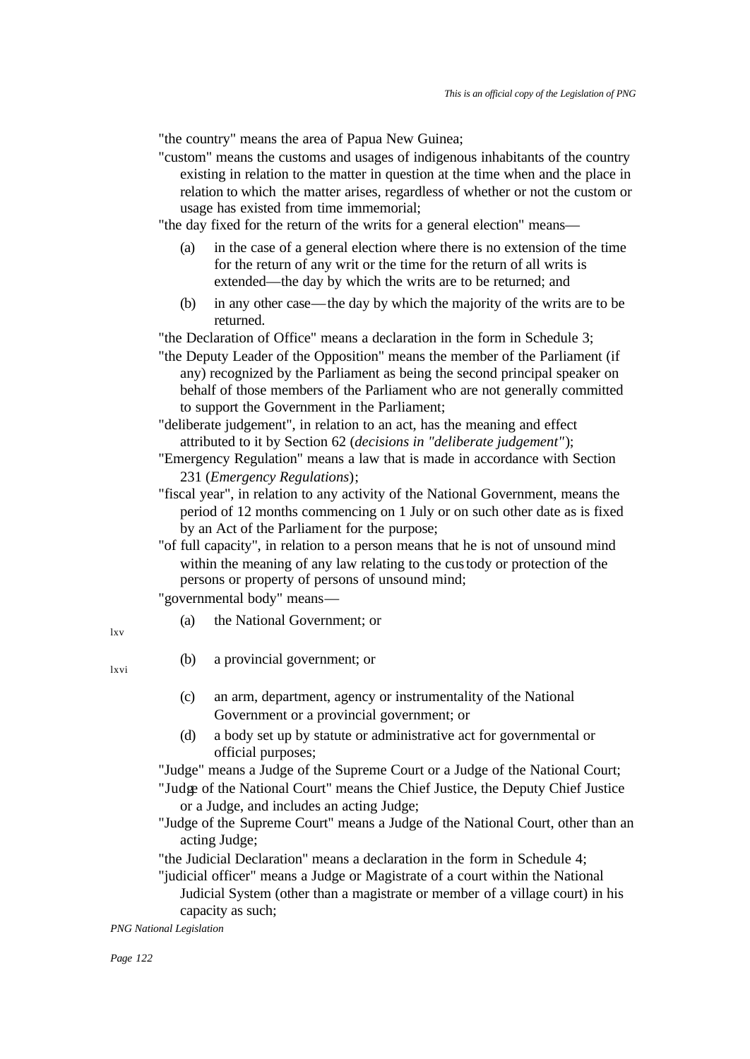"the country" means the area of Papua New Guinea;

"custom" means the customs and usages of indigenous inhabitants of the country existing in relation to the matter in question at the time when and the place in relation to which the matter arises, regardless of whether or not the custom or usage has existed from time immemorial;

"the day fixed for the return of the writs for a general election" means—

(a) in the case of a general election where there is no extension of the time for the return of any writ or the time for the return of all writs is extended—the day by which the writs are to be returned; and

(b) in any other case—the day by which the majority of the writs are to be returned.

"the Declaration of Office" means a declaration in the form in Schedule 3;

"the Deputy Leader of the Opposition" means the member of the Parliament (if any) recognized by the Parliament as being the second principal speaker on behalf of those members of the Parliament who are not generally committed to support the Government in the Parliament;

"deliberate judgement", in relation to an act, has the meaning and effect attributed to it by Section 62 (*decisions in "deliberate judgement"*);

"Emergency Regulation" means a law that is made in accordance with Section 231 (*Emergency Regulations*);

"fiscal year", in relation to any activity of the National Government, means the period of 12 months commencing on 1 July or on such other date as is fixed by an Act of the Parliament for the purpose;

"of full capacity", in relation to a person means that he is not of unsound mind within the meaning of any law relating to the custody or protection of the persons or property of persons of unsound mind;

"governmental body" means—

(a) the National Government; or[lxv]

(b) a provincial government; or[lxvi]

(c) an arm, department, agency or instrumentality of the National Government or a provincial government; or

(d) a body set up by statute or administrative act for governmental or official purposes;

"Judge" means a Judge of the Supreme Court or a Judge of the National Court;

"Judge of the National Court" means the Chief Justice, the Deputy Chief Justice or a Judge, and includes an acting Judge;

"Judge of the Supreme Court" means a Judge of the National Court, other than an acting Judge;

"the Judicial Declaration" means a declaration in the form in Schedule 4;

"judicial officer" means a Judge or Magistrate of a court within the National Judicial System (other than a magistrate or member of a village court) in his capacity as such;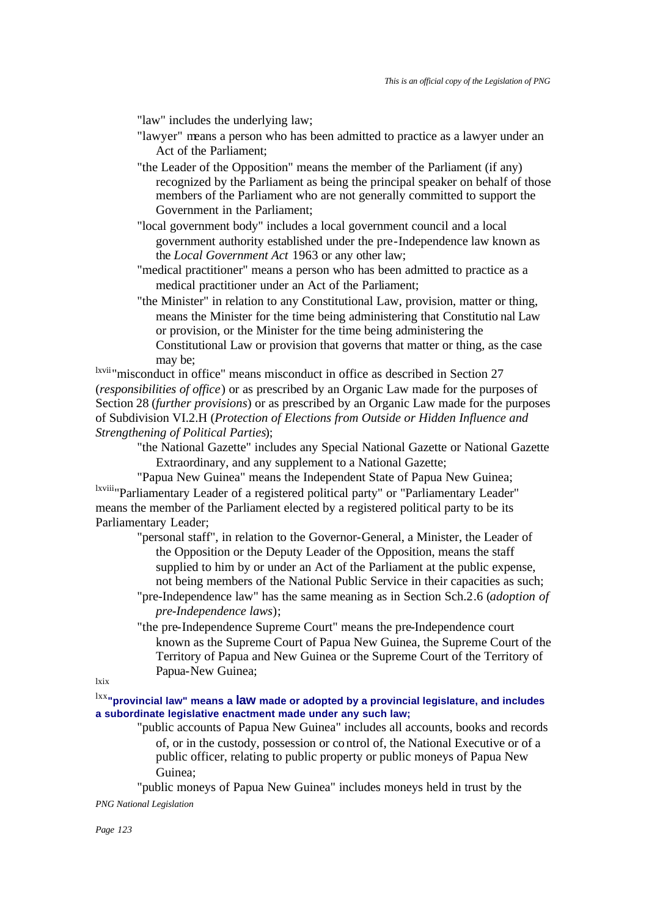"law" includes the underlying law;

"lawyer" means a person who has been admitted to practice as a lawyer under an Act of the Parliament;

"the Leader of the Opposition" means the member of the Parliament (if any) recognized by the Parliament as being the principal speaker on behalf of those members of the Parliament who are not generally committed to support the Government in the Parliament;

"local government body" includes a local government council and a local government authority established under the pre-Independence law known as the *Local Government Act* 1963 or any other law;

"medical practitioner" means a person who has been admitted to practice as a medical practitioner under an Act of the Parliament;

"the Minister" in relation to any Constitutional Law, provision, matter or thing, means the Minister for the time being administering that Constitutional Law or provision, or the Minister for the time being administering the Constitutional Law or provision that governs that matter or thing, as the case may be;

[lxvii]"misconduct in office" means misconduct in office as described in Section 27 (*responsibilities of office*) or as prescribed by an Organic Law made for the purposes of Section 28 (*further provisions*) or as prescribed by an Organic Law made for the purposes of Subdivision VI.2.H (*Protection of Elections from Outside or Hidden Influence and Strengthening of Political Parties*);

"the National Gazette" includes any Special National Gazette or National Gazette Extraordinary, and any supplement to a National Gazette;

"Papua New Guinea" means the Independent State of Papua New Guinea;

[lxviii]"Parliamentary Leader of a registered political party" or "Parliamentary Leader" means the member of the Parliament elected by a registered political party to be its Parliamentary Leader;

"personal staff", in relation to the Governor-General, a Minister, the Leader of the Opposition or the Deputy Leader of the Opposition, means the staff supplied to him by or under an Act of the Parliament at the public expense, not being members of the National Public Service in their capacities as such;

"pre-Independence law" has the same meaning as in Section Sch.2.6 (*adoption of pre-Independence laws*);

"the pre-Independence Supreme Court" means the pre-Independence court known as the Supreme Court of Papua New Guinea, the Supreme Court of the Territory of Papua and New Guinea or the Supreme Court of the Territory of Papua-New Guinea;

[lxix]

[lxx]**"provincial law" means a law made or adopted by a provincial legislature, and includes a subordinate legislative enactment made under any such law;**

"public accounts of Papua New Guinea" includes all accounts, books and records of, or in the custody, possession or control of, the National Executive or of a public officer, relating to public property or public moneys of Papua New Guinea;

"public moneys of Papua New Guinea" includes moneys held in trust by the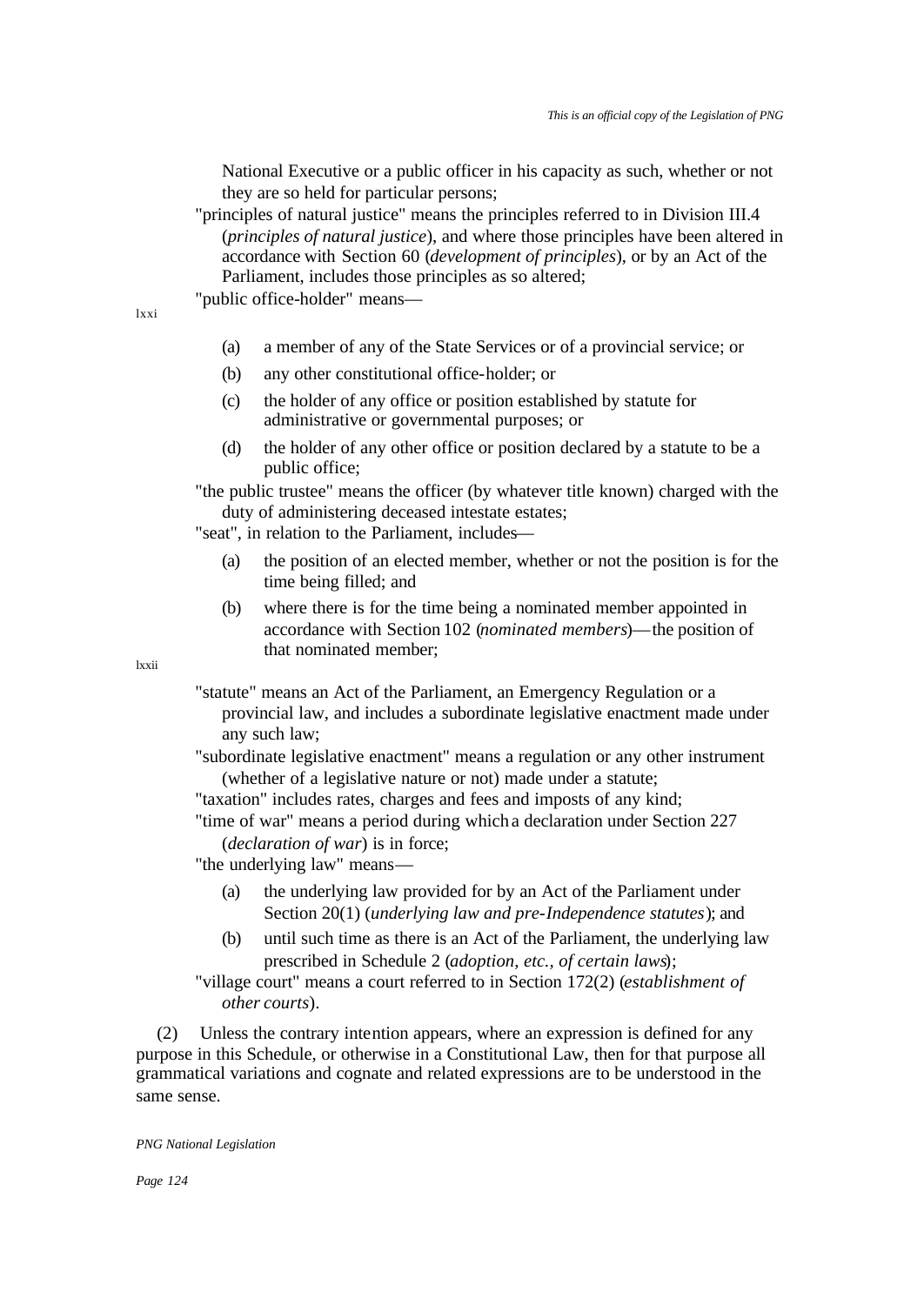National Executive or a public officer in his capacity as such, whether or not they are so held for particular persons;

"principles of natural justice" means the principles referred to in Division III.4 (*principles of natural justice*), and where those principles have been altered in accordance with Section 60 (*development of principles*), or by an Act of the Parliament, includes those principles as so altered;

"public office-holder" means—

lxxi

- (a) a member of any of the State Services or of a provincial service; or
- (b) any other constitutional office-holder; or
- (c) the holder of any office or position established by statute for administrative or governmental purposes; or
- (d) the holder of any other office or position declared by a statute to be a public office;

"the public trustee" means the officer (by whatever title known) charged with the duty of administering deceased intestate estates;

"seat", in relation to the Parliament, includes—

- (a) the position of an elected member, whether or not the position is for the time being filled; and
- (b) where there is for the time being a nominated member appointed in accordance with Section 102 (*nominated members*)—the position of that nominated member;

lxxii

"statute" means an Act of the Parliament, an Emergency Regulation or a provincial law, and includes a subordinate legislative enactment made under any such law;

"subordinate legislative enactment" means a regulation or any other instrument (whether of a legislative nature or not) made under a statute;

"taxation" includes rates, charges and fees and imposts of any kind;

"time of war" means a period during which a declaration under Section 227 (*declaration of war*) is in force;

"the underlying law" means—

- (a) the underlying law provided for by an Act of the Parliament under Section 20(1) (*underlying law and pre-Independence statutes*); and
- (b) until such time as there is an Act of the Parliament, the underlying law prescribed in Schedule 2 (*adoption, etc., of certain laws*);

"village court" means a court referred to in Section 172(2) (*establishment of other courts*).

(2) Unless the contrary intention appears, where an expression is defined for any purpose in this Schedule, or otherwise in a Constitutional Law, then for that purpose all grammatical variations and cognate and related expressions are to be understood in the same sense.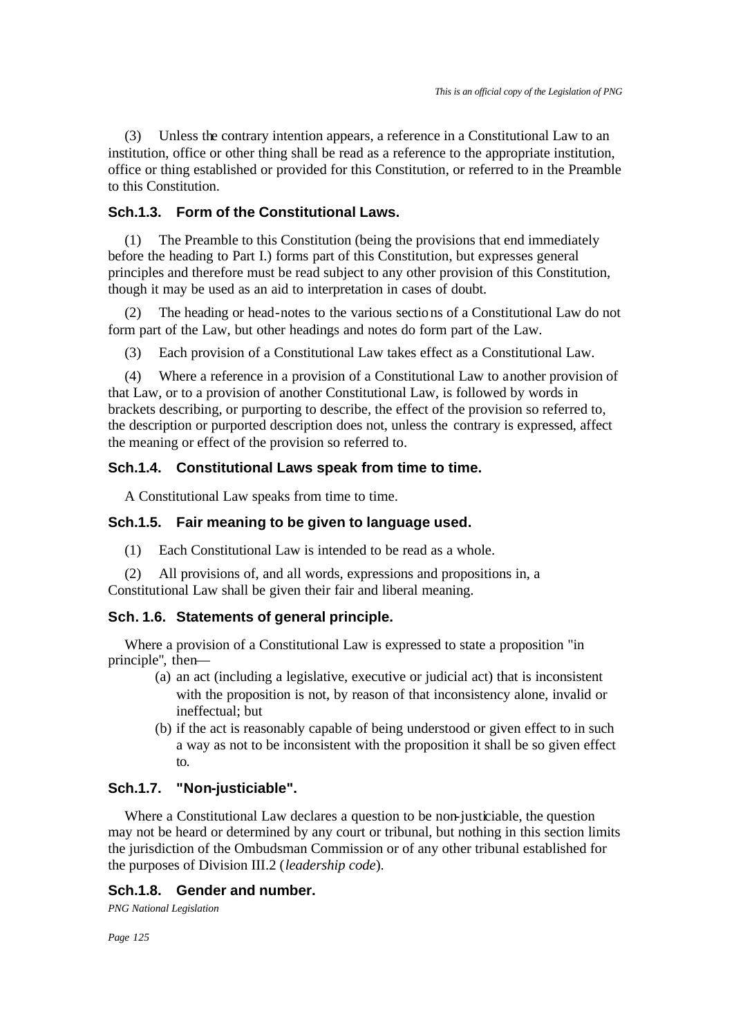(3) Unless the contrary intention appears, a reference in a Constitutional Law to an institution, office or other thing shall be read as a reference to the appropriate institution, office or thing established or provided for this Constitution, or referred to in the Preamble to this Constitution.

### Sch.1.3. Form of the Constitutional Laws.

(1) The Preamble to this Constitution (being the provisions that end immediately before the heading to Part I.) forms part of this Constitution, but expresses general principles and therefore must be read subject to any other provision of this Constitution, though it may be used as an aid to interpretation in cases of doubt.

(2) The heading or head-notes to the various sections of a Constitutional Law do not form part of the Law, but other headings and notes do form part of the Law.

(3) Each provision of a Constitutional Law takes effect as a Constitutional Law.

(4) Where a reference in a provision of a Constitutional Law to another provision of that Law, or to a provision of another Constitutional Law, is followed by words in brackets describing, or purporting to describe, the effect of the provision so referred to, the description or purported description does not, unless the contrary is expressed, affect the meaning or effect of the provision so referred to.

### Sch.1.4. Constitutional Laws speak from time to time.

A Constitutional Law speaks from time to time.

### Sch.1.5. Fair meaning to be given to language used.

(1) Each Constitutional Law is intended to be read as a whole.

(2) All provisions of, and all words, expressions and propositions in, a Constitutional Law shall be given their fair and liberal meaning.

### Sch. 1.6. Statements of general principle.

Where a provision of a Constitutional Law is expressed to state a proposition "in principle", then—

- (a) an act (including a legislative, executive or judicial act) that is inconsistent with the proposition is not, by reason of that inconsistency alone, invalid or ineffectual; but
- (b) if the act is reasonably capable of being understood or given effect to in such a way as not to be inconsistent with the proposition it shall be so given effect to.

### Sch.1.7. "Non-justiciable".

Where a Constitutional Law declares a question to be non-justiciable, the question may not be heard or determined by any court or tribunal, but nothing in this section limits the jurisdiction of the Ombudsman Commission or of any other tribunal established for the purposes of Division III.2 (*leadership code*).

### Sch.1.8. Gender and number.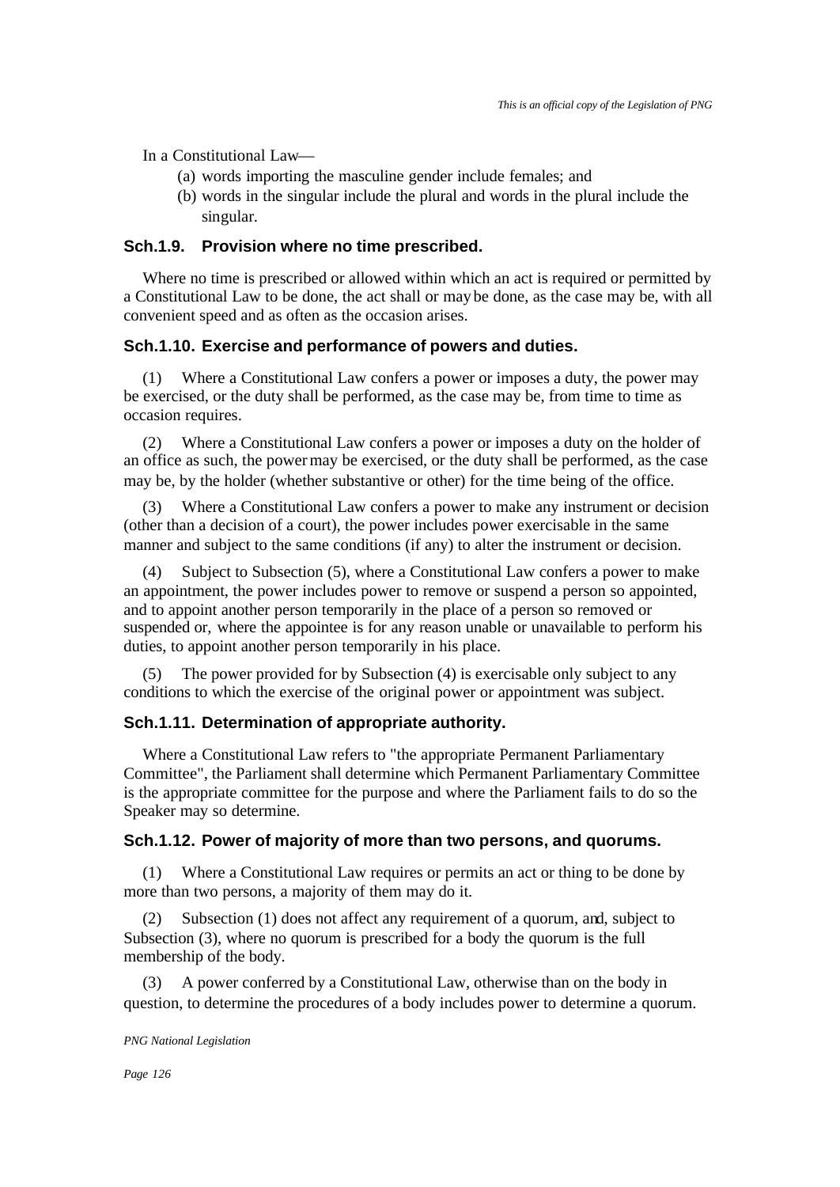In a Constitutional Law—

(a) words importing the masculine gender include females; and
(b) words in the singular include the plural and words in the plural include the singular.

### Sch.1.9. Provision where no time prescribed.

Where no time is prescribed or allowed within which an act is required or permitted by a Constitutional Law to be done, the act shall or may be done, as the case may be, with all convenient speed and as often as the occasion arises.

### Sch.1.10. Exercise and performance of powers and duties.

(1) Where a Constitutional Law confers a power or imposes a duty, the power may be exercised, or the duty shall be performed, as the case may be, from time to time as occasion requires.

(2) Where a Constitutional Law confers a power or imposes a duty on the holder of an office as such, the power may be exercised, or the duty shall be performed, as the case may be, by the holder (whether substantive or other) for the time being of the office.

(3) Where a Constitutional Law confers a power to make any instrument or decision (other than a decision of a court), the power includes power exercisable in the same manner and subject to the same conditions (if any) to alter the instrument or decision.

(4) Subject to Subsection (5), where a Constitutional Law confers a power to make an appointment, the power includes power to remove or suspend a person so appointed, and to appoint another person temporarily in the place of a person so removed or suspended or, where the appointee is for any reason unable or unavailable to perform his duties, to appoint another person temporarily in his place.

(5) The power provided for by Subsection (4) is exercisable only subject to any conditions to which the exercise of the original power or appointment was subject.

### Sch.1.11. Determination of appropriate authority.

Where a Constitutional Law refers to "the appropriate Permanent Parliamentary Committee", the Parliament shall determine which Permanent Parliamentary Committee is the appropriate committee for the purpose and where the Parliament fails to do so the Speaker may so determine.

### Sch.1.12. Power of majority of more than two persons, and quorums.

(1) Where a Constitutional Law requires or permits an act or thing to be done by more than two persons, a majority of them may do it.

(2) Subsection (1) does not affect any requirement of a quorum, and, subject to Subsection (3), where no quorum is prescribed for a body the quorum is the full membership of the body.

(3) A power conferred by a Constitutional Law, otherwise than on the body in question, to determine the procedures of a body includes power to determine a quorum.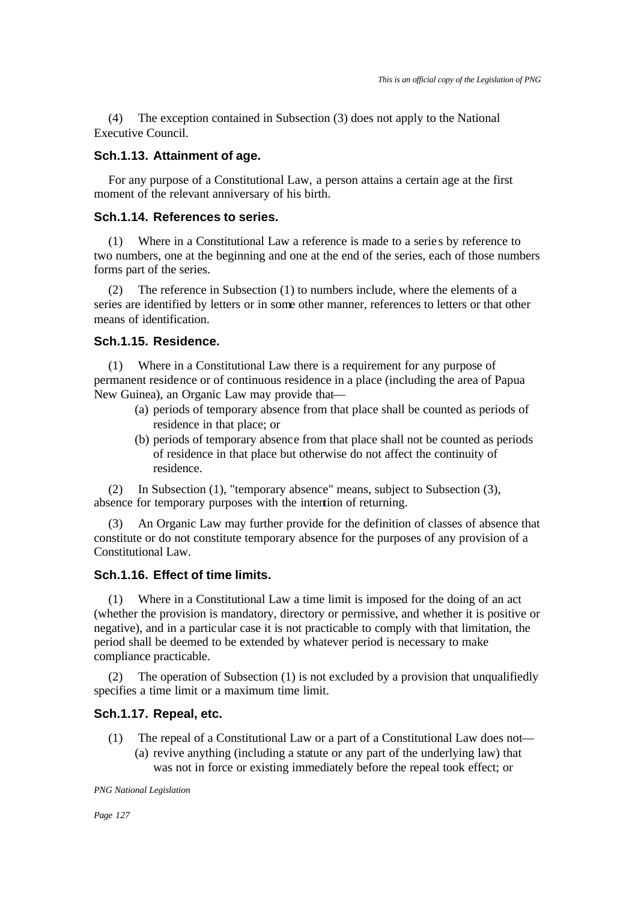(4) The exception contained in Subsection (3) does not apply to the National Executive Council.

### Sch.1.13. Attainment of age.

For any purpose of a Constitutional Law, a person attains a certain age at the first moment of the relevant anniversary of his birth.

### Sch.1.14. References to series.

(1) Where in a Constitutional Law a reference is made to a series by reference to two numbers, one at the beginning and one at the end of the series, each of those numbers forms part of the series.

(2) The reference in Subsection (1) to numbers include, where the elements of a series are identified by letters or in some other manner, references to letters or that other means of identification.

### Sch.1.15. Residence.

(1) Where in a Constitutional Law there is a requirement for any purpose of permanent residence or of continuous residence in a place (including the area of Papua New Guinea), an Organic Law may provide that—

- (a) periods of temporary absence from that place shall be counted as periods of residence in that place; or
- (b) periods of temporary absence from that place shall not be counted as periods of residence in that place but otherwise do not affect the continuity of residence.

(2) In Subsection (1), "temporary absence" means, subject to Subsection (3), absence for temporary purposes with the intention of returning.

(3) An Organic Law may further provide for the definition of classes of absence that constitute or do not constitute temporary absence for the purposes of any provision of a Constitutional Law.

### Sch.1.16. Effect of time limits.

(1) Where in a Constitutional Law a time limit is imposed for the doing of an act (whether the provision is mandatory, directory or permissive, and whether it is positive or negative), and in a particular case it is not practicable to comply with that limitation, the period shall be deemed to be extended by whatever period is necessary to make compliance practicable.

(2) The operation of Subsection (1) is not excluded by a provision that unqualifiedly specifies a time limit or a maximum time limit.

### Sch.1.17. Repeal, etc.

(1) The repeal of a Constitutional Law or a part of a Constitutional Law does not—

- (a) revive anything (including a statute or any part of the underlying law) that was not in force or existing immediately before the repeal took effect; or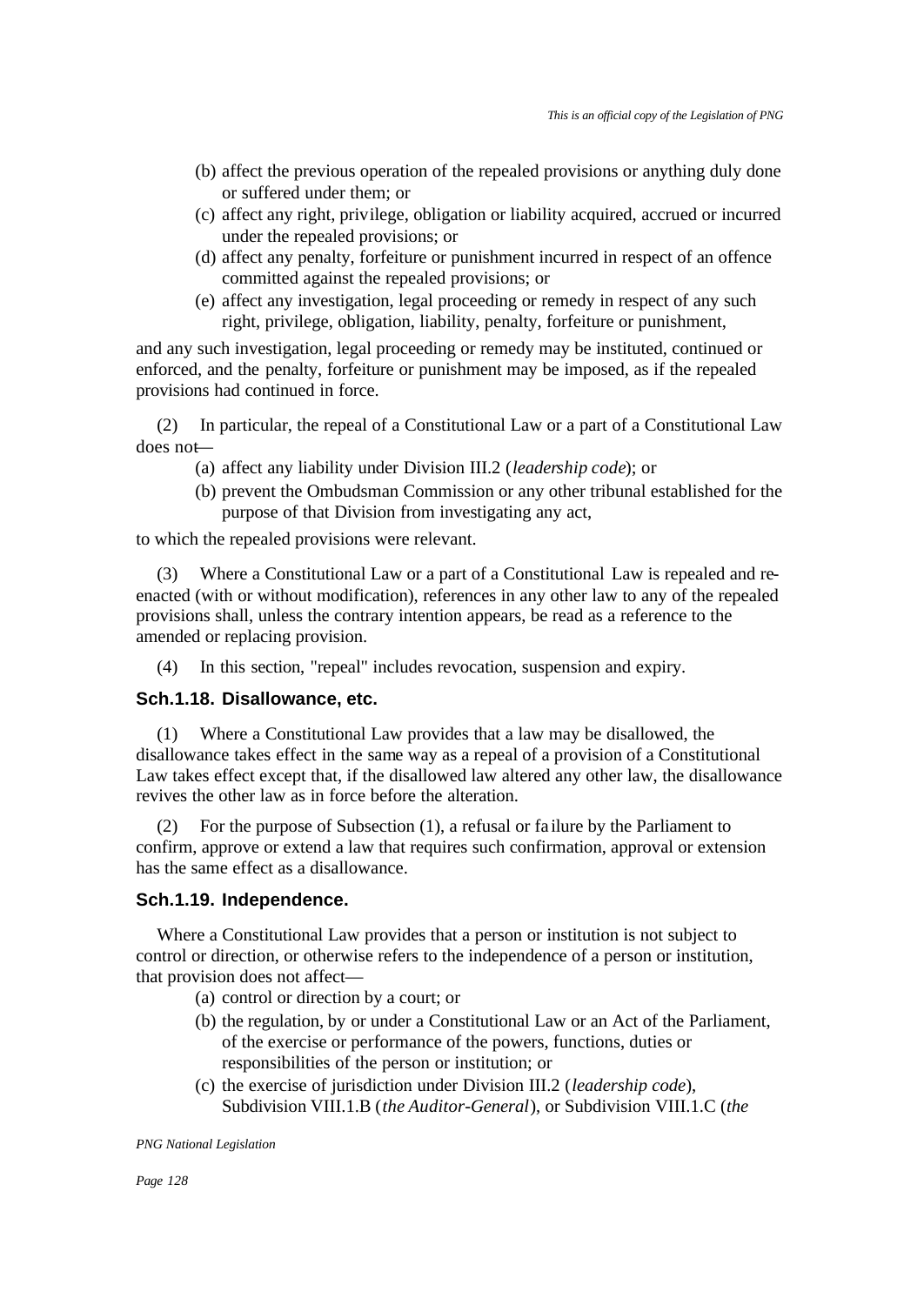(b) affect the previous operation of the repealed provisions or anything duly done or suffered under them; or

(c) affect any right, privilege, obligation or liability acquired, accrued or incurred under the repealed provisions; or

(d) affect any penalty, forfeiture or punishment incurred in respect of an offence committed against the repealed provisions; or

(e) affect any investigation, legal proceeding or remedy in respect of any such right, privilege, obligation, liability, penalty, forfeiture or punishment,

and any such investigation, legal proceeding or remedy may be instituted, continued or enforced, and the penalty, forfeiture or punishment may be imposed, as if the repealed provisions had continued in force.

(2) In particular, the repeal of a Constitutional Law or a part of a Constitutional Law does not—

(a) affect any liability under Division III.2 (*leadership code*); or

(b) prevent the Ombudsman Commission or any other tribunal established for the purpose of that Division from investigating any act,

to which the repealed provisions were relevant.

(3) Where a Constitutional Law or a part of a Constitutional Law is repealed and re-enacted (with or without modification), references in any other law to any of the repealed provisions shall, unless the contrary intention appears, be read as a reference to the amended or replacing provision.

(4) In this section, "repeal" includes revocation, suspension and expiry.

### Sch.1.18. Disallowance, etc.

(1) Where a Constitutional Law provides that a law may be disallowed, the disallowance takes effect in the same way as a repeal of a provision of a Constitutional Law takes effect except that, if the disallowed law altered any other law, the disallowance revives the other law as in force before the alteration.

(2) For the purpose of Subsection (1), a refusal or failure by the Parliament to confirm, approve or extend a law that requires such confirmation, approval or extension has the same effect as a disallowance.

### Sch.1.19. Independence.

Where a Constitutional Law provides that a person or institution is not subject to control or direction, or otherwise refers to the independence of a person or institution, that provision does not affect—

(a) control or direction by a court; or

(b) the regulation, by or under a Constitutional Law or an Act of the Parliament, of the exercise or performance of the powers, functions, duties or responsibilities of the person or institution; or

(c) the exercise of jurisdiction under Division III.2 (*leadership code*), Subdivision VIII.1.B (*the Auditor-General*), or Subdivision VIII.1.C (*the*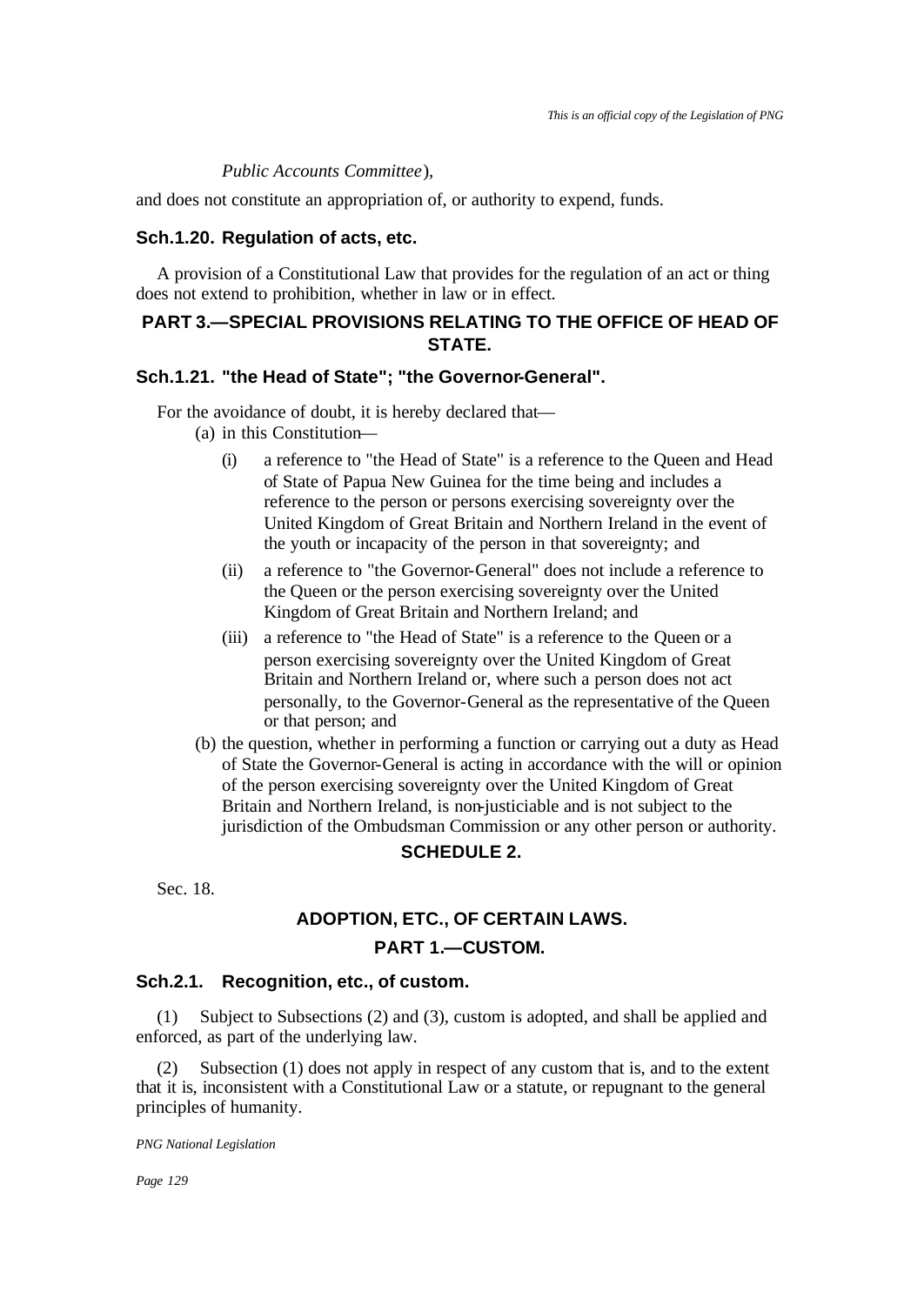*Public Accounts Committee*),

and does not constitute an appropriation of, or authority to expend, funds.

### Sch.1.20. Regulation of acts, etc.

A provision of a Constitutional Law that provides for the regulation of an act or thing does not extend to prohibition, whether in law or in effect.

## PART 3.—SPECIAL PROVISIONS RELATING TO THE OFFICE OF HEAD OF STATE.

### Sch.1.21. "the Head of State"; "the Governor-General".

For the avoidance of doubt, it is hereby declared that—

(a) in this Constitution—

(i) a reference to "the Head of State" is a reference to the Queen and Head of State of Papua New Guinea for the time being and includes a reference to the person or persons exercising sovereignty over the United Kingdom of Great Britain and Northern Ireland in the event of the youth or incapacity of the person in that sovereignty; and

(ii) a reference to "the Governor-General" does not include a reference to the Queen or the person exercising sovereignty over the United Kingdom of Great Britain and Northern Ireland; and

(iii) a reference to "the Head of State" is a reference to the Queen or a person exercising sovereignty over the United Kingdom of Great Britain and Northern Ireland or, where such a person does not act personally, to the Governor-General as the representative of the Queen or that person; and

(b) the question, whether in performing a function or carrying out a duty as Head of State the Governor-General is acting in accordance with the will or opinion of the person exercising sovereignty over the United Kingdom of Great Britain and Northern Ireland, is non-justiciable and is not subject to the jurisdiction of the Ombudsman Commission or any other person or authority.

## SCHEDULE 2.

Sec. 18.

## ADOPTION, ETC., OF CERTAIN LAWS.

## PART 1.—CUSTOM.

### Sch.2.1. Recognition, etc., of custom.

(1) Subject to Subsections (2) and (3), custom is adopted, and shall be applied and enforced, as part of the underlying law.

(2) Subsection (1) does not apply in respect of any custom that is, and to the extent that it is, inconsistent with a Constitutional Law or a statute, or repugnant to the general principles of humanity.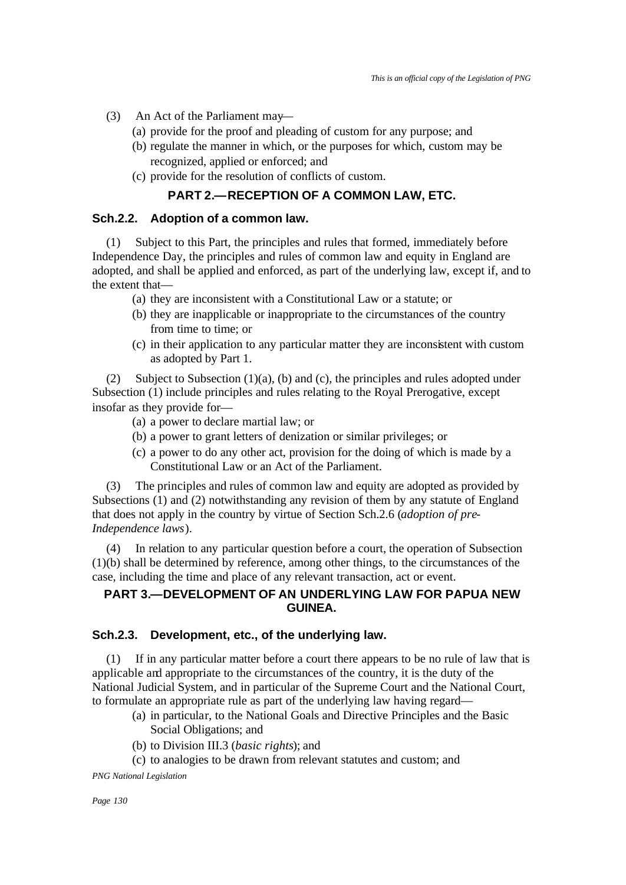(3) An Act of the Parliament may—

(a) provide for the proof and pleading of custom for any purpose; and

(b) regulate the manner in which, or the purposes for which, custom may be recognized, applied or enforced; and

(c) provide for the resolution of conflicts of custom.

## PART 2.—RECEPTION OF A COMMON LAW, ETC.

### Sch.2.2. Adoption of a common law.

(1) Subject to this Part, the principles and rules that formed, immediately before Independence Day, the principles and rules of common law and equity in England are adopted, and shall be applied and enforced, as part of the underlying law, except if, and to the extent that—

(a) they are inconsistent with a Constitutional Law or a statute; or

(b) they are inapplicable or inappropriate to the circumstances of the country from time to time; or

(c) in their application to any particular matter they are inconsistent with custom as adopted by Part 1.

(2) Subject to Subsection (1)(a), (b) and (c), the principles and rules adopted under Subsection (1) include principles and rules relating to the Royal Prerogative, except insofar as they provide for—

(a) a power to declare martial law; or

(b) a power to grant letters of denization or similar privileges; or

(c) a power to do any other act, provision for the doing of which is made by a Constitutional Law or an Act of the Parliament.

(3) The principles and rules of common law and equity are adopted as provided by Subsections (1) and (2) notwithstanding any revision of them by any statute of England that does not apply in the country by virtue of Section Sch.2.6 (*adoption of pre-Independence laws*).

(4) In relation to any particular question before a court, the operation of Subsection (1)(b) shall be determined by reference, among other things, to the circumstances of the case, including the time and place of any relevant transaction, act or event.

## PART 3.—DEVELOPMENT OF AN UNDERLYING LAW FOR PAPUA NEW GUINEA.

### Sch.2.3. Development, etc., of the underlying law.

(1) If in any particular matter before a court there appears to be no rule of law that is applicable and appropriate to the circumstances of the country, it is the duty of the National Judicial System, and in particular of the Supreme Court and the National Court, to formulate an appropriate rule as part of the underlying law having regard—

(a) in particular, to the National Goals and Directive Principles and the Basic Social Obligations; and

(b) to Division III.3 (*basic rights*); and

(c) to analogies to be drawn from relevant statutes and custom; and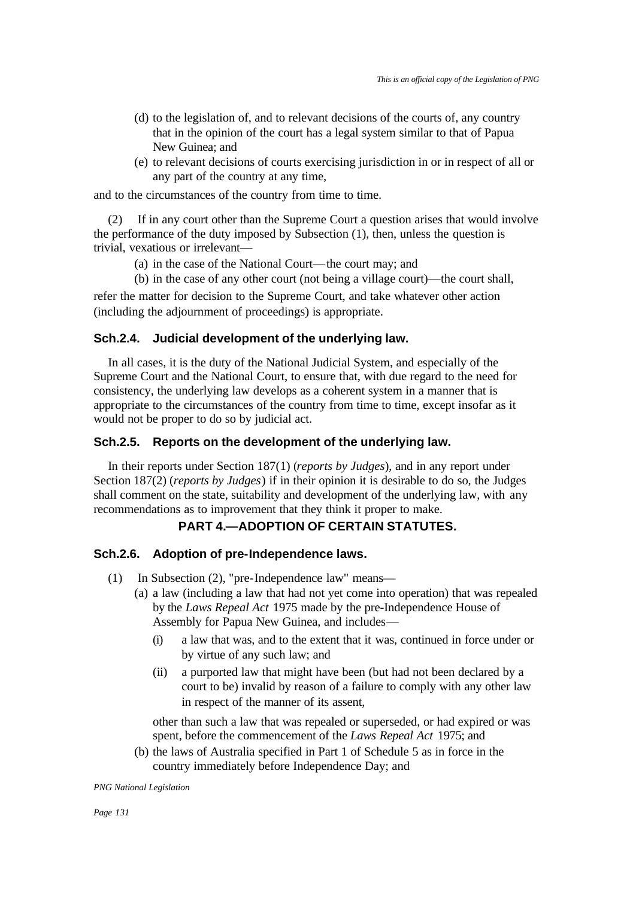(d) to the legislation of, and to relevant decisions of the courts of, any country that in the opinion of the court has a legal system similar to that of Papua New Guinea; and

(e) to relevant decisions of courts exercising jurisdiction in or in respect of all or any part of the country at any time,

and to the circumstances of the country from time to time.

(2) If in any court other than the Supreme Court a question arises that would involve the performance of the duty imposed by Subsection (1), then, unless the question is trivial, vexatious or irrelevant—

(a) in the case of the National Court—the court may; and

(b) in the case of any other court (not being a village court)—the court shall,

refer the matter for decision to the Supreme Court, and take whatever other action (including the adjournment of proceedings) is appropriate.

### Sch.2.4. Judicial development of the underlying law.

In all cases, it is the duty of the National Judicial System, and especially of the Supreme Court and the National Court, to ensure that, with due regard to the need for consistency, the underlying law develops as a coherent system in a manner that is appropriate to the circumstances of the country from time to time, except insofar as it would not be proper to do so by judicial act.

### Sch.2.5. Reports on the development of the underlying law.

In their reports under Section 187(1) (*reports by Judges*), and in any report under Section 187(2) (*reports by Judges*) if in their opinion it is desirable to do so, the Judges shall comment on the state, suitability and development of the underlying law, with any recommendations as to improvement that they think it proper to make.

## PART 4.—ADOPTION OF CERTAIN STATUTES.

### Sch.2.6. Adoption of pre-Independence laws.

(1) In Subsection (2), "pre-Independence law" means—

(a) a law (including a law that had not yet come into operation) that was repealed by the *Laws Repeal Act* 1975 made by the pre-Independence House of Assembly for Papua New Guinea, and includes—

(i) a law that was, and to the extent that it was, continued in force under or by virtue of any such law; and

(ii) a purported law that might have been (but had not been declared by a court to be) invalid by reason of a failure to comply with any other law in respect of the manner of its assent,

other than such a law that was repealed or superseded, or had expired or was spent, before the commencement of the *Laws Repeal Act* 1975; and

(b) the laws of Australia specified in Part 1 of Schedule 5 as in force in the country immediately before Independence Day; and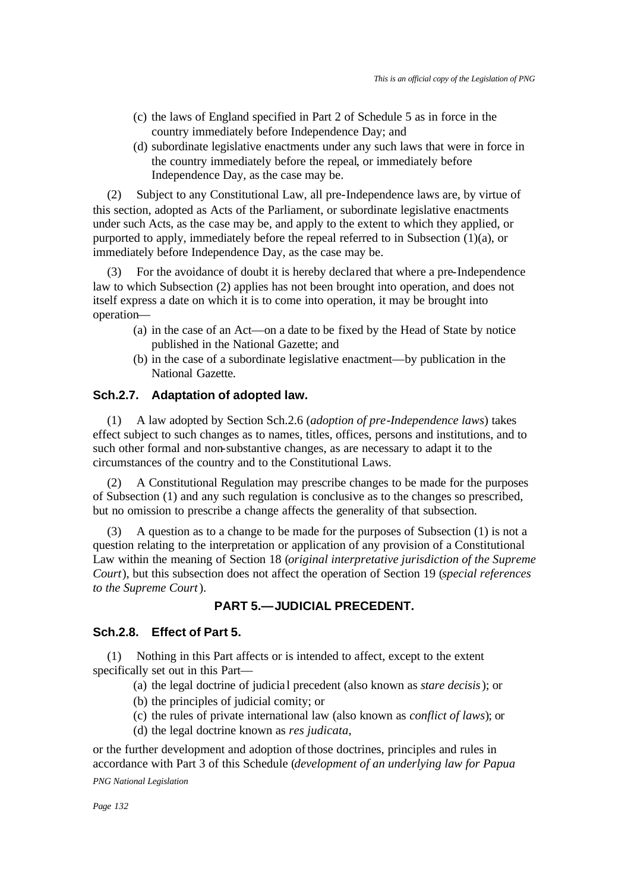(c) the laws of England specified in Part 2 of Schedule 5 as in force in the country immediately before Independence Day; and

(d) subordinate legislative enactments under any such laws that were in force in the country immediately before the repeal, or immediately before Independence Day, as the case may be.

(2) Subject to any Constitutional Law, all pre-Independence laws are, by virtue of this section, adopted as Acts of the Parliament, or subordinate legislative enactments under such Acts, as the case may be, and apply to the extent to which they applied, or purported to apply, immediately before the repeal referred to in Subsection (1)(a), or immediately before Independence Day, as the case may be.

(3) For the avoidance of doubt it is hereby declared that where a pre-Independence law to which Subsection (2) applies has not been brought into operation, and does not itself express a date on which it is to come into operation, it may be brought into operation—

(a) in the case of an Act—on a date to be fixed by the Head of State by notice published in the National Gazette; and

(b) in the case of a subordinate legislative enactment—by publication in the National Gazette.

### Sch.2.7. Adaptation of adopted law.

(1) A law adopted by Section Sch.2.6 (*adoption of pre-Independence laws*) takes effect subject to such changes as to names, titles, offices, persons and institutions, and to such other formal and non-substantive changes, as are necessary to adapt it to the circumstances of the country and to the Constitutional Laws.

(2) A Constitutional Regulation may prescribe changes to be made for the purposes of Subsection (1) and any such regulation is conclusive as to the changes so prescribed, but no omission to prescribe a change affects the generality of that subsection.

(3) A question as to a change to be made for the purposes of Subsection (1) is not a question relating to the interpretation or application of any provision of a Constitutional Law within the meaning of Section 18 (*original interpretative jurisdiction of the Supreme Court*), but this subsection does not affect the operation of Section 19 (*special references to the Supreme Court*).

## PART 5.—JUDICIAL PRECEDENT.

### Sch.2.8. Effect of Part 5.

(1) Nothing in this Part affects or is intended to affect, except to the extent specifically set out in this Part—

(a) the legal doctrine of judicial precedent (also known as *stare decisis*); or

(b) the principles of judicial comity; or

(c) the rules of private international law (also known as *conflict of laws*); or

(d) the legal doctrine known as *res judicata*,

or the further development and adoption of those doctrines, principles and rules in accordance with Part 3 of this Schedule (*development of an underlying law for Papua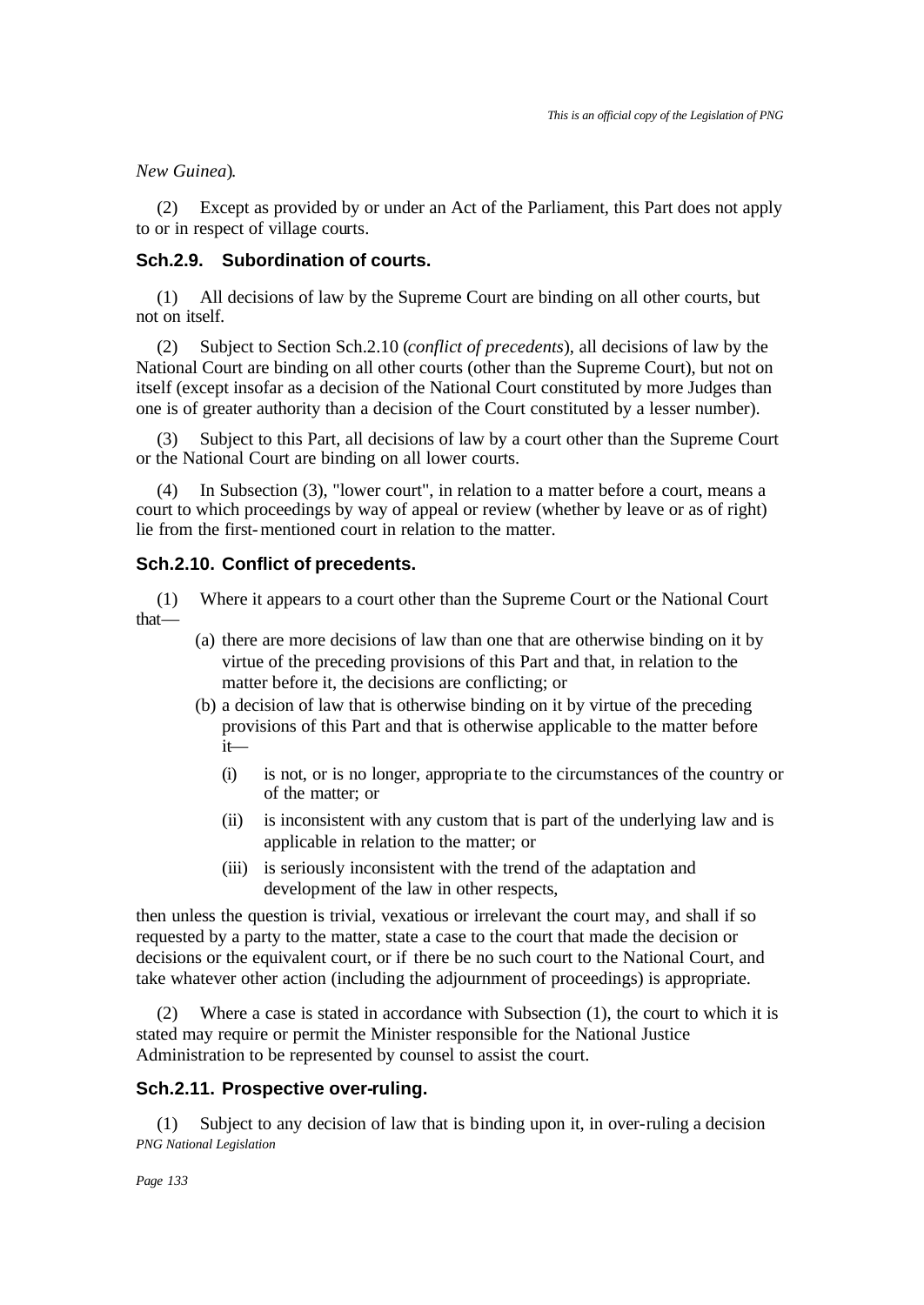*New Guinea*).

(2) Except as provided by or under an Act of the Parliament, this Part does not apply to or in respect of village courts.

### Sch.2.9. Subordination of courts.

(1) All decisions of law by the Supreme Court are binding on all other courts, but not on itself.

(2) Subject to Section Sch.2.10 (*conflict of precedents*), all decisions of law by the National Court are binding on all other courts (other than the Supreme Court), but not on itself (except insofar as a decision of the National Court constituted by more Judges than one is of greater authority than a decision of the Court constituted by a lesser number).

(3) Subject to this Part, all decisions of law by a court other than the Supreme Court or the National Court are binding on all lower courts.

(4) In Subsection (3), "lower court", in relation to a matter before a court, means a court to which proceedings by way of appeal or review (whether by leave or as of right) lie from the first-mentioned court in relation to the matter.

### Sch.2.10. Conflict of precedents.

(1) Where it appears to a court other than the Supreme Court or the National Court that—

- (a) there are more decisions of law than one that are otherwise binding on it by virtue of the preceding provisions of this Part and that, in relation to the matter before it, the decisions are conflicting; or
- (b) a decision of law that is otherwise binding on it by virtue of the preceding provisions of this Part and that is otherwise applicable to the matter before it—
  - (i) is not, or is no longer, appropriate to the circumstances of the country or of the matter; or
  - (ii) is inconsistent with any custom that is part of the underlying law and is applicable in relation to the matter; or
  - (iii) is seriously inconsistent with the trend of the adaptation and development of the law in other respects,

then unless the question is trivial, vexatious or irrelevant the court may, and shall if so requested by a party to the matter, state a case to the court that made the decision or decisions or the equivalent court, or if there be no such court to the National Court, and take whatever other action (including the adjournment of proceedings) is appropriate.

(2) Where a case is stated in accordance with Subsection (1), the court to which it is stated may require or permit the Minister responsible for the National Justice Administration to be represented by counsel to assist the court.

### Sch.2.11. Prospective over-ruling.

(1) Subject to any decision of law that is binding upon it, in over-ruling a decision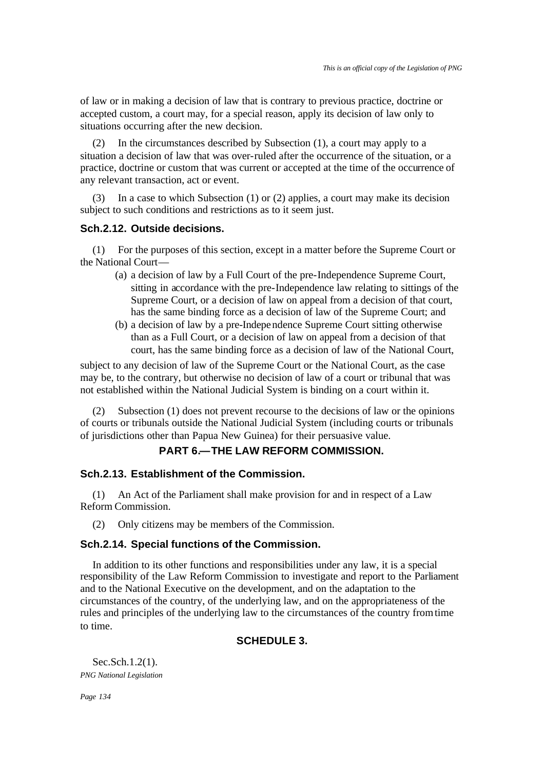of law or in making a decision of law that is contrary to previous practice, doctrine or accepted custom, a court may, for a special reason, apply its decision of law only to situations occurring after the new decision.

(2) In the circumstances described by Subsection (1), a court may apply to a situation a decision of law that was over-ruled after the occurrence of the situation, or a practice, doctrine or custom that was current or accepted at the time of the occurrence of any relevant transaction, act or event.

(3) In a case to which Subsection (1) or (2) applies, a court may make its decision subject to such conditions and restrictions as to it seem just.

### Sch.2.12. Outside decisions.

(1) For the purposes of this section, except in a matter before the Supreme Court or the National Court—

(a) a decision of law by a Full Court of the pre-Independence Supreme Court, sitting in accordance with the pre-Independence law relating to sittings of the Supreme Court, or a decision of law on appeal from a decision of that court, has the same binding force as a decision of law of the Supreme Court; and

(b) a decision of law by a pre-Independence Supreme Court sitting otherwise than as a Full Court, or a decision of law on appeal from a decision of that court, has the same binding force as a decision of law of the National Court,

subject to any decision of law of the Supreme Court or the National Court, as the case may be, to the contrary, but otherwise no decision of law of a court or tribunal that was not established within the National Judicial System is binding on a court within it.

(2) Subsection (1) does not prevent recourse to the decisions of law or the opinions of courts or tribunals outside the National Judicial System (including courts or tribunals of jurisdictions other than Papua New Guinea) for their persuasive value.

## PART 6.—THE LAW REFORM COMMISSION.

### Sch.2.13. Establishment of the Commission.

(1) An Act of the Parliament shall make provision for and in respect of a Law Reform Commission.

(2) Only citizens may be members of the Commission.

### Sch.2.14. Special functions of the Commission.

In addition to its other functions and responsibilities under any law, it is a special responsibility of the Law Reform Commission to investigate and report to the Parliament and to the National Executive on the development, and on the adaptation to the circumstances of the country, of the underlying law, and on the appropriateness of the rules and principles of the underlying law to the circumstances of the country from time to time.

## SCHEDULE 3.

Sec.Sch.1.2(1).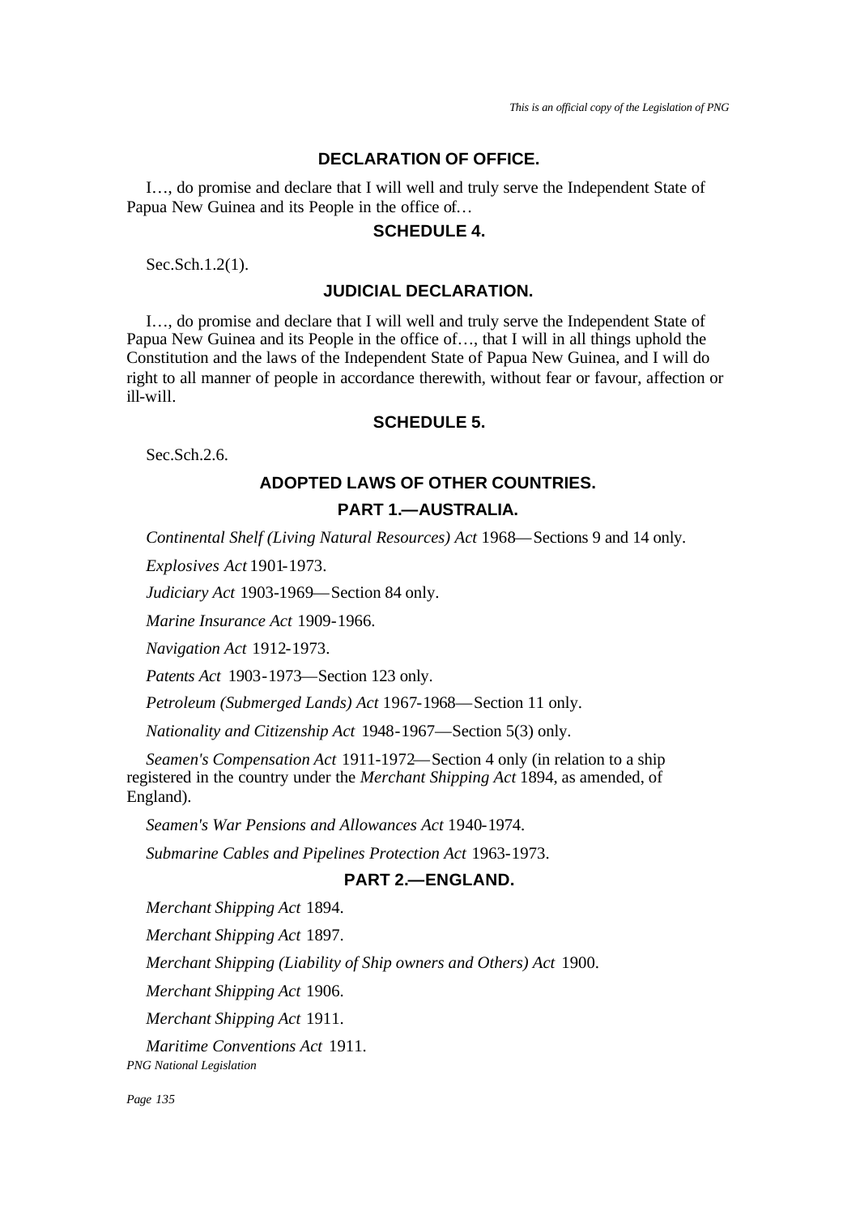## DECLARATION OF OFFICE.

I…, do promise and declare that I will well and truly serve the Independent State of Papua New Guinea and its People in the office of…

## SCHEDULE 4.

Sec.Sch.1.2(1).

## JUDICIAL DECLARATION.

I…, do promise and declare that I will well and truly serve the Independent State of Papua New Guinea and its People in the office of…, that I will in all things uphold the Constitution and the laws of the Independent State of Papua New Guinea, and I will do right to all manner of people in accordance therewith, without fear or favour, affection or ill-will.

## SCHEDULE 5.

Sec.Sch.2.6.

## ADOPTED LAWS OF OTHER COUNTRIES.

### PART 1.—AUSTRALIA.

*Continental Shelf (Living Natural Resources) Act* 1968—Sections 9 and 14 only.

*Explosives Act* 1901-1973.

*Judiciary Act* 1903-1969—Section 84 only.

*Marine Insurance Act* 1909-1966.

*Navigation Act* 1912-1973.

*Patents Act* 1903-1973—Section 123 only.

*Petroleum (Submerged Lands) Act* 1967-1968—Section 11 only.

*Nationality and Citizenship Act* 1948-1967—Section 5(3) only.

*Seamen's Compensation Act* 1911-1972—Section 4 only (in relation to a ship registered in the country under the *Merchant Shipping Act* 1894, as amended, of England).

*Seamen's War Pensions and Allowances Act* 1940-1974.

*Submarine Cables and Pipelines Protection Act* 1963-1973.

### PART 2.—ENGLAND.

*Merchant Shipping Act* 1894.

*Merchant Shipping Act* 1897.

*Merchant Shipping (Liability of Ship owners and Others) Act* 1900.

*Merchant Shipping Act* 1906.

*Merchant Shipping Act* 1911.

*Maritime Conventions Act* 1911.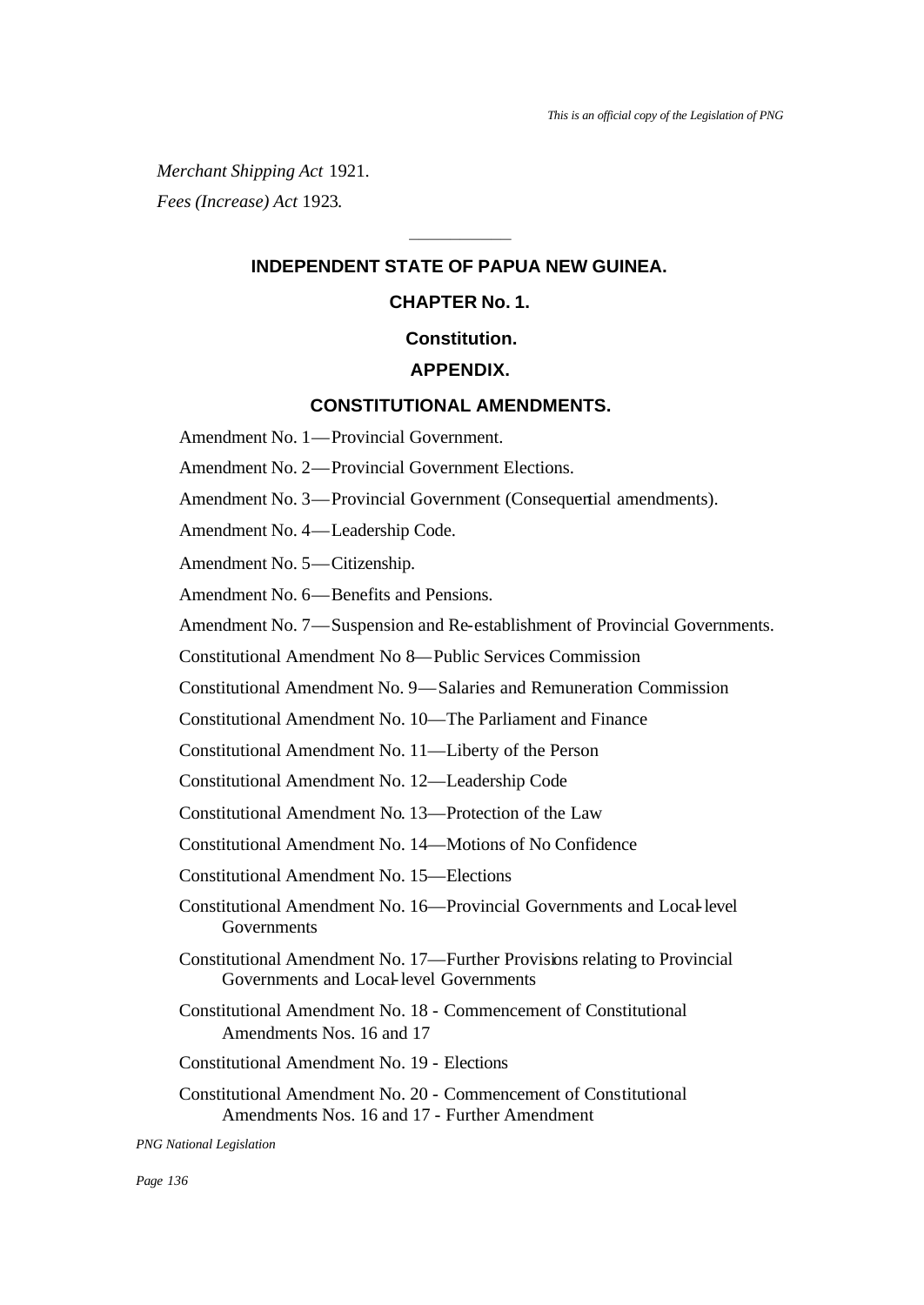*Merchant Shipping Act* 1921.

*Fees (Increase) Act* 1923.

---

## INDEPENDENT STATE OF PAPUA NEW GUINEA.

## CHAPTER No. 1.

## Constitution.

## APPENDIX.

## CONSTITUTIONAL AMENDMENTS.

Amendment No. 1—Provincial Government.

Amendment No. 2—Provincial Government Elections.

Amendment No. 3—Provincial Government (Consequential amendments).

Amendment No. 4—Leadership Code.

Amendment No. 5—Citizenship.

Amendment No. 6—Benefits and Pensions.

Amendment No. 7—Suspension and Re-establishment of Provincial Governments.

Constitutional Amendment No 8—Public Services Commission

Constitutional Amendment No. 9—Salaries and Remuneration Commission

Constitutional Amendment No. 10—The Parliament and Finance

Constitutional Amendment No. 11—Liberty of the Person

Constitutional Amendment No. 12—Leadership Code

Constitutional Amendment No. 13—Protection of the Law

Constitutional Amendment No. 14—Motions of No Confidence

Constitutional Amendment No. 15—Elections

Constitutional Amendment No. 16—Provincial Governments and Local-level Governments

Constitutional Amendment No. 17—Further Provisions relating to Provincial Governments and Local-level Governments

Constitutional Amendment No. 18 - Commencement of Constitutional Amendments Nos. 16 and 17

Constitutional Amendment No. 19 - Elections

Constitutional Amendment No. 20 - Commencement of Constitutional Amendments Nos. 16 and 17 - Further Amendment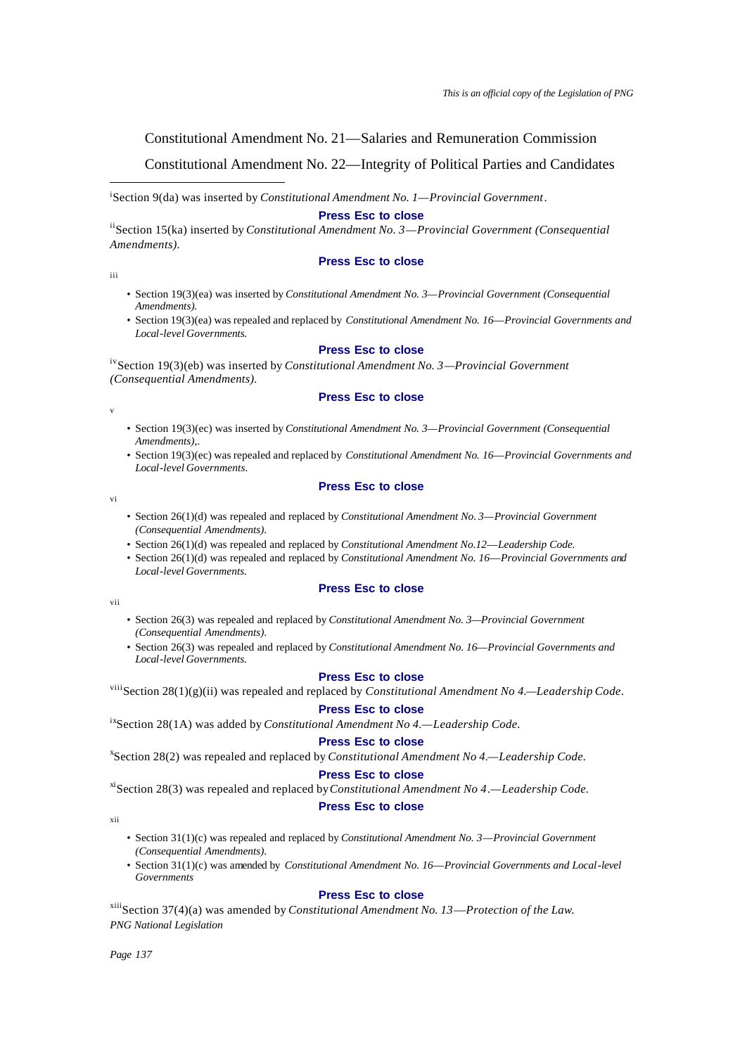Constitutional Amendment No. 21—Salaries and Remuneration Commission

Constitutional Amendment No. 22—Integrity of Political Parties and Candidates

---

[i]Section 9(da) was inserted by *Constitutional Amendment No. 1—Provincial Government*.

**Press Esc to close**

[ii]Section 15(ka) inserted by *Constitutional Amendment No. 3—Provincial Government (Consequential Amendments).*

**Press Esc to close**

[iii]

- Section 19(3)(ea) was inserted by *Constitutional Amendment No. 3—Provincial Government (Consequential Amendments).*
- Section 19(3)(ea) was repealed and replaced by *Constitutional Amendment No. 16—Provincial Governments and Local-level Governments.*

**Press Esc to close**

[iv]Section 19(3)(eb) was inserted by *Constitutional Amendment No. 3—Provincial Government (Consequential Amendments).*

**Press Esc to close**

[v]

- Section 19(3)(ec) was inserted by *Constitutional Amendment No. 3—Provincial Government (Consequential Amendments),.*
- Section 19(3)(ec) was repealed and replaced by *Constitutional Amendment No. 16—Provincial Governments and Local-level Governments.*

**Press Esc to close**

[vi]

- Section 26(1)(d) was repealed and replaced by *Constitutional Amendment No. 3—Provincial Government (Consequential Amendments).*
- Section 26(1)(d) was repealed and replaced by *Constitutional Amendment No.12—Leadership Code.*
- Section 26(1)(d) was repealed and replaced by *Constitutional Amendment No. 16—Provincial Governments and Local-level Governments.*

**Press Esc to close**

[vii]

- Section 26(3) was repealed and replaced by *Constitutional Amendment No. 3—Provincial Government (Consequential Amendments).*
- Section 26(3) was repealed and replaced by *Constitutional Amendment No. 16—Provincial Governments and Local-level Governments.*

**Press Esc to close**

[viii]Section 28(1)(g)(ii) was repealed and replaced by *Constitutional Amendment No 4.—Leadership Code.*

**Press Esc to close**

[ix]Section 28(1A) was added by *Constitutional Amendment No 4.—Leadership Code.*

**Press Esc to close**

[x]Section 28(2) was repealed and replaced by *Constitutional Amendment No 4.—Leadership Code.*

**Press Esc to close**

[xi]Section 28(3) was repealed and replaced by *Constitutional Amendment No 4.—Leadership Code.*

**Press Esc to close**

[xii]

- Section 31(1)(c) was repealed and replaced by *Constitutional Amendment No. 3—Provincial Government (Consequential Amendments).*
- Section 31(1)(c) was amended by *Constitutional Amendment No. 16—Provincial Governments and Local-level Governments*

**Press Esc to close**

[xiii]Section 37(4)(a) was amended by *Constitutional Amendment No. 13—Protection of the Law.*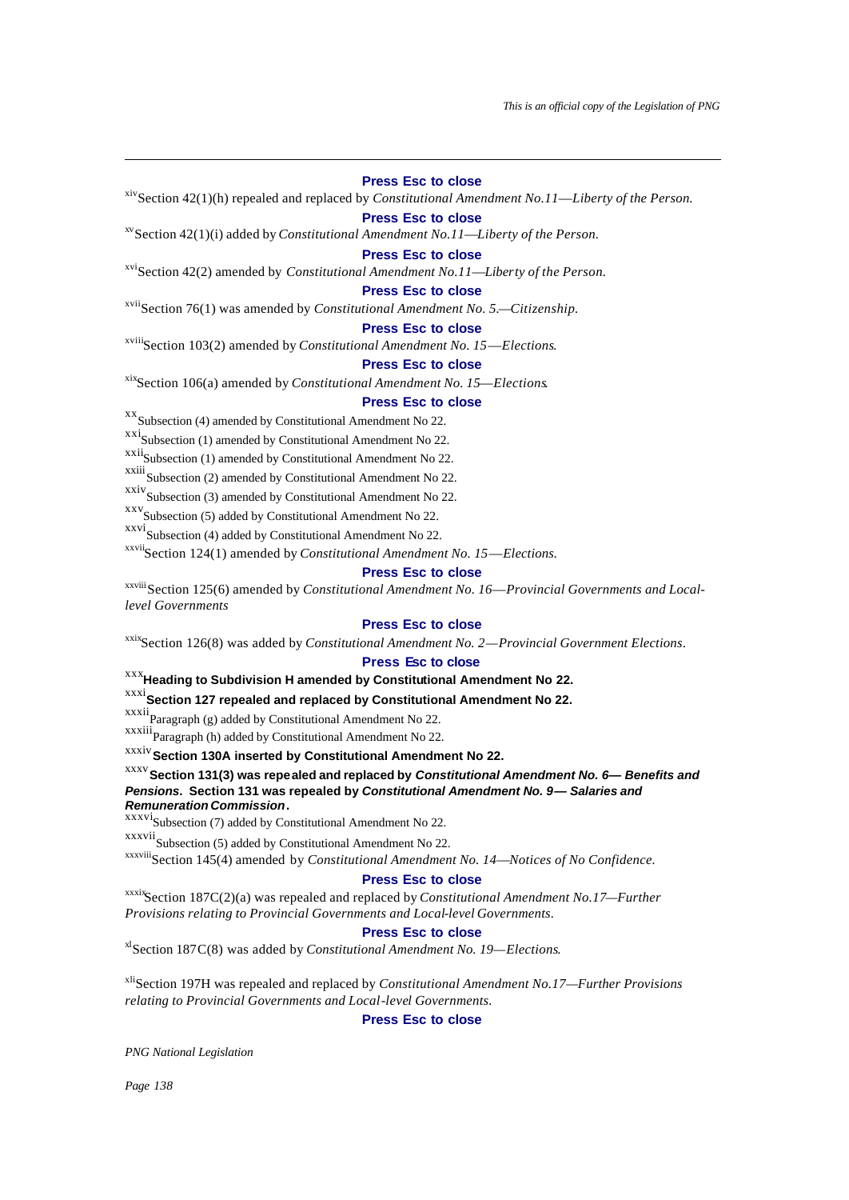**Press Esc to close**

[xiv]Section 42(1)(h) repealed and replaced by *Constitutional Amendment No.11—Liberty of the Person.*

**Press Esc to close**

[xv]Section 42(1)(i) added by *Constitutional Amendment No.11—Liberty of the Person.*

**Press Esc to close**

[xvi]Section 42(2) amended by *Constitutional Amendment No.11—Liberty of the Person.*

**Press Esc to close**

[xvii]Section 76(1) was amended by *Constitutional Amendment No. 5.—Citizenship.*

**Press Esc to close**

[xviii]Section 103(2) amended by *Constitutional Amendment No. 15—Elections.*

**Press Esc to close**

[xix]Section 106(a) amended by *Constitutional Amendment No. 15—Elections.*

**Press Esc to close**

[xx]Subsection (4) amended by Constitutional Amendment No 22.

[xxi]Subsection (1) amended by Constitutional Amendment No 22.

[xxii]Subsection (1) amended by Constitutional Amendment No 22.

[xxiii]Subsection (2) amended by Constitutional Amendment No 22.

[xxiv]Subsection (3) amended by Constitutional Amendment No 22.

[xxv]Subsection (5) added by Constitutional Amendment No 22.

[xxvi]Subsection (4) added by Constitutional Amendment No 22.

[xxvii]Section 124(1) amended by *Constitutional Amendment No. 15—Elections.*

**Press Esc to close**

[xxviii]Section 125(6) amended by *Constitutional Amendment No. 16—Provincial Governments and Local-level Governments*

**Press Esc to close**

[xxix]Section 126(8) was added by *Constitutional Amendment No. 2—Provincial Government Elections.*

**Press Esc to close**

[xxx]**Heading to Subdivision H amended by Constitutional Amendment No 22.**

[xxxi]**Section 127 repealed and replaced by Constitutional Amendment No 22.**

[xxxii]Paragraph (g) added by Constitutional Amendment No 22.

[xxxiii]Paragraph (h) added by Constitutional Amendment No 22.

[xxxiv]**Section 130A inserted by Constitutional Amendment No 22.**

[xxxv]**Section 131(3) was repealed and replaced by *Constitutional Amendment No. 6— Benefits and Pensions*. Section 131 was repealed by *Constitutional Amendment No. 9— Salaries and Remuneration Commission*.**

[xxxvi]Subsection (7) added by Constitutional Amendment No 22.

[xxxvii]Subsection (5) added by Constitutional Amendment No 22.

[xxxviii]Section 145(4) amended by *Constitutional Amendment No. 14—Notices of No Confidence.*

**Press Esc to close**

[xxxix]Section 187C(2)(a) was repealed and replaced by *Constitutional Amendment No.17—Further Provisions relating to Provincial Governments and Local-level Governments.*

**Press Esc to close**

[xl]Section 187C(8) was added by *Constitutional Amendment No. 19—Elections.*

[xli]Section 197H was repealed and replaced by *Constitutional Amendment No.17—Further Provisions relating to Provincial Governments and Local-level Governments.*

**Press Esc to close**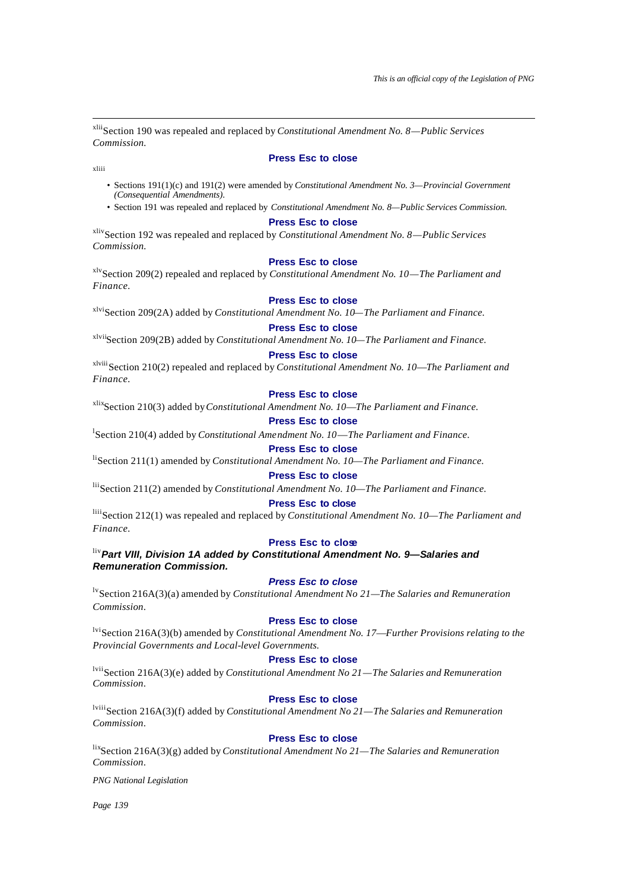[xlii]Section 190 was repealed and replaced by *Constitutional Amendment No. 8—Public Services Commission.*

**Press Esc to close**

[xliii]

- Sections 191(1)(c) and 191(2) were amended by *Constitutional Amendment No. 3—Provincial Government (Consequential Amendments).*
- Section 191 was repealed and replaced by *Constitutional Amendment No. 8—Public Services Commission.*

**Press Esc to close**

[xliv]Section 192 was repealed and replaced by *Constitutional Amendment No. 8—Public Services Commission.*

**Press Esc to close**

[xlv]Section 209(2) repealed and replaced by *Constitutional Amendment No. 10—The Parliament and Finance.*

**Press Esc to close**

[xlvi]Section 209(2A) added by *Constitutional Amendment No. 10—The Parliament and Finance.*

**Press Esc to close**

[xlvii]Section 209(2B) added by *Constitutional Amendment No. 10—The Parliament and Finance.*

**Press Esc to close**

[xlviii]Section 210(2) repealed and replaced by *Constitutional Amendment No. 10—The Parliament and Finance.*

**Press Esc to close**

[xlix]Section 210(3) added by *Constitutional Amendment No. 10—The Parliament and Finance.*

**Press Esc to close**

[l]Section 210(4) added by *Constitutional Amendment No. 10—The Parliament and Finance.*

**Press Esc to close**

[li]Section 211(1) amended by *Constitutional Amendment No. 10—The Parliament and Finance.*

**Press Esc to close**

[lii]Section 211(2) amended by *Constitutional Amendment No. 10—The Parliament and Finance.*

**Press Esc to close**

[liii]Section 212(1) was repealed and replaced by *Constitutional Amendment No. 10—The Parliament and Finance.*

**Press Esc to close**

[liv]***Part VIII, Division 1A added by Constitutional Amendment No. 9—Salaries and Remuneration Commission.***

***Press Esc to close***

[lv]Section 216A(3)(a) amended by *Constitutional Amendment No 21—The Salaries and Remuneration Commission*.

**Press Esc to close**

[lvi]Section 216A(3)(b) amended by *Constitutional Amendment No. 17—Further Provisions relating to the Provincial Governments and Local-level Governments.*

**Press Esc to close**

[lvii]Section 216A(3)(e) added by *Constitutional Amendment No 21—The Salaries and Remuneration Commission*.

**Press Esc to close**

[lviii]Section 216A(3)(f) added by *Constitutional Amendment No 21—The Salaries and Remuneration Commission*.

**Press Esc to close**

[lix]Section 216A(3)(g) added by *Constitutional Amendment No 21—The Salaries and Remuneration Commission*.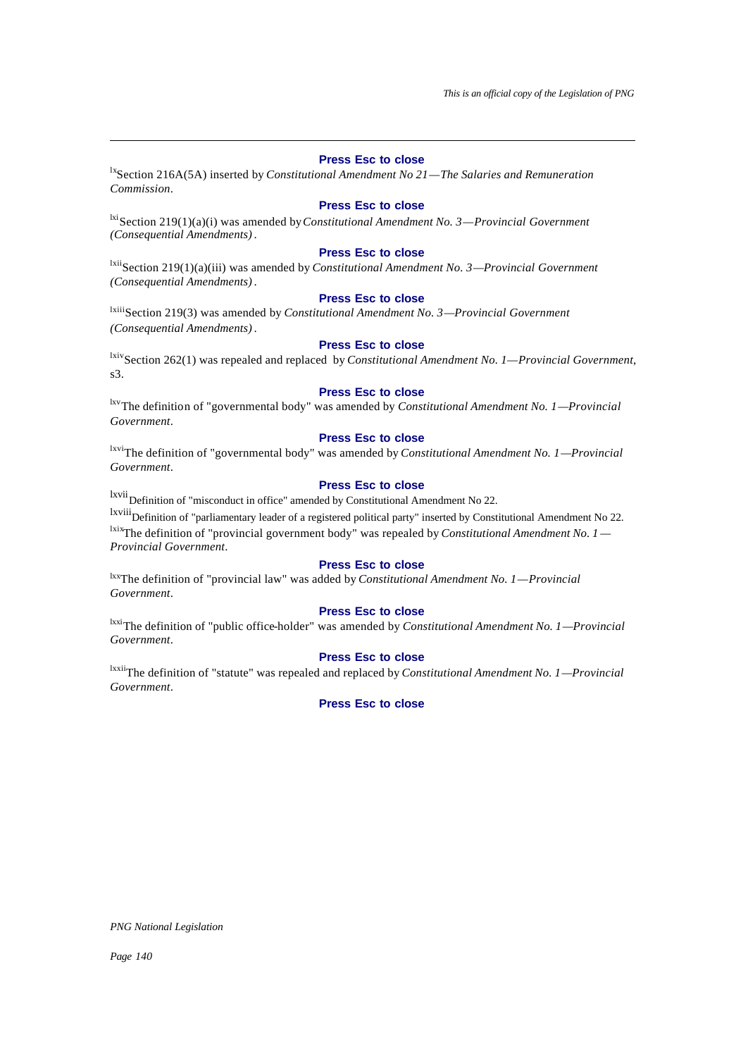**Press Esc to close**

[lx]Section 216A(5A) inserted by *Constitutional Amendment No 21—The Salaries and Remuneration Commission*.

**Press Esc to close**

[lxi]Section 219(1)(a)(i) was amended by *Constitutional Amendment No. 3—Provincial Government (Consequential Amendments)*.

**Press Esc to close**

[lxii]Section 219(1)(a)(iii) was amended by *Constitutional Amendment No. 3—Provincial Government (Consequential Amendments)*.

**Press Esc to close**

[lxiii]Section 219(3) was amended by *Constitutional Amendment No. 3—Provincial Government (Consequential Amendments)*.

**Press Esc to close**

[lxiv]Section 262(1) was repealed and replaced by *Constitutional Amendment No. 1—Provincial Government*, s3.

**Press Esc to close**

[lxv]The definition of "governmental body" was amended by *Constitutional Amendment No. 1—Provincial Government*.

**Press Esc to close**

[lxvi]The definition of "governmental body" was amended by *Constitutional Amendment No. 1—Provincial Government*.

**Press Esc to close**

[lxvii]Definition of "misconduct in office" amended by Constitutional Amendment No 22.

[lxviii]Definition of "parliamentary leader of a registered political party" inserted by Constitutional Amendment No 22.

[lxix]The definition of "provincial government body" was repealed by *Constitutional Amendment No. 1—Provincial Government*.

**Press Esc to close**

[lxx]The definition of "provincial law" was added by *Constitutional Amendment No. 1—Provincial Government*.

**Press Esc to close**

[lxxi]The definition of "public office-holder" was amended by *Constitutional Amendment No. 1—Provincial Government*.

**Press Esc to close**

[lxxii]The definition of "statute" was repealed and replaced by *Constitutional Amendment No. 1—Provincial Government*.

**Press Esc to close**